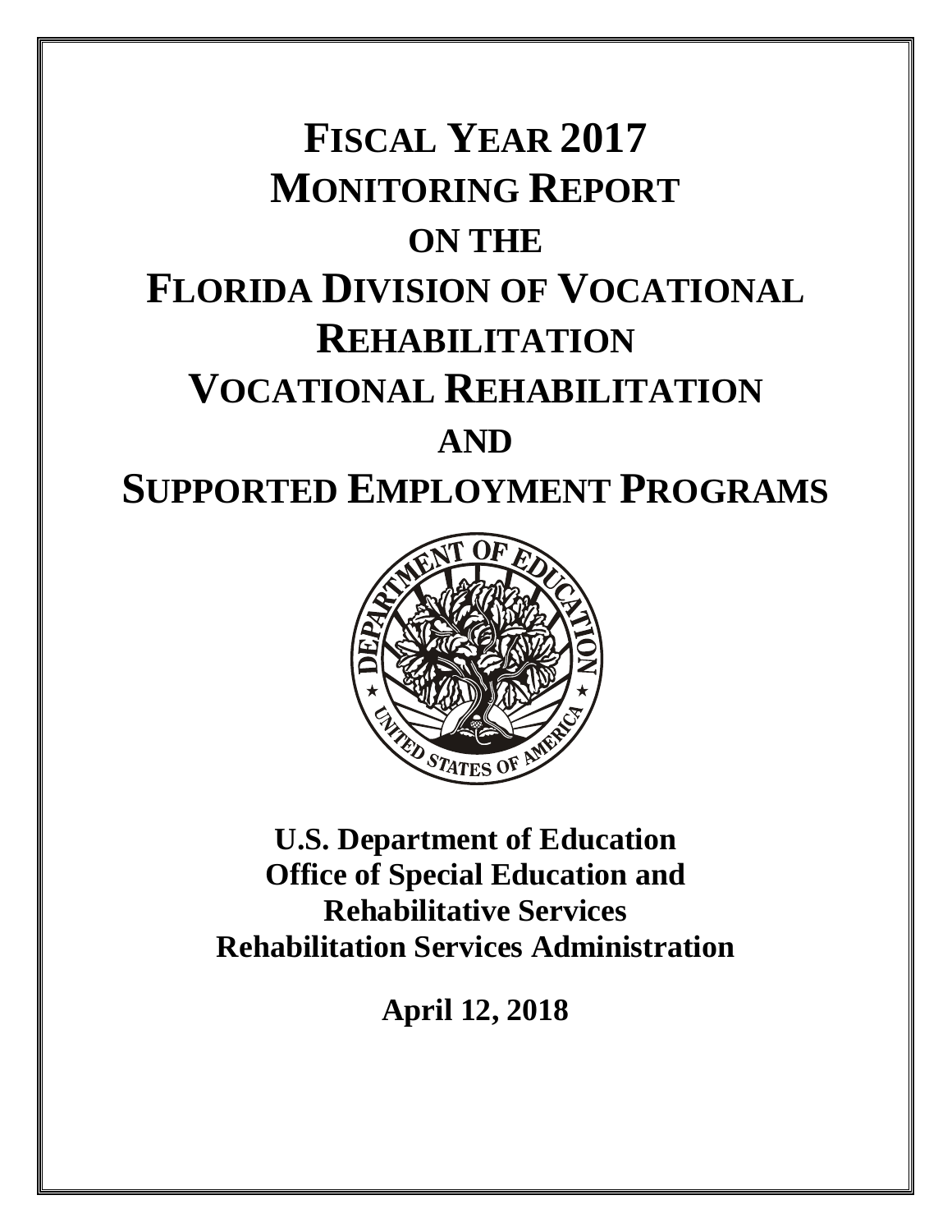# FISCAL YEAR 2017 MONITORING REPORT ON THE FLORIDA DIVISION OF VOCATIONAL REHABILITATION VOCATIONAL REHABILITATION AND SUPPORTED EMPLOYMENT PROGRAMS

**U.S. Department of Education**
**Office of Special Education and Rehabilitative Services**
**Rehabilitation Services Administration**

**April 12, 2018**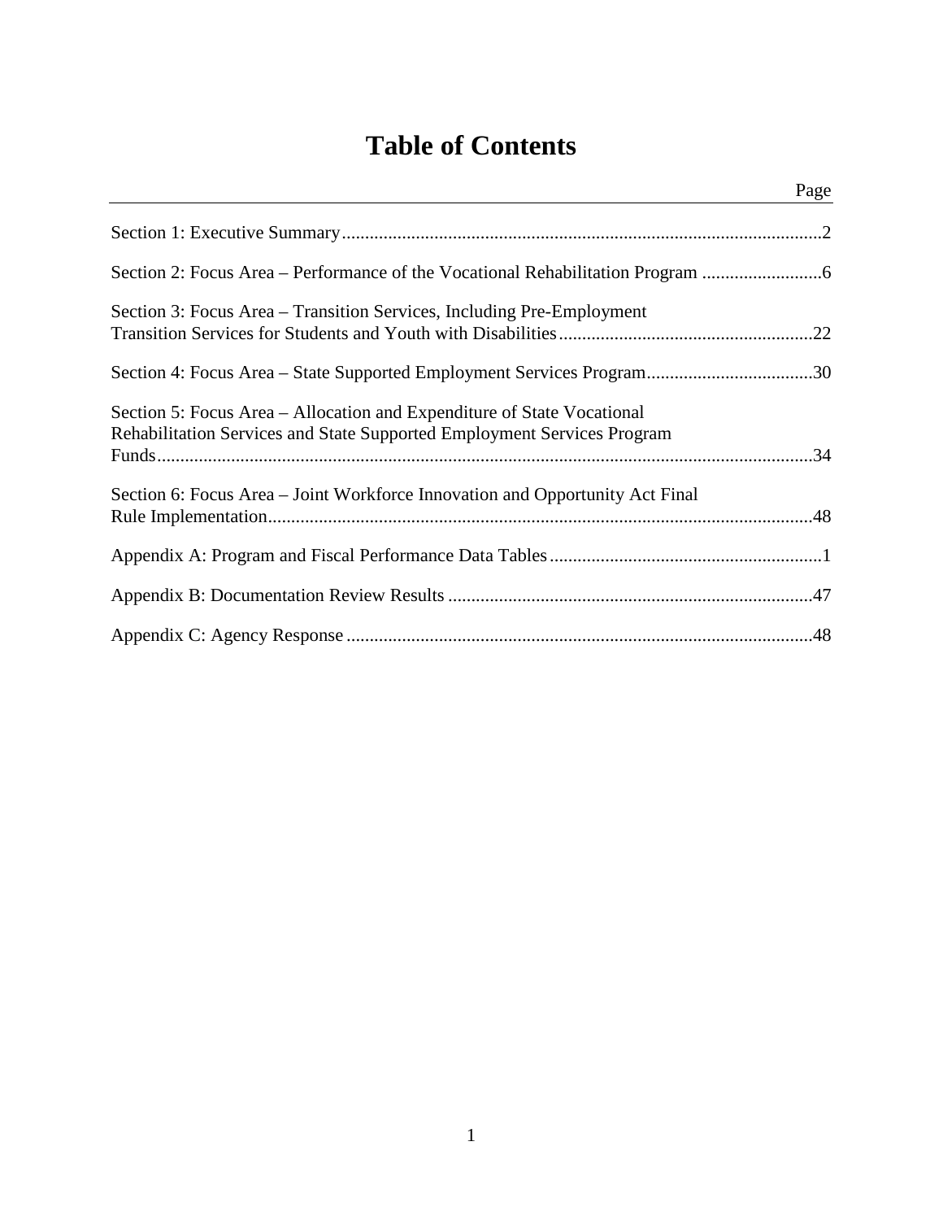# Table of Contents

| | Page |
|---|---|
| Section 1: Executive Summary | 2 |
| Section 2: Focus Area – Performance of the Vocational Rehabilitation Program | 6 |
| Section 3: Focus Area – Transition Services, Including Pre-Employment Transition Services for Students and Youth with Disabilities | 22 |
| Section 4: Focus Area – State Supported Employment Services Program | 30 |
| Section 5: Focus Area – Allocation and Expenditure of State Vocational Rehabilitation Services and State Supported Employment Services Program Funds | 34 |
| Section 6: Focus Area – Joint Workforce Innovation and Opportunity Act Final Rule Implementation | 48 |
| Appendix A: Program and Fiscal Performance Data Tables | 1 |
| Appendix B: Documentation Review Results | 47 |
| Appendix C: Agency Response | 48 |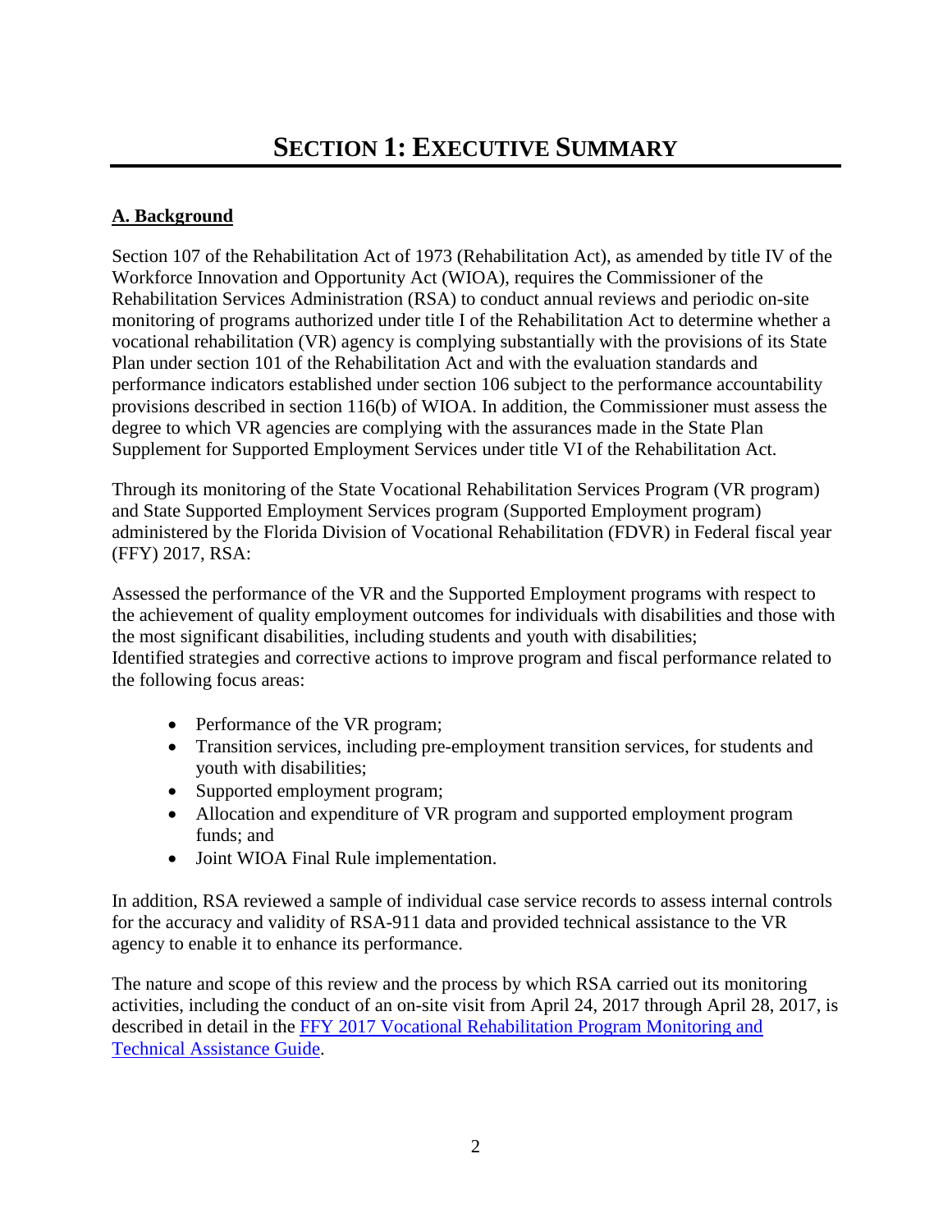# SECTION 1: EXECUTIVE SUMMARY

## A. Background

Section 107 of the Rehabilitation Act of 1973 (Rehabilitation Act), as amended by title IV of the Workforce Innovation and Opportunity Act (WIOA), requires the Commissioner of the Rehabilitation Services Administration (RSA) to conduct annual reviews and periodic on-site monitoring of programs authorized under title I of the Rehabilitation Act to determine whether a vocational rehabilitation (VR) agency is complying substantially with the provisions of its State Plan under section 101 of the Rehabilitation Act and with the evaluation standards and performance indicators established under section 106 subject to the performance accountability provisions described in section 116(b) of WIOA. In addition, the Commissioner must assess the degree to which VR agencies are complying with the assurances made in the State Plan Supplement for Supported Employment Services under title VI of the Rehabilitation Act.

Through its monitoring of the State Vocational Rehabilitation Services Program (VR program) and State Supported Employment Services program (Supported Employment program) administered by the Florida Division of Vocational Rehabilitation (FDVR) in Federal fiscal year (FFY) 2017, RSA:

Assessed the performance of the VR and the Supported Employment programs with respect to the achievement of quality employment outcomes for individuals with disabilities and those with the most significant disabilities, including students and youth with disabilities;
Identified strategies and corrective actions to improve program and fiscal performance related to the following focus areas:

- Performance of the VR program;
- Transition services, including pre-employment transition services, for students and youth with disabilities;
- Supported employment program;
- Allocation and expenditure of VR program and supported employment program funds; and
- Joint WIOA Final Rule implementation.

In addition, RSA reviewed a sample of individual case service records to assess internal controls for the accuracy and validity of RSA-911 data and provided technical assistance to the VR agency to enable it to enhance its performance.

The nature and scope of this review and the process by which RSA carried out its monitoring activities, including the conduct of an on-site visit from April 24, 2017 through April 28, 2017, is described in detail in the [FFY 2017 Vocational Rehabilitation Program Monitoring and Technical Assistance Guide](FFY 2017 Vocational Rehabilitation Program Monitoring and Technical Assistance Guide).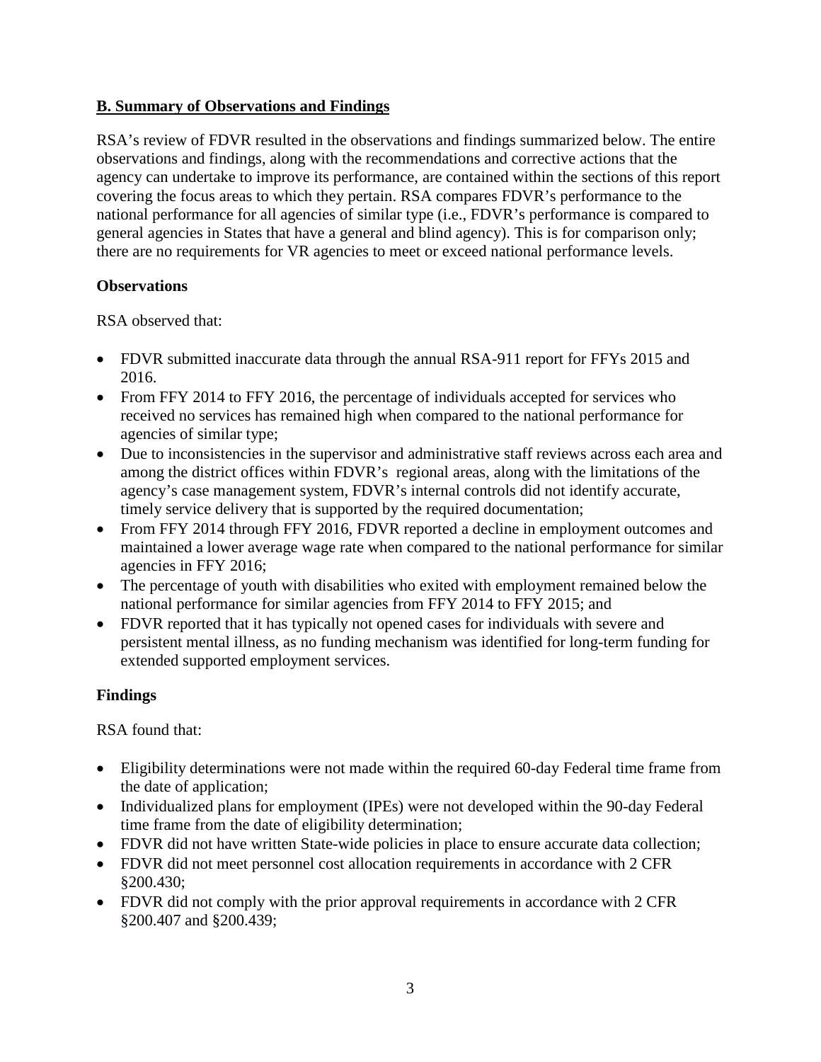## B. Summary of Observations and Findings

RSA's review of FDVR resulted in the observations and findings summarized below. The entire observations and findings, along with the recommendations and corrective actions that the agency can undertake to improve its performance, are contained within the sections of this report covering the focus areas to which they pertain. RSA compares FDVR's performance to the national performance for all agencies of similar type (i.e., FDVR's performance is compared to general agencies in States that have a general and blind agency). This is for comparison only; there are no requirements for VR agencies to meet or exceed national performance levels.

### Observations

RSA observed that:

- FDVR submitted inaccurate data through the annual RSA-911 report for FFYs 2015 and 2016.
- From FFY 2014 to FFY 2016, the percentage of individuals accepted for services who received no services has remained high when compared to the national performance for agencies of similar type;
- Due to inconsistencies in the supervisor and administrative staff reviews across each area and among the district offices within FDVR's regional areas, along with the limitations of the agency's case management system, FDVR's internal controls did not identify accurate, timely service delivery that is supported by the required documentation;
- From FFY 2014 through FFY 2016, FDVR reported a decline in employment outcomes and maintained a lower average wage rate when compared to the national performance for similar agencies in FFY 2016;
- The percentage of youth with disabilities who exited with employment remained below the national performance for similar agencies from FFY 2014 to FFY 2015; and
- FDVR reported that it has typically not opened cases for individuals with severe and persistent mental illness, as no funding mechanism was identified for long-term funding for extended supported employment services.

### Findings

RSA found that:

- Eligibility determinations were not made within the required 60-day Federal time frame from the date of application;
- Individualized plans for employment (IPEs) were not developed within the 90-day Federal time frame from the date of eligibility determination;
- FDVR did not have written State-wide policies in place to ensure accurate data collection;
- FDVR did not meet personnel cost allocation requirements in accordance with 2 CFR §200.430;
- FDVR did not comply with the prior approval requirements in accordance with 2 CFR §200.407 and §200.439;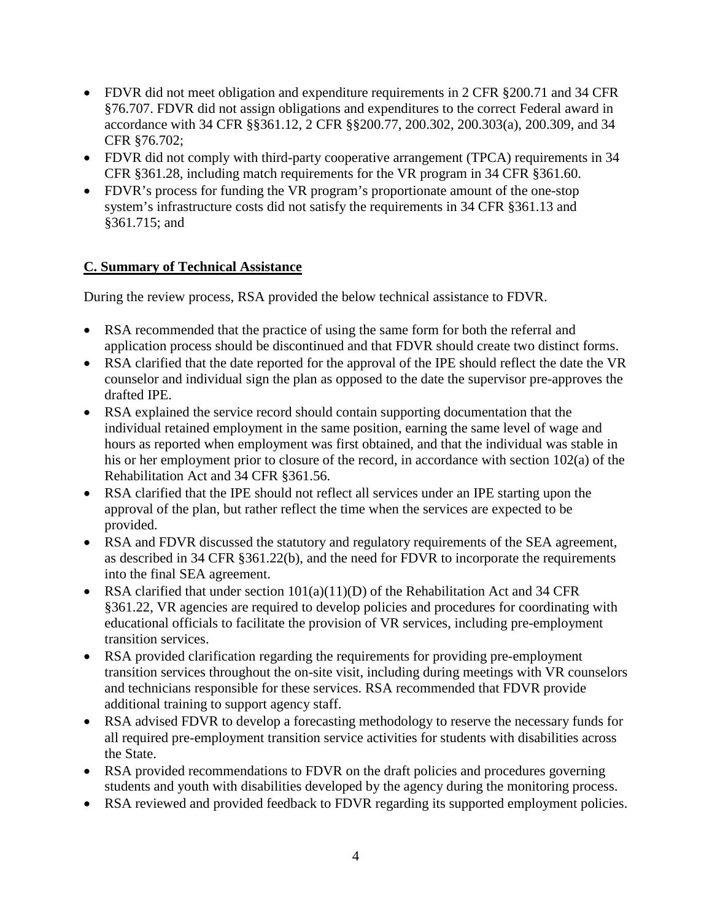- FDVR did not meet obligation and expenditure requirements in 2 CFR §200.71 and 34 CFR §76.707. FDVR did not assign obligations and expenditures to the correct Federal award in accordance with 34 CFR §§361.12, 2 CFR §§200.77, 200.302, 200.303(a), 200.309, and 34 CFR §76.702;
- FDVR did not comply with third-party cooperative arrangement (TPCA) requirements in 34 CFR §361.28, including match requirements for the VR program in 34 CFR §361.60.
- FDVR's process for funding the VR program's proportionate amount of the one-stop system's infrastructure costs did not satisfy the requirements in 34 CFR §361.13 and §361.715; and

## C. Summary of Technical Assistance

During the review process, RSA provided the below technical assistance to FDVR.

- RSA recommended that the practice of using the same form for both the referral and application process should be discontinued and that FDVR should create two distinct forms.
- RSA clarified that the date reported for the approval of the IPE should reflect the date the VR counselor and individual sign the plan as opposed to the date the supervisor pre-approves the drafted IPE.
- RSA explained the service record should contain supporting documentation that the individual retained employment in the same position, earning the same level of wage and hours as reported when employment was first obtained, and that the individual was stable in his or her employment prior to closure of the record, in accordance with section 102(a) of the Rehabilitation Act and 34 CFR §361.56.
- RSA clarified that the IPE should not reflect all services under an IPE starting upon the approval of the plan, but rather reflect the time when the services are expected to be provided.
- RSA and FDVR discussed the statutory and regulatory requirements of the SEA agreement, as described in 34 CFR §361.22(b), and the need for FDVR to incorporate the requirements into the final SEA agreement.
- RSA clarified that under section 101(a)(11)(D) of the Rehabilitation Act and 34 CFR §361.22, VR agencies are required to develop policies and procedures for coordinating with educational officials to facilitate the provision of VR services, including pre-employment transition services.
- RSA provided clarification regarding the requirements for providing pre-employment transition services throughout the on-site visit, including during meetings with VR counselors and technicians responsible for these services. RSA recommended that FDVR provide additional training to support agency staff.
- RSA advised FDVR to develop a forecasting methodology to reserve the necessary funds for all required pre-employment transition service activities for students with disabilities across the State.
- RSA provided recommendations to FDVR on the draft policies and procedures governing students and youth with disabilities developed by the agency during the monitoring process.
- RSA reviewed and provided feedback to FDVR regarding its supported employment policies.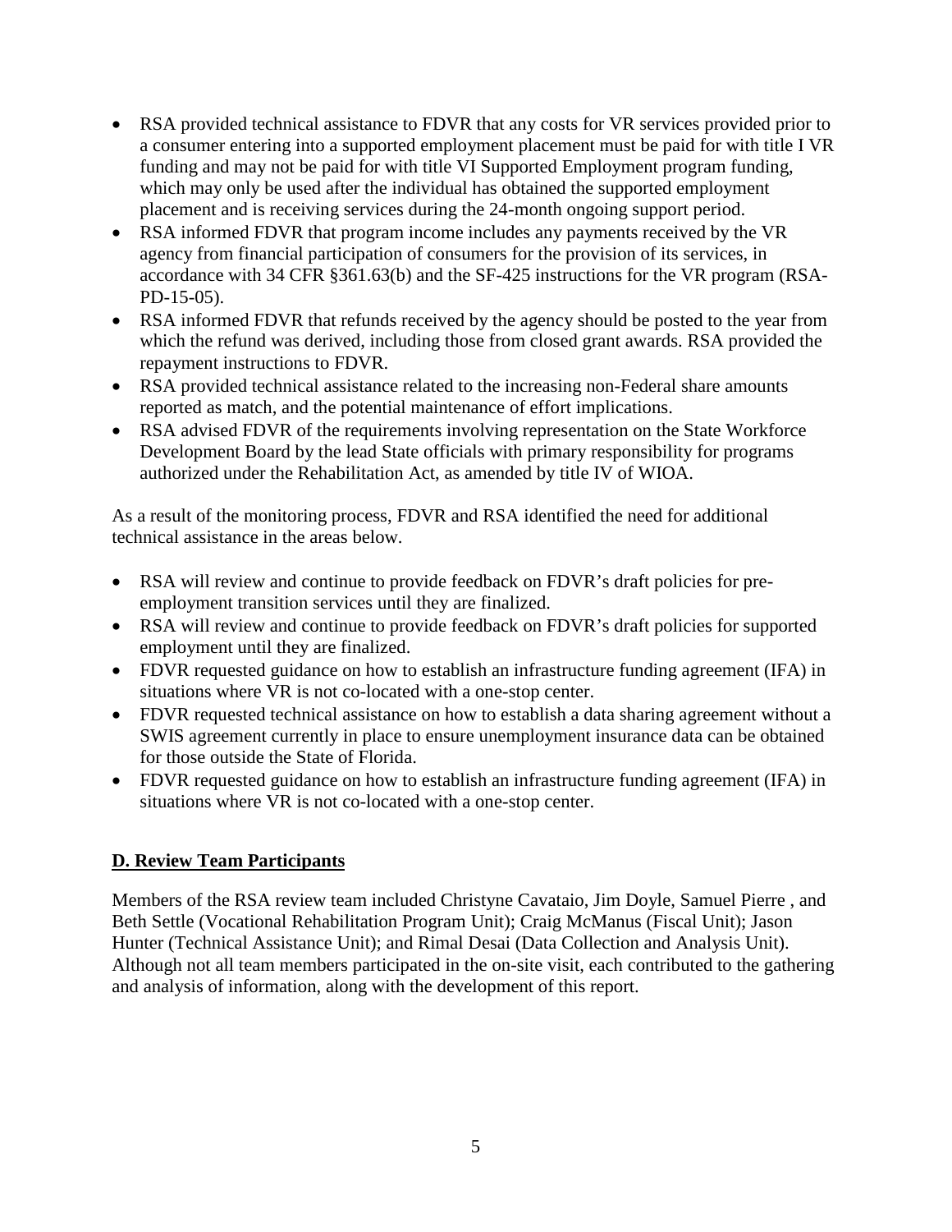- RSA provided technical assistance to FDVR that any costs for VR services provided prior to a consumer entering into a supported employment placement must be paid for with title I VR funding and may not be paid for with title VI Supported Employment program funding, which may only be used after the individual has obtained the supported employment placement and is receiving services during the 24-month ongoing support period.
- RSA informed FDVR that program income includes any payments received by the VR agency from financial participation of consumers for the provision of its services, in accordance with 34 CFR §361.63(b) and the SF-425 instructions for the VR program (RSA-PD-15-05).
- RSA informed FDVR that refunds received by the agency should be posted to the year from which the refund was derived, including those from closed grant awards. RSA provided the repayment instructions to FDVR.
- RSA provided technical assistance related to the increasing non-Federal share amounts reported as match, and the potential maintenance of effort implications.
- RSA advised FDVR of the requirements involving representation on the State Workforce Development Board by the lead State officials with primary responsibility for programs authorized under the Rehabilitation Act, as amended by title IV of WIOA.

As a result of the monitoring process, FDVR and RSA identified the need for additional technical assistance in the areas below.

- RSA will review and continue to provide feedback on FDVR's draft policies for pre-employment transition services until they are finalized.
- RSA will review and continue to provide feedback on FDVR's draft policies for supported employment until they are finalized.
- FDVR requested guidance on how to establish an infrastructure funding agreement (IFA) in situations where VR is not co-located with a one-stop center.
- FDVR requested technical assistance on how to establish a data sharing agreement without a SWIS agreement currently in place to ensure unemployment insurance data can be obtained for those outside the State of Florida.
- FDVR requested guidance on how to establish an infrastructure funding agreement (IFA) in situations where VR is not co-located with a one-stop center.

## D. Review Team Participants

Members of the RSA review team included Christyne Cavataio, Jim Doyle, Samuel Pierre , and Beth Settle (Vocational Rehabilitation Program Unit); Craig McManus (Fiscal Unit); Jason Hunter (Technical Assistance Unit); and Rimal Desai (Data Collection and Analysis Unit). Although not all team members participated in the on-site visit, each contributed to the gathering and analysis of information, along with the development of this report.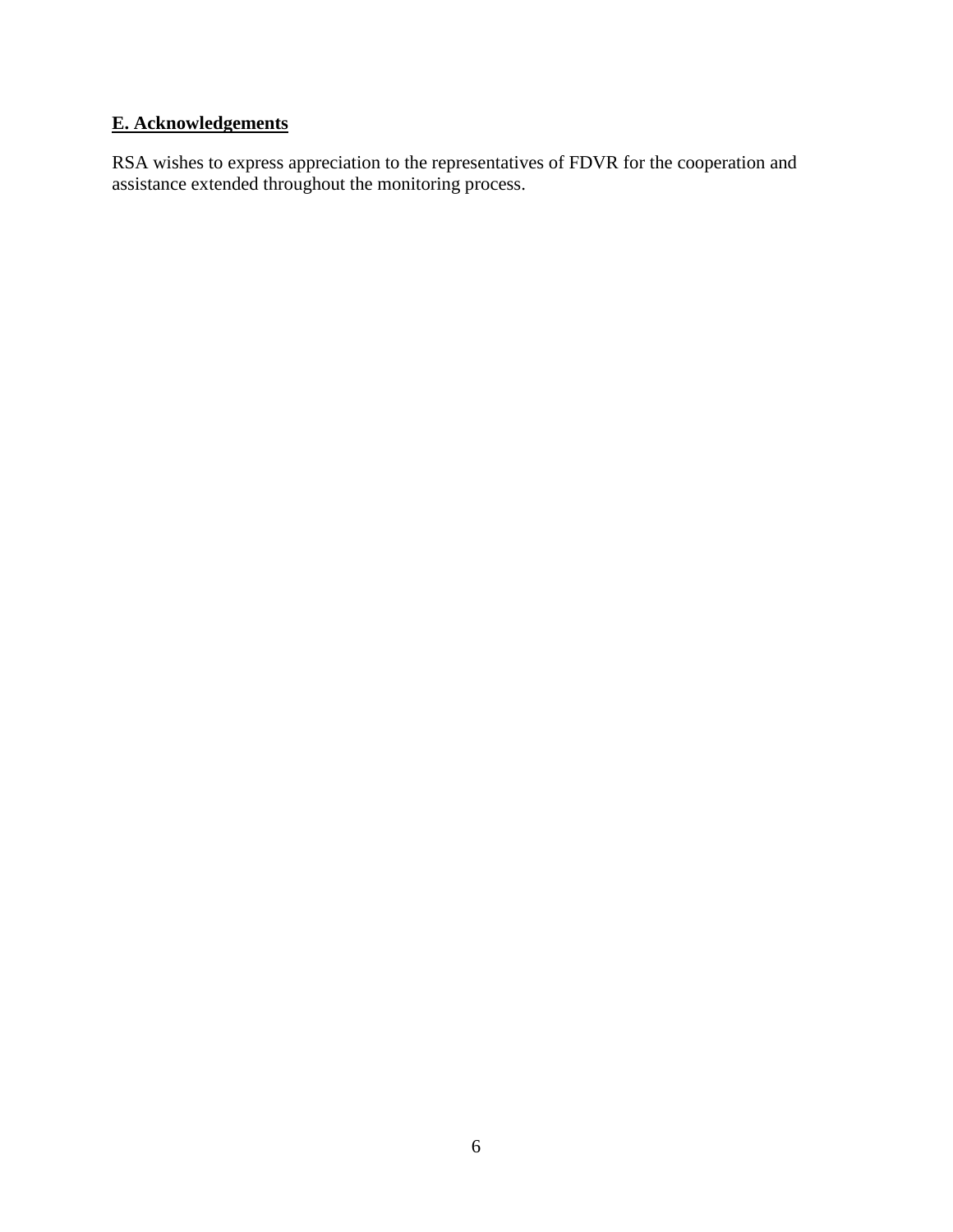## E. Acknowledgements

RSA wishes to express appreciation to the representatives of FDVR for the cooperation and assistance extended throughout the monitoring process.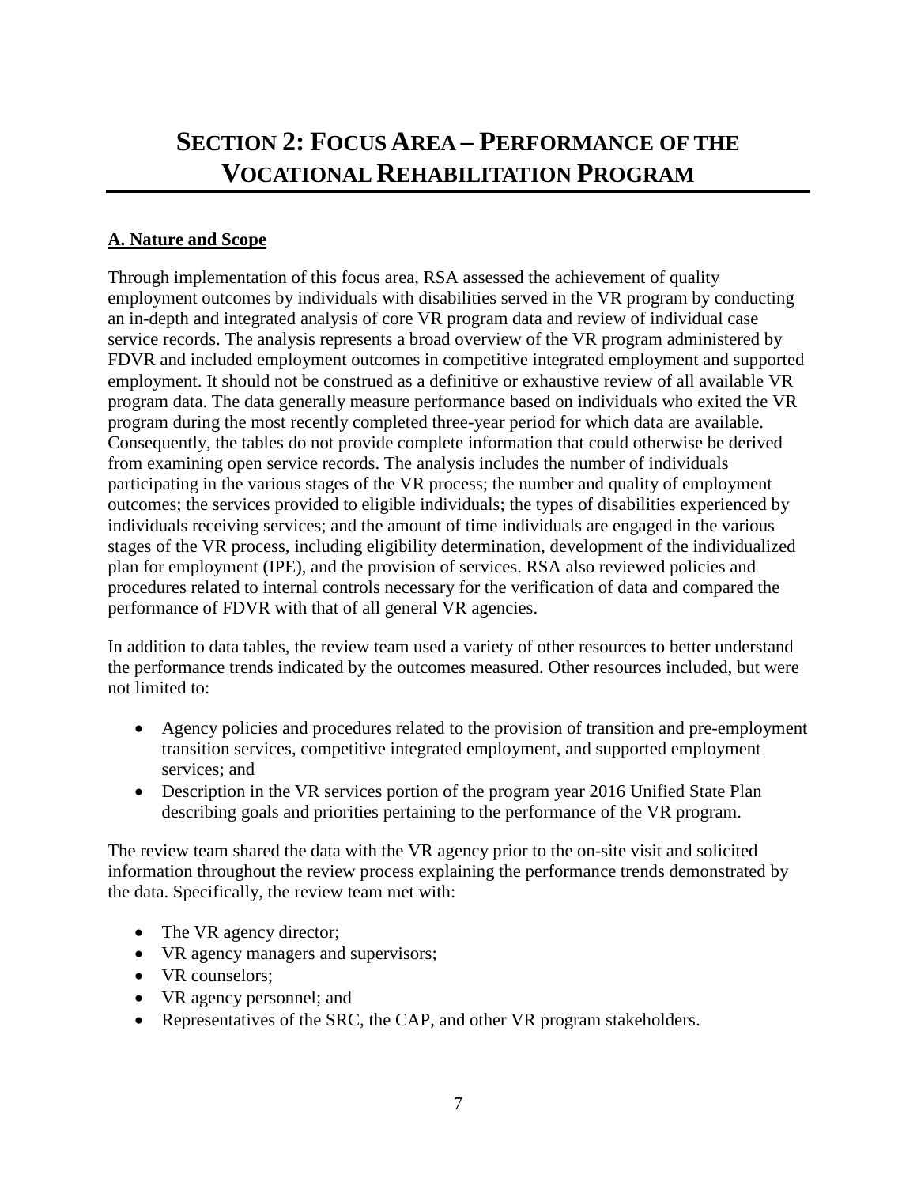# Section 2: Focus Area – Performance of the Vocational Rehabilitation Program

## A. Nature and Scope

Through implementation of this focus area, RSA assessed the achievement of quality employment outcomes by individuals with disabilities served in the VR program by conducting an in-depth and integrated analysis of core VR program data and review of individual case service records. The analysis represents a broad overview of the VR program administered by FDVR and included employment outcomes in competitive integrated employment and supported employment. It should not be construed as a definitive or exhaustive review of all available VR program data. The data generally measure performance based on individuals who exited the VR program during the most recently completed three-year period for which data are available. Consequently, the tables do not provide complete information that could otherwise be derived from examining open service records. The analysis includes the number of individuals participating in the various stages of the VR process; the number and quality of employment outcomes; the services provided to eligible individuals; the types of disabilities experienced by individuals receiving services; and the amount of time individuals are engaged in the various stages of the VR process, including eligibility determination, development of the individualized plan for employment (IPE), and the provision of services. RSA also reviewed policies and procedures related to internal controls necessary for the verification of data and compared the performance of FDVR with that of all general VR agencies.

In addition to data tables, the review team used a variety of other resources to better understand the performance trends indicated by the outcomes measured. Other resources included, but were not limited to:

- Agency policies and procedures related to the provision of transition and pre-employment transition services, competitive integrated employment, and supported employment services; and
- Description in the VR services portion of the program year 2016 Unified State Plan describing goals and priorities pertaining to the performance of the VR program.

The review team shared the data with the VR agency prior to the on-site visit and solicited information throughout the review process explaining the performance trends demonstrated by the data. Specifically, the review team met with:

- The VR agency director;
- VR agency managers and supervisors;
- VR counselors;
- VR agency personnel; and
- Representatives of the SRC, the CAP, and other VR program stakeholders.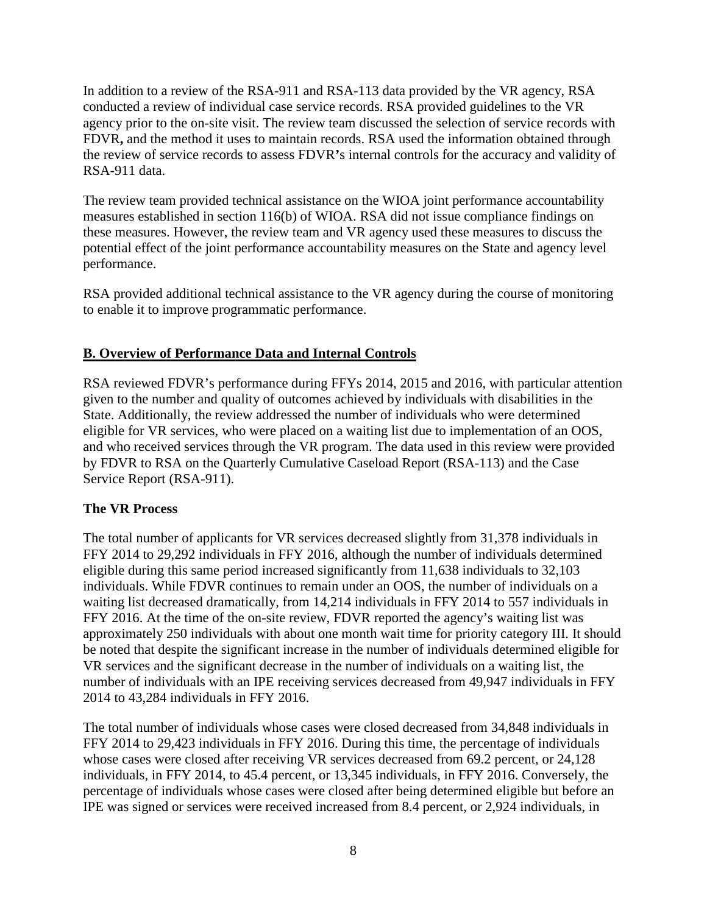In addition to a review of the RSA-911 and RSA-113 data provided by the VR agency, RSA conducted a review of individual case service records. RSA provided guidelines to the VR agency prior to the on-site visit. The review team discussed the selection of service records with FDVR**,** and the method it uses to maintain records. RSA used the information obtained through the review of service records to assess FDVR**'**s internal controls for the accuracy and validity of RSA-911 data.

The review team provided technical assistance on the WIOA joint performance accountability measures established in section 116(b) of WIOA. RSA did not issue compliance findings on these measures. However, the review team and VR agency used these measures to discuss the potential effect of the joint performance accountability measures on the State and agency level performance.

RSA provided additional technical assistance to the VR agency during the course of monitoring to enable it to improve programmatic performance.

## B. Overview of Performance Data and Internal Controls

RSA reviewed FDVR's performance during FFYs 2014, 2015 and 2016, with particular attention given to the number and quality of outcomes achieved by individuals with disabilities in the State. Additionally, the review addressed the number of individuals who were determined eligible for VR services, who were placed on a waiting list due to implementation of an OOS, and who received services through the VR program. The data used in this review were provided by FDVR to RSA on the Quarterly Cumulative Caseload Report (RSA-113) and the Case Service Report (RSA-911).

### The VR Process

The total number of applicants for VR services decreased slightly from 31,378 individuals in FFY 2014 to 29,292 individuals in FFY 2016, although the number of individuals determined eligible during this same period increased significantly from 11,638 individuals to 32,103 individuals. While FDVR continues to remain under an OOS, the number of individuals on a waiting list decreased dramatically, from 14,214 individuals in FFY 2014 to 557 individuals in FFY 2016. At the time of the on-site review, FDVR reported the agency's waiting list was approximately 250 individuals with about one month wait time for priority category III. It should be noted that despite the significant increase in the number of individuals determined eligible for VR services and the significant decrease in the number of individuals on a waiting list, the number of individuals with an IPE receiving services decreased from 49,947 individuals in FFY 2014 to 43,284 individuals in FFY 2016.

The total number of individuals whose cases were closed decreased from 34,848 individuals in FFY 2014 to 29,423 individuals in FFY 2016. During this time, the percentage of individuals whose cases were closed after receiving VR services decreased from 69.2 percent, or 24,128 individuals, in FFY 2014, to 45.4 percent, or 13,345 individuals, in FFY 2016. Conversely, the percentage of individuals whose cases were closed after being determined eligible but before an IPE was signed or services were received increased from 8.4 percent, or 2,924 individuals, in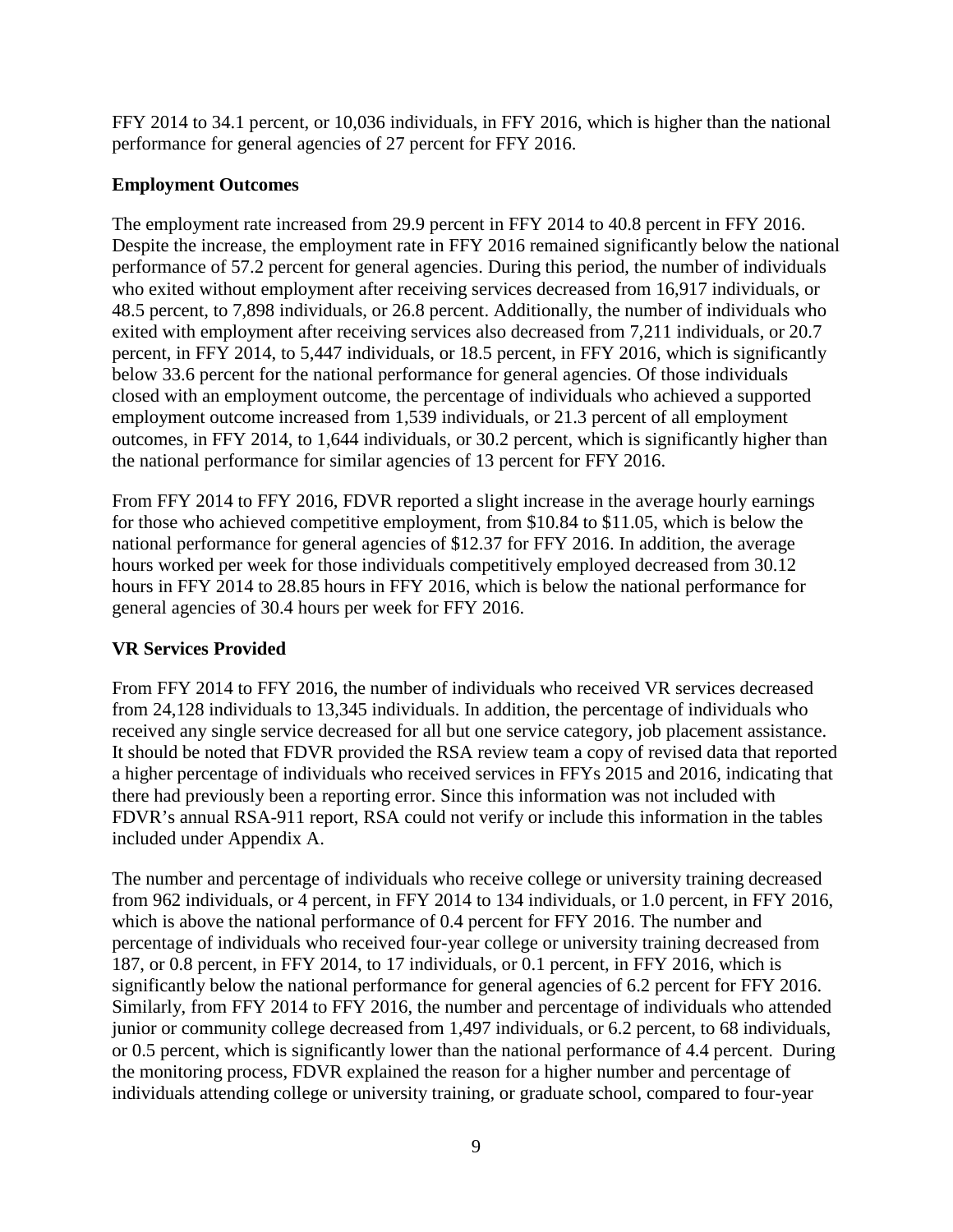FFY 2014 to 34.1 percent, or 10,036 individuals, in FFY 2016, which is higher than the national performance for general agencies of 27 percent for FFY 2016.

**Employment Outcomes**

The employment rate increased from 29.9 percent in FFY 2014 to 40.8 percent in FFY 2016. Despite the increase, the employment rate in FFY 2016 remained significantly below the national performance of 57.2 percent for general agencies. During this period, the number of individuals who exited without employment after receiving services decreased from 16,917 individuals, or 48.5 percent, to 7,898 individuals, or 26.8 percent. Additionally, the number of individuals who exited with employment after receiving services also decreased from 7,211 individuals, or 20.7 percent, in FFY 2014, to 5,447 individuals, or 18.5 percent, in FFY 2016, which is significantly below 33.6 percent for the national performance for general agencies. Of those individuals closed with an employment outcome, the percentage of individuals who achieved a supported employment outcome increased from 1,539 individuals, or 21.3 percent of all employment outcomes, in FFY 2014, to 1,644 individuals, or 30.2 percent, which is significantly higher than the national performance for similar agencies of 13 percent for FFY 2016.

From FFY 2014 to FFY 2016, FDVR reported a slight increase in the average hourly earnings for those who achieved competitive employment, from $10.84 to $11.05, which is below the national performance for general agencies of $12.37 for FFY 2016. In addition, the average hours worked per week for those individuals competitively employed decreased from 30.12 hours in FFY 2014 to 28.85 hours in FFY 2016, which is below the national performance for general agencies of 30.4 hours per week for FFY 2016.

**VR Services Provided**

From FFY 2014 to FFY 2016, the number of individuals who received VR services decreased from 24,128 individuals to 13,345 individuals. In addition, the percentage of individuals who received any single service decreased for all but one service category, job placement assistance. It should be noted that FDVR provided the RSA review team a copy of revised data that reported a higher percentage of individuals who received services in FFYs 2015 and 2016, indicating that there had previously been a reporting error. Since this information was not included with FDVR's annual RSA-911 report, RSA could not verify or include this information in the tables included under Appendix A.

The number and percentage of individuals who receive college or university training decreased from 962 individuals, or 4 percent, in FFY 2014 to 134 individuals, or 1.0 percent, in FFY 2016, which is above the national performance of 0.4 percent for FFY 2016. The number and percentage of individuals who received four-year college or university training decreased from 187, or 0.8 percent, in FFY 2014, to 17 individuals, or 0.1 percent, in FFY 2016, which is significantly below the national performance for general agencies of 6.2 percent for FFY 2016. Similarly, from FFY 2014 to FFY 2016, the number and percentage of individuals who attended junior or community college decreased from 1,497 individuals, or 6.2 percent, to 68 individuals, or 0.5 percent, which is significantly lower than the national performance of 4.4 percent. During the monitoring process, FDVR explained the reason for a higher number and percentage of individuals attending college or university training, or graduate school, compared to four-year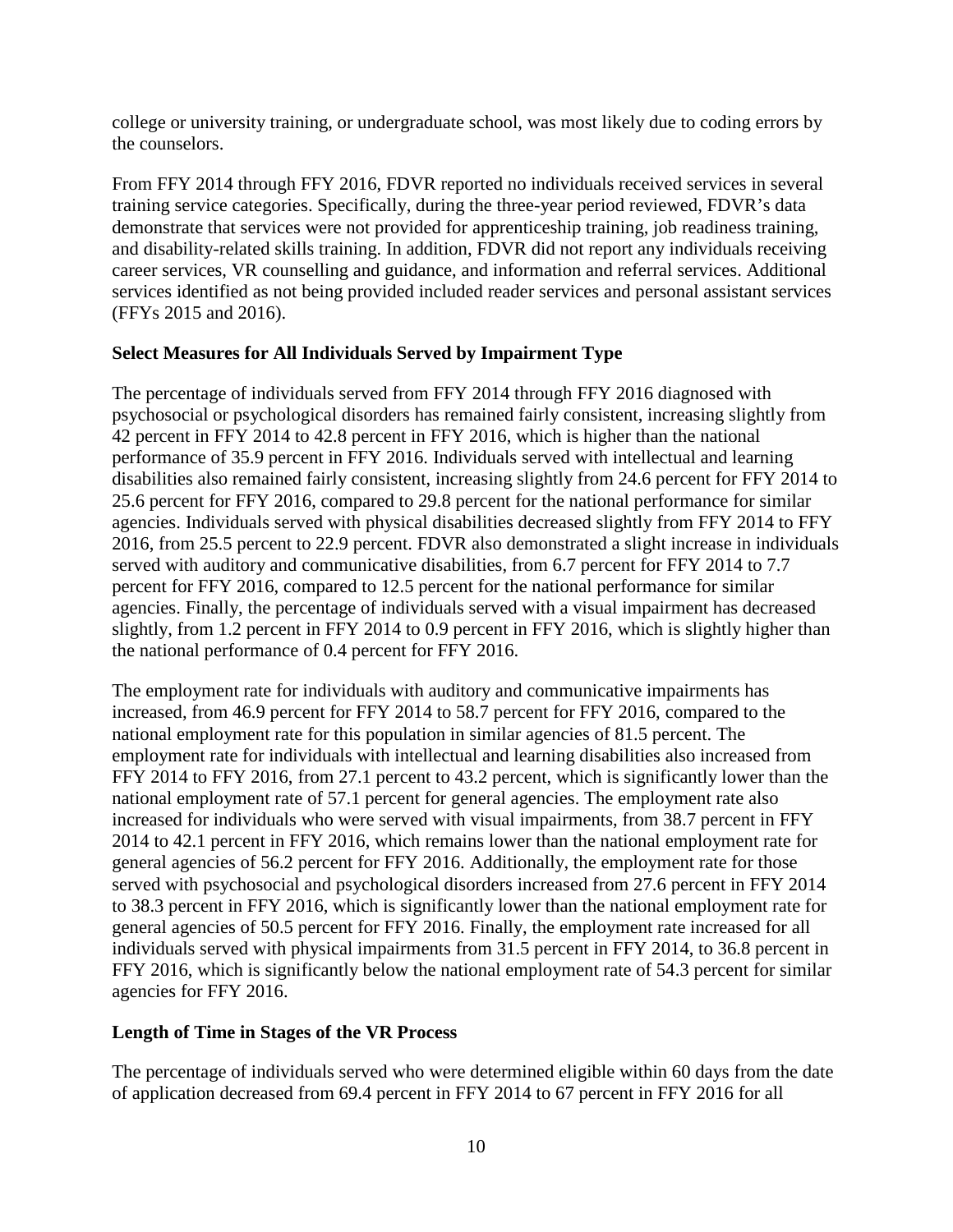college or university training, or undergraduate school, was most likely due to coding errors by the counselors.

From FFY 2014 through FFY 2016, FDVR reported no individuals received services in several training service categories. Specifically, during the three-year period reviewed, FDVR's data demonstrate that services were not provided for apprenticeship training, job readiness training, and disability-related skills training. In addition, FDVR did not report any individuals receiving career services, VR counselling and guidance, and information and referral services. Additional services identified as not being provided included reader services and personal assistant services (FFYs 2015 and 2016).

**Select Measures for All Individuals Served by Impairment Type**

The percentage of individuals served from FFY 2014 through FFY 2016 diagnosed with psychosocial or psychological disorders has remained fairly consistent, increasing slightly from 42 percent in FFY 2014 to 42.8 percent in FFY 2016, which is higher than the national performance of 35.9 percent in FFY 2016. Individuals served with intellectual and learning disabilities also remained fairly consistent, increasing slightly from 24.6 percent for FFY 2014 to 25.6 percent for FFY 2016, compared to 29.8 percent for the national performance for similar agencies. Individuals served with physical disabilities decreased slightly from FFY 2014 to FFY 2016, from 25.5 percent to 22.9 percent. FDVR also demonstrated a slight increase in individuals served with auditory and communicative disabilities, from 6.7 percent for FFY 2014 to 7.7 percent for FFY 2016, compared to 12.5 percent for the national performance for similar agencies. Finally, the percentage of individuals served with a visual impairment has decreased slightly, from 1.2 percent in FFY 2014 to 0.9 percent in FFY 2016, which is slightly higher than the national performance of 0.4 percent for FFY 2016.

The employment rate for individuals with auditory and communicative impairments has increased, from 46.9 percent for FFY 2014 to 58.7 percent for FFY 2016, compared to the national employment rate for this population in similar agencies of 81.5 percent. The employment rate for individuals with intellectual and learning disabilities also increased from FFY 2014 to FFY 2016, from 27.1 percent to 43.2 percent, which is significantly lower than the national employment rate of 57.1 percent for general agencies. The employment rate also increased for individuals who were served with visual impairments, from 38.7 percent in FFY 2014 to 42.1 percent in FFY 2016, which remains lower than the national employment rate for general agencies of 56.2 percent for FFY 2016. Additionally, the employment rate for those served with psychosocial and psychological disorders increased from 27.6 percent in FFY 2014 to 38.3 percent in FFY 2016, which is significantly lower than the national employment rate for general agencies of 50.5 percent for FFY 2016. Finally, the employment rate increased for all individuals served with physical impairments from 31.5 percent in FFY 2014, to 36.8 percent in FFY 2016, which is significantly below the national employment rate of 54.3 percent for similar agencies for FFY 2016.

**Length of Time in Stages of the VR Process**

The percentage of individuals served who were determined eligible within 60 days from the date of application decreased from 69.4 percent in FFY 2014 to 67 percent in FFY 2016 for all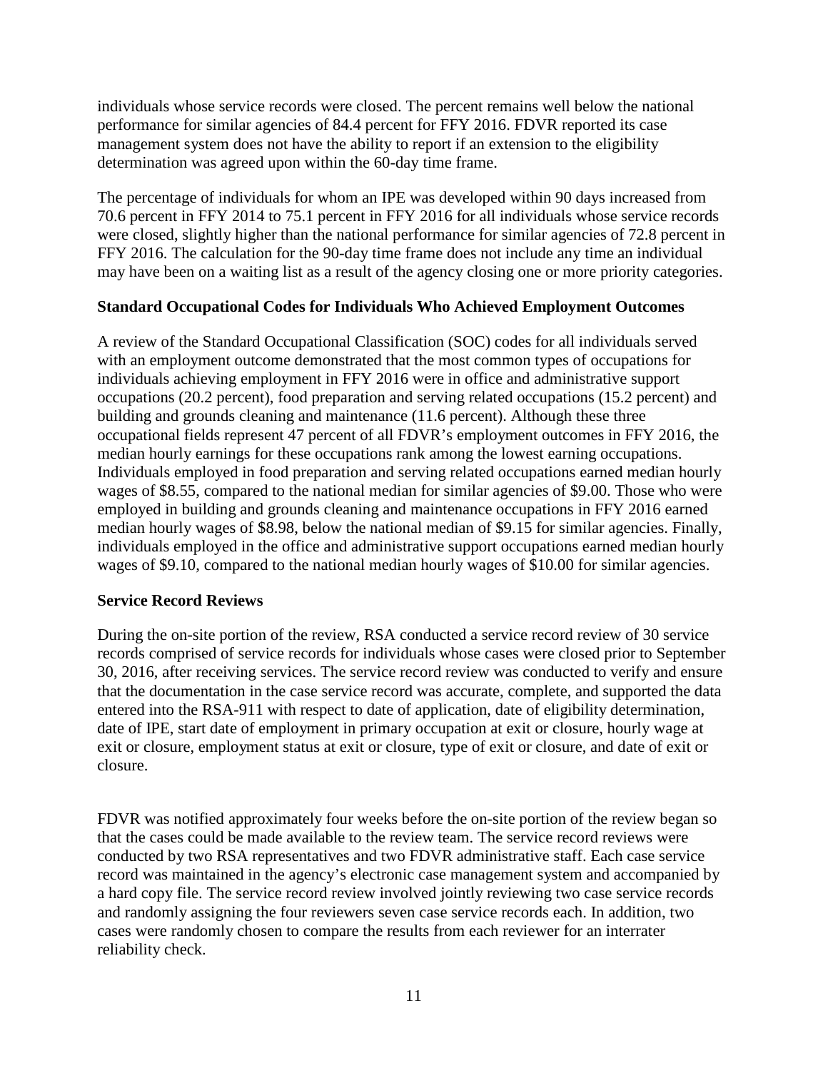individuals whose service records were closed. The percent remains well below the national performance for similar agencies of 84.4 percent for FFY 2016. FDVR reported its case management system does not have the ability to report if an extension to the eligibility determination was agreed upon within the 60-day time frame.

The percentage of individuals for whom an IPE was developed within 90 days increased from 70.6 percent in FFY 2014 to 75.1 percent in FFY 2016 for all individuals whose service records were closed, slightly higher than the national performance for similar agencies of 72.8 percent in FFY 2016. The calculation for the 90-day time frame does not include any time an individual may have been on a waiting list as a result of the agency closing one or more priority categories.

**Standard Occupational Codes for Individuals Who Achieved Employment Outcomes**

A review of the Standard Occupational Classification (SOC) codes for all individuals served with an employment outcome demonstrated that the most common types of occupations for individuals achieving employment in FFY 2016 were in office and administrative support occupations (20.2 percent), food preparation and serving related occupations (15.2 percent) and building and grounds cleaning and maintenance (11.6 percent). Although these three occupational fields represent 47 percent of all FDVR's employment outcomes in FFY 2016, the median hourly earnings for these occupations rank among the lowest earning occupations. Individuals employed in food preparation and serving related occupations earned median hourly wages of $8.55, compared to the national median for similar agencies of $9.00. Those who were employed in building and grounds cleaning and maintenance occupations in FFY 2016 earned median hourly wages of $8.98, below the national median of $9.15 for similar agencies. Finally, individuals employed in the office and administrative support occupations earned median hourly wages of $9.10, compared to the national median hourly wages of $10.00 for similar agencies.

**Service Record Reviews**

During the on-site portion of the review, RSA conducted a service record review of 30 service records comprised of service records for individuals whose cases were closed prior to September 30, 2016, after receiving services. The service record review was conducted to verify and ensure that the documentation in the case service record was accurate, complete, and supported the data entered into the RSA-911 with respect to date of application, date of eligibility determination, date of IPE, start date of employment in primary occupation at exit or closure, hourly wage at exit or closure, employment status at exit or closure, type of exit or closure, and date of exit or closure.

FDVR was notified approximately four weeks before the on-site portion of the review began so that the cases could be made available to the review team. The service record reviews were conducted by two RSA representatives and two FDVR administrative staff. Each case service record was maintained in the agency's electronic case management system and accompanied by a hard copy file. The service record review involved jointly reviewing two case service records and randomly assigning the four reviewers seven case service records each. In addition, two cases were randomly chosen to compare the results from each reviewer for an interrater reliability check.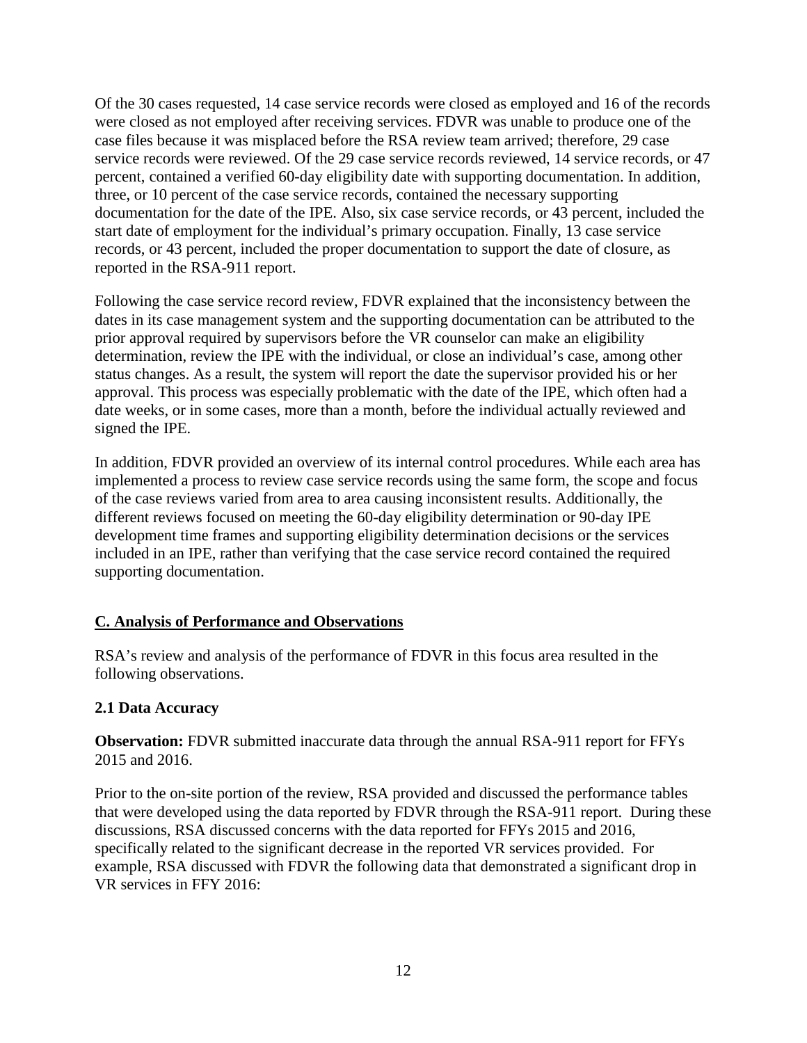Of the 30 cases requested, 14 case service records were closed as employed and 16 of the records were closed as not employed after receiving services. FDVR was unable to produce one of the case files because it was misplaced before the RSA review team arrived; therefore, 29 case service records were reviewed. Of the 29 case service records reviewed, 14 service records, or 47 percent, contained a verified 60-day eligibility date with supporting documentation. In addition, three, or 10 percent of the case service records, contained the necessary supporting documentation for the date of the IPE. Also, six case service records, or 43 percent, included the start date of employment for the individual's primary occupation. Finally, 13 case service records, or 43 percent, included the proper documentation to support the date of closure, as reported in the RSA-911 report.

Following the case service record review, FDVR explained that the inconsistency between the dates in its case management system and the supporting documentation can be attributed to the prior approval required by supervisors before the VR counselor can make an eligibility determination, review the IPE with the individual, or close an individual's case, among other status changes. As a result, the system will report the date the supervisor provided his or her approval. This process was especially problematic with the date of the IPE, which often had a date weeks, or in some cases, more than a month, before the individual actually reviewed and signed the IPE.

In addition, FDVR provided an overview of its internal control procedures. While each area has implemented a process to review case service records using the same form, the scope and focus of the case reviews varied from area to area causing inconsistent results. Additionally, the different reviews focused on meeting the 60-day eligibility determination or 90-day IPE development time frames and supporting eligibility determination decisions or the services included in an IPE, rather than verifying that the case service record contained the required supporting documentation.

## C. Analysis of Performance and Observations

RSA's review and analysis of the performance of FDVR in this focus area resulted in the following observations.

### 2.1 Data Accuracy

**Observation:** FDVR submitted inaccurate data through the annual RSA-911 report for FFYs 2015 and 2016.

Prior to the on-site portion of the review, RSA provided and discussed the performance tables that were developed using the data reported by FDVR through the RSA-911 report. During these discussions, RSA discussed concerns with the data reported for FFYs 2015 and 2016, specifically related to the significant decrease in the reported VR services provided. For example, RSA discussed with FDVR the following data that demonstrated a significant drop in VR services in FFY 2016: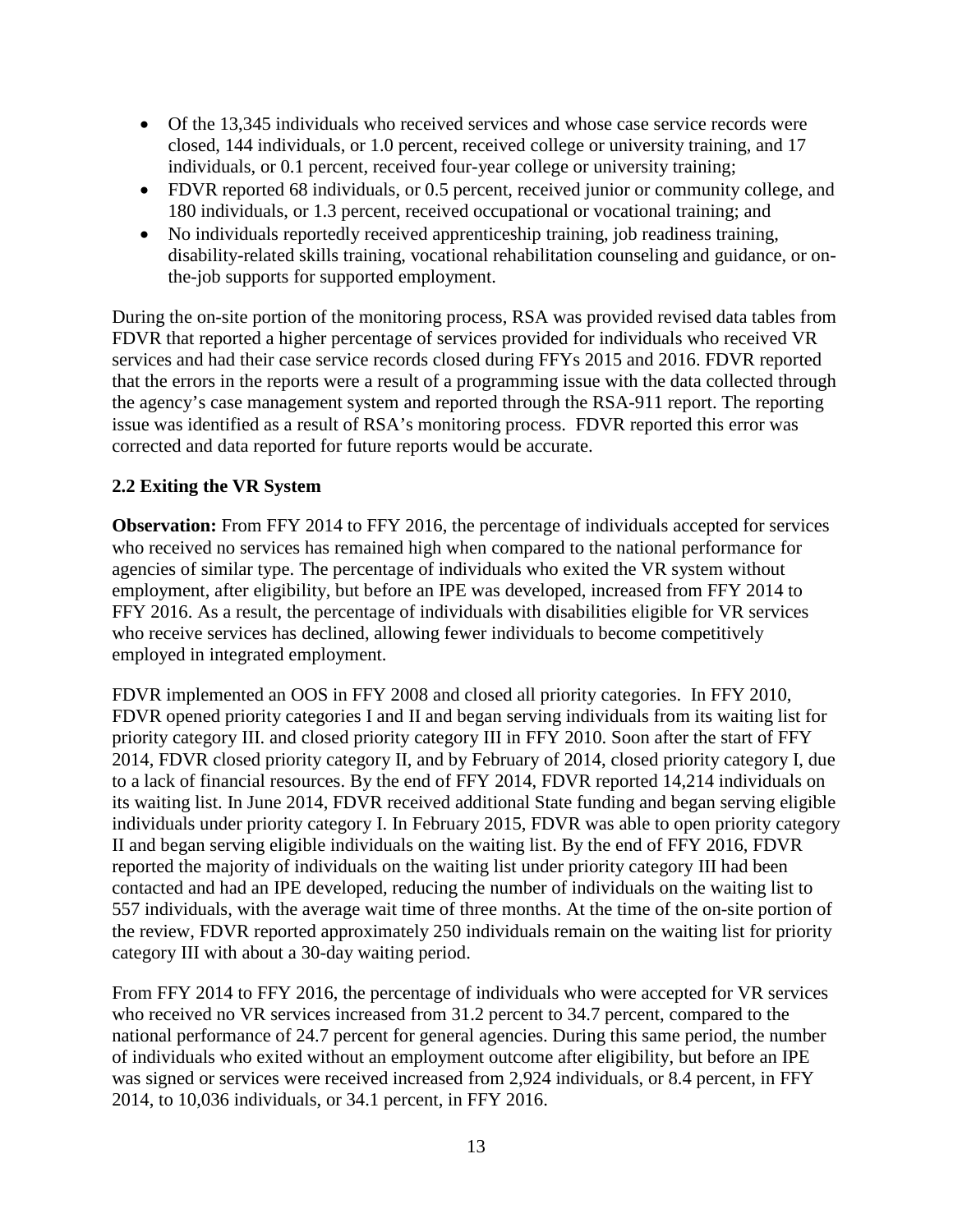- Of the 13,345 individuals who received services and whose case service records were closed, 144 individuals, or 1.0 percent, received college or university training, and 17 individuals, or 0.1 percent, received four-year college or university training;
- FDVR reported 68 individuals, or 0.5 percent, received junior or community college, and 180 individuals, or 1.3 percent, received occupational or vocational training; and
- No individuals reportedly received apprenticeship training, job readiness training, disability-related skills training, vocational rehabilitation counseling and guidance, or on-the-job supports for supported employment.

During the on-site portion of the monitoring process, RSA was provided revised data tables from FDVR that reported a higher percentage of services provided for individuals who received VR services and had their case service records closed during FFYs 2015 and 2016. FDVR reported that the errors in the reports were a result of a programming issue with the data collected through the agency's case management system and reported through the RSA-911 report. The reporting issue was identified as a result of RSA's monitoring process. FDVR reported this error was corrected and data reported for future reports would be accurate.

### 2.2 Exiting the VR System

**Observation:** From FFY 2014 to FFY 2016, the percentage of individuals accepted for services who received no services has remained high when compared to the national performance for agencies of similar type. The percentage of individuals who exited the VR system without employment, after eligibility, but before an IPE was developed, increased from FFY 2014 to FFY 2016. As a result, the percentage of individuals with disabilities eligible for VR services who receive services has declined, allowing fewer individuals to become competitively employed in integrated employment.

FDVR implemented an OOS in FFY 2008 and closed all priority categories. In FFY 2010, FDVR opened priority categories I and II and began serving individuals from its waiting list for priority category III. and closed priority category III in FFY 2010. Soon after the start of FFY 2014, FDVR closed priority category II, and by February of 2014, closed priority category I, due to a lack of financial resources. By the end of FFY 2014, FDVR reported 14,214 individuals on its waiting list. In June 2014, FDVR received additional State funding and began serving eligible individuals under priority category I. In February 2015, FDVR was able to open priority category II and began serving eligible individuals on the waiting list. By the end of FFY 2016, FDVR reported the majority of individuals on the waiting list under priority category III had been contacted and had an IPE developed, reducing the number of individuals on the waiting list to 557 individuals, with the average wait time of three months. At the time of the on-site portion of the review, FDVR reported approximately 250 individuals remain on the waiting list for priority category III with about a 30-day waiting period.

From FFY 2014 to FFY 2016, the percentage of individuals who were accepted for VR services who received no VR services increased from 31.2 percent to 34.7 percent, compared to the national performance of 24.7 percent for general agencies. During this same period, the number of individuals who exited without an employment outcome after eligibility, but before an IPE was signed or services were received increased from 2,924 individuals, or 8.4 percent, in FFY 2014, to 10,036 individuals, or 34.1 percent, in FFY 2016.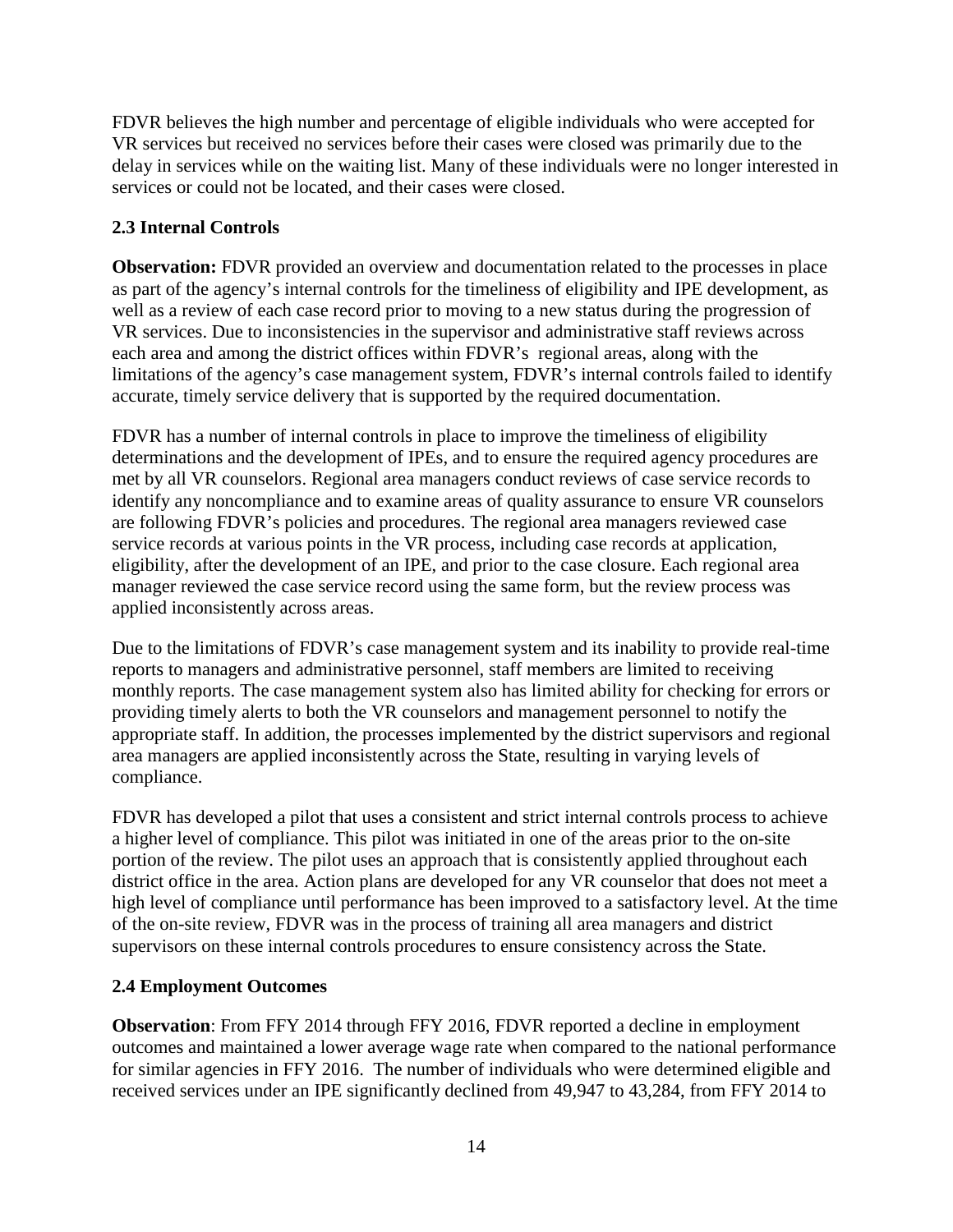FDVR believes the high number and percentage of eligible individuals who were accepted for VR services but received no services before their cases were closed was primarily due to the delay in services while on the waiting list. Many of these individuals were no longer interested in services or could not be located, and their cases were closed.

### 2.3 Internal Controls

**Observation:** FDVR provided an overview and documentation related to the processes in place as part of the agency's internal controls for the timeliness of eligibility and IPE development, as well as a review of each case record prior to moving to a new status during the progression of VR services. Due to inconsistencies in the supervisor and administrative staff reviews across each area and among the district offices within FDVR's regional areas, along with the limitations of the agency's case management system, FDVR's internal controls failed to identify accurate, timely service delivery that is supported by the required documentation.

FDVR has a number of internal controls in place to improve the timeliness of eligibility determinations and the development of IPEs, and to ensure the required agency procedures are met by all VR counselors. Regional area managers conduct reviews of case service records to identify any noncompliance and to examine areas of quality assurance to ensure VR counselors are following FDVR's policies and procedures. The regional area managers reviewed case service records at various points in the VR process, including case records at application, eligibility, after the development of an IPE, and prior to the case closure. Each regional area manager reviewed the case service record using the same form, but the review process was applied inconsistently across areas.

Due to the limitations of FDVR's case management system and its inability to provide real-time reports to managers and administrative personnel, staff members are limited to receiving monthly reports. The case management system also has limited ability for checking for errors or providing timely alerts to both the VR counselors and management personnel to notify the appropriate staff. In addition, the processes implemented by the district supervisors and regional area managers are applied inconsistently across the State, resulting in varying levels of compliance.

FDVR has developed a pilot that uses a consistent and strict internal controls process to achieve a higher level of compliance. This pilot was initiated in one of the areas prior to the on-site portion of the review. The pilot uses an approach that is consistently applied throughout each district office in the area. Action plans are developed for any VR counselor that does not meet a high level of compliance until performance has been improved to a satisfactory level. At the time of the on-site review, FDVR was in the process of training all area managers and district supervisors on these internal controls procedures to ensure consistency across the State.

### 2.4 Employment Outcomes

**Observation**: From FFY 2014 through FFY 2016, FDVR reported a decline in employment outcomes and maintained a lower average wage rate when compared to the national performance for similar agencies in FFY 2016. The number of individuals who were determined eligible and received services under an IPE significantly declined from 49,947 to 43,284, from FFY 2014 to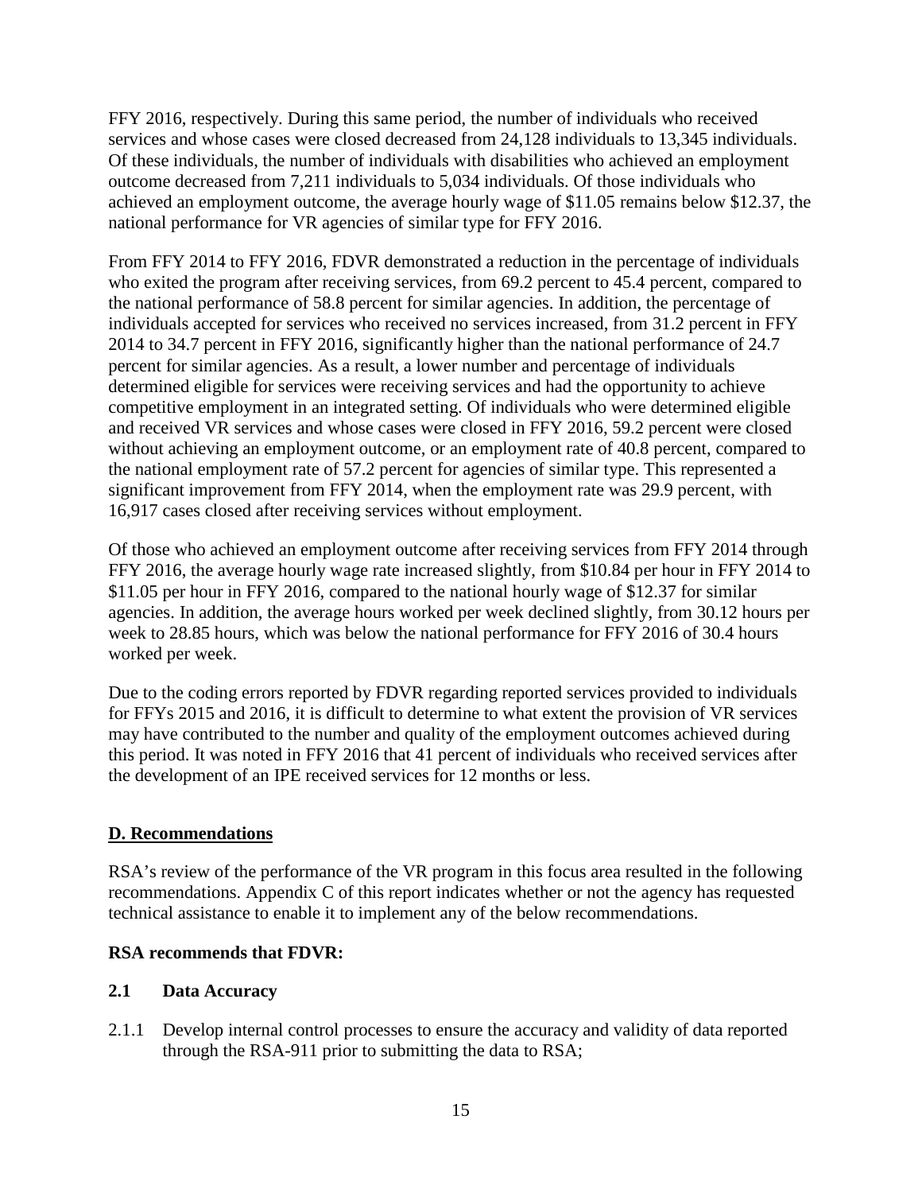FFY 2016, respectively. During this same period, the number of individuals who received services and whose cases were closed decreased from 24,128 individuals to 13,345 individuals. Of these individuals, the number of individuals with disabilities who achieved an employment outcome decreased from 7,211 individuals to 5,034 individuals. Of those individuals who achieved an employment outcome, the average hourly wage of $11.05 remains below $12.37, the national performance for VR agencies of similar type for FFY 2016.

From FFY 2014 to FFY 2016, FDVR demonstrated a reduction in the percentage of individuals who exited the program after receiving services, from 69.2 percent to 45.4 percent, compared to the national performance of 58.8 percent for similar agencies. In addition, the percentage of individuals accepted for services who received no services increased, from 31.2 percent in FFY 2014 to 34.7 percent in FFY 2016, significantly higher than the national performance of 24.7 percent for similar agencies. As a result, a lower number and percentage of individuals determined eligible for services were receiving services and had the opportunity to achieve competitive employment in an integrated setting. Of individuals who were determined eligible and received VR services and whose cases were closed in FFY 2016, 59.2 percent were closed without achieving an employment outcome, or an employment rate of 40.8 percent, compared to the national employment rate of 57.2 percent for agencies of similar type. This represented a significant improvement from FFY 2014, when the employment rate was 29.9 percent, with 16,917 cases closed after receiving services without employment.

Of those who achieved an employment outcome after receiving services from FFY 2014 through FFY 2016, the average hourly wage rate increased slightly, from $10.84 per hour in FFY 2014 to $11.05 per hour in FFY 2016, compared to the national hourly wage of $12.37 for similar agencies. In addition, the average hours worked per week declined slightly, from 30.12 hours per week to 28.85 hours, which was below the national performance for FFY 2016 of 30.4 hours worked per week.

Due to the coding errors reported by FDVR regarding reported services provided to individuals for FFYs 2015 and 2016, it is difficult to determine to what extent the provision of VR services may have contributed to the number and quality of the employment outcomes achieved during this period. It was noted in FFY 2016 that 41 percent of individuals who received services after the development of an IPE received services for 12 months or less.

## D. Recommendations

RSA's review of the performance of the VR program in this focus area resulted in the following recommendations. Appendix C of this report indicates whether or not the agency has requested technical assistance to enable it to implement any of the below recommendations.

**RSA recommends that FDVR:**

### 2.1 Data Accuracy

2.1.1 Develop internal control processes to ensure the accuracy and validity of data reported through the RSA-911 prior to submitting the data to RSA;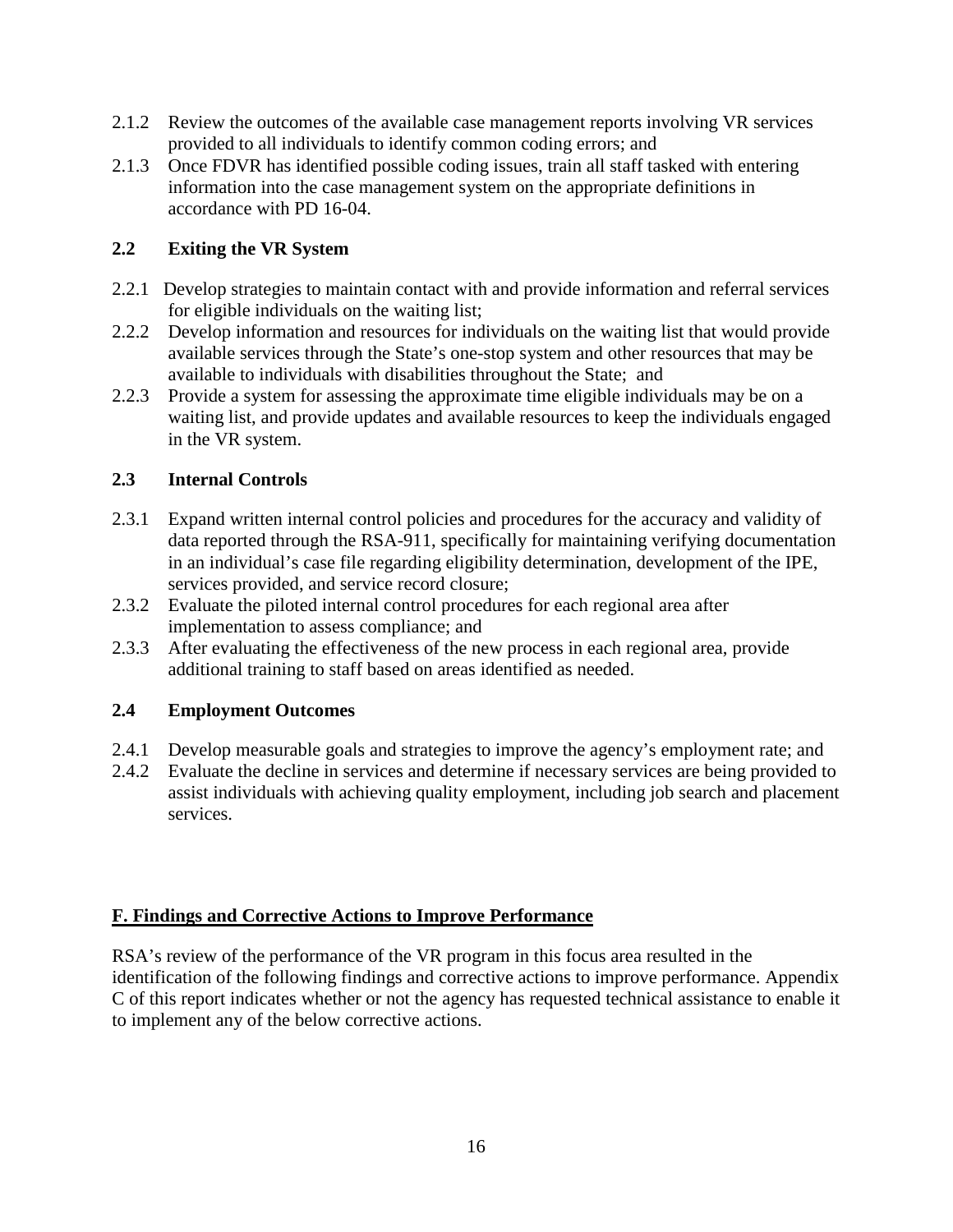2.1.2 Review the outcomes of the available case management reports involving VR services provided to all individuals to identify common coding errors; and

2.1.3 Once FDVR has identified possible coding issues, train all staff tasked with entering information into the case management system on the appropriate definitions in accordance with PD 16-04.

**2.2 Exiting the VR System**

2.2.1 Develop strategies to maintain contact with and provide information and referral services for eligible individuals on the waiting list;

2.2.2 Develop information and resources for individuals on the waiting list that would provide available services through the State's one-stop system and other resources that may be available to individuals with disabilities throughout the State; and

2.2.3 Provide a system for assessing the approximate time eligible individuals may be on a waiting list, and provide updates and available resources to keep the individuals engaged in the VR system.

**2.3 Internal Controls**

2.3.1 Expand written internal control policies and procedures for the accuracy and validity of data reported through the RSA-911, specifically for maintaining verifying documentation in an individual's case file regarding eligibility determination, development of the IPE, services provided, and service record closure;

2.3.2 Evaluate the piloted internal control procedures for each regional area after implementation to assess compliance; and

2.3.3 After evaluating the effectiveness of the new process in each regional area, provide additional training to staff based on areas identified as needed.

**2.4 Employment Outcomes**

2.4.1 Develop measurable goals and strategies to improve the agency's employment rate; and

2.4.2 Evaluate the decline in services and determine if necessary services are being provided to assist individuals with achieving quality employment, including job search and placement services.

## F. Findings and Corrective Actions to Improve Performance

RSA's review of the performance of the VR program in this focus area resulted in the identification of the following findings and corrective actions to improve performance. Appendix C of this report indicates whether or not the agency has requested technical assistance to enable it to implement any of the below corrective actions.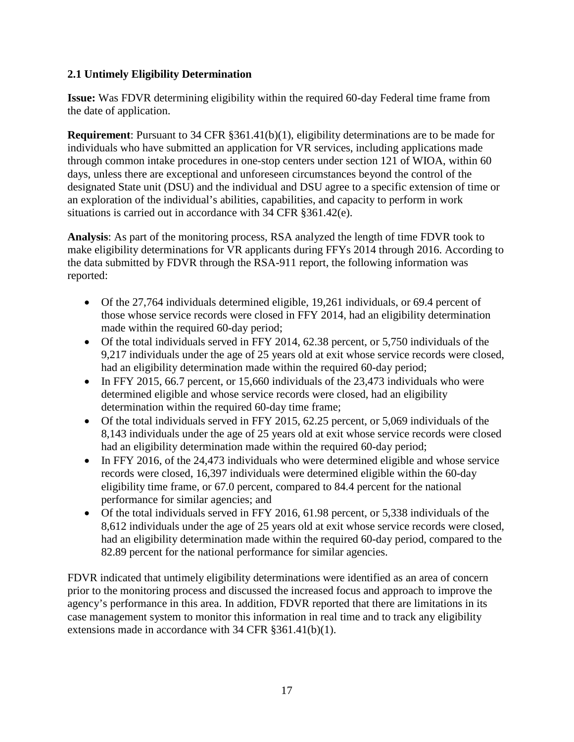### 2.1 Untimely Eligibility Determination

**Issue:** Was FDVR determining eligibility within the required 60-day Federal time frame from the date of application.

**Requirement**: Pursuant to 34 CFR §361.41(b)(1), eligibility determinations are to be made for individuals who have submitted an application for VR services, including applications made through common intake procedures in one-stop centers under section 121 of WIOA, within 60 days, unless there are exceptional and unforeseen circumstances beyond the control of the designated State unit (DSU) and the individual and DSU agree to a specific extension of time or an exploration of the individual's abilities, capabilities, and capacity to perform in work situations is carried out in accordance with 34 CFR §361.42(e).

**Analysis**: As part of the monitoring process, RSA analyzed the length of time FDVR took to make eligibility determinations for VR applicants during FFYs 2014 through 2016. According to the data submitted by FDVR through the RSA-911 report, the following information was reported:

- Of the 27,764 individuals determined eligible, 19,261 individuals, or 69.4 percent of those whose service records were closed in FFY 2014, had an eligibility determination made within the required 60-day period;
- Of the total individuals served in FFY 2014, 62.38 percent, or 5,750 individuals of the 9,217 individuals under the age of 25 years old at exit whose service records were closed, had an eligibility determination made within the required 60-day period;
- In FFY 2015, 66.7 percent, or 15,660 individuals of the 23,473 individuals who were determined eligible and whose service records were closed, had an eligibility determination within the required 60-day time frame;
- Of the total individuals served in FFY 2015, 62.25 percent, or 5,069 individuals of the 8,143 individuals under the age of 25 years old at exit whose service records were closed had an eligibility determination made within the required 60-day period;
- In FFY 2016, of the 24,473 individuals who were determined eligible and whose service records were closed, 16,397 individuals were determined eligible within the 60-day eligibility time frame, or 67.0 percent, compared to 84.4 percent for the national performance for similar agencies; and
- Of the total individuals served in FFY 2016, 61.98 percent, or 5,338 individuals of the 8,612 individuals under the age of 25 years old at exit whose service records were closed, had an eligibility determination made within the required 60-day period, compared to the 82.89 percent for the national performance for similar agencies.

FDVR indicated that untimely eligibility determinations were identified as an area of concern prior to the monitoring process and discussed the increased focus and approach to improve the agency's performance in this area. In addition, FDVR reported that there are limitations in its case management system to monitor this information in real time and to track any eligibility extensions made in accordance with 34 CFR §361.41(b)(1).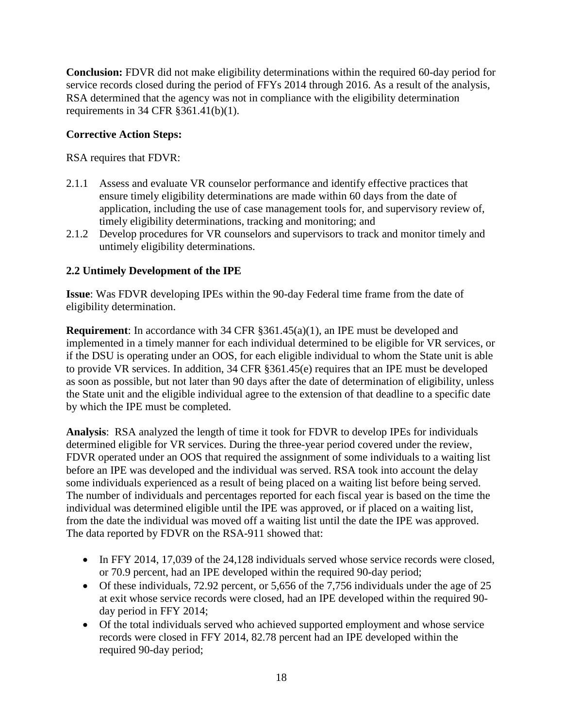**Conclusion:** FDVR did not make eligibility determinations within the required 60-day period for service records closed during the period of FFYs 2014 through 2016. As a result of the analysis, RSA determined that the agency was not in compliance with the eligibility determination requirements in 34 CFR §361.41(b)(1).

**Corrective Action Steps:**

RSA requires that FDVR:

2.1.1 Assess and evaluate VR counselor performance and identify effective practices that ensure timely eligibility determinations are made within 60 days from the date of application, including the use of case management tools for, and supervisory review of, timely eligibility determinations, tracking and monitoring; and

2.1.2 Develop procedures for VR counselors and supervisors to track and monitor timely and untimely eligibility determinations.

**2.2 Untimely Development of the IPE**

**Issue**: Was FDVR developing IPEs within the 90-day Federal time frame from the date of eligibility determination.

**Requirement**: In accordance with 34 CFR §361.45(a)(1), an IPE must be developed and implemented in a timely manner for each individual determined to be eligible for VR services, or if the DSU is operating under an OOS, for each eligible individual to whom the State unit is able to provide VR services. In addition, 34 CFR §361.45(e) requires that an IPE must be developed as soon as possible, but not later than 90 days after the date of determination of eligibility, unless the State unit and the eligible individual agree to the extension of that deadline to a specific date by which the IPE must be completed.

**Analysis**: RSA analyzed the length of time it took for FDVR to develop IPEs for individuals determined eligible for VR services. During the three-year period covered under the review, FDVR operated under an OOS that required the assignment of some individuals to a waiting list before an IPE was developed and the individual was served. RSA took into account the delay some individuals experienced as a result of being placed on a waiting list before being served. The number of individuals and percentages reported for each fiscal year is based on the time the individual was determined eligible until the IPE was approved, or if placed on a waiting list, from the date the individual was moved off a waiting list until the date the IPE was approved. The data reported by FDVR on the RSA-911 showed that:

- In FFY 2014, 17,039 of the 24,128 individuals served whose service records were closed, or 70.9 percent, had an IPE developed within the required 90-day period;
- Of these individuals, 72.92 percent, or 5,656 of the 7,756 individuals under the age of 25 at exit whose service records were closed, had an IPE developed within the required 90-day period in FFY 2014;
- Of the total individuals served who achieved supported employment and whose service records were closed in FFY 2014, 82.78 percent had an IPE developed within the required 90-day period;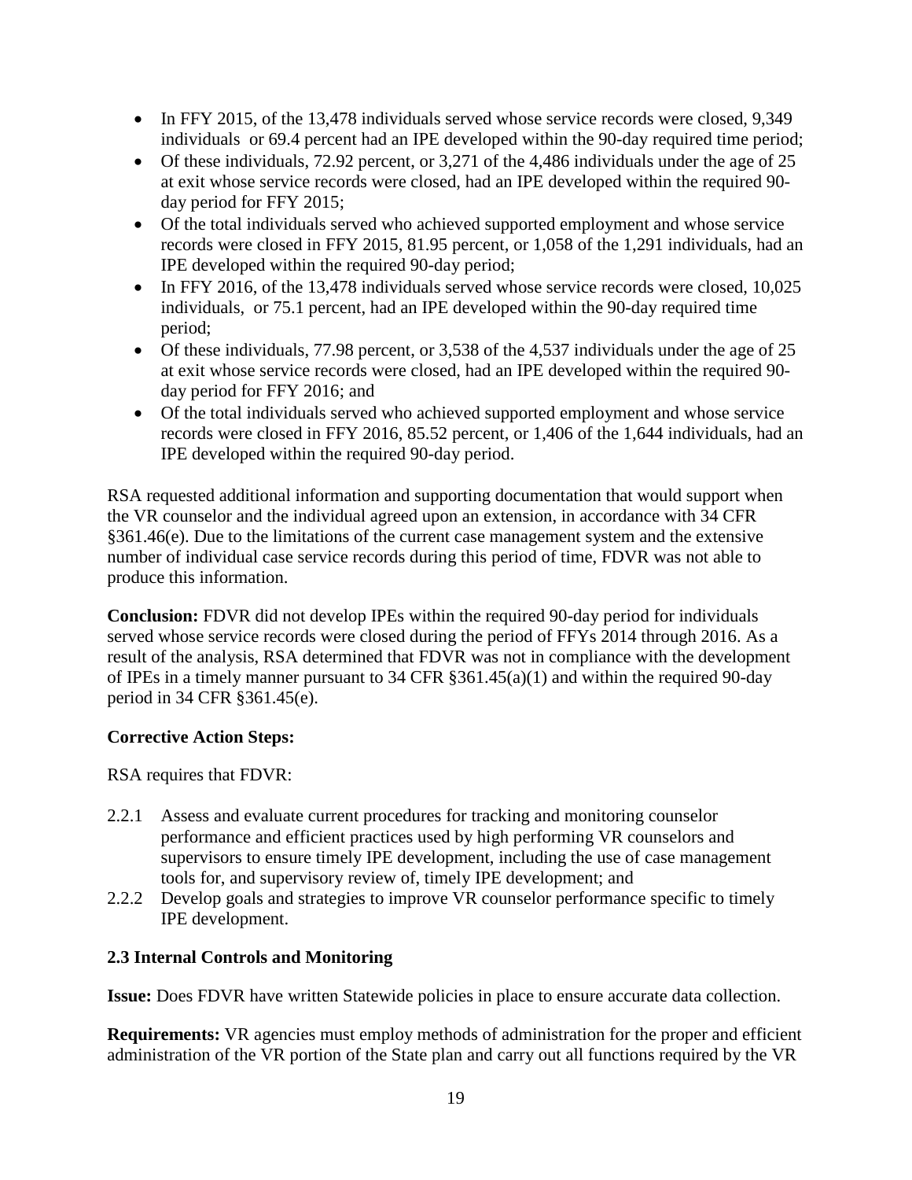- In FFY 2015, of the 13,478 individuals served whose service records were closed, 9,349 individuals or 69.4 percent had an IPE developed within the 90-day required time period;
- Of these individuals, 72.92 percent, or 3,271 of the 4,486 individuals under the age of 25 at exit whose service records were closed, had an IPE developed within the required 90-day period for FFY 2015;
- Of the total individuals served who achieved supported employment and whose service records were closed in FFY 2015, 81.95 percent, or 1,058 of the 1,291 individuals, had an IPE developed within the required 90-day period;
- In FFY 2016, of the 13,478 individuals served whose service records were closed, 10,025 individuals, or 75.1 percent, had an IPE developed within the 90-day required time period;
- Of these individuals, 77.98 percent, or 3,538 of the 4,537 individuals under the age of 25 at exit whose service records were closed, had an IPE developed within the required 90-day period for FFY 2016; and
- Of the total individuals served who achieved supported employment and whose service records were closed in FFY 2016, 85.52 percent, or 1,406 of the 1,644 individuals, had an IPE developed within the required 90-day period.

RSA requested additional information and supporting documentation that would support when the VR counselor and the individual agreed upon an extension, in accordance with 34 CFR §361.46(e). Due to the limitations of the current case management system and the extensive number of individual case service records during this period of time, FDVR was not able to produce this information.

**Conclusion:** FDVR did not develop IPEs within the required 90-day period for individuals served whose service records were closed during the period of FFYs 2014 through 2016. As a result of the analysis, RSA determined that FDVR was not in compliance with the development of IPEs in a timely manner pursuant to 34 CFR §361.45(a)(1) and within the required 90-day period in 34 CFR §361.45(e).

**Corrective Action Steps:**

RSA requires that FDVR:

2.2.1 Assess and evaluate current procedures for tracking and monitoring counselor performance and efficient practices used by high performing VR counselors and supervisors to ensure timely IPE development, including the use of case management tools for, and supervisory review of, timely IPE development; and

2.2.2 Develop goals and strategies to improve VR counselor performance specific to timely IPE development.

### 2.3 Internal Controls and Monitoring

**Issue:** Does FDVR have written Statewide policies in place to ensure accurate data collection.

**Requirements:** VR agencies must employ methods of administration for the proper and efficient administration of the VR portion of the State plan and carry out all functions required by the VR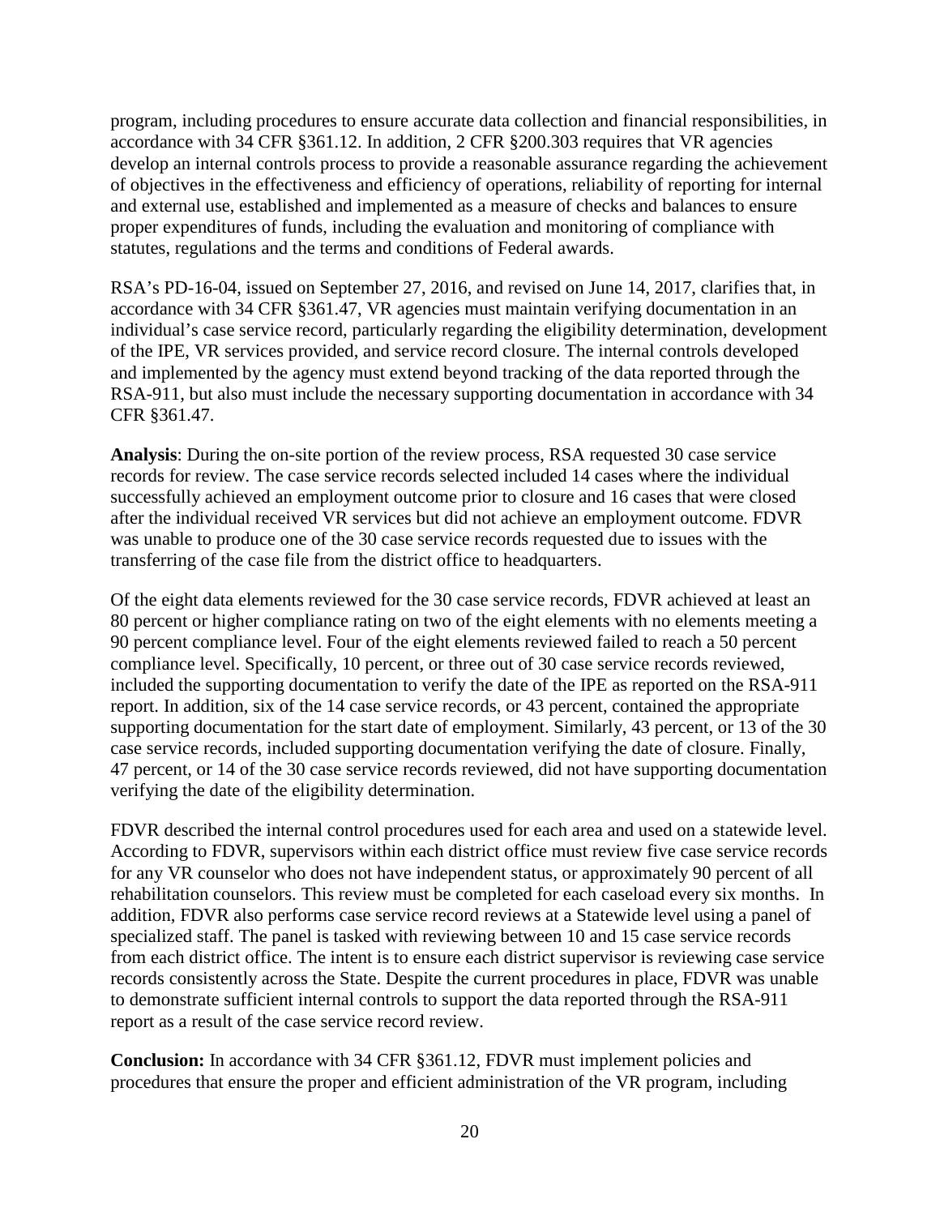program, including procedures to ensure accurate data collection and financial responsibilities, in accordance with 34 CFR §361.12. In addition, 2 CFR §200.303 requires that VR agencies develop an internal controls process to provide a reasonable assurance regarding the achievement of objectives in the effectiveness and efficiency of operations, reliability of reporting for internal and external use, established and implemented as a measure of checks and balances to ensure proper expenditures of funds, including the evaluation and monitoring of compliance with statutes, regulations and the terms and conditions of Federal awards.

RSA's PD-16-04, issued on September 27, 2016, and revised on June 14, 2017, clarifies that, in accordance with 34 CFR §361.47, VR agencies must maintain verifying documentation in an individual's case service record, particularly regarding the eligibility determination, development of the IPE, VR services provided, and service record closure. The internal controls developed and implemented by the agency must extend beyond tracking of the data reported through the RSA-911, but also must include the necessary supporting documentation in accordance with 34 CFR §361.47.

**Analysis**: During the on-site portion of the review process, RSA requested 30 case service records for review. The case service records selected included 14 cases where the individual successfully achieved an employment outcome prior to closure and 16 cases that were closed after the individual received VR services but did not achieve an employment outcome. FDVR was unable to produce one of the 30 case service records requested due to issues with the transferring of the case file from the district office to headquarters.

Of the eight data elements reviewed for the 30 case service records, FDVR achieved at least an 80 percent or higher compliance rating on two of the eight elements with no elements meeting a 90 percent compliance level. Four of the eight elements reviewed failed to reach a 50 percent compliance level. Specifically, 10 percent, or three out of 30 case service records reviewed, included the supporting documentation to verify the date of the IPE as reported on the RSA-911 report. In addition, six of the 14 case service records, or 43 percent, contained the appropriate supporting documentation for the start date of employment. Similarly, 43 percent, or 13 of the 30 case service records, included supporting documentation verifying the date of closure. Finally, 47 percent, or 14 of the 30 case service records reviewed, did not have supporting documentation verifying the date of the eligibility determination.

FDVR described the internal control procedures used for each area and used on a statewide level. According to FDVR, supervisors within each district office must review five case service records for any VR counselor who does not have independent status, or approximately 90 percent of all rehabilitation counselors. This review must be completed for each caseload every six months. In addition, FDVR also performs case service record reviews at a Statewide level using a panel of specialized staff. The panel is tasked with reviewing between 10 and 15 case service records from each district office. The intent is to ensure each district supervisor is reviewing case service records consistently across the State. Despite the current procedures in place, FDVR was unable to demonstrate sufficient internal controls to support the data reported through the RSA-911 report as a result of the case service record review.

**Conclusion:** In accordance with 34 CFR §361.12, FDVR must implement policies and procedures that ensure the proper and efficient administration of the VR program, including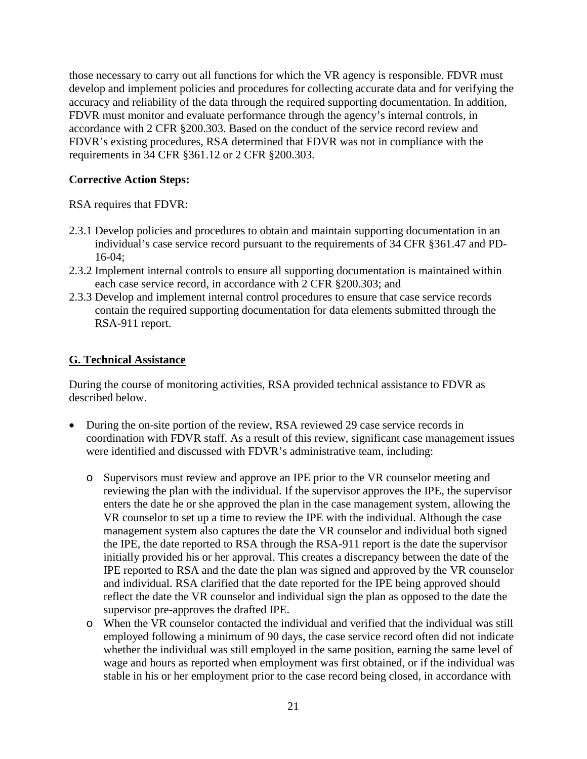those necessary to carry out all functions for which the VR agency is responsible. FDVR must develop and implement policies and procedures for collecting accurate data and for verifying the accuracy and reliability of the data through the required supporting documentation. In addition, FDVR must monitor and evaluate performance through the agency's internal controls, in accordance with 2 CFR §200.303. Based on the conduct of the service record review and FDVR's existing procedures, RSA determined that FDVR was not in compliance with the requirements in 34 CFR §361.12 or 2 CFR §200.303.

**Corrective Action Steps:**

RSA requires that FDVR:

2.3.1 Develop policies and procedures to obtain and maintain supporting documentation in an individual's case service record pursuant to the requirements of 34 CFR §361.47 and PD-16-04;

2.3.2 Implement internal controls to ensure all supporting documentation is maintained within each case service record, in accordance with 2 CFR §200.303; and

2.3.3 Develop and implement internal control procedures to ensure that case service records contain the required supporting documentation for data elements submitted through the RSA-911 report.

## G. Technical Assistance

During the course of monitoring activities, RSA provided technical assistance to FDVR as described below.

- During the on-site portion of the review, RSA reviewed 29 case service records in coordination with FDVR staff. As a result of this review, significant case management issues were identified and discussed with FDVR's administrative team, including:
  - Supervisors must review and approve an IPE prior to the VR counselor meeting and reviewing the plan with the individual. If the supervisor approves the IPE, the supervisor enters the date he or she approved the plan in the case management system, allowing the VR counselor to set up a time to review the IPE with the individual. Although the case management system also captures the date the VR counselor and individual both signed the IPE, the date reported to RSA through the RSA-911 report is the date the supervisor initially provided his or her approval. This creates a discrepancy between the date of the IPE reported to RSA and the date the plan was signed and approved by the VR counselor and individual. RSA clarified that the date reported for the IPE being approved should reflect the date the VR counselor and individual sign the plan as opposed to the date the supervisor pre-approves the drafted IPE.
  - When the VR counselor contacted the individual and verified that the individual was still employed following a minimum of 90 days, the case service record often did not indicate whether the individual was still employed in the same position, earning the same level of wage and hours as reported when employment was first obtained, or if the individual was stable in his or her employment prior to the case record being closed, in accordance with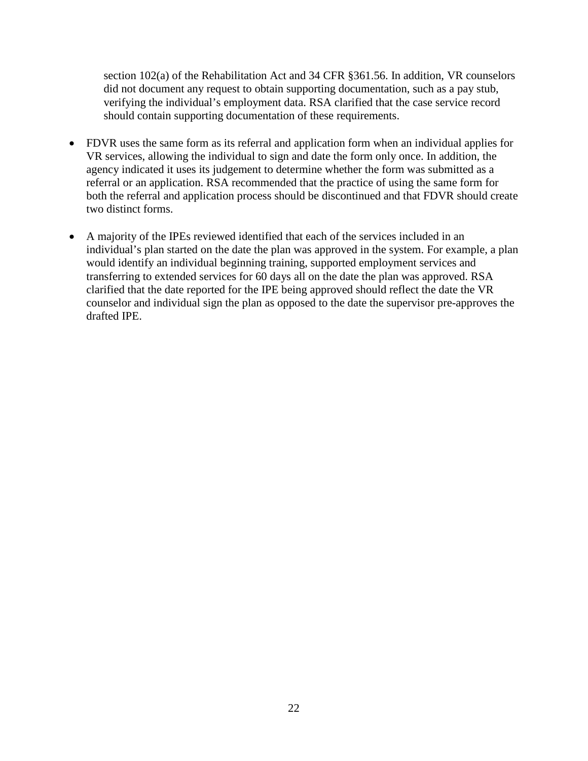section 102(a) of the Rehabilitation Act and 34 CFR §361.56. In addition, VR counselors did not document any request to obtain supporting documentation, such as a pay stub, verifying the individual's employment data. RSA clarified that the case service record should contain supporting documentation of these requirements.

- FDVR uses the same form as its referral and application form when an individual applies for VR services, allowing the individual to sign and date the form only once. In addition, the agency indicated it uses its judgement to determine whether the form was submitted as a referral or an application. RSA recommended that the practice of using the same form for both the referral and application process should be discontinued and that FDVR should create two distinct forms.
- A majority of the IPEs reviewed identified that each of the services included in an individual's plan started on the date the plan was approved in the system. For example, a plan would identify an individual beginning training, supported employment services and transferring to extended services for 60 days all on the date the plan was approved. RSA clarified that the date reported for the IPE being approved should reflect the date the VR counselor and individual sign the plan as opposed to the date the supervisor pre-approves the drafted IPE.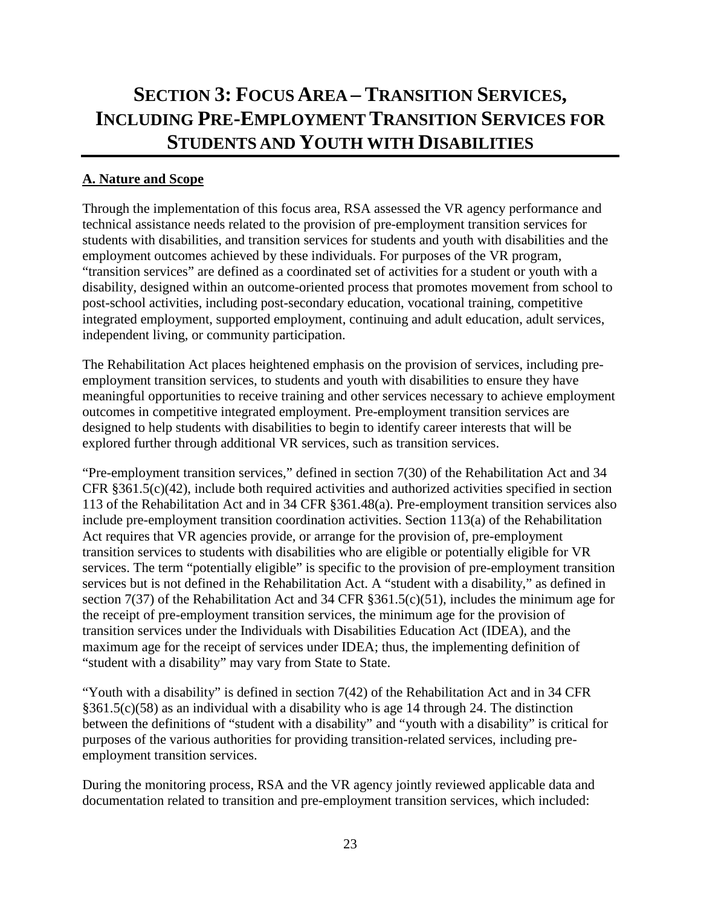# SECTION 3: FOCUS AREA – TRANSITION SERVICES, INCLUDING PRE-EMPLOYMENT TRANSITION SERVICES FOR STUDENTS AND YOUTH WITH DISABILITIES

## A. Nature and Scope

Through the implementation of this focus area, RSA assessed the VR agency performance and technical assistance needs related to the provision of pre-employment transition services for students with disabilities, and transition services for students and youth with disabilities and the employment outcomes achieved by these individuals. For purposes of the VR program, "transition services" are defined as a coordinated set of activities for a student or youth with a disability, designed within an outcome-oriented process that promotes movement from school to post-school activities, including post-secondary education, vocational training, competitive integrated employment, supported employment, continuing and adult education, adult services, independent living, or community participation.

The Rehabilitation Act places heightened emphasis on the provision of services, including pre-employment transition services, to students and youth with disabilities to ensure they have meaningful opportunities to receive training and other services necessary to achieve employment outcomes in competitive integrated employment. Pre-employment transition services are designed to help students with disabilities to begin to identify career interests that will be explored further through additional VR services, such as transition services.

"Pre-employment transition services," defined in section 7(30) of the Rehabilitation Act and 34 CFR §361.5(c)(42), include both required activities and authorized activities specified in section 113 of the Rehabilitation Act and in 34 CFR §361.48(a). Pre-employment transition services also include pre-employment transition coordination activities. Section 113(a) of the Rehabilitation Act requires that VR agencies provide, or arrange for the provision of, pre-employment transition services to students with disabilities who are eligible or potentially eligible for VR services. The term "potentially eligible" is specific to the provision of pre-employment transition services but is not defined in the Rehabilitation Act. A "student with a disability," as defined in section 7(37) of the Rehabilitation Act and 34 CFR §361.5(c)(51), includes the minimum age for the receipt of pre-employment transition services, the minimum age for the provision of transition services under the Individuals with Disabilities Education Act (IDEA), and the maximum age for the receipt of services under IDEA; thus, the implementing definition of "student with a disability" may vary from State to State.

"Youth with a disability" is defined in section 7(42) of the Rehabilitation Act and in 34 CFR §361.5(c)(58) as an individual with a disability who is age 14 through 24. The distinction between the definitions of "student with a disability" and "youth with a disability" is critical for purposes of the various authorities for providing transition-related services, including pre-employment transition services.

During the monitoring process, RSA and the VR agency jointly reviewed applicable data and documentation related to transition and pre-employment transition services, which included: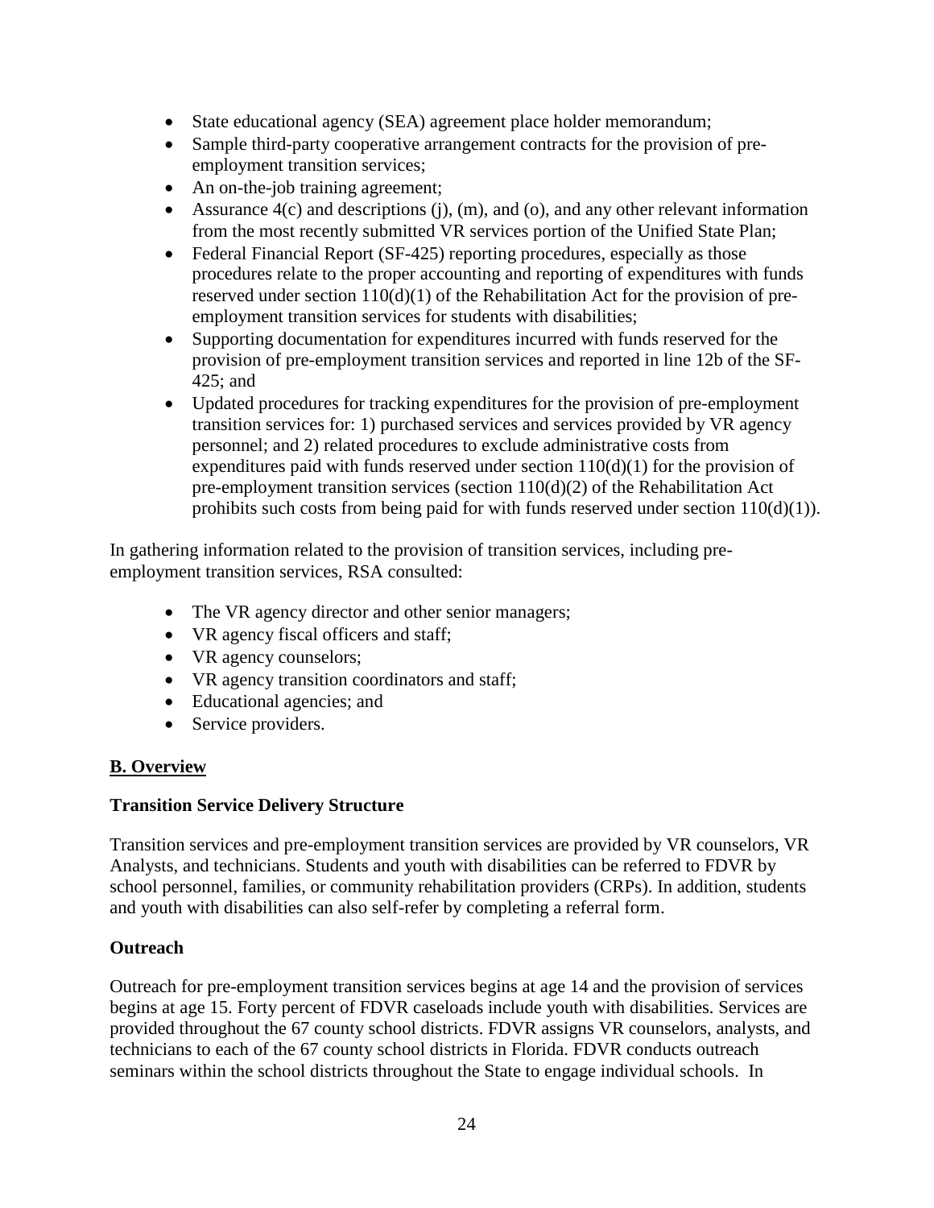- State educational agency (SEA) agreement place holder memorandum;
- Sample third-party cooperative arrangement contracts for the provision of pre-employment transition services;
- An on-the-job training agreement;
- Assurance 4(c) and descriptions (j), (m), and (o), and any other relevant information from the most recently submitted VR services portion of the Unified State Plan;
- Federal Financial Report (SF-425) reporting procedures, especially as those procedures relate to the proper accounting and reporting of expenditures with funds reserved under section 110(d)(1) of the Rehabilitation Act for the provision of pre-employment transition services for students with disabilities;
- Supporting documentation for expenditures incurred with funds reserved for the provision of pre-employment transition services and reported in line 12b of the SF-425; and
- Updated procedures for tracking expenditures for the provision of pre-employment transition services for: 1) purchased services and services provided by VR agency personnel; and 2) related procedures to exclude administrative costs from expenditures paid with funds reserved under section 110(d)(1) for the provision of pre-employment transition services (section 110(d)(2) of the Rehabilitation Act prohibits such costs from being paid for with funds reserved under section 110(d)(1)).

In gathering information related to the provision of transition services, including pre-employment transition services, RSA consulted:

- The VR agency director and other senior managers;
- VR agency fiscal officers and staff;
- VR agency counselors;
- VR agency transition coordinators and staff;
- Educational agencies; and
- Service providers.

## B. Overview

### Transition Service Delivery Structure

Transition services and pre-employment transition services are provided by VR counselors, VR Analysts, and technicians. Students and youth with disabilities can be referred to FDVR by school personnel, families, or community rehabilitation providers (CRPs). In addition, students and youth with disabilities can also self-refer by completing a referral form.

### Outreach

Outreach for pre-employment transition services begins at age 14 and the provision of services begins at age 15. Forty percent of FDVR caseloads include youth with disabilities. Services are provided throughout the 67 county school districts. FDVR assigns VR counselors, analysts, and technicians to each of the 67 county school districts in Florida. FDVR conducts outreach seminars within the school districts throughout the State to engage individual schools. In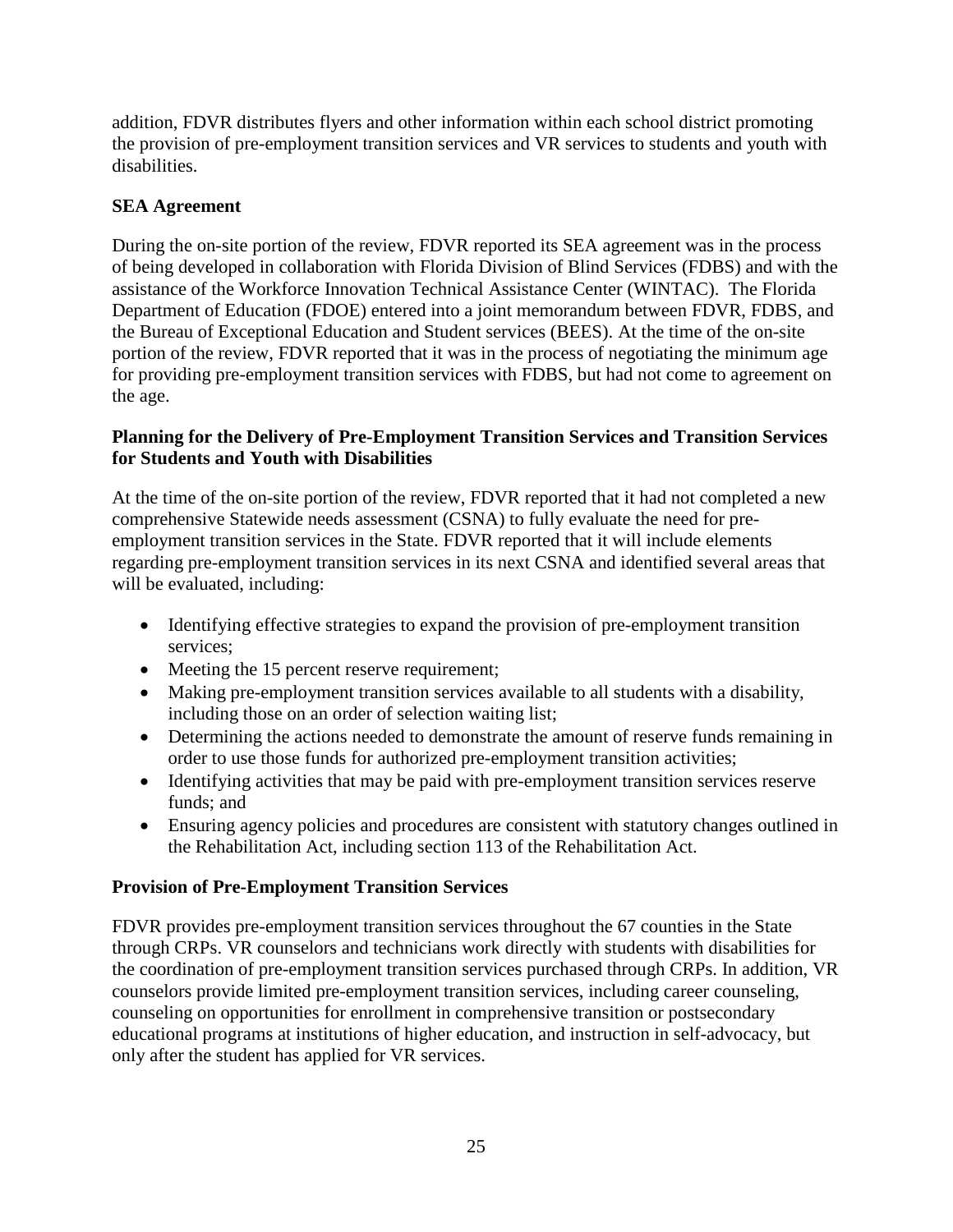addition, FDVR distributes flyers and other information within each school district promoting the provision of pre-employment transition services and VR services to students and youth with disabilities.

**SEA Agreement**

During the on-site portion of the review, FDVR reported its SEA agreement was in the process of being developed in collaboration with Florida Division of Blind Services (FDBS) and with the assistance of the Workforce Innovation Technical Assistance Center (WINTAC). The Florida Department of Education (FDOE) entered into a joint memorandum between FDVR, FDBS, and the Bureau of Exceptional Education and Student services (BEES). At the time of the on-site portion of the review, FDVR reported that it was in the process of negotiating the minimum age for providing pre-employment transition services with FDBS, but had not come to agreement on the age.

**Planning for the Delivery of Pre-Employment Transition Services and Transition Services for Students and Youth with Disabilities**

At the time of the on-site portion of the review, FDVR reported that it had not completed a new comprehensive Statewide needs assessment (CSNA) to fully evaluate the need for pre-employment transition services in the State. FDVR reported that it will include elements regarding pre-employment transition services in its next CSNA and identified several areas that will be evaluated, including:

- Identifying effective strategies to expand the provision of pre-employment transition services;
- Meeting the 15 percent reserve requirement;
- Making pre-employment transition services available to all students with a disability, including those on an order of selection waiting list;
- Determining the actions needed to demonstrate the amount of reserve funds remaining in order to use those funds for authorized pre-employment transition activities;
- Identifying activities that may be paid with pre-employment transition services reserve funds; and
- Ensuring agency policies and procedures are consistent with statutory changes outlined in the Rehabilitation Act, including section 113 of the Rehabilitation Act.

**Provision of Pre-Employment Transition Services**

FDVR provides pre-employment transition services throughout the 67 counties in the State through CRPs. VR counselors and technicians work directly with students with disabilities for the coordination of pre-employment transition services purchased through CRPs. In addition, VR counselors provide limited pre-employment transition services, including career counseling, counseling on opportunities for enrollment in comprehensive transition or postsecondary educational programs at institutions of higher education, and instruction in self-advocacy, but only after the student has applied for VR services.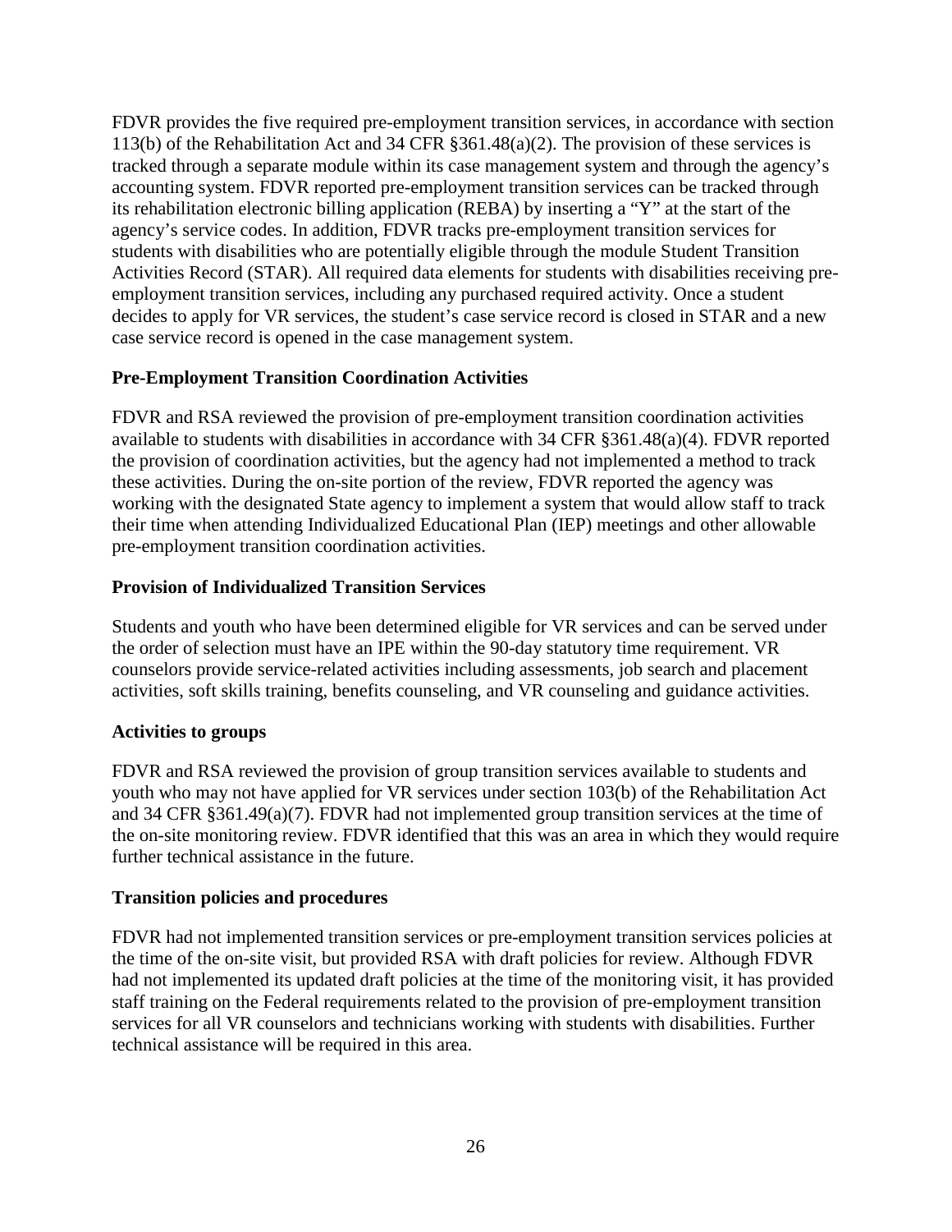FDVR provides the five required pre-employment transition services, in accordance with section 113(b) of the Rehabilitation Act and 34 CFR §361.48(a)(2). The provision of these services is tracked through a separate module within its case management system and through the agency's accounting system. FDVR reported pre-employment transition services can be tracked through its rehabilitation electronic billing application (REBA) by inserting a "Y" at the start of the agency's service codes. In addition, FDVR tracks pre-employment transition services for students with disabilities who are potentially eligible through the module Student Transition Activities Record (STAR). All required data elements for students with disabilities receiving pre-employment transition services, including any purchased required activity. Once a student decides to apply for VR services, the student's case service record is closed in STAR and a new case service record is opened in the case management system.

### Pre-Employment Transition Coordination Activities

FDVR and RSA reviewed the provision of pre-employment transition coordination activities available to students with disabilities in accordance with 34 CFR §361.48(a)(4). FDVR reported the provision of coordination activities, but the agency had not implemented a method to track these activities. During the on-site portion of the review, FDVR reported the agency was working with the designated State agency to implement a system that would allow staff to track their time when attending Individualized Educational Plan (IEP) meetings and other allowable pre-employment transition coordination activities.

### Provision of Individualized Transition Services

Students and youth who have been determined eligible for VR services and can be served under the order of selection must have an IPE within the 90-day statutory time requirement. VR counselors provide service-related activities including assessments, job search and placement activities, soft skills training, benefits counseling, and VR counseling and guidance activities.

### Activities to groups

FDVR and RSA reviewed the provision of group transition services available to students and youth who may not have applied for VR services under section 103(b) of the Rehabilitation Act and 34 CFR §361.49(a)(7). FDVR had not implemented group transition services at the time of the on-site monitoring review. FDVR identified that this was an area in which they would require further technical assistance in the future.

### Transition policies and procedures

FDVR had not implemented transition services or pre-employment transition services policies at the time of the on-site visit, but provided RSA with draft policies for review. Although FDVR had not implemented its updated draft policies at the time of the monitoring visit, it has provided staff training on the Federal requirements related to the provision of pre-employment transition services for all VR counselors and technicians working with students with disabilities. Further technical assistance will be required in this area.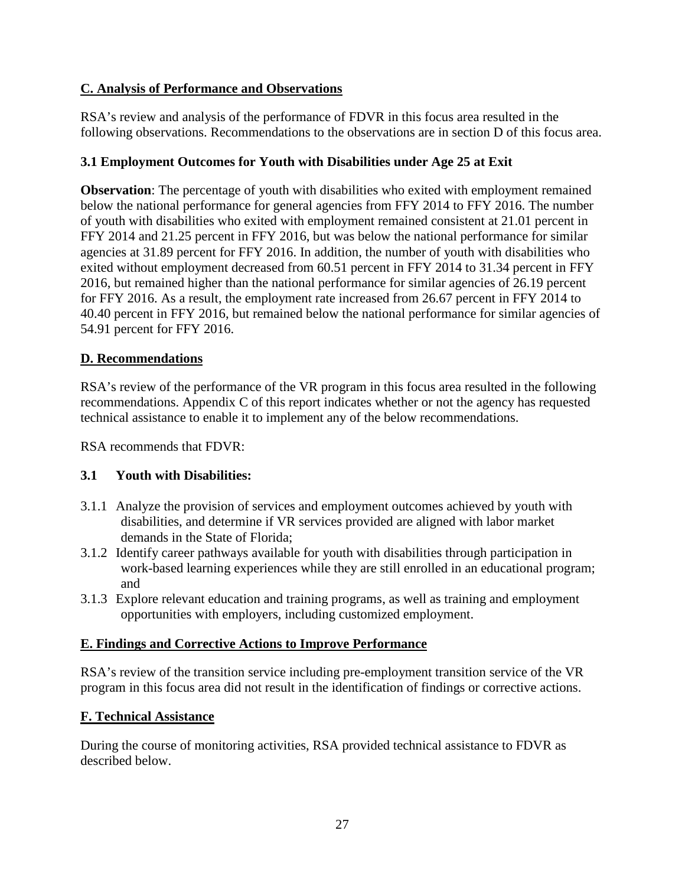## C. Analysis of Performance and Observations

RSA's review and analysis of the performance of FDVR in this focus area resulted in the following observations. Recommendations to the observations are in section D of this focus area.

### 3.1 Employment Outcomes for Youth with Disabilities under Age 25 at Exit

**Observation**: The percentage of youth with disabilities who exited with employment remained below the national performance for general agencies from FFY 2014 to FFY 2016. The number of youth with disabilities who exited with employment remained consistent at 21.01 percent in FFY 2014 and 21.25 percent in FFY 2016, but was below the national performance for similar agencies at 31.89 percent for FFY 2016. In addition, the number of youth with disabilities who exited without employment decreased from 60.51 percent in FFY 2014 to 31.34 percent in FFY 2016, but remained higher than the national performance for similar agencies of 26.19 percent for FFY 2016. As a result, the employment rate increased from 26.67 percent in FFY 2014 to 40.40 percent in FFY 2016, but remained below the national performance for similar agencies of 54.91 percent for FFY 2016.

## D. Recommendations

RSA's review of the performance of the VR program in this focus area resulted in the following recommendations. Appendix C of this report indicates whether or not the agency has requested technical assistance to enable it to implement any of the below recommendations.

RSA recommends that FDVR:

### 3.1 Youth with Disabilities:

- 3.1.1 Analyze the provision of services and employment outcomes achieved by youth with disabilities, and determine if VR services provided are aligned with labor market demands in the State of Florida;
- 3.1.2 Identify career pathways available for youth with disabilities through participation in work-based learning experiences while they are still enrolled in an educational program; and
- 3.1.3 Explore relevant education and training programs, as well as training and employment opportunities with employers, including customized employment.

## E. Findings and Corrective Actions to Improve Performance

RSA's review of the transition service including pre-employment transition service of the VR program in this focus area did not result in the identification of findings or corrective actions.

## F. Technical Assistance

During the course of monitoring activities, RSA provided technical assistance to FDVR as described below.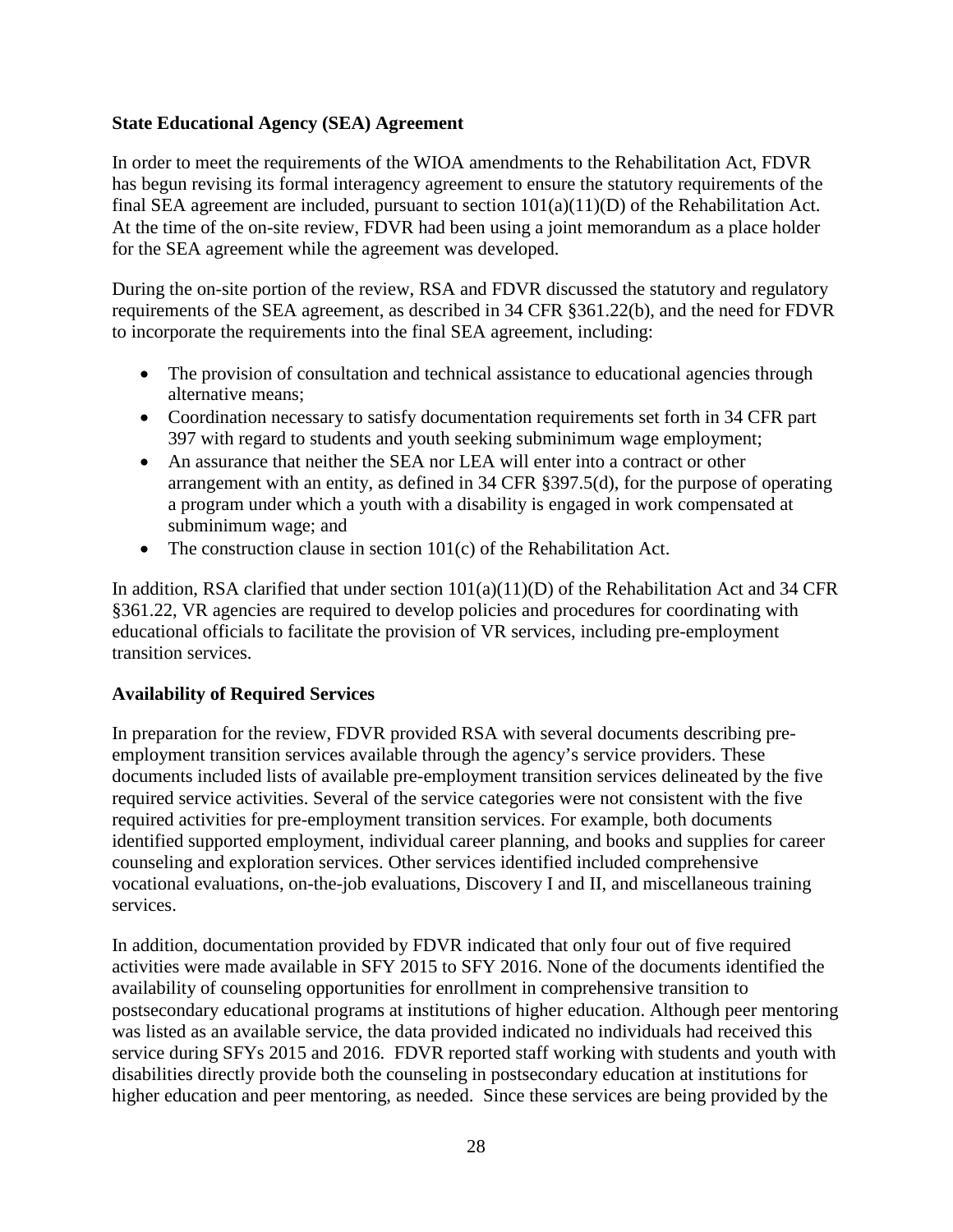**State Educational Agency (SEA) Agreement**

In order to meet the requirements of the WIOA amendments to the Rehabilitation Act, FDVR has begun revising its formal interagency agreement to ensure the statutory requirements of the final SEA agreement are included, pursuant to section 101(a)(11)(D) of the Rehabilitation Act. At the time of the on-site review, FDVR had been using a joint memorandum as a place holder for the SEA agreement while the agreement was developed.

During the on-site portion of the review, RSA and FDVR discussed the statutory and regulatory requirements of the SEA agreement, as described in 34 CFR §361.22(b), and the need for FDVR to incorporate the requirements into the final SEA agreement, including:

- The provision of consultation and technical assistance to educational agencies through alternative means;
- Coordination necessary to satisfy documentation requirements set forth in 34 CFR part 397 with regard to students and youth seeking subminimum wage employment;
- An assurance that neither the SEA nor LEA will enter into a contract or other arrangement with an entity, as defined in 34 CFR §397.5(d), for the purpose of operating a program under which a youth with a disability is engaged in work compensated at subminimum wage; and
- The construction clause in section 101(c) of the Rehabilitation Act.

In addition, RSA clarified that under section 101(a)(11)(D) of the Rehabilitation Act and 34 CFR §361.22, VR agencies are required to develop policies and procedures for coordinating with educational officials to facilitate the provision of VR services, including pre-employment transition services.

**Availability of Required Services**

In preparation for the review, FDVR provided RSA with several documents describing pre-employment transition services available through the agency's service providers. These documents included lists of available pre-employment transition services delineated by the five required service activities. Several of the service categories were not consistent with the five required activities for pre-employment transition services. For example, both documents identified supported employment, individual career planning, and books and supplies for career counseling and exploration services. Other services identified included comprehensive vocational evaluations, on-the-job evaluations, Discovery I and II, and miscellaneous training services.

In addition, documentation provided by FDVR indicated that only four out of five required activities were made available in SFY 2015 to SFY 2016. None of the documents identified the availability of counseling opportunities for enrollment in comprehensive transition to postsecondary educational programs at institutions of higher education. Although peer mentoring was listed as an available service, the data provided indicated no individuals had received this service during SFYs 2015 and 2016. FDVR reported staff working with students and youth with disabilities directly provide both the counseling in postsecondary education at institutions for higher education and peer mentoring, as needed. Since these services are being provided by the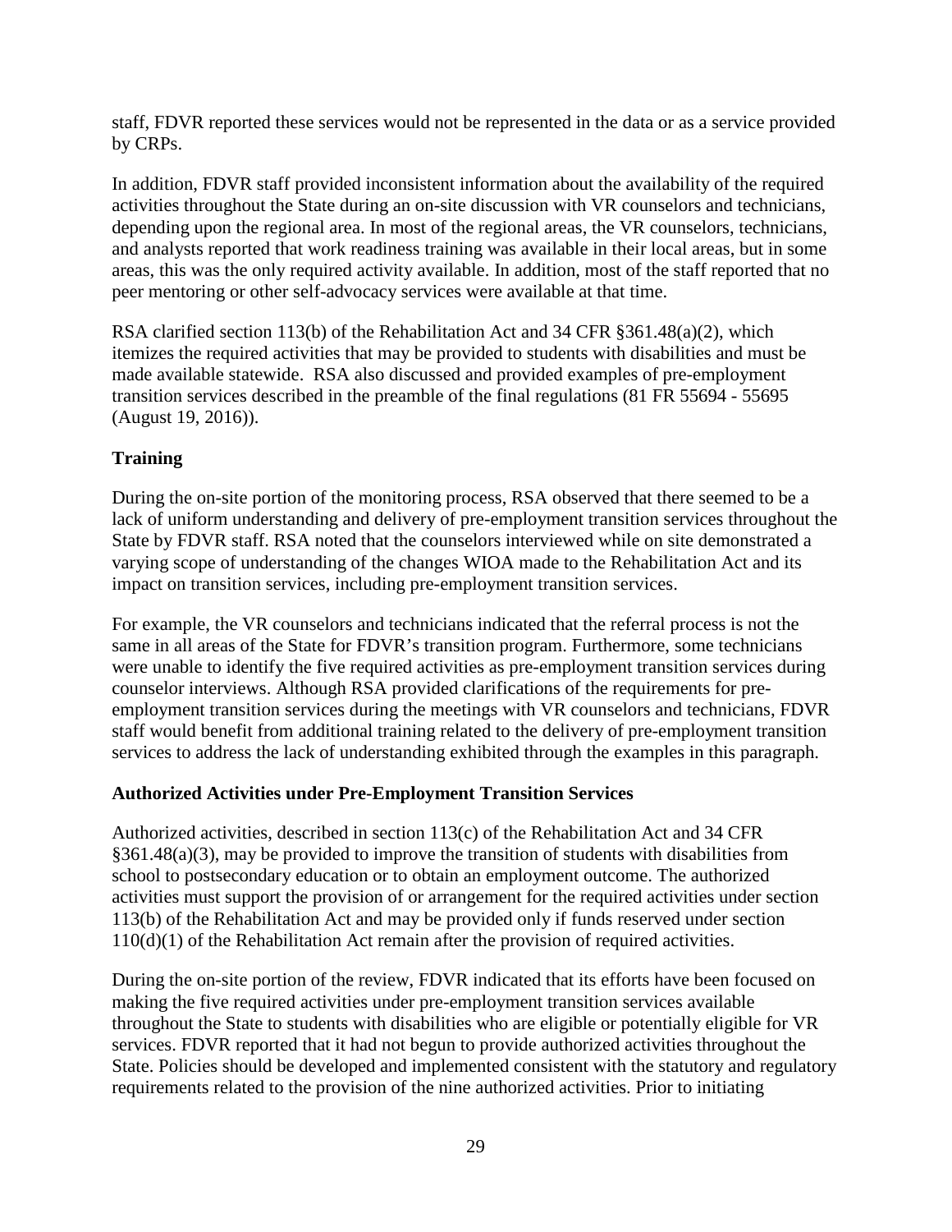staff, FDVR reported these services would not be represented in the data or as a service provided by CRPs.

In addition, FDVR staff provided inconsistent information about the availability of the required activities throughout the State during an on-site discussion with VR counselors and technicians, depending upon the regional area. In most of the regional areas, the VR counselors, technicians, and analysts reported that work readiness training was available in their local areas, but in some areas, this was the only required activity available. In addition, most of the staff reported that no peer mentoring or other self-advocacy services were available at that time.

RSA clarified section 113(b) of the Rehabilitation Act and 34 CFR §361.48(a)(2), which itemizes the required activities that may be provided to students with disabilities and must be made available statewide. RSA also discussed and provided examples of pre-employment transition services described in the preamble of the final regulations (81 FR 55694 - 55695 (August 19, 2016)).

**Training**

During the on-site portion of the monitoring process, RSA observed that there seemed to be a lack of uniform understanding and delivery of pre-employment transition services throughout the State by FDVR staff. RSA noted that the counselors interviewed while on site demonstrated a varying scope of understanding of the changes WIOA made to the Rehabilitation Act and its impact on transition services, including pre-employment transition services.

For example, the VR counselors and technicians indicated that the referral process is not the same in all areas of the State for FDVR's transition program. Furthermore, some technicians were unable to identify the five required activities as pre-employment transition services during counselor interviews. Although RSA provided clarifications of the requirements for pre-employment transition services during the meetings with VR counselors and technicians, FDVR staff would benefit from additional training related to the delivery of pre-employment transition services to address the lack of understanding exhibited through the examples in this paragraph.

**Authorized Activities under Pre-Employment Transition Services**

Authorized activities, described in section 113(c) of the Rehabilitation Act and 34 CFR §361.48(a)(3), may be provided to improve the transition of students with disabilities from school to postsecondary education or to obtain an employment outcome. The authorized activities must support the provision of or arrangement for the required activities under section 113(b) of the Rehabilitation Act and may be provided only if funds reserved under section 110(d)(1) of the Rehabilitation Act remain after the provision of required activities.

During the on-site portion of the review, FDVR indicated that its efforts have been focused on making the five required activities under pre-employment transition services available throughout the State to students with disabilities who are eligible or potentially eligible for VR services. FDVR reported that it had not begun to provide authorized activities throughout the State. Policies should be developed and implemented consistent with the statutory and regulatory requirements related to the provision of the nine authorized activities. Prior to initiating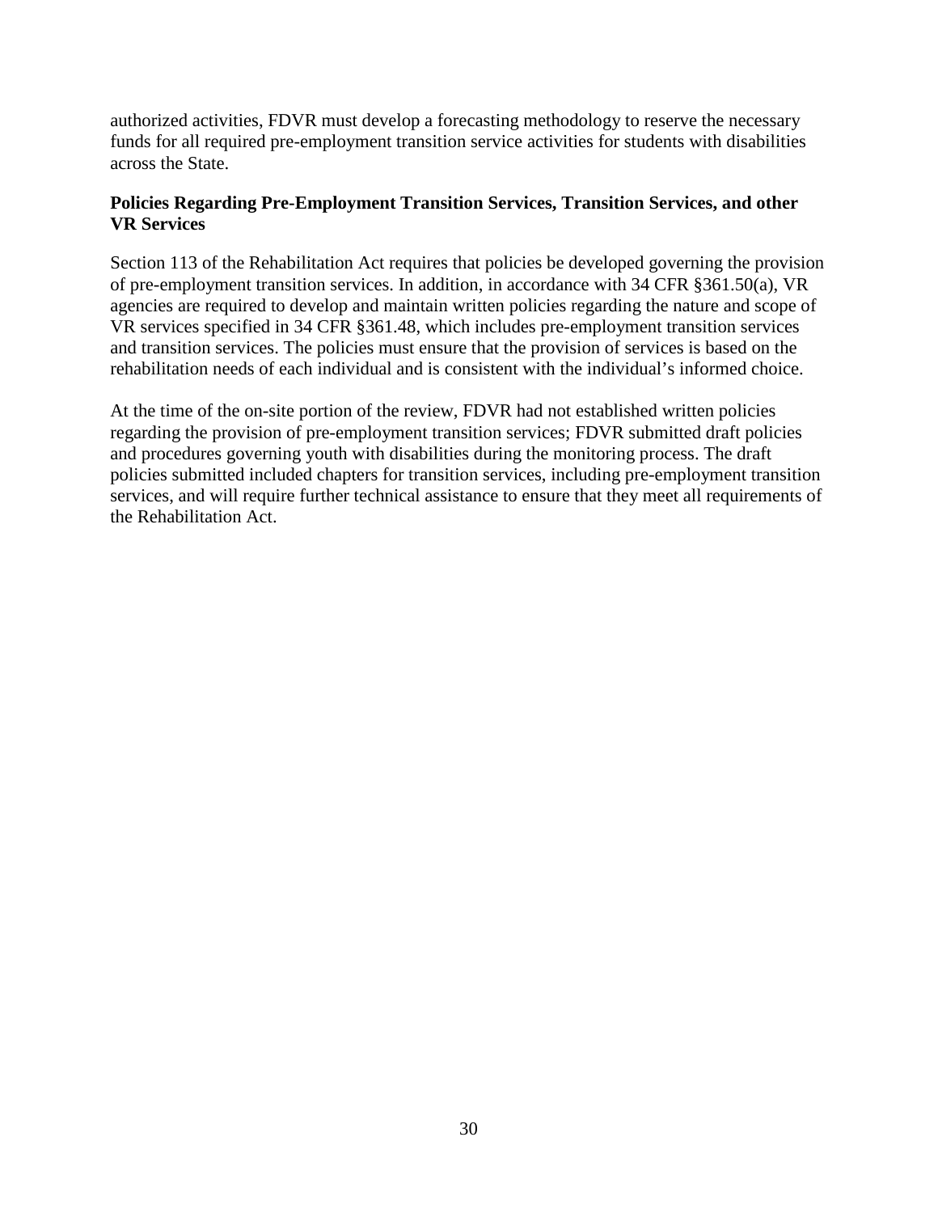authorized activities, FDVR must develop a forecasting methodology to reserve the necessary funds for all required pre-employment transition service activities for students with disabilities across the State.

**Policies Regarding Pre-Employment Transition Services, Transition Services, and other VR Services**

Section 113 of the Rehabilitation Act requires that policies be developed governing the provision of pre-employment transition services. In addition, in accordance with 34 CFR §361.50(a), VR agencies are required to develop and maintain written policies regarding the nature and scope of VR services specified in 34 CFR §361.48, which includes pre-employment transition services and transition services. The policies must ensure that the provision of services is based on the rehabilitation needs of each individual and is consistent with the individual's informed choice.

At the time of the on-site portion of the review, FDVR had not established written policies regarding the provision of pre-employment transition services; FDVR submitted draft policies and procedures governing youth with disabilities during the monitoring process. The draft policies submitted included chapters for transition services, including pre-employment transition services, and will require further technical assistance to ensure that they meet all requirements of the Rehabilitation Act.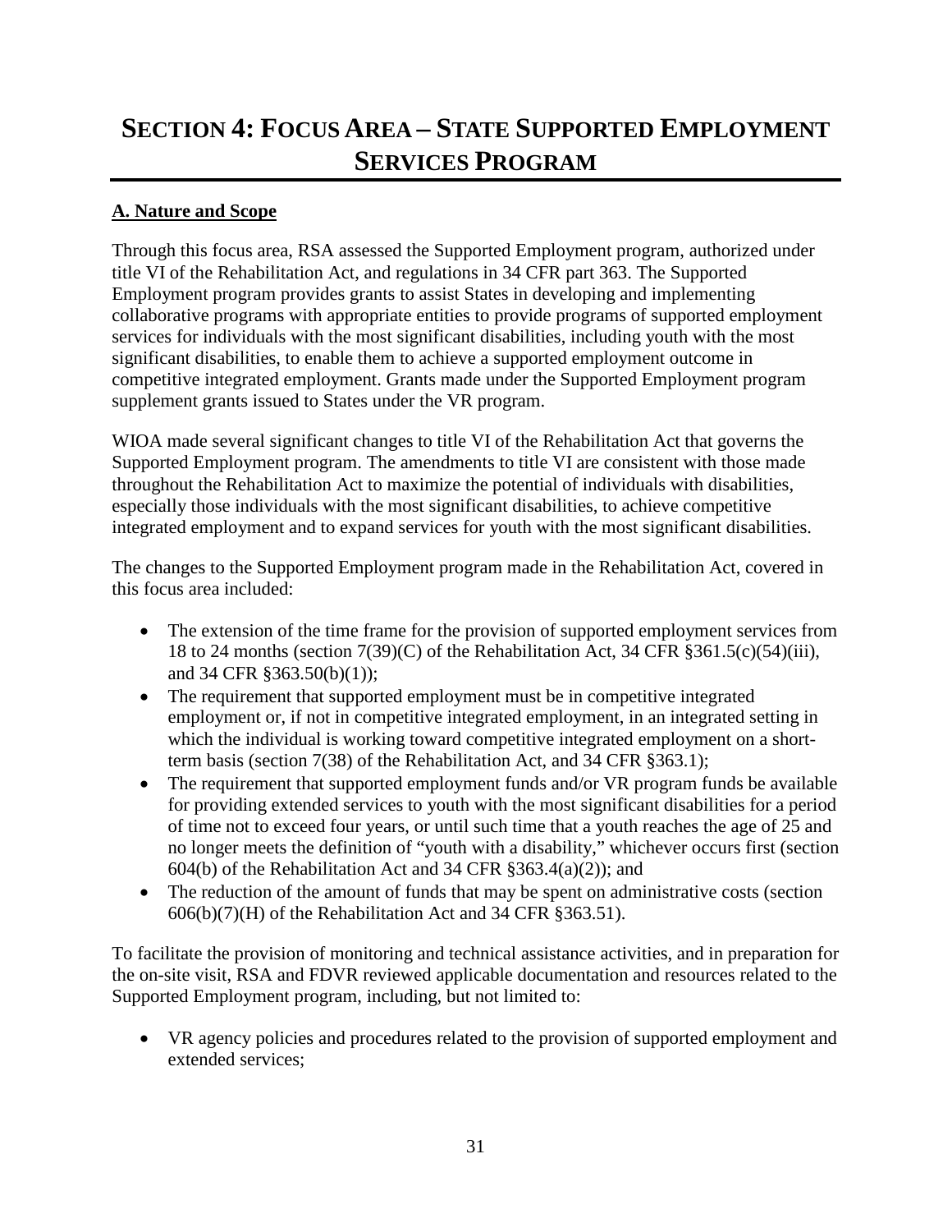# SECTION 4: FOCUS AREA – STATE SUPPORTED EMPLOYMENT SERVICES PROGRAM

## A. Nature and Scope

Through this focus area, RSA assessed the Supported Employment program, authorized under title VI of the Rehabilitation Act, and regulations in 34 CFR part 363. The Supported Employment program provides grants to assist States in developing and implementing collaborative programs with appropriate entities to provide programs of supported employment services for individuals with the most significant disabilities, including youth with the most significant disabilities, to enable them to achieve a supported employment outcome in competitive integrated employment. Grants made under the Supported Employment program supplement grants issued to States under the VR program.

WIOA made several significant changes to title VI of the Rehabilitation Act that governs the Supported Employment program. The amendments to title VI are consistent with those made throughout the Rehabilitation Act to maximize the potential of individuals with disabilities, especially those individuals with the most significant disabilities, to achieve competitive integrated employment and to expand services for youth with the most significant disabilities.

The changes to the Supported Employment program made in the Rehabilitation Act, covered in this focus area included:

- The extension of the time frame for the provision of supported employment services from 18 to 24 months (section 7(39)(C) of the Rehabilitation Act, 34 CFR §361.5(c)(54)(iii), and 34 CFR §363.50(b)(1));
- The requirement that supported employment must be in competitive integrated employment or, if not in competitive integrated employment, in an integrated setting in which the individual is working toward competitive integrated employment on a short-term basis (section 7(38) of the Rehabilitation Act, and 34 CFR §363.1);
- The requirement that supported employment funds and/or VR program funds be available for providing extended services to youth with the most significant disabilities for a period of time not to exceed four years, or until such time that a youth reaches the age of 25 and no longer meets the definition of "youth with a disability," whichever occurs first (section 604(b) of the Rehabilitation Act and 34 CFR §363.4(a)(2)); and
- The reduction of the amount of funds that may be spent on administrative costs (section 606(b)(7)(H) of the Rehabilitation Act and 34 CFR §363.51).

To facilitate the provision of monitoring and technical assistance activities, and in preparation for the on-site visit, RSA and FDVR reviewed applicable documentation and resources related to the Supported Employment program, including, but not limited to:

- VR agency policies and procedures related to the provision of supported employment and extended services;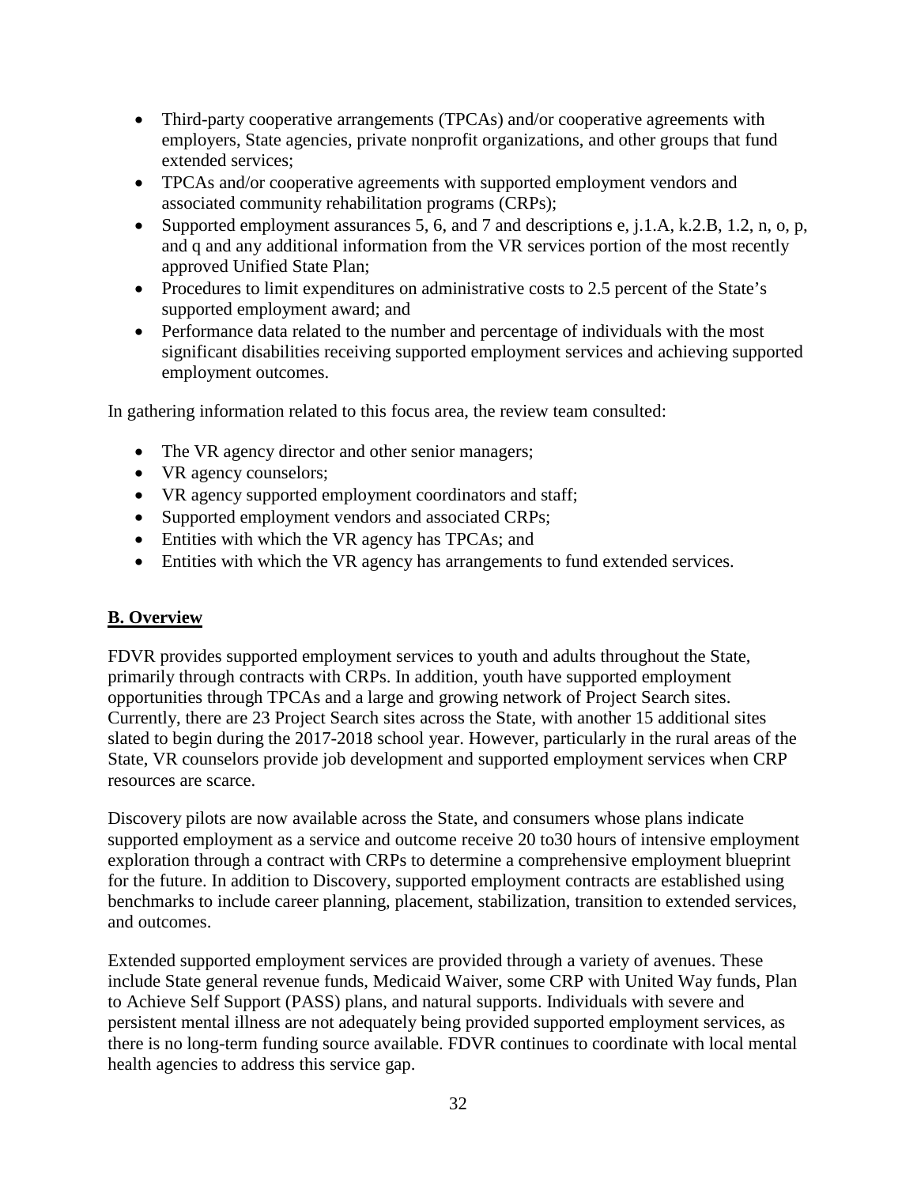- Third-party cooperative arrangements (TPCAs) and/or cooperative agreements with employers, State agencies, private nonprofit organizations, and other groups that fund extended services;
- TPCAs and/or cooperative agreements with supported employment vendors and associated community rehabilitation programs (CRPs);
- Supported employment assurances 5, 6, and 7 and descriptions e, j.1.A, k.2.B, 1.2, n, o, p, and q and any additional information from the VR services portion of the most recently approved Unified State Plan;
- Procedures to limit expenditures on administrative costs to 2.5 percent of the State's supported employment award; and
- Performance data related to the number and percentage of individuals with the most significant disabilities receiving supported employment services and achieving supported employment outcomes.

In gathering information related to this focus area, the review team consulted:

- The VR agency director and other senior managers;
- VR agency counselors;
- VR agency supported employment coordinators and staff;
- Supported employment vendors and associated CRPs;
- Entities with which the VR agency has TPCAs; and
- Entities with which the VR agency has arrangements to fund extended services.

## B. Overview

FDVR provides supported employment services to youth and adults throughout the State, primarily through contracts with CRPs. In addition, youth have supported employment opportunities through TPCAs and a large and growing network of Project Search sites. Currently, there are 23 Project Search sites across the State, with another 15 additional sites slated to begin during the 2017-2018 school year. However, particularly in the rural areas of the State, VR counselors provide job development and supported employment services when CRP resources are scarce.

Discovery pilots are now available across the State, and consumers whose plans indicate supported employment as a service and outcome receive 20 to30 hours of intensive employment exploration through a contract with CRPs to determine a comprehensive employment blueprint for the future. In addition to Discovery, supported employment contracts are established using benchmarks to include career planning, placement, stabilization, transition to extended services, and outcomes.

Extended supported employment services are provided through a variety of avenues. These include State general revenue funds, Medicaid Waiver, some CRP with United Way funds, Plan to Achieve Self Support (PASS) plans, and natural supports. Individuals with severe and persistent mental illness are not adequately being provided supported employment services, as there is no long-term funding source available. FDVR continues to coordinate with local mental health agencies to address this service gap.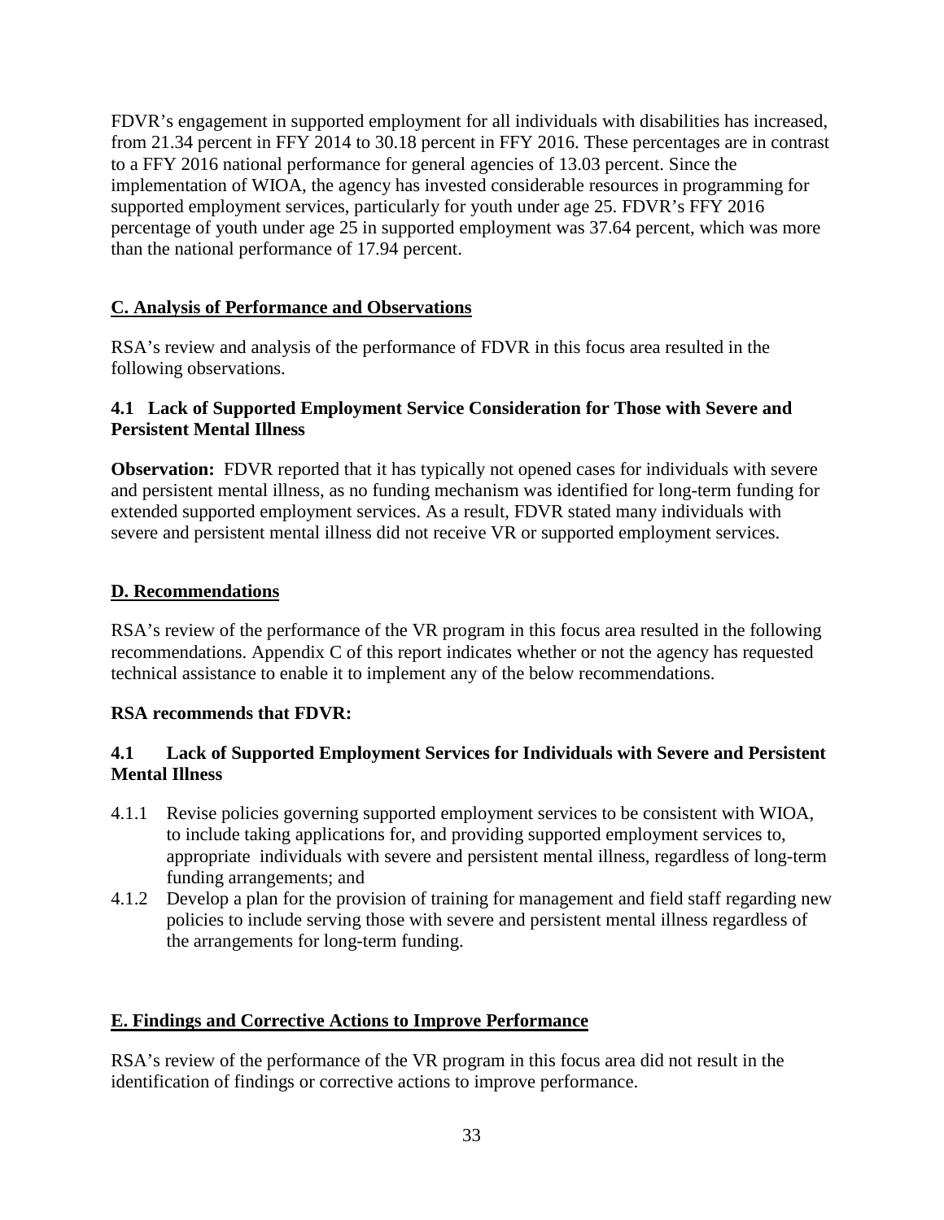FDVR's engagement in supported employment for all individuals with disabilities has increased, from 21.34 percent in FFY 2014 to 30.18 percent in FFY 2016. These percentages are in contrast to a FFY 2016 national performance for general agencies of 13.03 percent. Since the implementation of WIOA, the agency has invested considerable resources in programming for supported employment services, particularly for youth under age 25. FDVR's FFY 2016 percentage of youth under age 25 in supported employment was 37.64 percent, which was more than the national performance of 17.94 percent.

## C. Analysis of Performance and Observations

RSA's review and analysis of the performance of FDVR in this focus area resulted in the following observations.

### 4.1 Lack of Supported Employment Service Consideration for Those with Severe and Persistent Mental Illness

**Observation:** FDVR reported that it has typically not opened cases for individuals with severe and persistent mental illness, as no funding mechanism was identified for long-term funding for extended supported employment services. As a result, FDVR stated many individuals with severe and persistent mental illness did not receive VR or supported employment services.

## D. Recommendations

RSA's review of the performance of the VR program in this focus area resulted in the following recommendations. Appendix C of this report indicates whether or not the agency has requested technical assistance to enable it to implement any of the below recommendations.

**RSA recommends that FDVR:**

### 4.1 Lack of Supported Employment Services for Individuals with Severe and Persistent Mental Illness

4.1.1 Revise policies governing supported employment services to be consistent with WIOA, to include taking applications for, and providing supported employment services to, appropriate individuals with severe and persistent mental illness, regardless of long-term funding arrangements; and

4.1.2 Develop a plan for the provision of training for management and field staff regarding new policies to include serving those with severe and persistent mental illness regardless of the arrangements for long-term funding.

## E. Findings and Corrective Actions to Improve Performance

RSA's review of the performance of the VR program in this focus area did not result in the identification of findings or corrective actions to improve performance.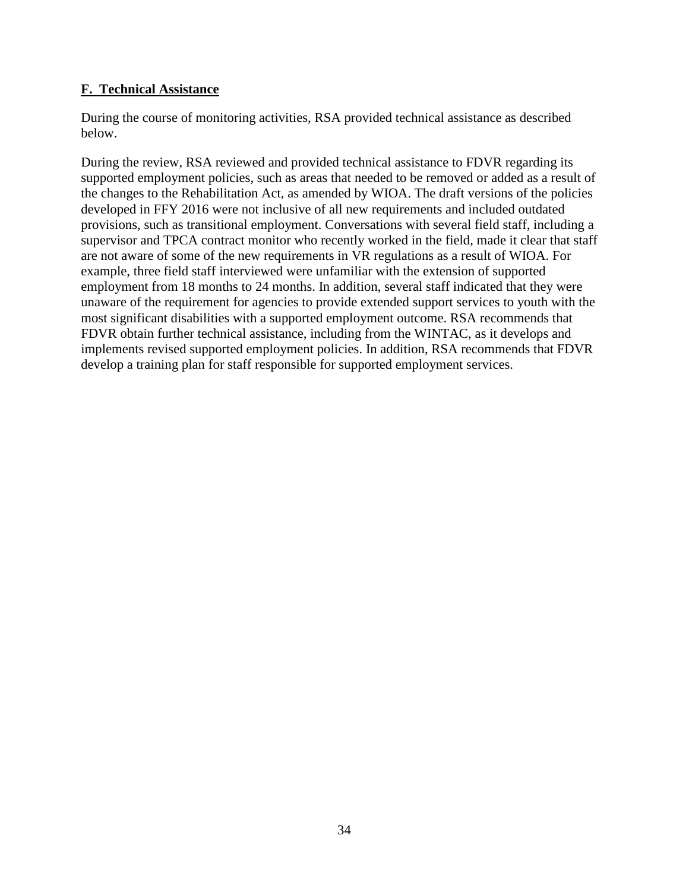## F. Technical Assistance

During the course of monitoring activities, RSA provided technical assistance as described below.

During the review, RSA reviewed and provided technical assistance to FDVR regarding its supported employment policies, such as areas that needed to be removed or added as a result of the changes to the Rehabilitation Act, as amended by WIOA. The draft versions of the policies developed in FFY 2016 were not inclusive of all new requirements and included outdated provisions, such as transitional employment. Conversations with several field staff, including a supervisor and TPCA contract monitor who recently worked in the field, made it clear that staff are not aware of some of the new requirements in VR regulations as a result of WIOA. For example, three field staff interviewed were unfamiliar with the extension of supported employment from 18 months to 24 months. In addition, several staff indicated that they were unaware of the requirement for agencies to provide extended support services to youth with the most significant disabilities with a supported employment outcome. RSA recommends that FDVR obtain further technical assistance, including from the WINTAC, as it develops and implements revised supported employment policies. In addition, RSA recommends that FDVR develop a training plan for staff responsible for supported employment services.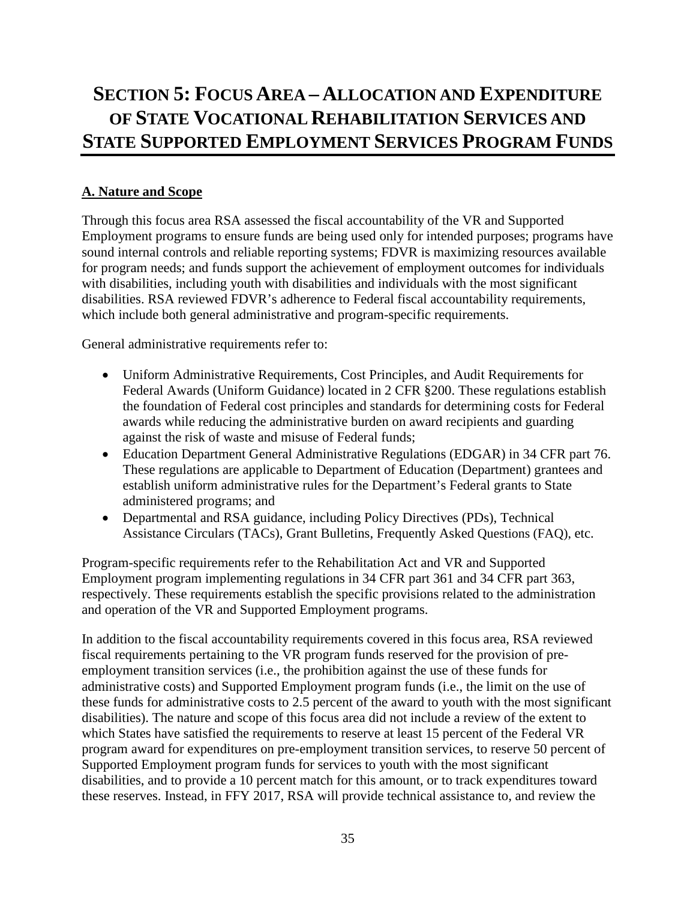# Section 5: Focus Area – Allocation and Expenditure of State Vocational Rehabilitation Services and State Supported Employment Services Program Funds

## A. Nature and Scope

Through this focus area RSA assessed the fiscal accountability of the VR and Supported Employment programs to ensure funds are being used only for intended purposes; programs have sound internal controls and reliable reporting systems; FDVR is maximizing resources available for program needs; and funds support the achievement of employment outcomes for individuals with disabilities, including youth with disabilities and individuals with the most significant disabilities. RSA reviewed FDVR's adherence to Federal fiscal accountability requirements, which include both general administrative and program-specific requirements.

General administrative requirements refer to:

- Uniform Administrative Requirements, Cost Principles, and Audit Requirements for Federal Awards (Uniform Guidance) located in 2 CFR §200. These regulations establish the foundation of Federal cost principles and standards for determining costs for Federal awards while reducing the administrative burden on award recipients and guarding against the risk of waste and misuse of Federal funds;
- Education Department General Administrative Regulations (EDGAR) in 34 CFR part 76. These regulations are applicable to Department of Education (Department) grantees and establish uniform administrative rules for the Department's Federal grants to State administered programs; and
- Departmental and RSA guidance, including Policy Directives (PDs), Technical Assistance Circulars (TACs), Grant Bulletins, Frequently Asked Questions (FAQ), etc.

Program-specific requirements refer to the Rehabilitation Act and VR and Supported Employment program implementing regulations in 34 CFR part 361 and 34 CFR part 363, respectively. These requirements establish the specific provisions related to the administration and operation of the VR and Supported Employment programs.

In addition to the fiscal accountability requirements covered in this focus area, RSA reviewed fiscal requirements pertaining to the VR program funds reserved for the provision of pre-employment transition services (i.e., the prohibition against the use of these funds for administrative costs) and Supported Employment program funds (i.e., the limit on the use of these funds for administrative costs to 2.5 percent of the award to youth with the most significant disabilities). The nature and scope of this focus area did not include a review of the extent to which States have satisfied the requirements to reserve at least 15 percent of the Federal VR program award for expenditures on pre-employment transition services, to reserve 50 percent of Supported Employment program funds for services to youth with the most significant disabilities, and to provide a 10 percent match for this amount, or to track expenditures toward these reserves. Instead, in FFY 2017, RSA will provide technical assistance to, and review the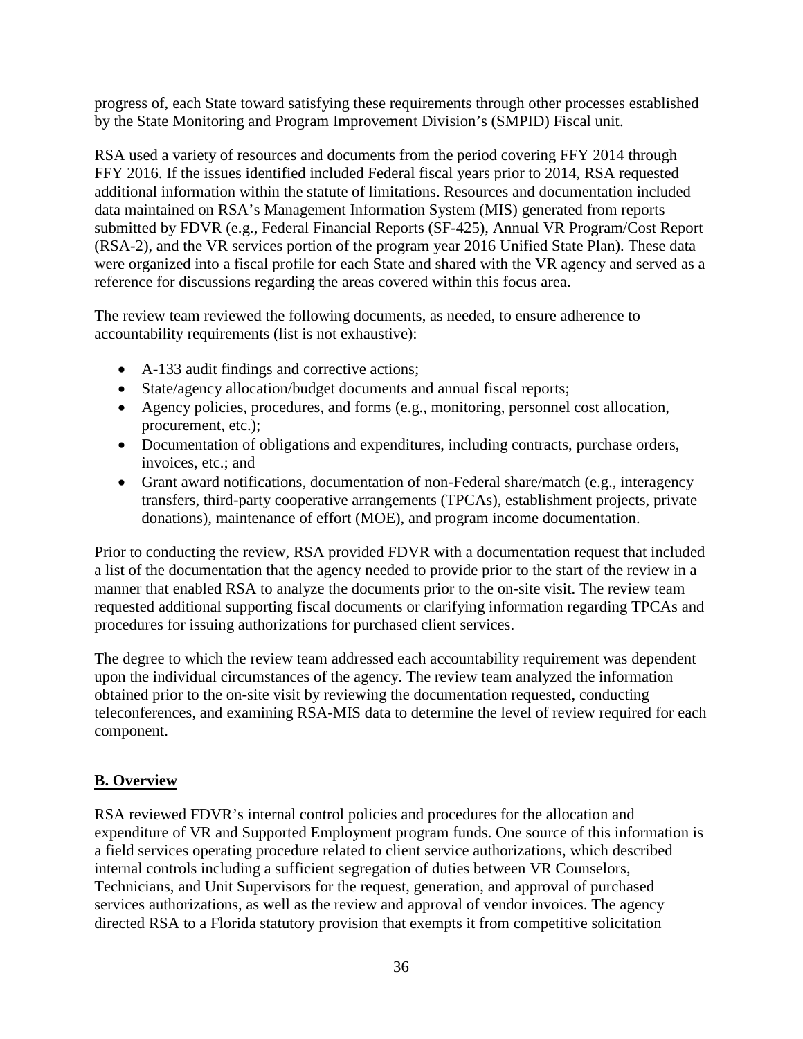progress of, each State toward satisfying these requirements through other processes established by the State Monitoring and Program Improvement Division's (SMPID) Fiscal unit.

RSA used a variety of resources and documents from the period covering FFY 2014 through FFY 2016. If the issues identified included Federal fiscal years prior to 2014, RSA requested additional information within the statute of limitations. Resources and documentation included data maintained on RSA's Management Information System (MIS) generated from reports submitted by FDVR (e.g., Federal Financial Reports (SF-425), Annual VR Program/Cost Report (RSA-2), and the VR services portion of the program year 2016 Unified State Plan). These data were organized into a fiscal profile for each State and shared with the VR agency and served as a reference for discussions regarding the areas covered within this focus area.

The review team reviewed the following documents, as needed, to ensure adherence to accountability requirements (list is not exhaustive):

- A-133 audit findings and corrective actions;
- State/agency allocation/budget documents and annual fiscal reports;
- Agency policies, procedures, and forms (e.g., monitoring, personnel cost allocation, procurement, etc.);
- Documentation of obligations and expenditures, including contracts, purchase orders, invoices, etc.; and
- Grant award notifications, documentation of non-Federal share/match (e.g., interagency transfers, third-party cooperative arrangements (TPCAs), establishment projects, private donations), maintenance of effort (MOE), and program income documentation.

Prior to conducting the review, RSA provided FDVR with a documentation request that included a list of the documentation that the agency needed to provide prior to the start of the review in a manner that enabled RSA to analyze the documents prior to the on-site visit. The review team requested additional supporting fiscal documents or clarifying information regarding TPCAs and procedures for issuing authorizations for purchased client services.

The degree to which the review team addressed each accountability requirement was dependent upon the individual circumstances of the agency. The review team analyzed the information obtained prior to the on-site visit by reviewing the documentation requested, conducting teleconferences, and examining RSA-MIS data to determine the level of review required for each component.

## B. Overview

RSA reviewed FDVR's internal control policies and procedures for the allocation and expenditure of VR and Supported Employment program funds. One source of this information is a field services operating procedure related to client service authorizations, which described internal controls including a sufficient segregation of duties between VR Counselors, Technicians, and Unit Supervisors for the request, generation, and approval of purchased services authorizations, as well as the review and approval of vendor invoices. The agency directed RSA to a Florida statutory provision that exempts it from competitive solicitation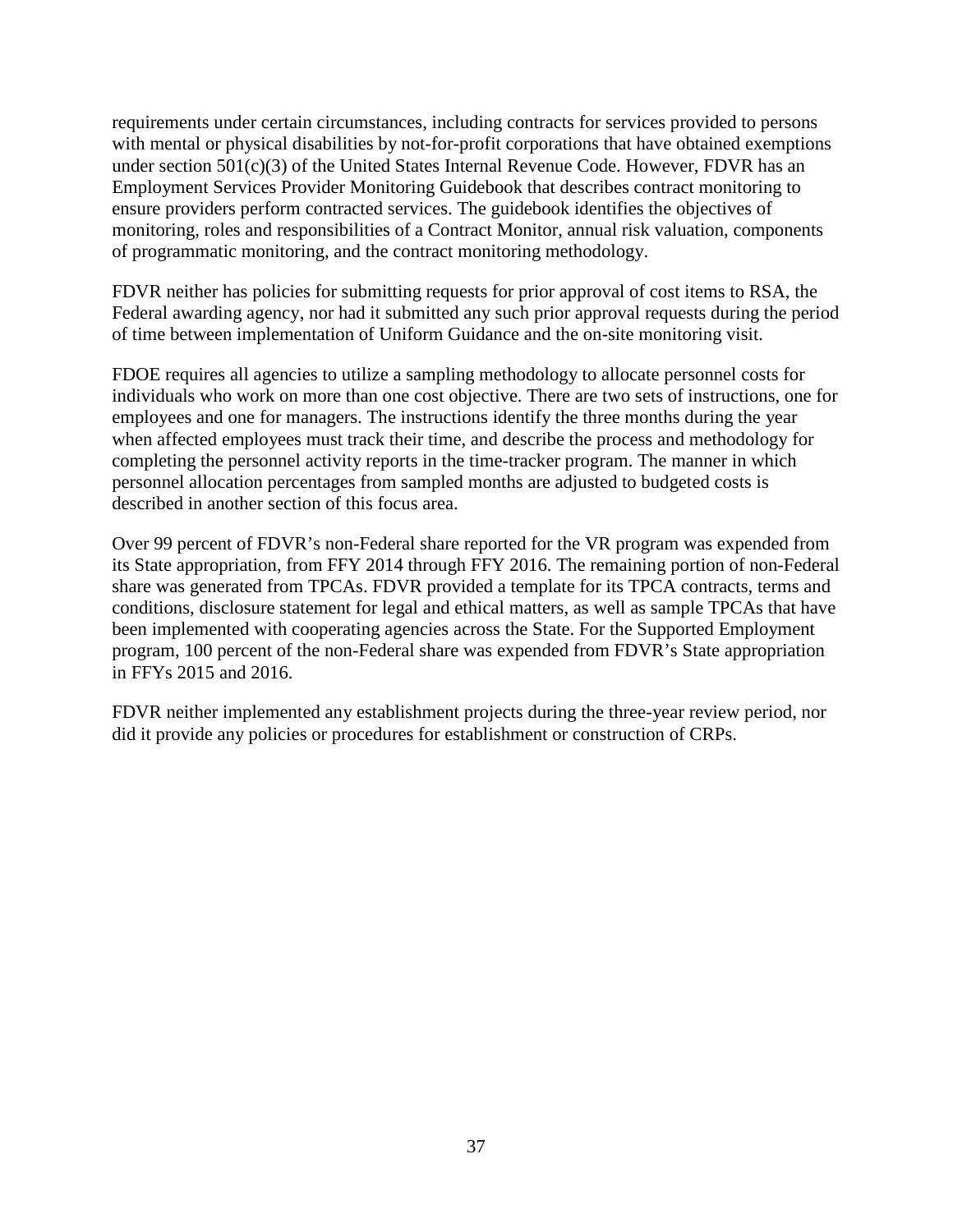requirements under certain circumstances, including contracts for services provided to persons with mental or physical disabilities by not-for-profit corporations that have obtained exemptions under section 501(c)(3) of the United States Internal Revenue Code. However, FDVR has an Employment Services Provider Monitoring Guidebook that describes contract monitoring to ensure providers perform contracted services. The guidebook identifies the objectives of monitoring, roles and responsibilities of a Contract Monitor, annual risk valuation, components of programmatic monitoring, and the contract monitoring methodology.

FDVR neither has policies for submitting requests for prior approval of cost items to RSA, the Federal awarding agency, nor had it submitted any such prior approval requests during the period of time between implementation of Uniform Guidance and the on-site monitoring visit.

FDOE requires all agencies to utilize a sampling methodology to allocate personnel costs for individuals who work on more than one cost objective. There are two sets of instructions, one for employees and one for managers. The instructions identify the three months during the year when affected employees must track their time, and describe the process and methodology for completing the personnel activity reports in the time-tracker program. The manner in which personnel allocation percentages from sampled months are adjusted to budgeted costs is described in another section of this focus area.

Over 99 percent of FDVR's non-Federal share reported for the VR program was expended from its State appropriation, from FFY 2014 through FFY 2016. The remaining portion of non-Federal share was generated from TPCAs. FDVR provided a template for its TPCA contracts, terms and conditions, disclosure statement for legal and ethical matters, as well as sample TPCAs that have been implemented with cooperating agencies across the State. For the Supported Employment program, 100 percent of the non-Federal share was expended from FDVR's State appropriation in FFYs 2015 and 2016.

FDVR neither implemented any establishment projects during the three-year review period, nor did it provide any policies or procedures for establishment or construction of CRPs.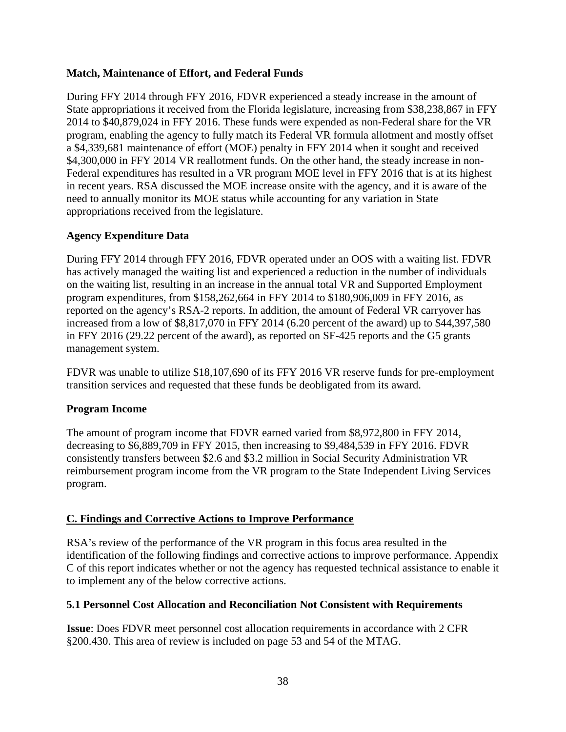**Match, Maintenance of Effort, and Federal Funds**

During FFY 2014 through FFY 2016, FDVR experienced a steady increase in the amount of State appropriations it received from the Florida legislature, increasing from $38,238,867 in FFY 2014 to $40,879,024 in FFY 2016. These funds were expended as non-Federal share for the VR program, enabling the agency to fully match its Federal VR formula allotment and mostly offset a $4,339,681 maintenance of effort (MOE) penalty in FFY 2014 when it sought and received $4,300,000 in FFY 2014 VR reallotment funds. On the other hand, the steady increase in non-Federal expenditures has resulted in a VR program MOE level in FFY 2016 that is at its highest in recent years. RSA discussed the MOE increase onsite with the agency, and it is aware of the need to annually monitor its MOE status while accounting for any variation in State appropriations received from the legislature.

**Agency Expenditure Data**

During FFY 2014 through FFY 2016, FDVR operated under an OOS with a waiting list. FDVR has actively managed the waiting list and experienced a reduction in the number of individuals on the waiting list, resulting in an increase in the annual total VR and Supported Employment program expenditures, from $158,262,664 in FFY 2014 to $180,906,009 in FFY 2016, as reported on the agency's RSA-2 reports. In addition, the amount of Federal VR carryover has increased from a low of $8,817,070 in FFY 2014 (6.20 percent of the award) up to $44,397,580 in FFY 2016 (29.22 percent of the award), as reported on SF-425 reports and the G5 grants management system.

FDVR was unable to utilize $18,107,690 of its FFY 2016 VR reserve funds for pre-employment transition services and requested that these funds be deobligated from its award.

**Program Income**

The amount of program income that FDVR earned varied from $8,972,800 in FFY 2014, decreasing to $6,889,709 in FFY 2015, then increasing to $9,484,539 in FFY 2016. FDVR consistently transfers between $2.6 and $3.2 million in Social Security Administration VR reimbursement program income from the VR program to the State Independent Living Services program.

## C. Findings and Corrective Actions to Improve Performance

RSA's review of the performance of the VR program in this focus area resulted in the identification of the following findings and corrective actions to improve performance. Appendix C of this report indicates whether or not the agency has requested technical assistance to enable it to implement any of the below corrective actions.

### 5.1 Personnel Cost Allocation and Reconciliation Not Consistent with Requirements

**Issue**: Does FDVR meet personnel cost allocation requirements in accordance with 2 CFR §200.430. This area of review is included on page 53 and 54 of the MTAG.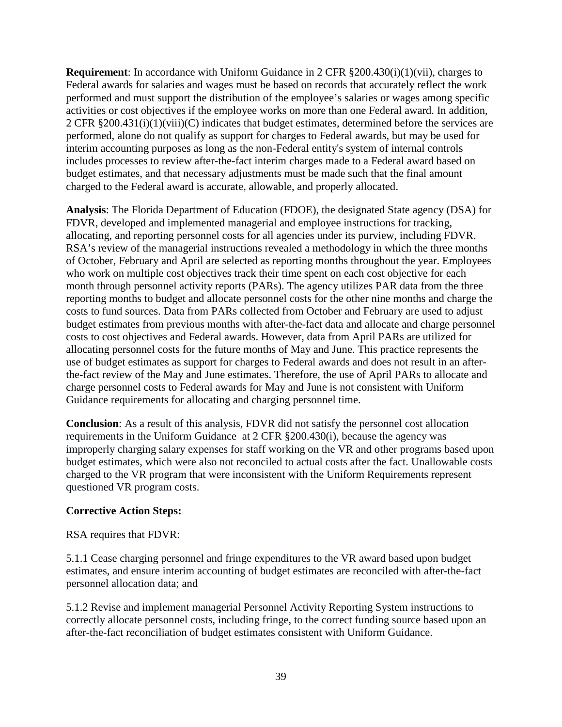**Requirement**: In accordance with Uniform Guidance in 2 CFR §200.430(i)(1)(vii), charges to Federal awards for salaries and wages must be based on records that accurately reflect the work performed and must support the distribution of the employee's salaries or wages among specific activities or cost objectives if the employee works on more than one Federal award. In addition, 2 CFR §200.431(i)(1)(viii)(C) indicates that budget estimates, determined before the services are performed, alone do not qualify as support for charges to Federal awards, but may be used for interim accounting purposes as long as the non-Federal entity's system of internal controls includes processes to review after-the-fact interim charges made to a Federal award based on budget estimates, and that necessary adjustments must be made such that the final amount charged to the Federal award is accurate, allowable, and properly allocated.

**Analysis**: The Florida Department of Education (FDOE), the designated State agency (DSA) for FDVR, developed and implemented managerial and employee instructions for tracking, allocating, and reporting personnel costs for all agencies under its purview, including FDVR. RSA's review of the managerial instructions revealed a methodology in which the three months of October, February and April are selected as reporting months throughout the year. Employees who work on multiple cost objectives track their time spent on each cost objective for each month through personnel activity reports (PARs). The agency utilizes PAR data from the three reporting months to budget and allocate personnel costs for the other nine months and charge the costs to fund sources. Data from PARs collected from October and February are used to adjust budget estimates from previous months with after-the-fact data and allocate and charge personnel costs to cost objectives and Federal awards. However, data from April PARs are utilized for allocating personnel costs for the future months of May and June. This practice represents the use of budget estimates as support for charges to Federal awards and does not result in an after-the-fact review of the May and June estimates. Therefore, the use of April PARs to allocate and charge personnel costs to Federal awards for May and June is not consistent with Uniform Guidance requirements for allocating and charging personnel time.

**Conclusion**: As a result of this analysis, FDVR did not satisfy the personnel cost allocation requirements in the Uniform Guidance at 2 CFR §200.430(i), because the agency was improperly charging salary expenses for staff working on the VR and other programs based upon budget estimates, which were also not reconciled to actual costs after the fact. Unallowable costs charged to the VR program that were inconsistent with the Uniform Requirements represent questioned VR program costs.

**Corrective Action Steps:**

RSA requires that FDVR:

5.1.1 Cease charging personnel and fringe expenditures to the VR award based upon budget estimates, and ensure interim accounting of budget estimates are reconciled with after-the-fact personnel allocation data; and

5.1.2 Revise and implement managerial Personnel Activity Reporting System instructions to correctly allocate personnel costs, including fringe, to the correct funding source based upon an after-the-fact reconciliation of budget estimates consistent with Uniform Guidance.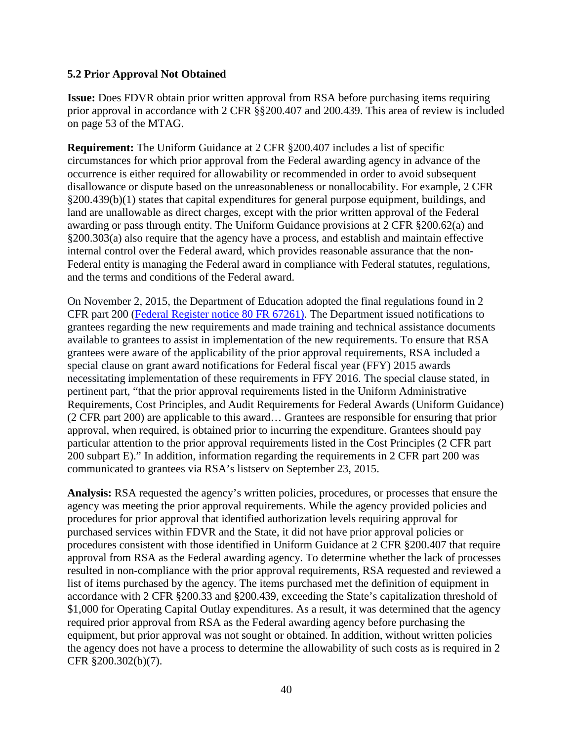### 5.2 Prior Approval Not Obtained

**Issue:** Does FDVR obtain prior written approval from RSA before purchasing items requiring prior approval in accordance with 2 CFR §§200.407 and 200.439. This area of review is included on page 53 of the MTAG.

**Requirement:** The Uniform Guidance at 2 CFR §200.407 includes a list of specific circumstances for which prior approval from the Federal awarding agency in advance of the occurrence is either required for allowability or recommended in order to avoid subsequent disallowance or dispute based on the unreasonableness or nonallocability. For example, 2 CFR §200.439(b)(1) states that capital expenditures for general purpose equipment, buildings, and land are unallowable as direct charges, except with the prior written approval of the Federal awarding or pass through entity. The Uniform Guidance provisions at 2 CFR §200.62(a) and §200.303(a) also require that the agency have a process, and establish and maintain effective internal control over the Federal award, which provides reasonable assurance that the non-Federal entity is managing the Federal award in compliance with Federal statutes, regulations, and the terms and conditions of the Federal award.

On November 2, 2015, the Department of Education adopted the final regulations found in 2 CFR part 200 ([Federal Register notice 80 FR 67261)](). The Department issued notifications to grantees regarding the new requirements and made training and technical assistance documents available to grantees to assist in implementation of the new requirements. To ensure that RSA grantees were aware of the applicability of the prior approval requirements, RSA included a special clause on grant award notifications for Federal fiscal year (FFY) 2015 awards necessitating implementation of these requirements in FFY 2016. The special clause stated, in pertinent part, "that the prior approval requirements listed in the Uniform Administrative Requirements, Cost Principles, and Audit Requirements for Federal Awards (Uniform Guidance) (2 CFR part 200) are applicable to this award… Grantees are responsible for ensuring that prior approval, when required, is obtained prior to incurring the expenditure. Grantees should pay particular attention to the prior approval requirements listed in the Cost Principles (2 CFR part 200 subpart E)." In addition, information regarding the requirements in 2 CFR part 200 was communicated to grantees via RSA's listserv on September 23, 2015.

**Analysis:** RSA requested the agency's written policies, procedures, or processes that ensure the agency was meeting the prior approval requirements. While the agency provided policies and procedures for prior approval that identified authorization levels requiring approval for purchased services within FDVR and the State, it did not have prior approval policies or procedures consistent with those identified in Uniform Guidance at 2 CFR §200.407 that require approval from RSA as the Federal awarding agency. To determine whether the lack of processes resulted in non-compliance with the prior approval requirements, RSA requested and reviewed a list of items purchased by the agency. The items purchased met the definition of equipment in accordance with 2 CFR §200.33 and §200.439, exceeding the State's capitalization threshold of $1,000 for Operating Capital Outlay expenditures. As a result, it was determined that the agency required prior approval from RSA as the Federal awarding agency before purchasing the equipment, but prior approval was not sought or obtained. In addition, without written policies the agency does not have a process to determine the allowability of such costs as is required in 2 CFR §200.302(b)(7).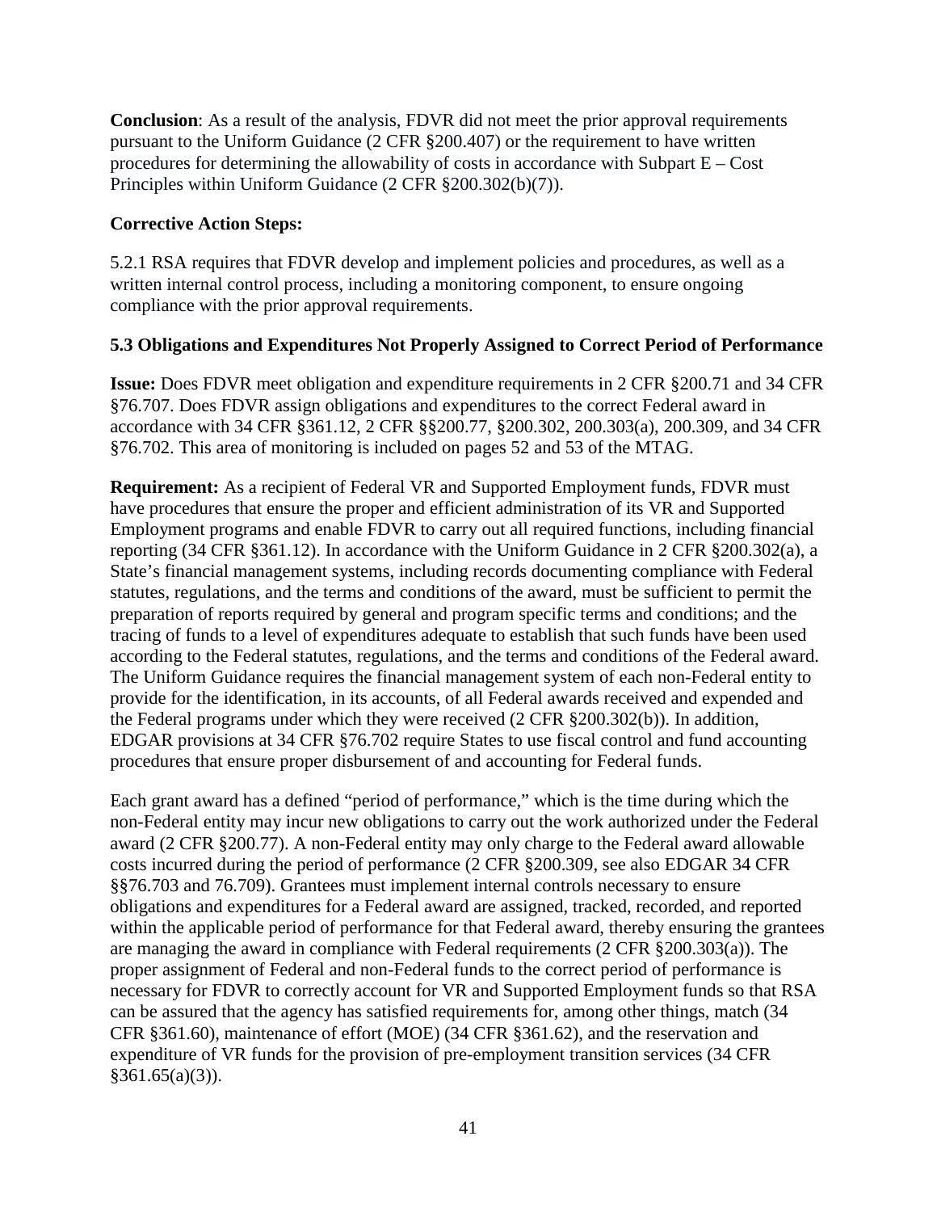**Conclusion**: As a result of the analysis, FDVR did not meet the prior approval requirements pursuant to the Uniform Guidance (2 CFR §200.407) or the requirement to have written procedures for determining the allowability of costs in accordance with Subpart E – Cost Principles within Uniform Guidance (2 CFR §200.302(b)(7)).

**Corrective Action Steps:**

5.2.1 RSA requires that FDVR develop and implement policies and procedures, as well as a written internal control process, including a monitoring component, to ensure ongoing compliance with the prior approval requirements.

### 5.3 Obligations and Expenditures Not Properly Assigned to Correct Period of Performance

**Issue:** Does FDVR meet obligation and expenditure requirements in 2 CFR §200.71 and 34 CFR §76.707. Does FDVR assign obligations and expenditures to the correct Federal award in accordance with 34 CFR §361.12, 2 CFR §§200.77, §200.302, 200.303(a), 200.309, and 34 CFR §76.702. This area of monitoring is included on pages 52 and 53 of the MTAG.

**Requirement:** As a recipient of Federal VR and Supported Employment funds, FDVR must have procedures that ensure the proper and efficient administration of its VR and Supported Employment programs and enable FDVR to carry out all required functions, including financial reporting (34 CFR §361.12). In accordance with the Uniform Guidance in 2 CFR §200.302(a), a State's financial management systems, including records documenting compliance with Federal statutes, regulations, and the terms and conditions of the award, must be sufficient to permit the preparation of reports required by general and program specific terms and conditions; and the tracing of funds to a level of expenditures adequate to establish that such funds have been used according to the Federal statutes, regulations, and the terms and conditions of the Federal award. The Uniform Guidance requires the financial management system of each non-Federal entity to provide for the identification, in its accounts, of all Federal awards received and expended and the Federal programs under which they were received (2 CFR §200.302(b)). In addition, EDGAR provisions at 34 CFR §76.702 require States to use fiscal control and fund accounting procedures that ensure proper disbursement of and accounting for Federal funds.

Each grant award has a defined "period of performance," which is the time during which the non-Federal entity may incur new obligations to carry out the work authorized under the Federal award (2 CFR §200.77). A non-Federal entity may only charge to the Federal award allowable costs incurred during the period of performance (2 CFR §200.309, see also EDGAR 34 CFR §§76.703 and 76.709). Grantees must implement internal controls necessary to ensure obligations and expenditures for a Federal award are assigned, tracked, recorded, and reported within the applicable period of performance for that Federal award, thereby ensuring the grantees are managing the award in compliance with Federal requirements (2 CFR §200.303(a)). The proper assignment of Federal and non-Federal funds to the correct period of performance is necessary for FDVR to correctly account for VR and Supported Employment funds so that RSA can be assured that the agency has satisfied requirements for, among other things, match (34 CFR §361.60), maintenance of effort (MOE) (34 CFR §361.62), and the reservation and expenditure of VR funds for the provision of pre-employment transition services (34 CFR §361.65(a)(3)).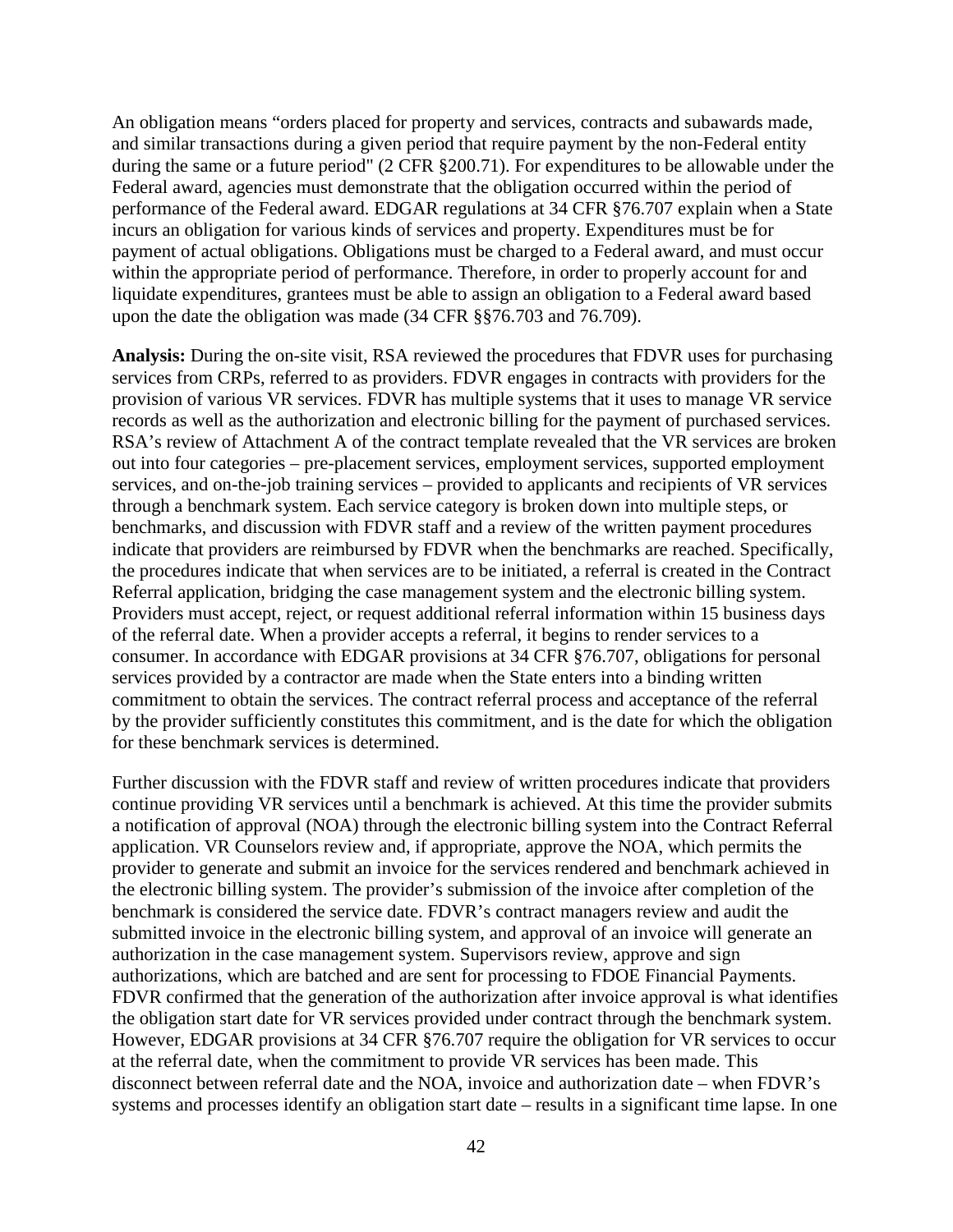An obligation means "orders placed for property and services, contracts and subawards made, and similar transactions during a given period that require payment by the non-Federal entity during the same or a future period" (2 CFR §200.71). For expenditures to be allowable under the Federal award, agencies must demonstrate that the obligation occurred within the period of performance of the Federal award. EDGAR regulations at 34 CFR §76.707 explain when a State incurs an obligation for various kinds of services and property. Expenditures must be for payment of actual obligations. Obligations must be charged to a Federal award, and must occur within the appropriate period of performance. Therefore, in order to properly account for and liquidate expenditures, grantees must be able to assign an obligation to a Federal award based upon the date the obligation was made (34 CFR §§76.703 and 76.709).

**Analysis:** During the on-site visit, RSA reviewed the procedures that FDVR uses for purchasing services from CRPs, referred to as providers. FDVR engages in contracts with providers for the provision of various VR services. FDVR has multiple systems that it uses to manage VR service records as well as the authorization and electronic billing for the payment of purchased services. RSA's review of Attachment A of the contract template revealed that the VR services are broken out into four categories – pre-placement services, employment services, supported employment services, and on-the-job training services – provided to applicants and recipients of VR services through a benchmark system. Each service category is broken down into multiple steps, or benchmarks, and discussion with FDVR staff and a review of the written payment procedures indicate that providers are reimbursed by FDVR when the benchmarks are reached. Specifically, the procedures indicate that when services are to be initiated, a referral is created in the Contract Referral application, bridging the case management system and the electronic billing system. Providers must accept, reject, or request additional referral information within 15 business days of the referral date. When a provider accepts a referral, it begins to render services to a consumer. In accordance with EDGAR provisions at 34 CFR §76.707, obligations for personal services provided by a contractor are made when the State enters into a binding written commitment to obtain the services. The contract referral process and acceptance of the referral by the provider sufficiently constitutes this commitment, and is the date for which the obligation for these benchmark services is determined.

Further discussion with the FDVR staff and review of written procedures indicate that providers continue providing VR services until a benchmark is achieved. At this time the provider submits a notification of approval (NOA) through the electronic billing system into the Contract Referral application. VR Counselors review and, if appropriate, approve the NOA, which permits the provider to generate and submit an invoice for the services rendered and benchmark achieved in the electronic billing system. The provider's submission of the invoice after completion of the benchmark is considered the service date. FDVR's contract managers review and audit the submitted invoice in the electronic billing system, and approval of an invoice will generate an authorization in the case management system. Supervisors review, approve and sign authorizations, which are batched and are sent for processing to FDOE Financial Payments. FDVR confirmed that the generation of the authorization after invoice approval is what identifies the obligation start date for VR services provided under contract through the benchmark system. However, EDGAR provisions at 34 CFR §76.707 require the obligation for VR services to occur at the referral date, when the commitment to provide VR services has been made. This disconnect between referral date and the NOA, invoice and authorization date – when FDVR's systems and processes identify an obligation start date – results in a significant time lapse. In one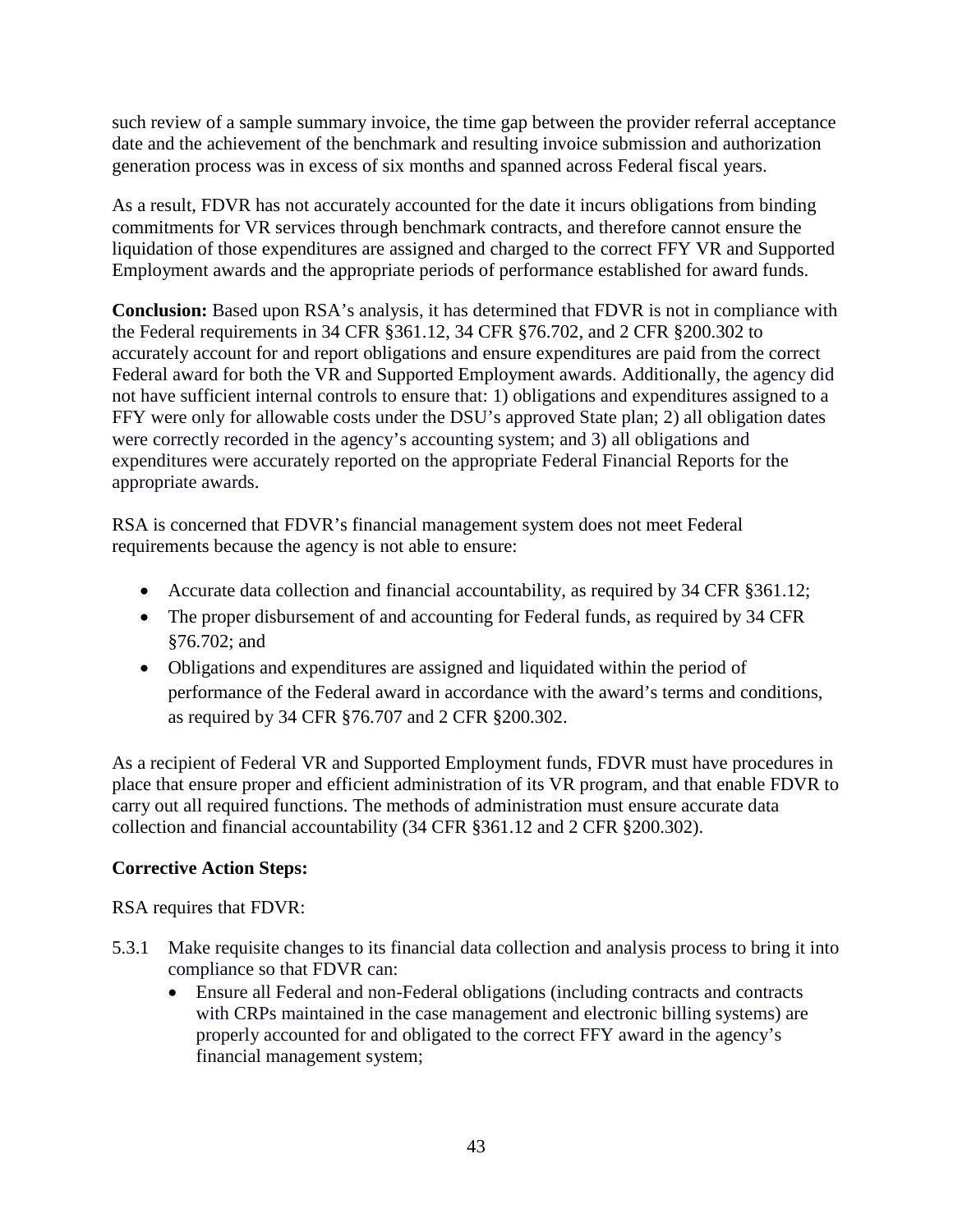such review of a sample summary invoice, the time gap between the provider referral acceptance date and the achievement of the benchmark and resulting invoice submission and authorization generation process was in excess of six months and spanned across Federal fiscal years.

As a result, FDVR has not accurately accounted for the date it incurs obligations from binding commitments for VR services through benchmark contracts, and therefore cannot ensure the liquidation of those expenditures are assigned and charged to the correct FFY VR and Supported Employment awards and the appropriate periods of performance established for award funds.

**Conclusion:** Based upon RSA's analysis, it has determined that FDVR is not in compliance with the Federal requirements in 34 CFR §361.12, 34 CFR §76.702, and 2 CFR §200.302 to accurately account for and report obligations and ensure expenditures are paid from the correct Federal award for both the VR and Supported Employment awards. Additionally, the agency did not have sufficient internal controls to ensure that: 1) obligations and expenditures assigned to a FFY were only for allowable costs under the DSU's approved State plan; 2) all obligation dates were correctly recorded in the agency's accounting system; and 3) all obligations and expenditures were accurately reported on the appropriate Federal Financial Reports for the appropriate awards.

RSA is concerned that FDVR's financial management system does not meet Federal requirements because the agency is not able to ensure:

- Accurate data collection and financial accountability, as required by 34 CFR §361.12;
- The proper disbursement of and accounting for Federal funds, as required by 34 CFR §76.702; and
- Obligations and expenditures are assigned and liquidated within the period of performance of the Federal award in accordance with the award's terms and conditions, as required by 34 CFR §76.707 and 2 CFR §200.302.

As a recipient of Federal VR and Supported Employment funds, FDVR must have procedures in place that ensure proper and efficient administration of its VR program, and that enable FDVR to carry out all required functions. The methods of administration must ensure accurate data collection and financial accountability (34 CFR §361.12 and 2 CFR §200.302).

**Corrective Action Steps:**

RSA requires that FDVR:

5.3.1 Make requisite changes to its financial data collection and analysis process to bring it into compliance so that FDVR can:
   - Ensure all Federal and non-Federal obligations (including contracts and contracts with CRPs maintained in the case management and electronic billing systems) are properly accounted for and obligated to the correct FFY award in the agency's financial management system;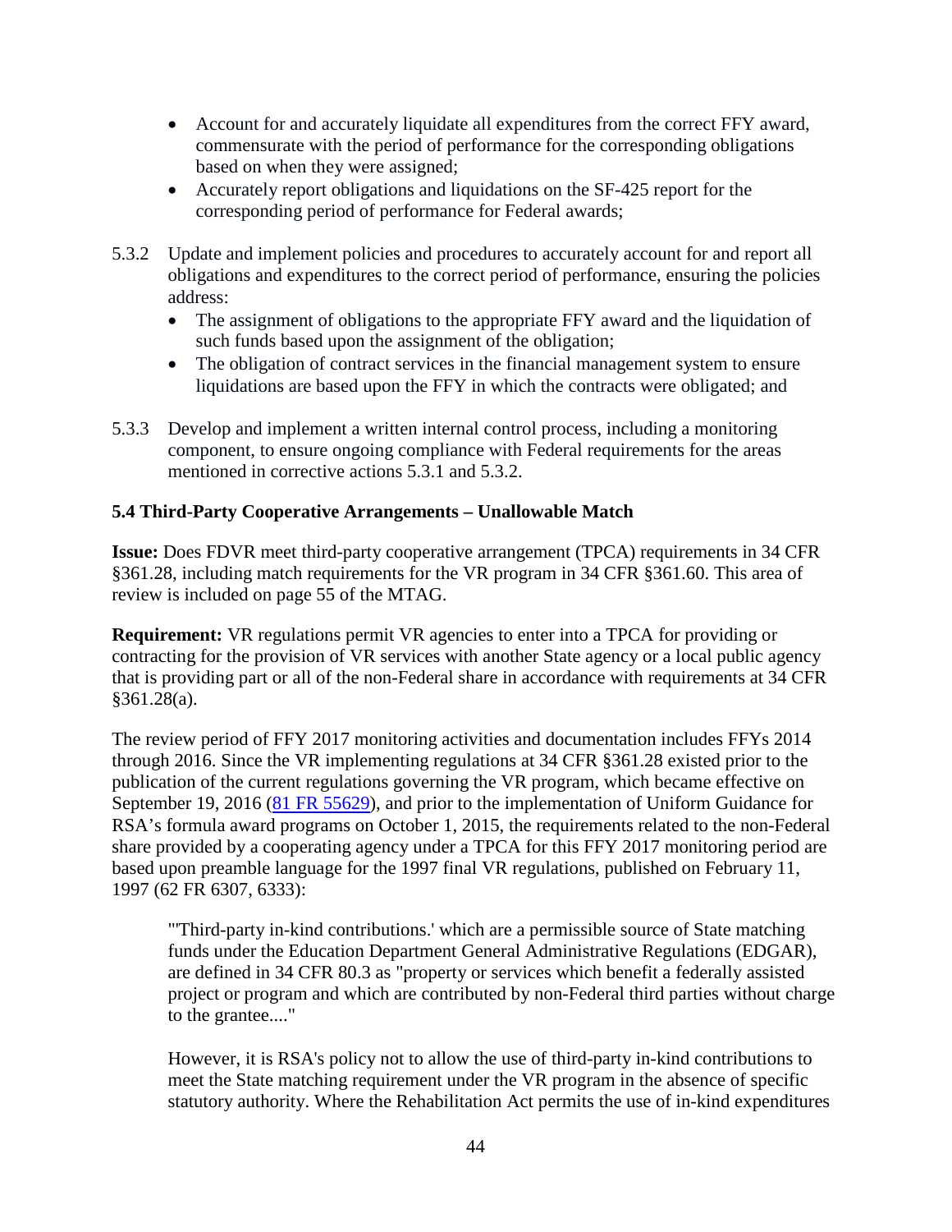- Account for and accurately liquidate all expenditures from the correct FFY award, commensurate with the period of performance for the corresponding obligations based on when they were assigned;
- Accurately report obligations and liquidations on the SF-425 report for the corresponding period of performance for Federal awards;

5.3.2 Update and implement policies and procedures to accurately account for and report all obligations and expenditures to the correct period of performance, ensuring the policies address:

- The assignment of obligations to the appropriate FFY award and the liquidation of such funds based upon the assignment of the obligation;
- The obligation of contract services in the financial management system to ensure liquidations are based upon the FFY in which the contracts were obligated; and

5.3.3 Develop and implement a written internal control process, including a monitoring component, to ensure ongoing compliance with Federal requirements for the areas mentioned in corrective actions 5.3.1 and 5.3.2.

### 5.4 Third-Party Cooperative Arrangements – Unallowable Match

**Issue:** Does FDVR meet third-party cooperative arrangement (TPCA) requirements in 34 CFR §361.28, including match requirements for the VR program in 34 CFR §361.60. This area of review is included on page 55 of the MTAG.

**Requirement:** VR regulations permit VR agencies to enter into a TPCA for providing or contracting for the provision of VR services with another State agency or a local public agency that is providing part or all of the non-Federal share in accordance with requirements at 34 CFR §361.28(a).

The review period of FFY 2017 monitoring activities and documentation includes FFYs 2014 through 2016. Since the VR implementing regulations at 34 CFR §361.28 existed prior to the publication of the current regulations governing the VR program, which became effective on September 19, 2016 ([81 FR 55629](81 FR 55629)), and prior to the implementation of Uniform Guidance for RSA's formula award programs on October 1, 2015, the requirements related to the non-Federal share provided by a cooperating agency under a TPCA for this FFY 2017 monitoring period are based upon preamble language for the 1997 final VR regulations, published on February 11, 1997 (62 FR 6307, 6333):

> "'Third-party in-kind contributions.' which are a permissible source of State matching funds under the Education Department General Administrative Regulations (EDGAR), are defined in 34 CFR 80.3 as "property or services which benefit a federally assisted project or program and which are contributed by non-Federal third parties without charge to the grantee...."
>
> However, it is RSA's policy not to allow the use of third-party in-kind contributions to meet the State matching requirement under the VR program in the absence of specific statutory authority. Where the Rehabilitation Act permits the use of in-kind expenditures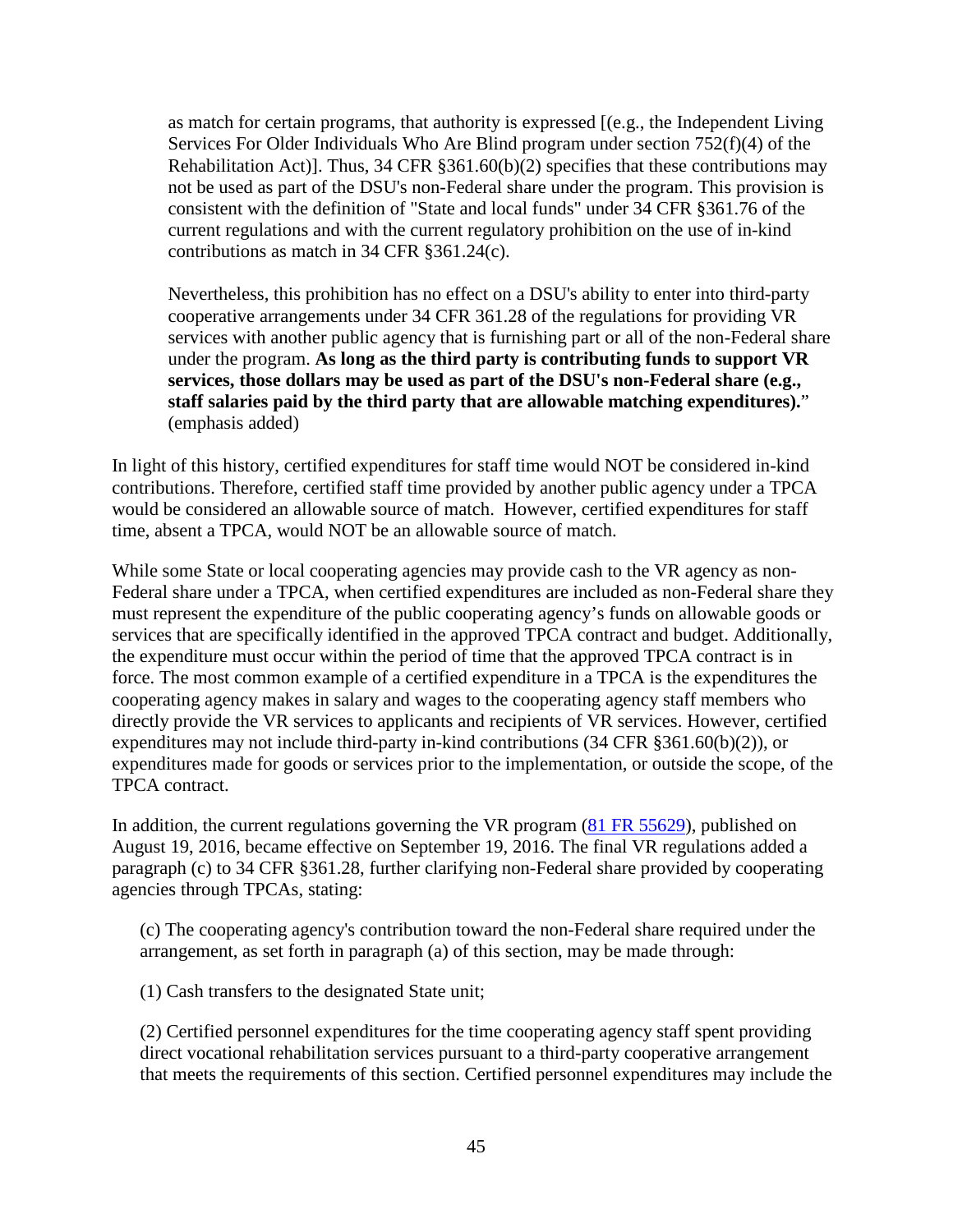> as match for certain programs, that authority is expressed [(e.g., the Independent Living Services For Older Individuals Who Are Blind program under section 752(f)(4) of the Rehabilitation Act)]. Thus, 34 CFR §361.60(b)(2) specifies that these contributions may not be used as part of the DSU's non-Federal share under the program. This provision is consistent with the definition of "State and local funds" under 34 CFR §361.76 of the current regulations and with the current regulatory prohibition on the use of in-kind contributions as match in 34 CFR §361.24(c).
>
> Nevertheless, this prohibition has no effect on a DSU's ability to enter into third-party cooperative arrangements under 34 CFR 361.28 of the regulations for providing VR services with another public agency that is furnishing part or all of the non-Federal share under the program. **As long as the third party is contributing funds to support VR services, those dollars may be used as part of the DSU's non-Federal share (e.g., staff salaries paid by the third party that are allowable matching expenditures).**" (emphasis added)

In light of this history, certified expenditures for staff time would NOT be considered in-kind contributions. Therefore, certified staff time provided by another public agency under a TPCA would be considered an allowable source of match. However, certified expenditures for staff time, absent a TPCA, would NOT be an allowable source of match.

While some State or local cooperating agencies may provide cash to the VR agency as non-Federal share under a TPCA, when certified expenditures are included as non-Federal share they must represent the expenditure of the public cooperating agency's funds on allowable goods or services that are specifically identified in the approved TPCA contract and budget. Additionally, the expenditure must occur within the period of time that the approved TPCA contract is in force. The most common example of a certified expenditure in a TPCA is the expenditures the cooperating agency makes in salary and wages to the cooperating agency staff members who directly provide the VR services to applicants and recipients of VR services. However, certified expenditures may not include third-party in-kind contributions (34 CFR §361.60(b)(2)), or expenditures made for goods or services prior to the implementation, or outside the scope, of the TPCA contract.

In addition, the current regulations governing the VR program ([81 FR 55629](81 FR 55629)), published on August 19, 2016, became effective on September 19, 2016. The final VR regulations added a paragraph (c) to 34 CFR §361.28, further clarifying non-Federal share provided by cooperating agencies through TPCAs, stating:

> (c) The cooperating agency's contribution toward the non-Federal share required under the arrangement, as set forth in paragraph (a) of this section, may be made through:
>
> (1) Cash transfers to the designated State unit;
>
> (2) Certified personnel expenditures for the time cooperating agency staff spent providing direct vocational rehabilitation services pursuant to a third-party cooperative arrangement that meets the requirements of this section. Certified personnel expenditures may include the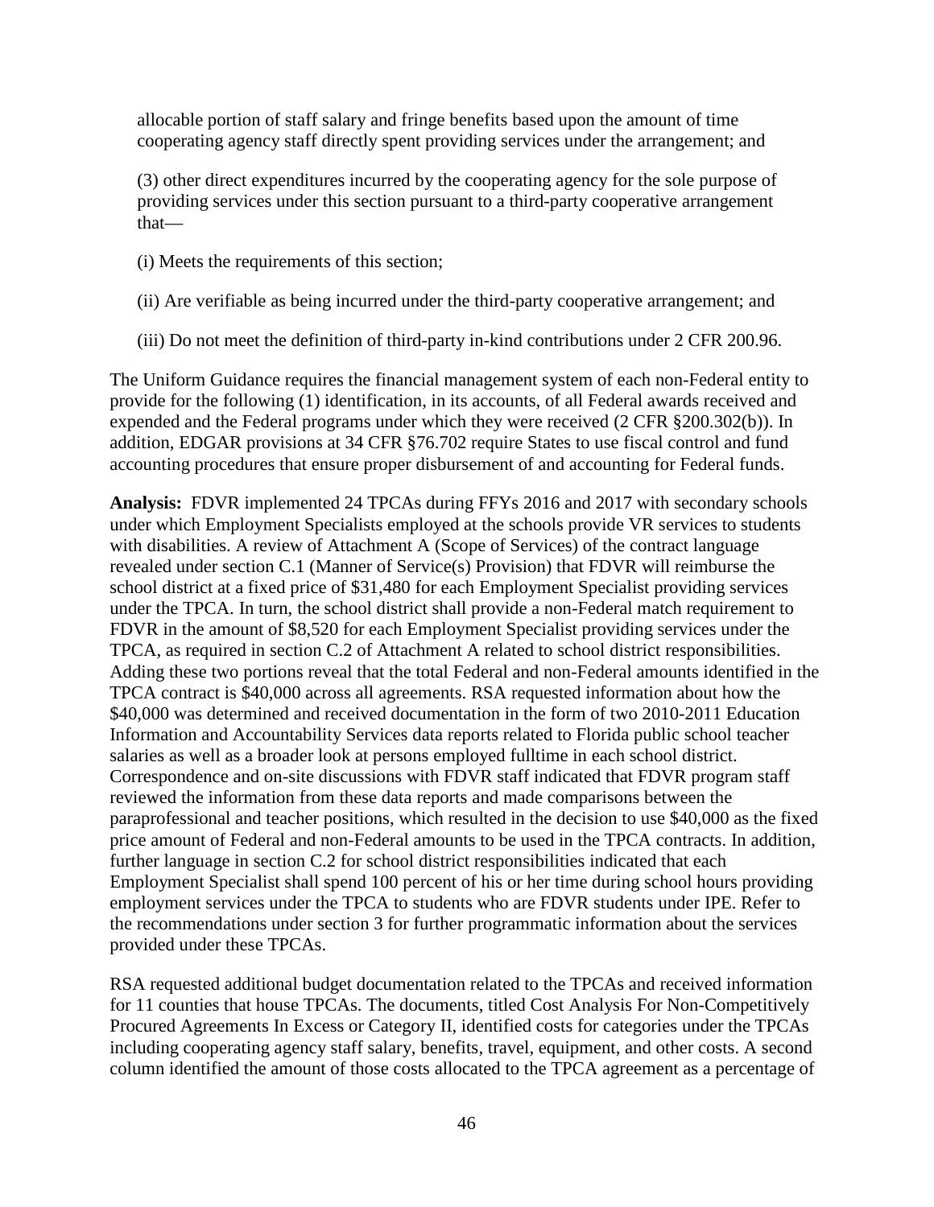allocable portion of staff salary and fringe benefits based upon the amount of time cooperating agency staff directly spent providing services under the arrangement; and

(3) other direct expenditures incurred by the cooperating agency for the sole purpose of providing services under this section pursuant to a third-party cooperative arrangement that—

(i) Meets the requirements of this section;

(ii) Are verifiable as being incurred under the third-party cooperative arrangement; and

(iii) Do not meet the definition of third-party in-kind contributions under 2 CFR 200.96.

The Uniform Guidance requires the financial management system of each non-Federal entity to provide for the following (1) identification, in its accounts, of all Federal awards received and expended and the Federal programs under which they were received (2 CFR §200.302(b)). In addition, EDGAR provisions at 34 CFR §76.702 require States to use fiscal control and fund accounting procedures that ensure proper disbursement of and accounting for Federal funds.

**Analysis:** FDVR implemented 24 TPCAs during FFYs 2016 and 2017 with secondary schools under which Employment Specialists employed at the schools provide VR services to students with disabilities. A review of Attachment A (Scope of Services) of the contract language revealed under section C.1 (Manner of Service(s) Provision) that FDVR will reimburse the school district at a fixed price of $31,480 for each Employment Specialist providing services under the TPCA. In turn, the school district shall provide a non-Federal match requirement to FDVR in the amount of $8,520 for each Employment Specialist providing services under the TPCA, as required in section C.2 of Attachment A related to school district responsibilities. Adding these two portions reveal that the total Federal and non-Federal amounts identified in the TPCA contract is $40,000 across all agreements. RSA requested information about how the $40,000 was determined and received documentation in the form of two 2010-2011 Education Information and Accountability Services data reports related to Florida public school teacher salaries as well as a broader look at persons employed fulltime in each school district. Correspondence and on-site discussions with FDVR staff indicated that FDVR program staff reviewed the information from these data reports and made comparisons between the paraprofessional and teacher positions, which resulted in the decision to use $40,000 as the fixed price amount of Federal and non-Federal amounts to be used in the TPCA contracts. In addition, further language in section C.2 for school district responsibilities indicated that each Employment Specialist shall spend 100 percent of his or her time during school hours providing employment services under the TPCA to students who are FDVR students under IPE. Refer to the recommendations under section 3 for further programmatic information about the services provided under these TPCAs.

RSA requested additional budget documentation related to the TPCAs and received information for 11 counties that house TPCAs. The documents, titled Cost Analysis For Non-Competitively Procured Agreements In Excess or Category II, identified costs for categories under the TPCAs including cooperating agency staff salary, benefits, travel, equipment, and other costs. A second column identified the amount of those costs allocated to the TPCA agreement as a percentage of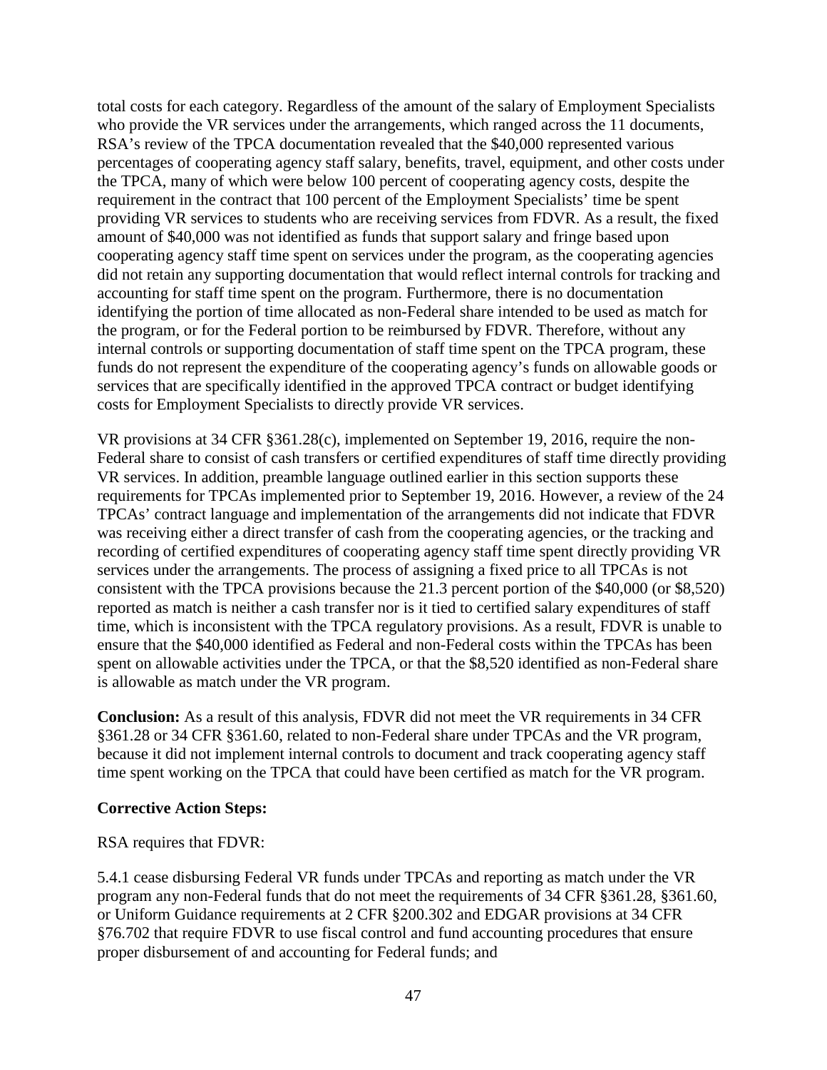total costs for each category. Regardless of the amount of the salary of Employment Specialists who provide the VR services under the arrangements, which ranged across the 11 documents, RSA's review of the TPCA documentation revealed that the $40,000 represented various percentages of cooperating agency staff salary, benefits, travel, equipment, and other costs under the TPCA, many of which were below 100 percent of cooperating agency costs, despite the requirement in the contract that 100 percent of the Employment Specialists' time be spent providing VR services to students who are receiving services from FDVR. As a result, the fixed amount of $40,000 was not identified as funds that support salary and fringe based upon cooperating agency staff time spent on services under the program, as the cooperating agencies did not retain any supporting documentation that would reflect internal controls for tracking and accounting for staff time spent on the program. Furthermore, there is no documentation identifying the portion of time allocated as non-Federal share intended to be used as match for the program, or for the Federal portion to be reimbursed by FDVR. Therefore, without any internal controls or supporting documentation of staff time spent on the TPCA program, these funds do not represent the expenditure of the cooperating agency's funds on allowable goods or services that are specifically identified in the approved TPCA contract or budget identifying costs for Employment Specialists to directly provide VR services.

VR provisions at 34 CFR §361.28(c), implemented on September 19, 2016, require the non-Federal share to consist of cash transfers or certified expenditures of staff time directly providing VR services. In addition, preamble language outlined earlier in this section supports these requirements for TPCAs implemented prior to September 19, 2016. However, a review of the 24 TPCAs' contract language and implementation of the arrangements did not indicate that FDVR was receiving either a direct transfer of cash from the cooperating agencies, or the tracking and recording of certified expenditures of cooperating agency staff time spent directly providing VR services under the arrangements. The process of assigning a fixed price to all TPCAs is not consistent with the TPCA provisions because the 21.3 percent portion of the $40,000 (or $8,520) reported as match is neither a cash transfer nor is it tied to certified salary expenditures of staff time, which is inconsistent with the TPCA regulatory provisions. As a result, FDVR is unable to ensure that the $40,000 identified as Federal and non-Federal costs within the TPCAs has been spent on allowable activities under the TPCA, or that the $8,520 identified as non-Federal share is allowable as match under the VR program.

**Conclusion:** As a result of this analysis, FDVR did not meet the VR requirements in 34 CFR §361.28 or 34 CFR §361.60, related to non-Federal share under TPCAs and the VR program, because it did not implement internal controls to document and track cooperating agency staff time spent working on the TPCA that could have been certified as match for the VR program.

**Corrective Action Steps:**

RSA requires that FDVR:

5.4.1 cease disbursing Federal VR funds under TPCAs and reporting as match under the VR program any non-Federal funds that do not meet the requirements of 34 CFR §361.28, §361.60, or Uniform Guidance requirements at 2 CFR §200.302 and EDGAR provisions at 34 CFR §76.702 that require FDVR to use fiscal control and fund accounting procedures that ensure proper disbursement of and accounting for Federal funds; and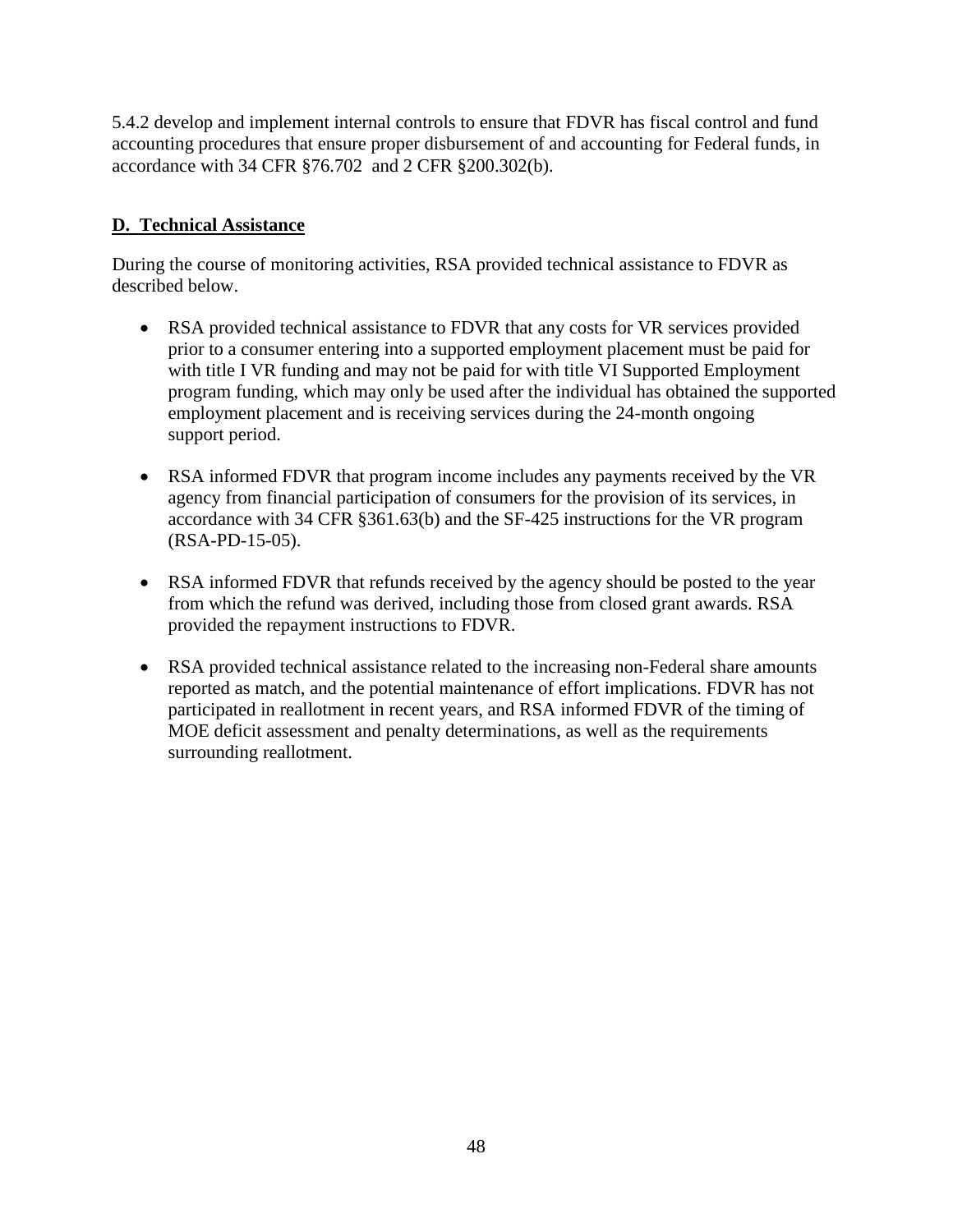5.4.2 develop and implement internal controls to ensure that FDVR has fiscal control and fund accounting procedures that ensure proper disbursement of and accounting for Federal funds, in accordance with 34 CFR §76.702 and 2 CFR §200.302(b).

## D. Technical Assistance

During the course of monitoring activities, RSA provided technical assistance to FDVR as described below.

- RSA provided technical assistance to FDVR that any costs for VR services provided prior to a consumer entering into a supported employment placement must be paid for with title I VR funding and may not be paid for with title VI Supported Employment program funding, which may only be used after the individual has obtained the supported employment placement and is receiving services during the 24-month ongoing support period.

- RSA informed FDVR that program income includes any payments received by the VR agency from financial participation of consumers for the provision of its services, in accordance with 34 CFR §361.63(b) and the SF-425 instructions for the VR program (RSA-PD-15-05).

- RSA informed FDVR that refunds received by the agency should be posted to the year from which the refund was derived, including those from closed grant awards. RSA provided the repayment instructions to FDVR.

- RSA provided technical assistance related to the increasing non-Federal share amounts reported as match, and the potential maintenance of effort implications. FDVR has not participated in reallotment in recent years, and RSA informed FDVR of the timing of MOE deficit assessment and penalty determinations, as well as the requirements surrounding reallotment.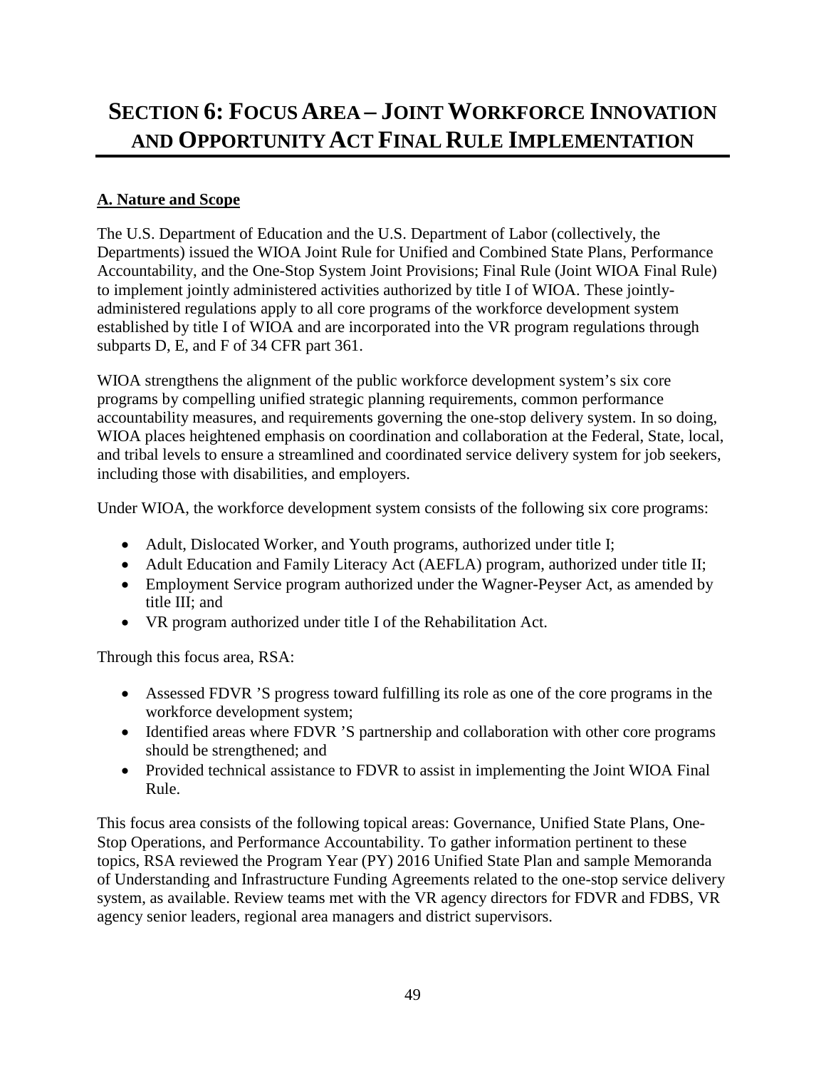# Section 6: Focus Area – Joint Workforce Innovation and Opportunity Act Final Rule Implementation

## A. Nature and Scope

The U.S. Department of Education and the U.S. Department of Labor (collectively, the Departments) issued the WIOA Joint Rule for Unified and Combined State Plans, Performance Accountability, and the One-Stop System Joint Provisions; Final Rule (Joint WIOA Final Rule) to implement jointly administered activities authorized by title I of WIOA. These jointly-administered regulations apply to all core programs of the workforce development system established by title I of WIOA and are incorporated into the VR program regulations through subparts D, E, and F of 34 CFR part 361.

WIOA strengthens the alignment of the public workforce development system's six core programs by compelling unified strategic planning requirements, common performance accountability measures, and requirements governing the one-stop delivery system. In so doing, WIOA places heightened emphasis on coordination and collaboration at the Federal, State, local, and tribal levels to ensure a streamlined and coordinated service delivery system for job seekers, including those with disabilities, and employers.

Under WIOA, the workforce development system consists of the following six core programs:

- Adult, Dislocated Worker, and Youth programs, authorized under title I;
- Adult Education and Family Literacy Act (AEFLA) program, authorized under title II;
- Employment Service program authorized under the Wagner-Peyser Act, as amended by title III; and
- VR program authorized under title I of the Rehabilitation Act.

Through this focus area, RSA:

- Assessed FDVR 'S progress toward fulfilling its role as one of the core programs in the workforce development system;
- Identified areas where FDVR 'S partnership and collaboration with other core programs should be strengthened; and
- Provided technical assistance to FDVR to assist in implementing the Joint WIOA Final Rule.

This focus area consists of the following topical areas: Governance, Unified State Plans, One-Stop Operations, and Performance Accountability. To gather information pertinent to these topics, RSA reviewed the Program Year (PY) 2016 Unified State Plan and sample Memoranda of Understanding and Infrastructure Funding Agreements related to the one-stop service delivery system, as available. Review teams met with the VR agency directors for FDVR and FDBS, VR agency senior leaders, regional area managers and district supervisors.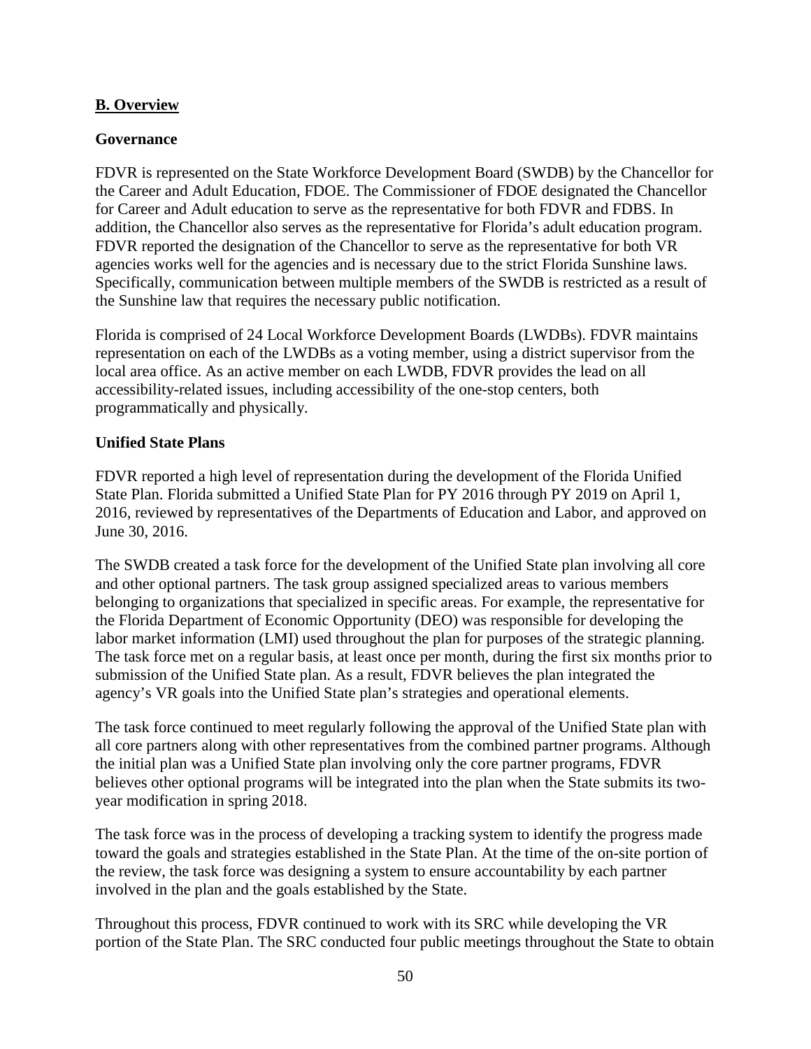## B. Overview

### Governance

FDVR is represented on the State Workforce Development Board (SWDB) by the Chancellor for the Career and Adult Education, FDOE. The Commissioner of FDOE designated the Chancellor for Career and Adult education to serve as the representative for both FDVR and FDBS. In addition, the Chancellor also serves as the representative for Florida's adult education program. FDVR reported the designation of the Chancellor to serve as the representative for both VR agencies works well for the agencies and is necessary due to the strict Florida Sunshine laws. Specifically, communication between multiple members of the SWDB is restricted as a result of the Sunshine law that requires the necessary public notification.

Florida is comprised of 24 Local Workforce Development Boards (LWDBs). FDVR maintains representation on each of the LWDBs as a voting member, using a district supervisor from the local area office. As an active member on each LWDB, FDVR provides the lead on all accessibility-related issues, including accessibility of the one-stop centers, both programmatically and physically.

### Unified State Plans

FDVR reported a high level of representation during the development of the Florida Unified State Plan. Florida submitted a Unified State Plan for PY 2016 through PY 2019 on April 1, 2016, reviewed by representatives of the Departments of Education and Labor, and approved on June 30, 2016.

The SWDB created a task force for the development of the Unified State plan involving all core and other optional partners. The task group assigned specialized areas to various members belonging to organizations that specialized in specific areas. For example, the representative for the Florida Department of Economic Opportunity (DEO) was responsible for developing the labor market information (LMI) used throughout the plan for purposes of the strategic planning. The task force met on a regular basis, at least once per month, during the first six months prior to submission of the Unified State plan. As a result, FDVR believes the plan integrated the agency's VR goals into the Unified State plan's strategies and operational elements.

The task force continued to meet regularly following the approval of the Unified State plan with all core partners along with other representatives from the combined partner programs. Although the initial plan was a Unified State plan involving only the core partner programs, FDVR believes other optional programs will be integrated into the plan when the State submits its two-year modification in spring 2018.

The task force was in the process of developing a tracking system to identify the progress made toward the goals and strategies established in the State Plan. At the time of the on-site portion of the review, the task force was designing a system to ensure accountability by each partner involved in the plan and the goals established by the State.

Throughout this process, FDVR continued to work with its SRC while developing the VR portion of the State Plan. The SRC conducted four public meetings throughout the State to obtain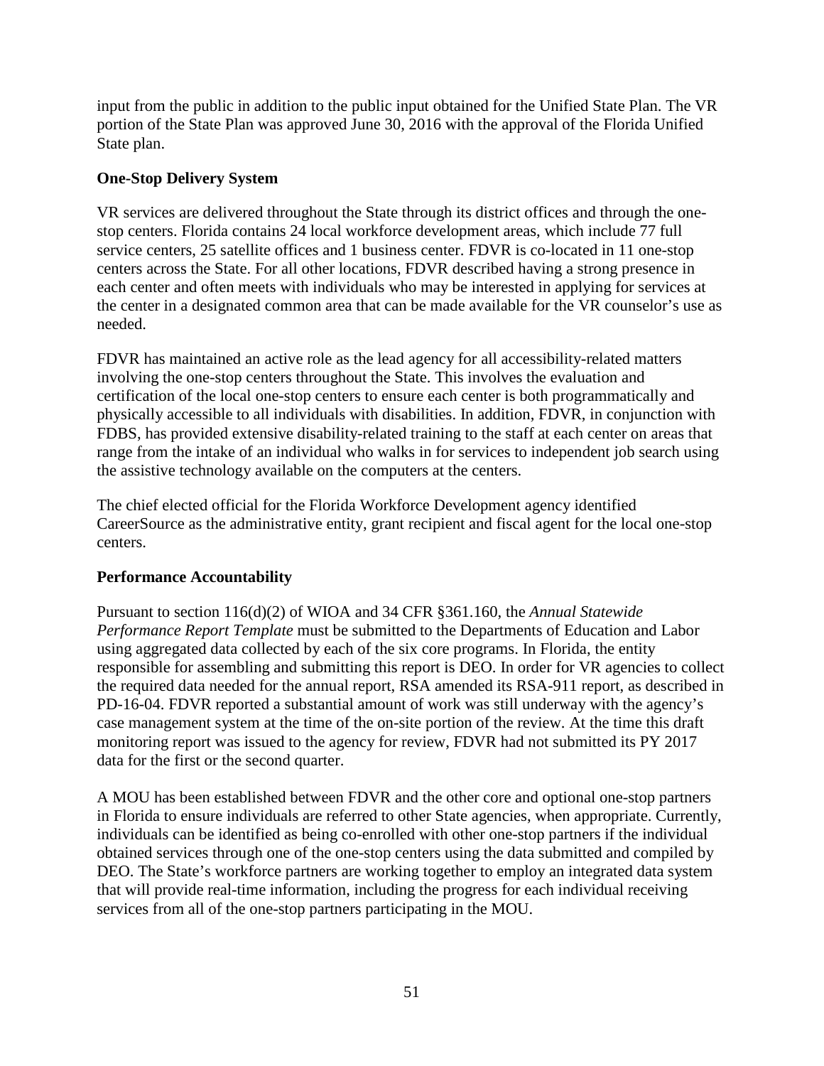input from the public in addition to the public input obtained for the Unified State Plan. The VR portion of the State Plan was approved June 30, 2016 with the approval of the Florida Unified State plan.

**One-Stop Delivery System**

VR services are delivered throughout the State through its district offices and through the one-stop centers. Florida contains 24 local workforce development areas, which include 77 full service centers, 25 satellite offices and 1 business center. FDVR is co-located in 11 one-stop centers across the State. For all other locations, FDVR described having a strong presence in each center and often meets with individuals who may be interested in applying for services at the center in a designated common area that can be made available for the VR counselor's use as needed.

FDVR has maintained an active role as the lead agency for all accessibility-related matters involving the one-stop centers throughout the State. This involves the evaluation and certification of the local one-stop centers to ensure each center is both programmatically and physically accessible to all individuals with disabilities. In addition, FDVR, in conjunction with FDBS, has provided extensive disability-related training to the staff at each center on areas that range from the intake of an individual who walks in for services to independent job search using the assistive technology available on the computers at the centers.

The chief elected official for the Florida Workforce Development agency identified CareerSource as the administrative entity, grant recipient and fiscal agent for the local one-stop centers.

**Performance Accountability**

Pursuant to section 116(d)(2) of WIOA and 34 CFR §361.160, the *Annual Statewide Performance Report Template* must be submitted to the Departments of Education and Labor using aggregated data collected by each of the six core programs. In Florida, the entity responsible for assembling and submitting this report is DEO. In order for VR agencies to collect the required data needed for the annual report, RSA amended its RSA-911 report, as described in PD-16-04. FDVR reported a substantial amount of work was still underway with the agency's case management system at the time of the on-site portion of the review. At the time this draft monitoring report was issued to the agency for review, FDVR had not submitted its PY 2017 data for the first or the second quarter.

A MOU has been established between FDVR and the other core and optional one-stop partners in Florida to ensure individuals are referred to other State agencies, when appropriate. Currently, individuals can be identified as being co-enrolled with other one-stop partners if the individual obtained services through one of the one-stop centers using the data submitted and compiled by DEO. The State's workforce partners are working together to employ an integrated data system that will provide real-time information, including the progress for each individual receiving services from all of the one-stop partners participating in the MOU.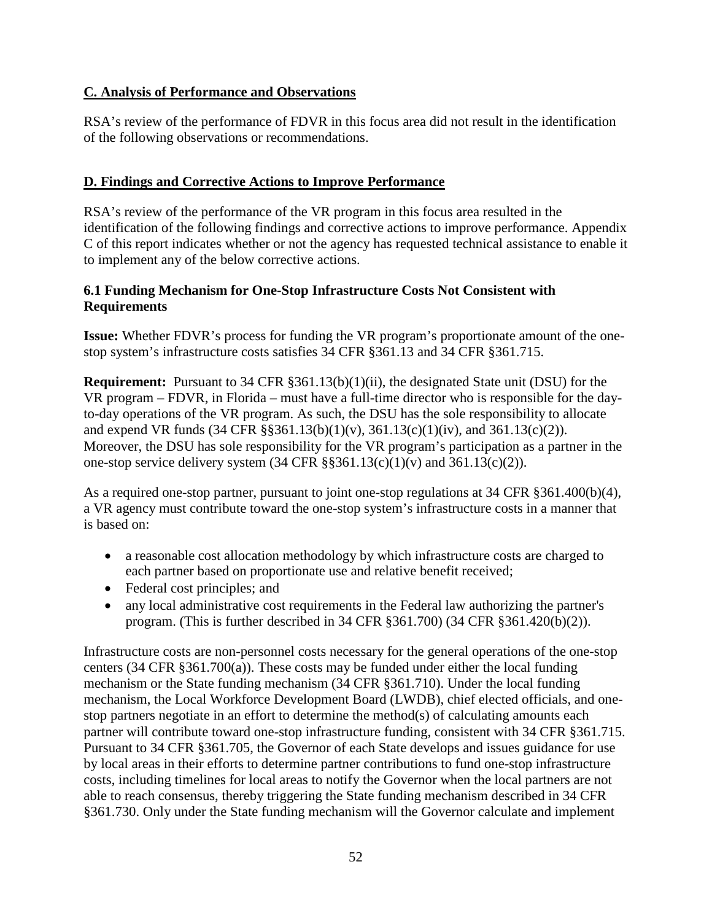## C. Analysis of Performance and Observations

RSA's review of the performance of FDVR in this focus area did not result in the identification of the following observations or recommendations.

## D. Findings and Corrective Actions to Improve Performance

RSA's review of the performance of the VR program in this focus area resulted in the identification of the following findings and corrective actions to improve performance. Appendix C of this report indicates whether or not the agency has requested technical assistance to enable it to implement any of the below corrective actions.

### 6.1 Funding Mechanism for One-Stop Infrastructure Costs Not Consistent with Requirements

**Issue:** Whether FDVR's process for funding the VR program's proportionate amount of the one-stop system's infrastructure costs satisfies 34 CFR §361.13 and 34 CFR §361.715.

**Requirement:** Pursuant to 34 CFR §361.13(b)(1)(ii), the designated State unit (DSU) for the VR program – FDVR, in Florida – must have a full-time director who is responsible for the day-to-day operations of the VR program. As such, the DSU has the sole responsibility to allocate and expend VR funds (34 CFR §§361.13(b)(1)(v), 361.13(c)(1)(iv), and 361.13(c)(2)). Moreover, the DSU has sole responsibility for the VR program's participation as a partner in the one-stop service delivery system (34 CFR §§361.13(c)(1)(v) and 361.13(c)(2)).

As a required one-stop partner, pursuant to joint one-stop regulations at 34 CFR §361.400(b)(4), a VR agency must contribute toward the one-stop system's infrastructure costs in a manner that is based on:

- a reasonable cost allocation methodology by which infrastructure costs are charged to each partner based on proportionate use and relative benefit received;
- Federal cost principles; and
- any local administrative cost requirements in the Federal law authorizing the partner's program. (This is further described in 34 CFR §361.700) (34 CFR §361.420(b)(2)).

Infrastructure costs are non-personnel costs necessary for the general operations of the one-stop centers (34 CFR §361.700(a)). These costs may be funded under either the local funding mechanism or the State funding mechanism (34 CFR §361.710). Under the local funding mechanism, the Local Workforce Development Board (LWDB), chief elected officials, and one-stop partners negotiate in an effort to determine the method(s) of calculating amounts each partner will contribute toward one-stop infrastructure funding, consistent with 34 CFR §361.715. Pursuant to 34 CFR §361.705, the Governor of each State develops and issues guidance for use by local areas in their efforts to determine partner contributions to fund one-stop infrastructure costs, including timelines for local areas to notify the Governor when the local partners are not able to reach consensus, thereby triggering the State funding mechanism described in 34 CFR §361.730. Only under the State funding mechanism will the Governor calculate and implement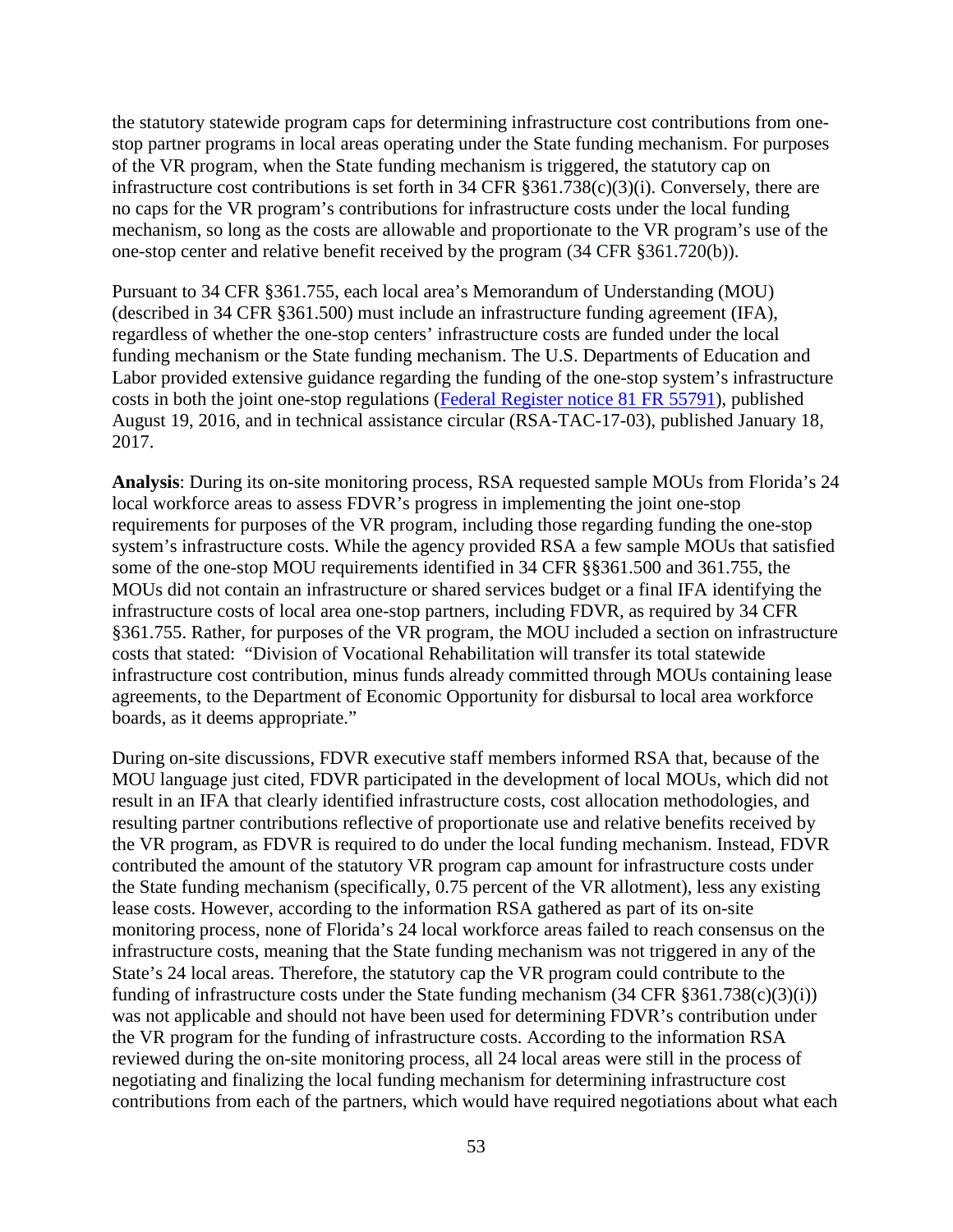the statutory statewide program caps for determining infrastructure cost contributions from one-stop partner programs in local areas operating under the State funding mechanism. For purposes of the VR program, when the State funding mechanism is triggered, the statutory cap on infrastructure cost contributions is set forth in 34 CFR §361.738(c)(3)(i). Conversely, there are no caps for the VR program's contributions for infrastructure costs under the local funding mechanism, so long as the costs are allowable and proportionate to the VR program's use of the one-stop center and relative benefit received by the program (34 CFR §361.720(b)).

Pursuant to 34 CFR §361.755, each local area's Memorandum of Understanding (MOU) (described in 34 CFR §361.500) must include an infrastructure funding agreement (IFA), regardless of whether the one-stop centers' infrastructure costs are funded under the local funding mechanism or the State funding mechanism. The U.S. Departments of Education and Labor provided extensive guidance regarding the funding of the one-stop system's infrastructure costs in both the joint one-stop regulations (Federal Register notice 81 FR 55791), published August 19, 2016, and in technical assistance circular (RSA-TAC-17-03), published January 18, 2017.

**Analysis**: During its on-site monitoring process, RSA requested sample MOUs from Florida's 24 local workforce areas to assess FDVR's progress in implementing the joint one-stop requirements for purposes of the VR program, including those regarding funding the one-stop system's infrastructure costs. While the agency provided RSA a few sample MOUs that satisfied some of the one-stop MOU requirements identified in 34 CFR §§361.500 and 361.755, the MOUs did not contain an infrastructure or shared services budget or a final IFA identifying the infrastructure costs of local area one-stop partners, including FDVR, as required by 34 CFR §361.755. Rather, for purposes of the VR program, the MOU included a section on infrastructure costs that stated: "Division of Vocational Rehabilitation will transfer its total statewide infrastructure cost contribution, minus funds already committed through MOUs containing lease agreements, to the Department of Economic Opportunity for disbursal to local area workforce boards, as it deems appropriate."

During on-site discussions, FDVR executive staff members informed RSA that, because of the MOU language just cited, FDVR participated in the development of local MOUs, which did not result in an IFA that clearly identified infrastructure costs, cost allocation methodologies, and resulting partner contributions reflective of proportionate use and relative benefits received by the VR program, as FDVR is required to do under the local funding mechanism. Instead, FDVR contributed the amount of the statutory VR program cap amount for infrastructure costs under the State funding mechanism (specifically, 0.75 percent of the VR allotment), less any existing lease costs. However, according to the information RSA gathered as part of its on-site monitoring process, none of Florida's 24 local workforce areas failed to reach consensus on the infrastructure costs, meaning that the State funding mechanism was not triggered in any of the State's 24 local areas. Therefore, the statutory cap the VR program could contribute to the funding of infrastructure costs under the State funding mechanism (34 CFR §361.738(c)(3)(i)) was not applicable and should not have been used for determining FDVR's contribution under the VR program for the funding of infrastructure costs. According to the information RSA reviewed during the on-site monitoring process, all 24 local areas were still in the process of negotiating and finalizing the local funding mechanism for determining infrastructure cost contributions from each of the partners, which would have required negotiations about what each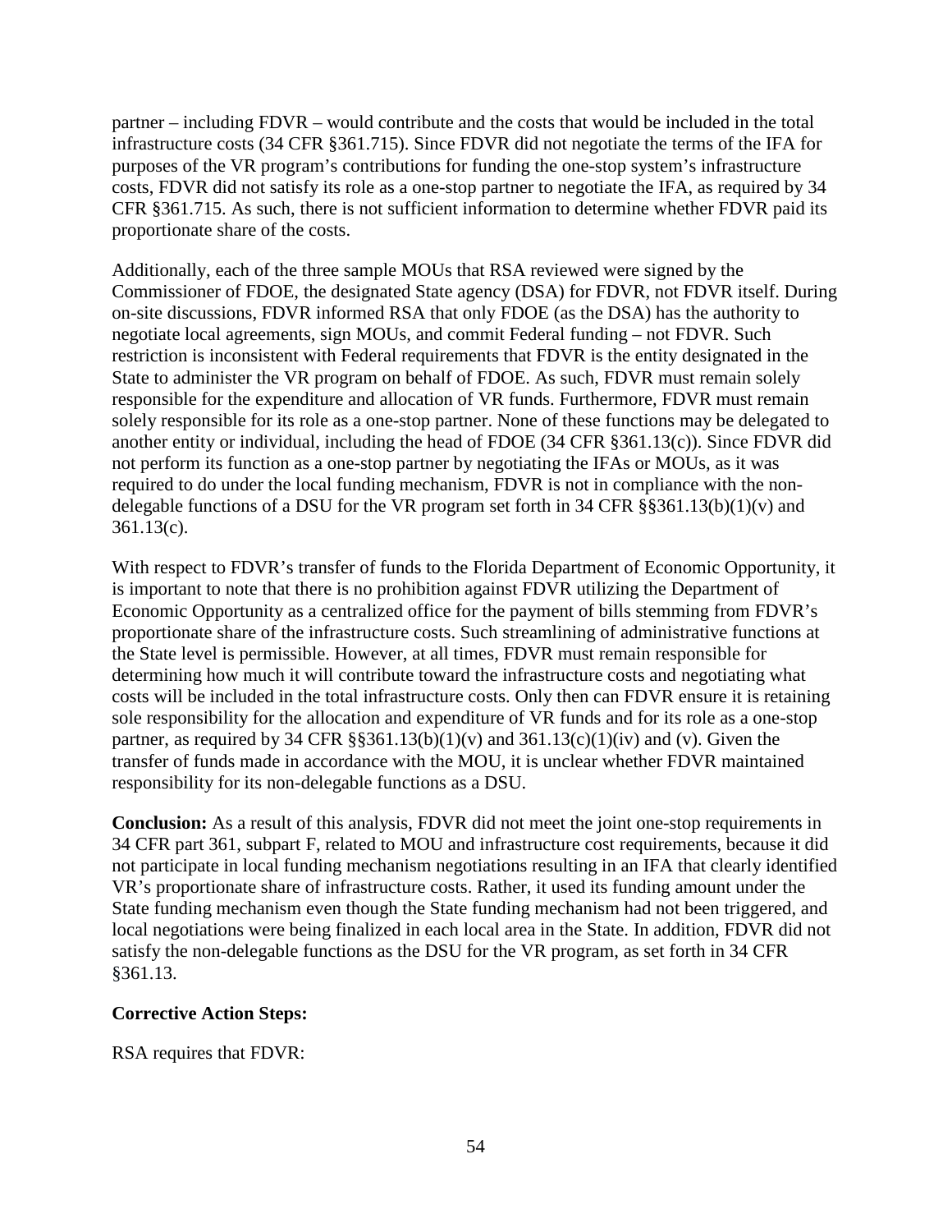partner – including FDVR – would contribute and the costs that would be included in the total infrastructure costs (34 CFR §361.715). Since FDVR did not negotiate the terms of the IFA for purposes of the VR program's contributions for funding the one-stop system's infrastructure costs, FDVR did not satisfy its role as a one-stop partner to negotiate the IFA, as required by 34 CFR §361.715. As such, there is not sufficient information to determine whether FDVR paid its proportionate share of the costs.

Additionally, each of the three sample MOUs that RSA reviewed were signed by the Commissioner of FDOE, the designated State agency (DSA) for FDVR, not FDVR itself. During on-site discussions, FDVR informed RSA that only FDOE (as the DSA) has the authority to negotiate local agreements, sign MOUs, and commit Federal funding – not FDVR. Such restriction is inconsistent with Federal requirements that FDVR is the entity designated in the State to administer the VR program on behalf of FDOE. As such, FDVR must remain solely responsible for the expenditure and allocation of VR funds. Furthermore, FDVR must remain solely responsible for its role as a one-stop partner. None of these functions may be delegated to another entity or individual, including the head of FDOE (34 CFR §361.13(c)). Since FDVR did not perform its function as a one-stop partner by negotiating the IFAs or MOUs, as it was required to do under the local funding mechanism, FDVR is not in compliance with the non-delegable functions of a DSU for the VR program set forth in 34 CFR §§361.13(b)(1)(v) and 361.13(c).

With respect to FDVR's transfer of funds to the Florida Department of Economic Opportunity, it is important to note that there is no prohibition against FDVR utilizing the Department of Economic Opportunity as a centralized office for the payment of bills stemming from FDVR's proportionate share of the infrastructure costs. Such streamlining of administrative functions at the State level is permissible. However, at all times, FDVR must remain responsible for determining how much it will contribute toward the infrastructure costs and negotiating what costs will be included in the total infrastructure costs. Only then can FDVR ensure it is retaining sole responsibility for the allocation and expenditure of VR funds and for its role as a one-stop partner, as required by 34 CFR §§361.13(b)(1)(v) and 361.13(c)(1)(iv) and (v). Given the transfer of funds made in accordance with the MOU, it is unclear whether FDVR maintained responsibility for its non-delegable functions as a DSU.

**Conclusion:** As a result of this analysis, FDVR did not meet the joint one-stop requirements in 34 CFR part 361, subpart F, related to MOU and infrastructure cost requirements, because it did not participate in local funding mechanism negotiations resulting in an IFA that clearly identified VR's proportionate share of infrastructure costs. Rather, it used its funding amount under the State funding mechanism even though the State funding mechanism had not been triggered, and local negotiations were being finalized in each local area in the State. In addition, FDVR did not satisfy the non-delegable functions as the DSU for the VR program, as set forth in 34 CFR §361.13.

**Corrective Action Steps:**

RSA requires that FDVR: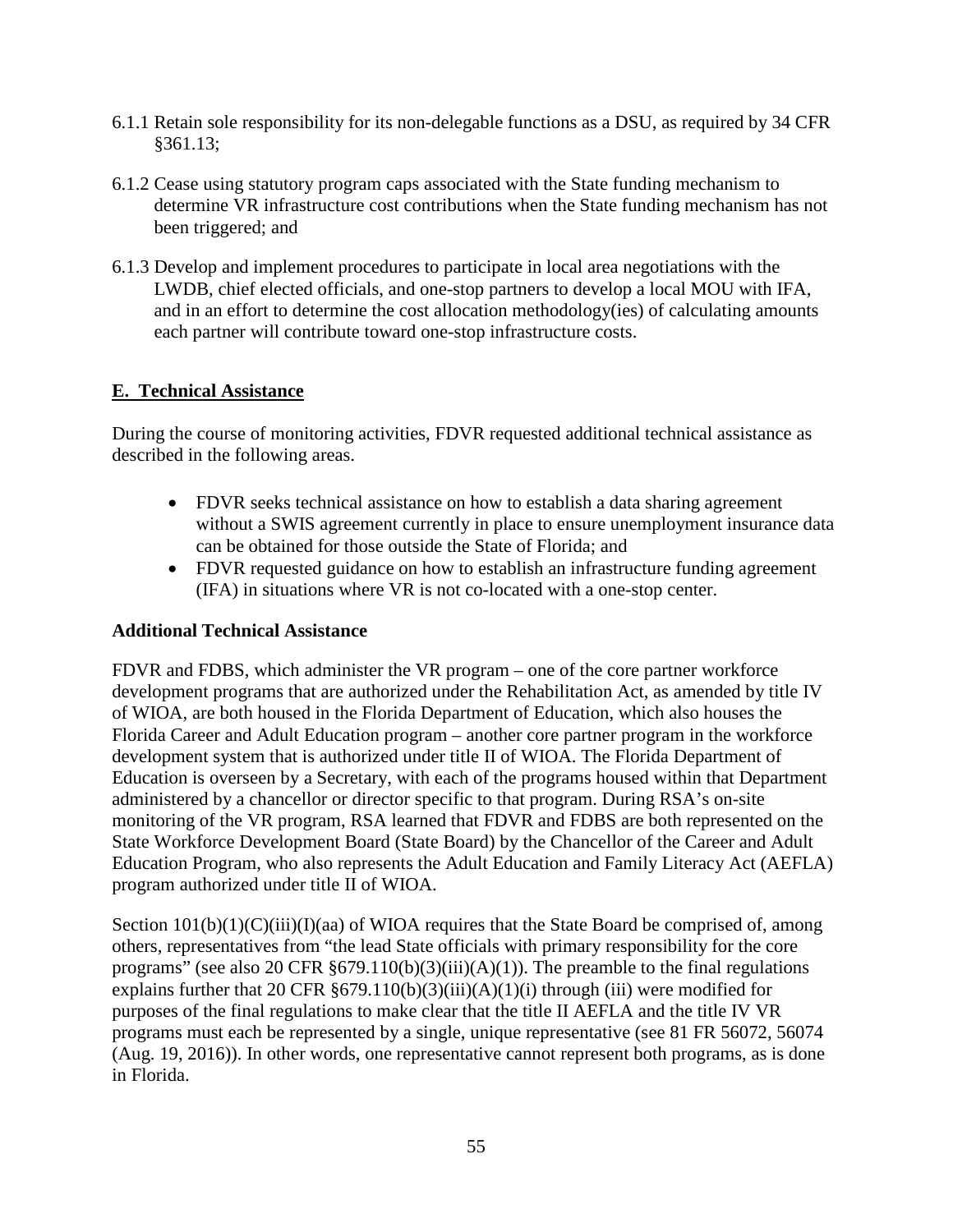6.1.1 Retain sole responsibility for its non-delegable functions as a DSU, as required by 34 CFR §361.13;

6.1.2 Cease using statutory program caps associated with the State funding mechanism to determine VR infrastructure cost contributions when the State funding mechanism has not been triggered; and

6.1.3 Develop and implement procedures to participate in local area negotiations with the LWDB, chief elected officials, and one-stop partners to develop a local MOU with IFA, and in an effort to determine the cost allocation methodology(ies) of calculating amounts each partner will contribute toward one-stop infrastructure costs.

## E. Technical Assistance

During the course of monitoring activities, FDVR requested additional technical assistance as described in the following areas.

- FDVR seeks technical assistance on how to establish a data sharing agreement without a SWIS agreement currently in place to ensure unemployment insurance data can be obtained for those outside the State of Florida; and
- FDVR requested guidance on how to establish an infrastructure funding agreement (IFA) in situations where VR is not co-located with a one-stop center.

### Additional Technical Assistance

FDVR and FDBS, which administer the VR program – one of the core partner workforce development programs that are authorized under the Rehabilitation Act, as amended by title IV of WIOA, are both housed in the Florida Department of Education, which also houses the Florida Career and Adult Education program – another core partner program in the workforce development system that is authorized under title II of WIOA. The Florida Department of Education is overseen by a Secretary, with each of the programs housed within that Department administered by a chancellor or director specific to that program. During RSA's on-site monitoring of the VR program, RSA learned that FDVR and FDBS are both represented on the State Workforce Development Board (State Board) by the Chancellor of the Career and Adult Education Program, who also represents the Adult Education and Family Literacy Act (AEFLA) program authorized under title II of WIOA.

Section 101(b)(1)(C)(iii)(I)(aa) of WIOA requires that the State Board be comprised of, among others, representatives from "the lead State officials with primary responsibility for the core programs" (see also 20 CFR §679.110(b)(3)(iii)(A)(1)). The preamble to the final regulations explains further that 20 CFR §679.110(b)(3)(iii)(A)(1)(i) through (iii) were modified for purposes of the final regulations to make clear that the title II AEFLA and the title IV VR programs must each be represented by a single, unique representative (see 81 FR 56072, 56074 (Aug. 19, 2016)). In other words, one representative cannot represent both programs, as is done in Florida.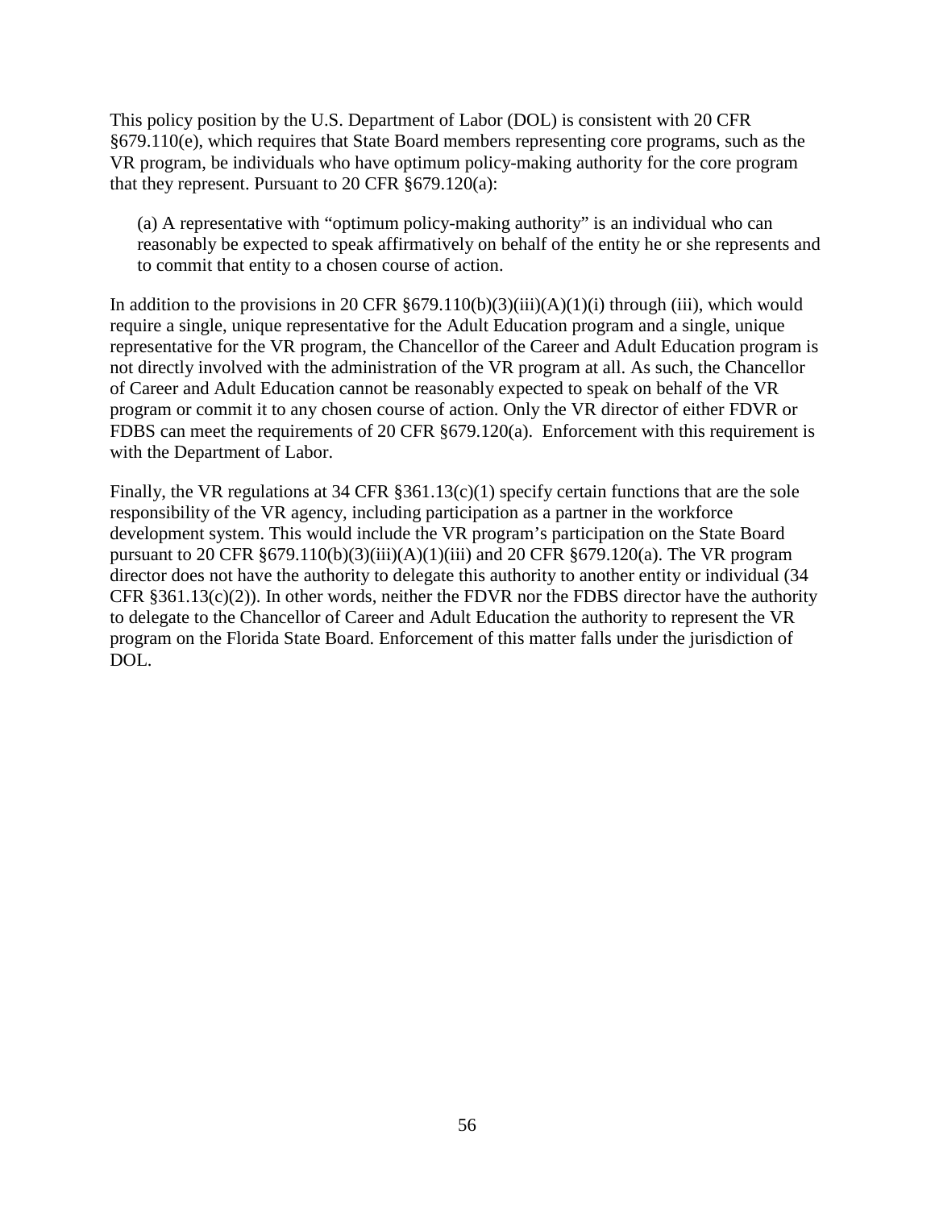This policy position by the U.S. Department of Labor (DOL) is consistent with 20 CFR §679.110(e), which requires that State Board members representing core programs, such as the VR program, be individuals who have optimum policy-making authority for the core program that they represent. Pursuant to 20 CFR §679.120(a):

> (a) A representative with "optimum policy-making authority" is an individual who can reasonably be expected to speak affirmatively on behalf of the entity he or she represents and to commit that entity to a chosen course of action.

In addition to the provisions in 20 CFR §679.110(b)(3)(iii)(A)(1)(i) through (iii), which would require a single, unique representative for the Adult Education program and a single, unique representative for the VR program, the Chancellor of the Career and Adult Education program is not directly involved with the administration of the VR program at all. As such, the Chancellor of Career and Adult Education cannot be reasonably expected to speak on behalf of the VR program or commit it to any chosen course of action. Only the VR director of either FDVR or FDBS can meet the requirements of 20 CFR §679.120(a). Enforcement with this requirement is with the Department of Labor.

Finally, the VR regulations at 34 CFR §361.13(c)(1) specify certain functions that are the sole responsibility of the VR agency, including participation as a partner in the workforce development system. This would include the VR program's participation on the State Board pursuant to 20 CFR §679.110(b)(3)(iii)(A)(1)(iii) and 20 CFR §679.120(a). The VR program director does not have the authority to delegate this authority to another entity or individual (34 CFR §361.13(c)(2)). In other words, neither the FDVR nor the FDBS director have the authority to delegate to the Chancellor of Career and Adult Education the authority to represent the VR program on the Florida State Board. Enforcement of this matter falls under the jurisdiction of DOL.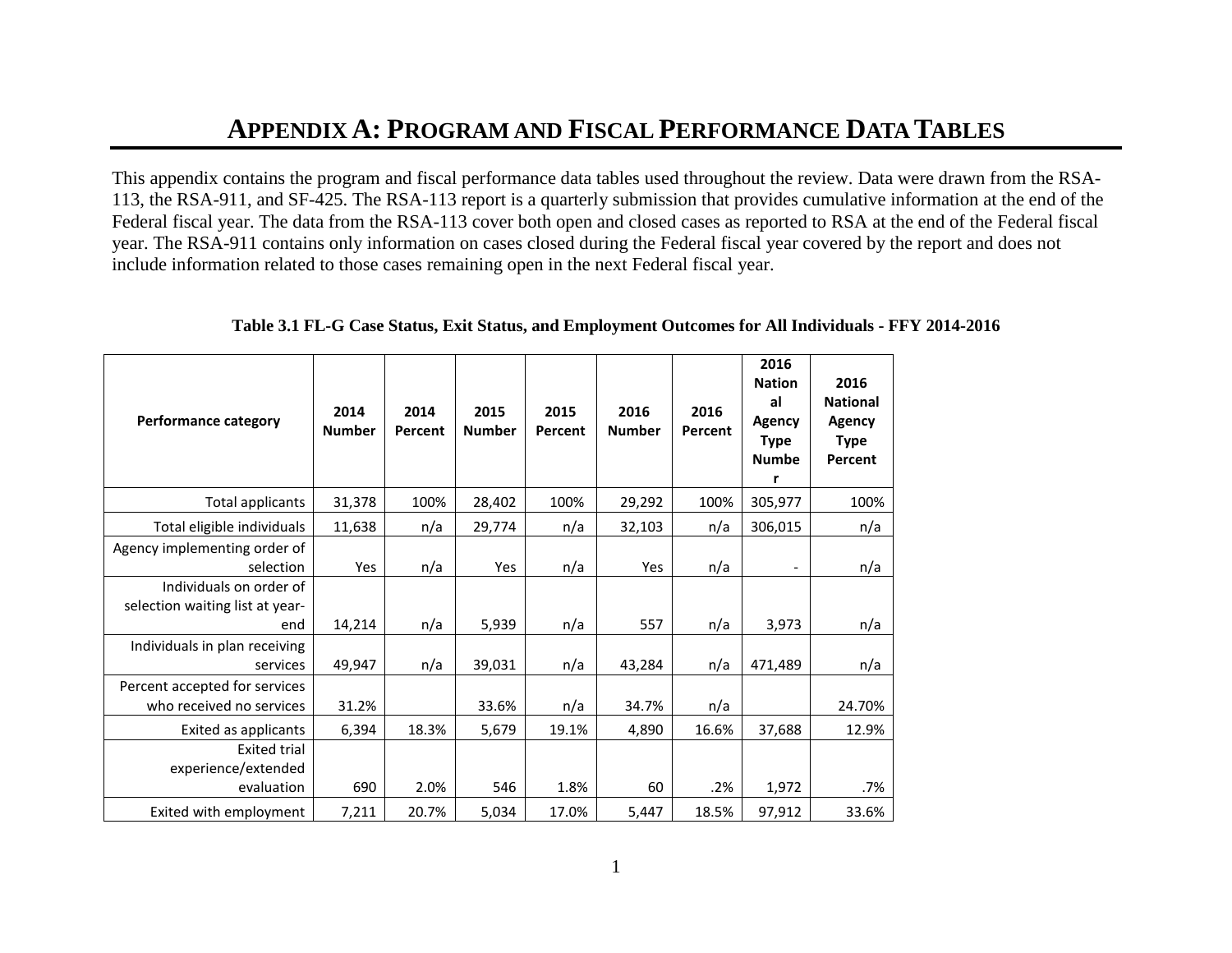# APPENDIX A: PROGRAM AND FISCAL PERFORMANCE DATA TABLES

This appendix contains the program and fiscal performance data tables used throughout the review. Data were drawn from the RSA-113, the RSA-911, and SF-425. The RSA-113 report is a quarterly submission that provides cumulative information at the end of the Federal fiscal year. The data from the RSA-113 cover both open and closed cases as reported to RSA at the end of the Federal fiscal year. The RSA-911 contains only information on cases closed during the Federal fiscal year covered by the report and does not include information related to those cases remaining open in the next Federal fiscal year.

**Table 3.1 FL-G Case Status, Exit Status, and Employment Outcomes for All Individuals - FFY 2014-2016**

| Performance category | 2014 Number | 2014 Percent | 2015 Number | 2015 Percent | 2016 Number | 2016 Percent | 2016 National Agency Type Number | 2016 National Agency Type Percent |
|---|---|---|---|---|---|---|---|---|
| Total applicants | 31,378 | 100% | 28,402 | 100% | 29,292 | 100% | 305,977 | 100% |
| Total eligible individuals | 11,638 | n/a | 29,774 | n/a | 32,103 | n/a | 306,015 | n/a |
| Agency implementing order of selection | Yes | n/a | Yes | n/a | Yes | n/a | - | n/a |
| Individuals on order of selection waiting list at year-end | 14,214 | n/a | 5,939 | n/a | 557 | n/a | 3,973 | n/a |
| Individuals in plan receiving services | 49,947 | n/a | 39,031 | n/a | 43,284 | n/a | 471,489 | n/a |
| Percent accepted for services who received no services | 31.2% | | 33.6% | n/a | 34.7% | n/a | | 24.70% |
| Exited as applicants | 6,394 | 18.3% | 5,679 | 19.1% | 4,890 | 16.6% | 37,688 | 12.9% |
| Exited trial experience/extended evaluation | 690 | 2.0% | 546 | 1.8% | 60 | .2% | 1,972 | .7% |
| Exited with employment | 7,211 | 20.7% | 5,034 | 17.0% | 5,447 | 18.5% | 97,912 | 33.6% |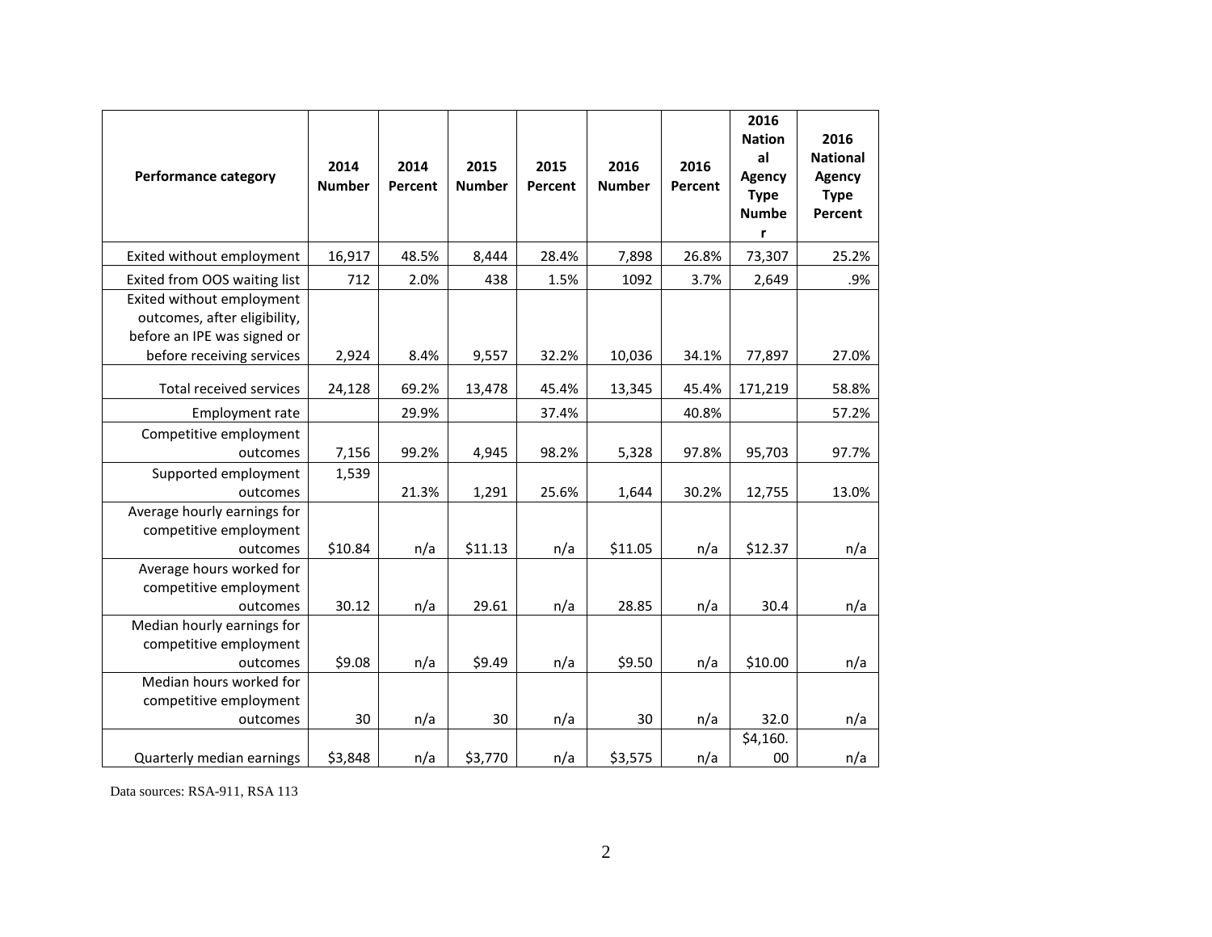| Performance category | 2014 Number | 2014 Percent | 2015 Number | 2015 Percent | 2016 Number | 2016 Percent | 2016 National Agency Type Number | 2016 National Agency Type Percent |
|---|---|---|---|---|---|---|---|---|
| Exited without employment | 16,917 | 48.5% | 8,444 | 28.4% | 7,898 | 26.8% | 73,307 | 25.2% |
| Exited from OOS waiting list | 712 | 2.0% | 438 | 1.5% | 1092 | 3.7% | 2,649 | .9% |
| Exited without employment outcomes, after eligibility, before an IPE was signed or before receiving services | 2,924 | 8.4% | 9,557 | 32.2% | 10,036 | 34.1% | 77,897 | 27.0% |
| Total received services | 24,128 | 69.2% | 13,478 | 45.4% | 13,345 | 45.4% | 171,219 | 58.8% |
| Employment rate | | 29.9% | | 37.4% | | 40.8% | | 57.2% |
| Competitive employment outcomes | 7,156 | 99.2% | 4,945 | 98.2% | 5,328 | 97.8% | 95,703 | 97.7% |
| Supported employment outcomes | 1,539 | 21.3% | 1,291 | 25.6% | 1,644 | 30.2% | 12,755 | 13.0% |
| Average hourly earnings for competitive employment outcomes | $10.84 | n/a | $11.13 | n/a | $11.05 | n/a | $12.37 | n/a |
| Average hours worked for competitive employment outcomes | 30.12 | n/a | 29.61 | n/a | 28.85 | n/a | 30.4 | n/a |
| Median hourly earnings for competitive employment outcomes | $9.08 | n/a | $9.49 | n/a | $9.50 | n/a | $10.00 | n/a |
| Median hours worked for competitive employment outcomes | 30 | n/a | 30 | n/a | 30 | n/a | 32.0 | n/a |
| Quarterly median earnings | $3,848 | n/a | $3,770 | n/a | $3,575 | n/a | $4,160.00 | n/a |

Data sources: RSA-911, RSA 113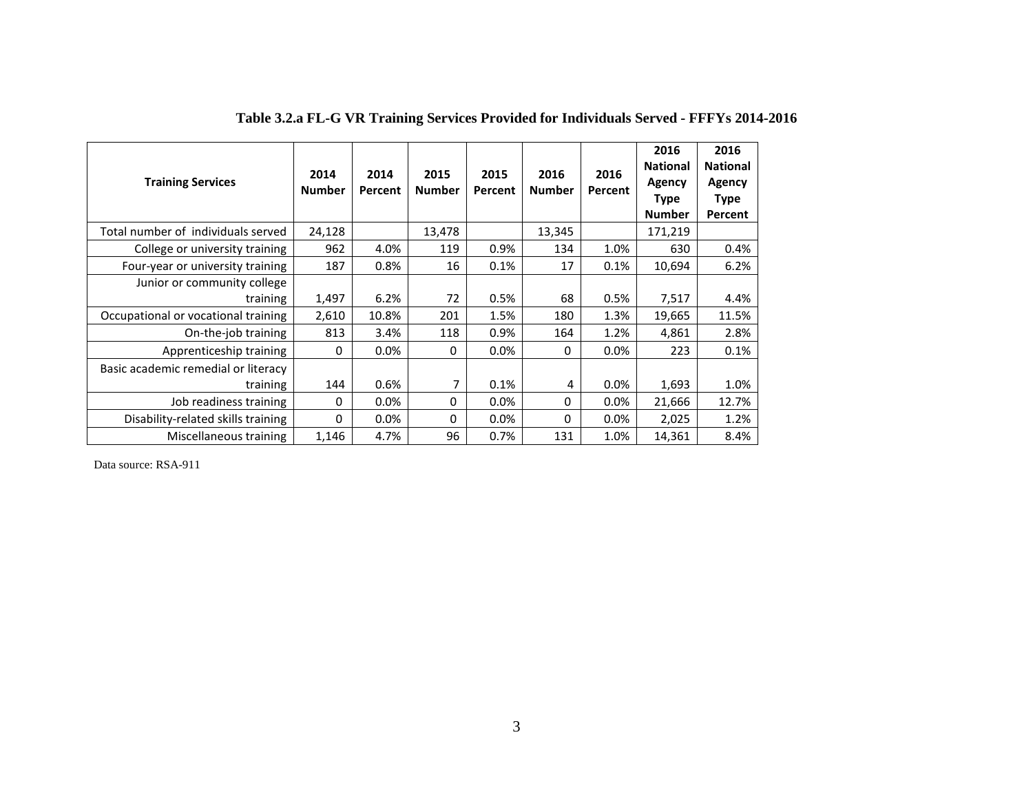**Table 3.2.a FL-G VR Training Services Provided for Individuals Served - FFFYs 2014-2016**

| Training Services | 2014 Number | 2014 Percent | 2015 Number | 2015 Percent | 2016 Number | 2016 Percent | 2016 National Agency Type Number | 2016 National Agency Type Percent |
|---|---|---|---|---|---|---|---|---|
| Total number of individuals served | 24,128 | | 13,478 | | 13,345 | | 171,219 | |
| College or university training | 962 | 4.0% | 119 | 0.9% | 134 | 1.0% | 630 | 0.4% |
| Four-year or university training | 187 | 0.8% | 16 | 0.1% | 17 | 0.1% | 10,694 | 6.2% |
| Junior or community college training | 1,497 | 6.2% | 72 | 0.5% | 68 | 0.5% | 7,517 | 4.4% |
| Occupational or vocational training | 2,610 | 10.8% | 201 | 1.5% | 180 | 1.3% | 19,665 | 11.5% |
| On-the-job training | 813 | 3.4% | 118 | 0.9% | 164 | 1.2% | 4,861 | 2.8% |
| Apprenticeship training | 0 | 0.0% | 0 | 0.0% | 0 | 0.0% | 223 | 0.1% |
| Basic academic remedial or literacy training | 144 | 0.6% | 7 | 0.1% | 4 | 0.0% | 1,693 | 1.0% |
| Job readiness training | 0 | 0.0% | 0 | 0.0% | 0 | 0.0% | 21,666 | 12.7% |
| Disability-related skills training | 0 | 0.0% | 0 | 0.0% | 0 | 0.0% | 2,025 | 1.2% |
| Miscellaneous training | 1,146 | 4.7% | 96 | 0.7% | 131 | 1.0% | 14,361 | 8.4% |

Data source: RSA-911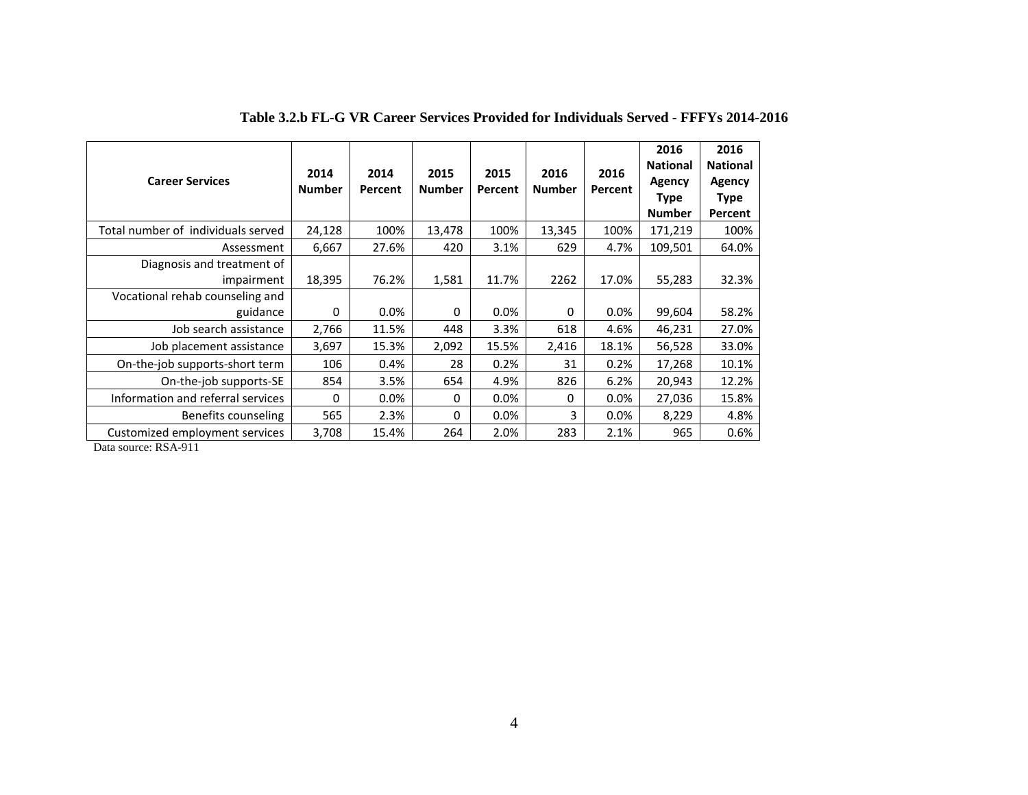**Table 3.2.b FL-G VR Career Services Provided for Individuals Served - FFFYs 2014-2016**

| Career Services | 2014 Number | 2014 Percent | 2015 Number | 2015 Percent | 2016 Number | 2016 Percent | 2016 National Agency Type Number | 2016 National Agency Type Percent |
|---|---|---|---|---|---|---|---|---|
| Total number of individuals served | 24,128 | 100% | 13,478 | 100% | 13,345 | 100% | 171,219 | 100% |
| Assessment | 6,667 | 27.6% | 420 | 3.1% | 629 | 4.7% | 109,501 | 64.0% |
| Diagnosis and treatment of impairment | 18,395 | 76.2% | 1,581 | 11.7% | 2262 | 17.0% | 55,283 | 32.3% |
| Vocational rehab counseling and guidance | 0 | 0.0% | 0 | 0.0% | 0 | 0.0% | 99,604 | 58.2% |
| Job search assistance | 2,766 | 11.5% | 448 | 3.3% | 618 | 4.6% | 46,231 | 27.0% |
| Job placement assistance | 3,697 | 15.3% | 2,092 | 15.5% | 2,416 | 18.1% | 56,528 | 33.0% |
| On-the-job supports-short term | 106 | 0.4% | 28 | 0.2% | 31 | 0.2% | 17,268 | 10.1% |
| On-the-job supports-SE | 854 | 3.5% | 654 | 4.9% | 826 | 6.2% | 20,943 | 12.2% |
| Information and referral services | 0 | 0.0% | 0 | 0.0% | 0 | 0.0% | 27,036 | 15.8% |
| Benefits counseling | 565 | 2.3% | 0 | 0.0% | 3 | 0.0% | 8,229 | 4.8% |
| Customized employment services | 3,708 | 15.4% | 264 | 2.0% | 283 | 2.1% | 965 | 0.6% |

Data source: RSA-911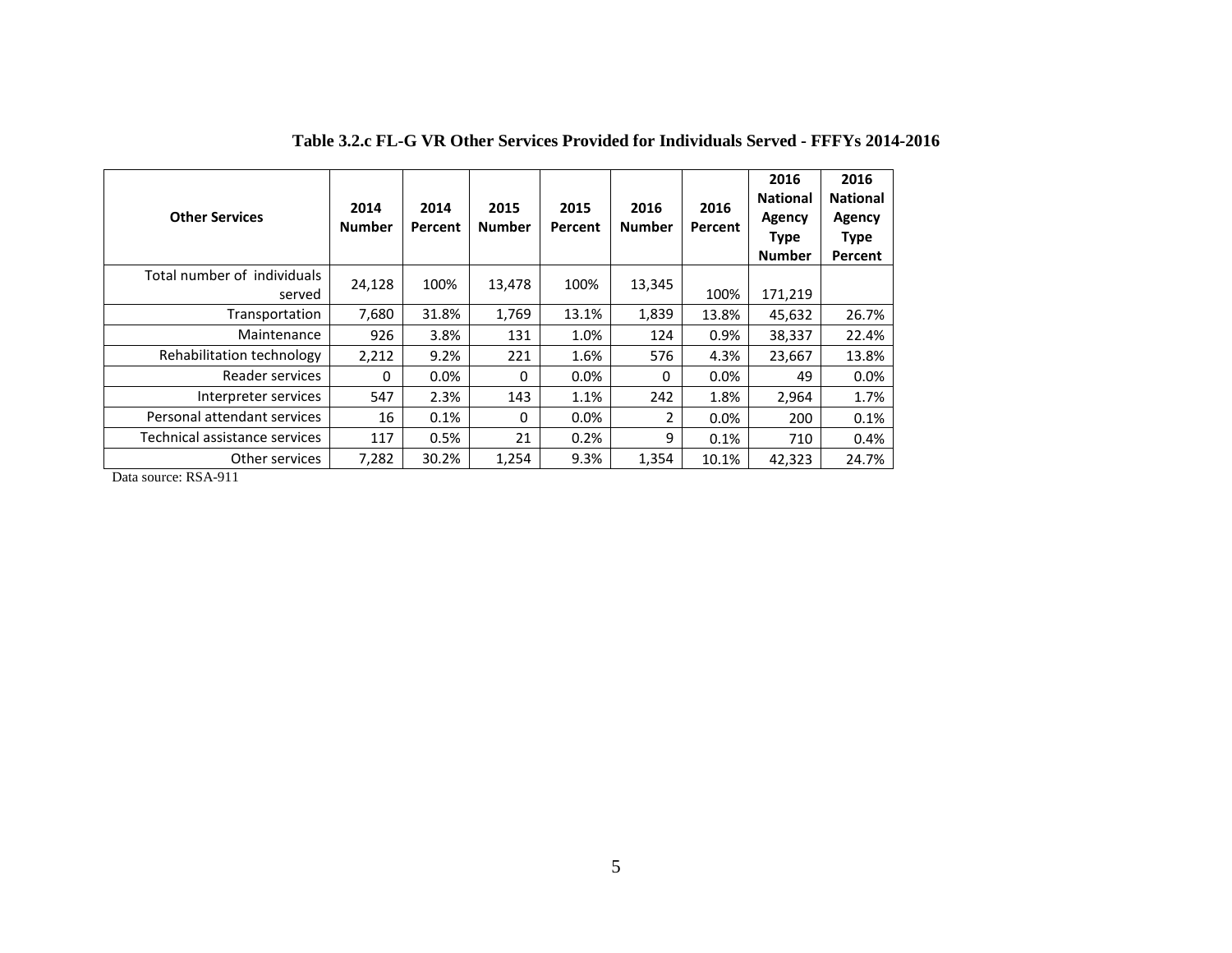**Table 3.2.c FL-G VR Other Services Provided for Individuals Served - FFFYs 2014-2016**

| Other Services | 2014 Number | 2014 Percent | 2015 Number | 2015 Percent | 2016 Number | 2016 Percent | 2016 National Agency Type Number | 2016 National Agency Type Percent |
|---|---|---|---|---|---|---|---|---|
| Total number of individuals served | 24,128 | 100% | 13,478 | 100% | 13,345 | 100% | 171,219 | |
| Transportation | 7,680 | 31.8% | 1,769 | 13.1% | 1,839 | 13.8% | 45,632 | 26.7% |
| Maintenance | 926 | 3.8% | 131 | 1.0% | 124 | 0.9% | 38,337 | 22.4% |
| Rehabilitation technology | 2,212 | 9.2% | 221 | 1.6% | 576 | 4.3% | 23,667 | 13.8% |
| Reader services | 0 | 0.0% | 0 | 0.0% | 0 | 0.0% | 49 | 0.0% |
| Interpreter services | 547 | 2.3% | 143 | 1.1% | 242 | 1.8% | 2,964 | 1.7% |
| Personal attendant services | 16 | 0.1% | 0 | 0.0% | 2 | 0.0% | 200 | 0.1% |
| Technical assistance services | 117 | 0.5% | 21 | 0.2% | 9 | 0.1% | 710 | 0.4% |
| Other services | 7,282 | 30.2% | 1,254 | 9.3% | 1,354 | 10.1% | 42,323 | 24.7% |

Data source: RSA-911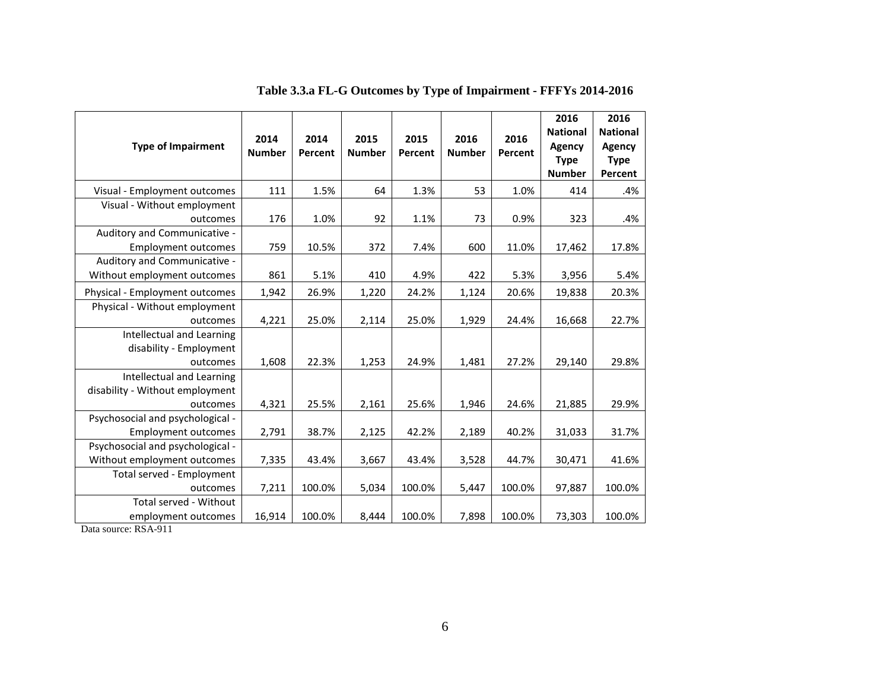**Table 3.3.a FL-G Outcomes by Type of Impairment - FFFYs 2014-2016**

| Type of Impairment | 2014 Number | 2014 Percent | 2015 Number | 2015 Percent | 2016 Number | 2016 Percent | 2016 National Agency Type Number | 2016 National Agency Type Percent |
|---|---|---|---|---|---|---|---|---|
| Visual - Employment outcomes | 111 | 1.5% | 64 | 1.3% | 53 | 1.0% | 414 | .4% |
| Visual - Without employment outcomes | 176 | 1.0% | 92 | 1.1% | 73 | 0.9% | 323 | .4% |
| Auditory and Communicative - Employment outcomes | 759 | 10.5% | 372 | 7.4% | 600 | 11.0% | 17,462 | 17.8% |
| Auditory and Communicative - Without employment outcomes | 861 | 5.1% | 410 | 4.9% | 422 | 5.3% | 3,956 | 5.4% |
| Physical - Employment outcomes | 1,942 | 26.9% | 1,220 | 24.2% | 1,124 | 20.6% | 19,838 | 20.3% |
| Physical - Without employment outcomes | 4,221 | 25.0% | 2,114 | 25.0% | 1,929 | 24.4% | 16,668 | 22.7% |
| Intellectual and Learning disability - Employment outcomes | 1,608 | 22.3% | 1,253 | 24.9% | 1,481 | 27.2% | 29,140 | 29.8% |
| Intellectual and Learning disability - Without employment outcomes | 4,321 | 25.5% | 2,161 | 25.6% | 1,946 | 24.6% | 21,885 | 29.9% |
| Psychosocial and psychological - Employment outcomes | 2,791 | 38.7% | 2,125 | 42.2% | 2,189 | 40.2% | 31,033 | 31.7% |
| Psychosocial and psychological - Without employment outcomes | 7,335 | 43.4% | 3,667 | 43.4% | 3,528 | 44.7% | 30,471 | 41.6% |
| Total served - Employment outcomes | 7,211 | 100.0% | 5,034 | 100.0% | 5,447 | 100.0% | 97,887 | 100.0% |
| Total served - Without employment outcomes | 16,914 | 100.0% | 8,444 | 100.0% | 7,898 | 100.0% | 73,303 | 100.0% |

Data source: RSA-911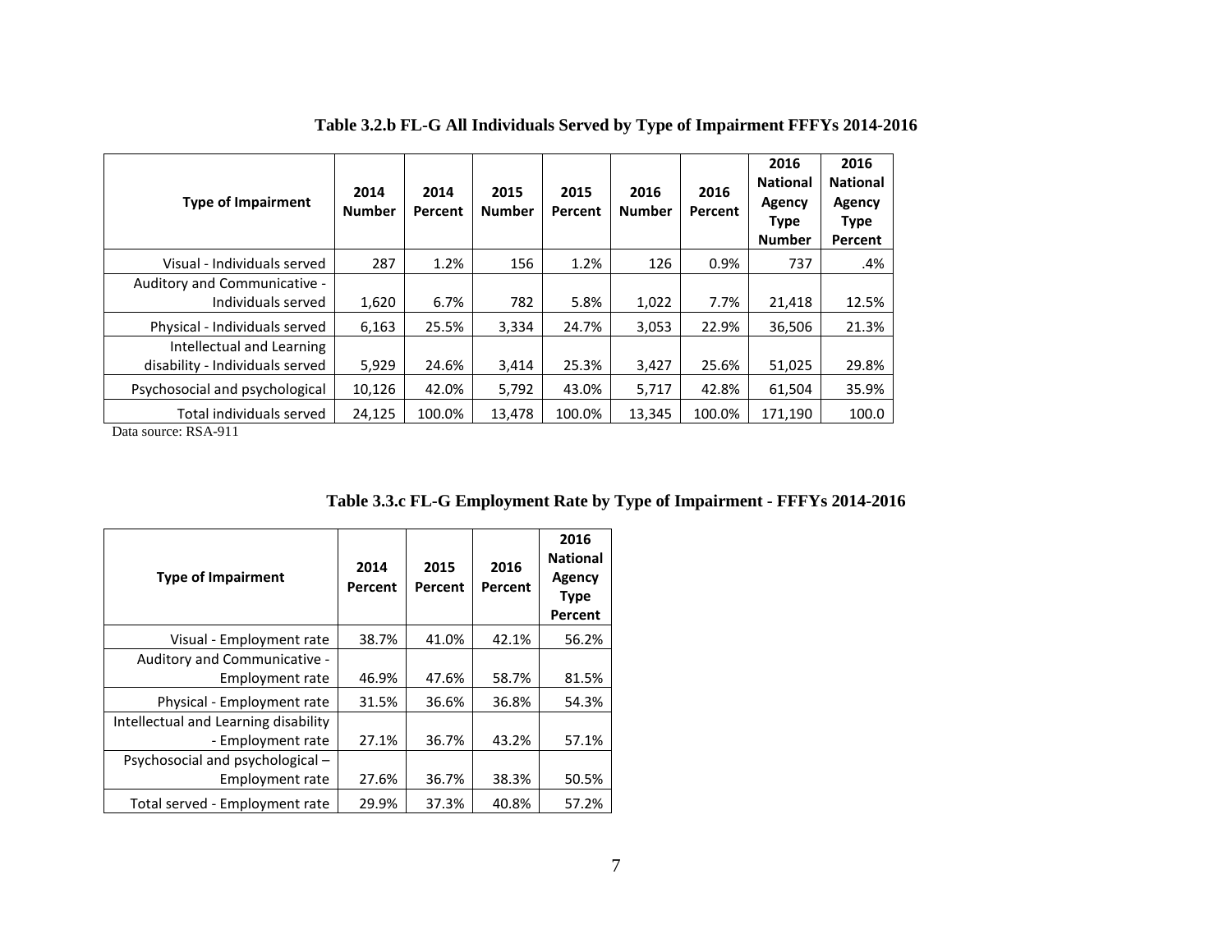**Table 3.2.b FL-G All Individuals Served by Type of Impairment FFFYs 2014-2016**

| Type of Impairment | 2014 Number | 2014 Percent | 2015 Number | 2015 Percent | 2016 Number | 2016 Percent | 2016 National Agency Type Number | 2016 National Agency Type Percent |
|---|---|---|---|---|---|---|---|---|
| Visual - Individuals served | 287 | 1.2% | 156 | 1.2% | 126 | 0.9% | 737 | .4% |
| Auditory and Communicative - Individuals served | 1,620 | 6.7% | 782 | 5.8% | 1,022 | 7.7% | 21,418 | 12.5% |
| Physical - Individuals served | 6,163 | 25.5% | 3,334 | 24.7% | 3,053 | 22.9% | 36,506 | 21.3% |
| Intellectual and Learning disability - Individuals served | 5,929 | 24.6% | 3,414 | 25.3% | 3,427 | 25.6% | 51,025 | 29.8% |
| Psychosocial and psychological | 10,126 | 42.0% | 5,792 | 43.0% | 5,717 | 42.8% | 61,504 | 35.9% |
| Total individuals served | 24,125 | 100.0% | 13,478 | 100.0% | 13,345 | 100.0% | 171,190 | 100.0 |

Data source: RSA-911

**Table 3.3.c FL-G Employment Rate by Type of Impairment - FFFYs 2014-2016**

| Type of Impairment | 2014 Percent | 2015 Percent | 2016 Percent | 2016 National Agency Type Percent |
|---|---|---|---|---|
| Visual - Employment rate | 38.7% | 41.0% | 42.1% | 56.2% |
| Auditory and Communicative - Employment rate | 46.9% | 47.6% | 58.7% | 81.5% |
| Physical - Employment rate | 31.5% | 36.6% | 36.8% | 54.3% |
| Intellectual and Learning disability - Employment rate | 27.1% | 36.7% | 43.2% | 57.1% |
| Psychosocial and psychological – Employment rate | 27.6% | 36.7% | 38.3% | 50.5% |
| Total served - Employment rate | 29.9% | 37.3% | 40.8% | 57.2% |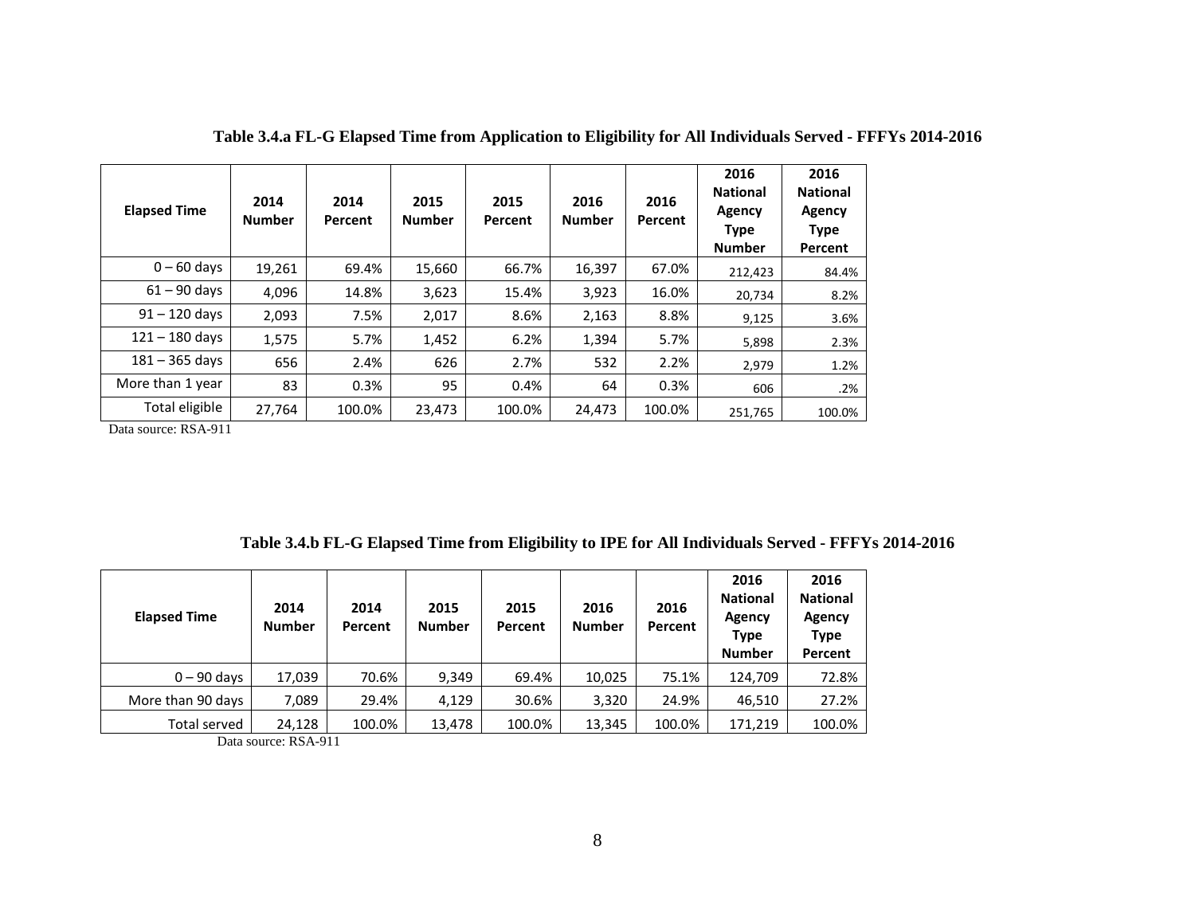**Table 3.4.a FL-G Elapsed Time from Application to Eligibility for All Individuals Served - FFFYs 2014-2016**

| Elapsed Time | 2014 Number | 2014 Percent | 2015 Number | 2015 Percent | 2016 Number | 2016 Percent | 2016 National Agency Type Number | 2016 National Agency Type Percent |
|---|---|---|---|---|---|---|---|---|
| 0 – 60 days | 19,261 | 69.4% | 15,660 | 66.7% | 16,397 | 67.0% | 212,423 | 84.4% |
| 61 – 90 days | 4,096 | 14.8% | 3,623 | 15.4% | 3,923 | 16.0% | 20,734 | 8.2% |
| 91 – 120 days | 2,093 | 7.5% | 2,017 | 8.6% | 2,163 | 8.8% | 9,125 | 3.6% |
| 121 – 180 days | 1,575 | 5.7% | 1,452 | 6.2% | 1,394 | 5.7% | 5,898 | 2.3% |
| 181 – 365 days | 656 | 2.4% | 626 | 2.7% | 532 | 2.2% | 2,979 | 1.2% |
| More than 1 year | 83 | 0.3% | 95 | 0.4% | 64 | 0.3% | 606 | .2% |
| Total eligible | 27,764 | 100.0% | 23,473 | 100.0% | 24,473 | 100.0% | 251,765 | 100.0% |

Data source: RSA-911

**Table 3.4.b FL-G Elapsed Time from Eligibility to IPE for All Individuals Served - FFFYs 2014-2016**

| Elapsed Time | 2014 Number | 2014 Percent | 2015 Number | 2015 Percent | 2016 Number | 2016 Percent | 2016 National Agency Type Number | 2016 National Agency Type Percent |
|---|---|---|---|---|---|---|---|---|
| 0 – 90 days | 17,039 | 70.6% | 9,349 | 69.4% | 10,025 | 75.1% | 124,709 | 72.8% |
| More than 90 days | 7,089 | 29.4% | 4,129 | 30.6% | 3,320 | 24.9% | 46,510 | 27.2% |
| Total served | 24,128 | 100.0% | 13,478 | 100.0% | 13,345 | 100.0% | 171,219 | 100.0% |

Data source: RSA-911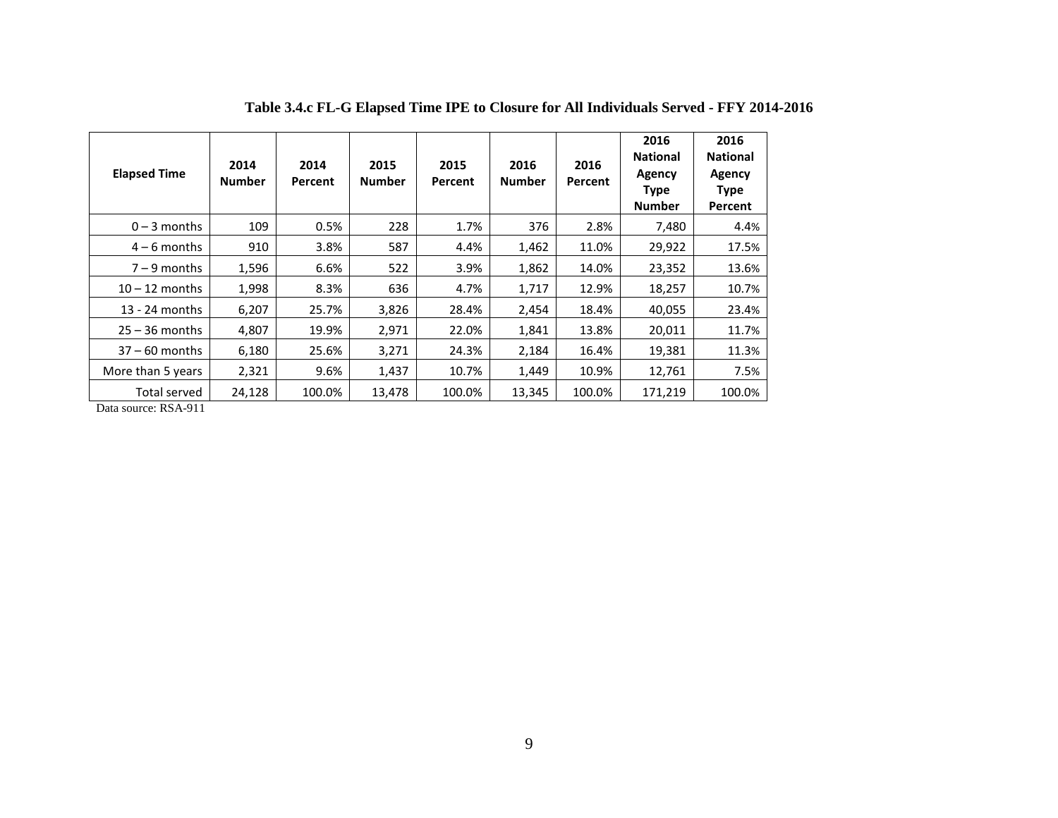**Table 3.4.c FL-G Elapsed Time IPE to Closure for All Individuals Served - FFY 2014-2016**

| Elapsed Time | 2014 Number | 2014 Percent | 2015 Number | 2015 Percent | 2016 Number | 2016 Percent | 2016 National Agency Type Number | 2016 National Agency Type Percent |
|---|---|---|---|---|---|---|---|---|
| 0 – 3 months | 109 | 0.5% | 228 | 1.7% | 376 | 2.8% | 7,480 | 4.4% |
| 4 – 6 months | 910 | 3.8% | 587 | 4.4% | 1,462 | 11.0% | 29,922 | 17.5% |
| 7 – 9 months | 1,596 | 6.6% | 522 | 3.9% | 1,862 | 14.0% | 23,352 | 13.6% |
| 10 – 12 months | 1,998 | 8.3% | 636 | 4.7% | 1,717 | 12.9% | 18,257 | 10.7% |
| 13 - 24 months | 6,207 | 25.7% | 3,826 | 28.4% | 2,454 | 18.4% | 40,055 | 23.4% |
| 25 – 36 months | 4,807 | 19.9% | 2,971 | 22.0% | 1,841 | 13.8% | 20,011 | 11.7% |
| 37 – 60 months | 6,180 | 25.6% | 3,271 | 24.3% | 2,184 | 16.4% | 19,381 | 11.3% |
| More than 5 years | 2,321 | 9.6% | 1,437 | 10.7% | 1,449 | 10.9% | 12,761 | 7.5% |
| Total served | 24,128 | 100.0% | 13,478 | 100.0% | 13,345 | 100.0% | 171,219 | 100.0% |

Data source: RSA-911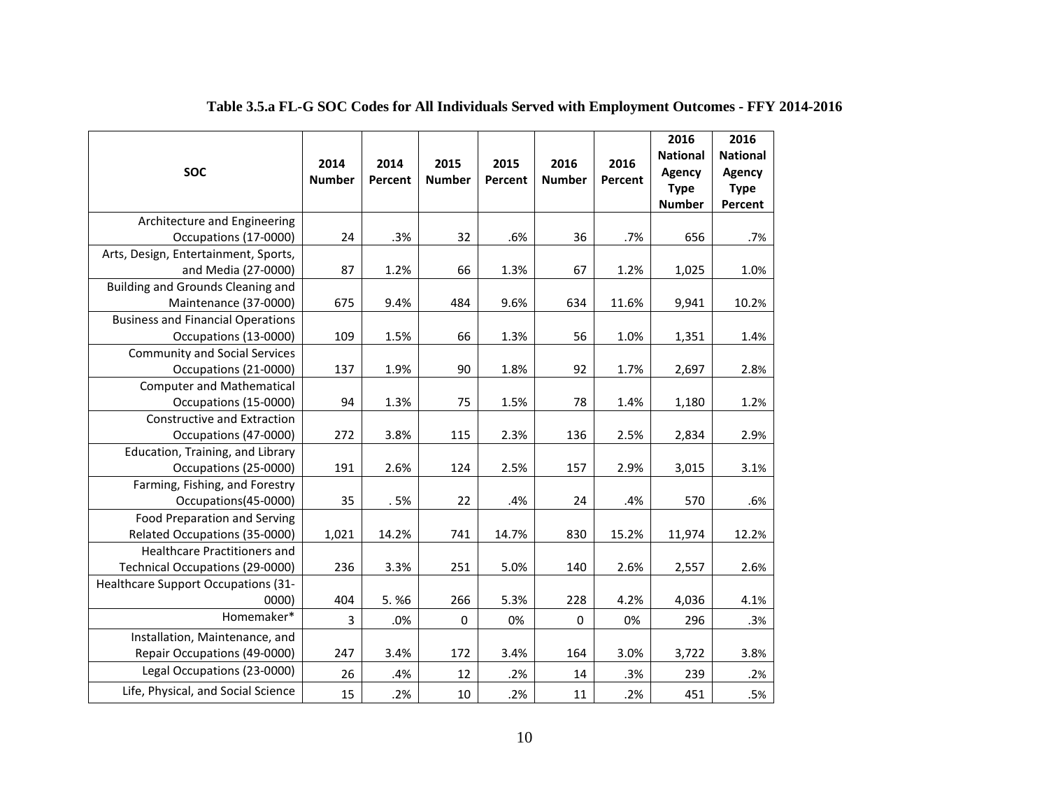**Table 3.5.a FL-G SOC Codes for All Individuals Served with Employment Outcomes - FFY 2014-2016**

| SOC | 2014 Number | 2014 Percent | 2015 Number | 2015 Percent | 2016 Number | 2016 Percent | 2016 National Agency Type Number | 2016 National Agency Type Percent |
|---|---|---|---|---|---|---|---|---|
| Architecture and Engineering Occupations (17-0000) | 24 | .3% | 32 | .6% | 36 | .7% | 656 | .7% |
| Arts, Design, Entertainment, Sports, and Media (27-0000) | 87 | 1.2% | 66 | 1.3% | 67 | 1.2% | 1,025 | 1.0% |
| Building and Grounds Cleaning and Maintenance (37-0000) | 675 | 9.4% | 484 | 9.6% | 634 | 11.6% | 9,941 | 10.2% |
| Business and Financial Operations Occupations (13-0000) | 109 | 1.5% | 66 | 1.3% | 56 | 1.0% | 1,351 | 1.4% |
| Community and Social Services Occupations (21-0000) | 137 | 1.9% | 90 | 1.8% | 92 | 1.7% | 2,697 | 2.8% |
| Computer and Mathematical Occupations (15-0000) | 94 | 1.3% | 75 | 1.5% | 78 | 1.4% | 1,180 | 1.2% |
| Constructive and Extraction Occupations (47-0000) | 272 | 3.8% | 115 | 2.3% | 136 | 2.5% | 2,834 | 2.9% |
| Education, Training, and Library Occupations (25-0000) | 191 | 2.6% | 124 | 2.5% | 157 | 2.9% | 3,015 | 3.1% |
| Farming, Fishing, and Forestry Occupations(45-0000) | 35 | . 5% | 22 | .4% | 24 | .4% | 570 | .6% |
| Food Preparation and Serving Related Occupations (35-0000) | 1,021 | 14.2% | 741 | 14.7% | 830 | 15.2% | 11,974 | 12.2% |
| Healthcare Practitioners and Technical Occupations (29-0000) | 236 | 3.3% | 251 | 5.0% | 140 | 2.6% | 2,557 | 2.6% |
| Healthcare Support Occupations (31-0000) | 404 | 5. %6 | 266 | 5.3% | 228 | 4.2% | 4,036 | 4.1% |
| Homemaker* | 3 | .0% | 0 | 0% | 0 | 0% | 296 | .3% |
| Installation, Maintenance, and Repair Occupations (49-0000) | 247 | 3.4% | 172 | 3.4% | 164 | 3.0% | 3,722 | 3.8% |
| Legal Occupations (23-0000) | 26 | .4% | 12 | .2% | 14 | .3% | 239 | .2% |
| Life, Physical, and Social Science | 15 | .2% | 10 | .2% | 11 | .2% | 451 | .5% |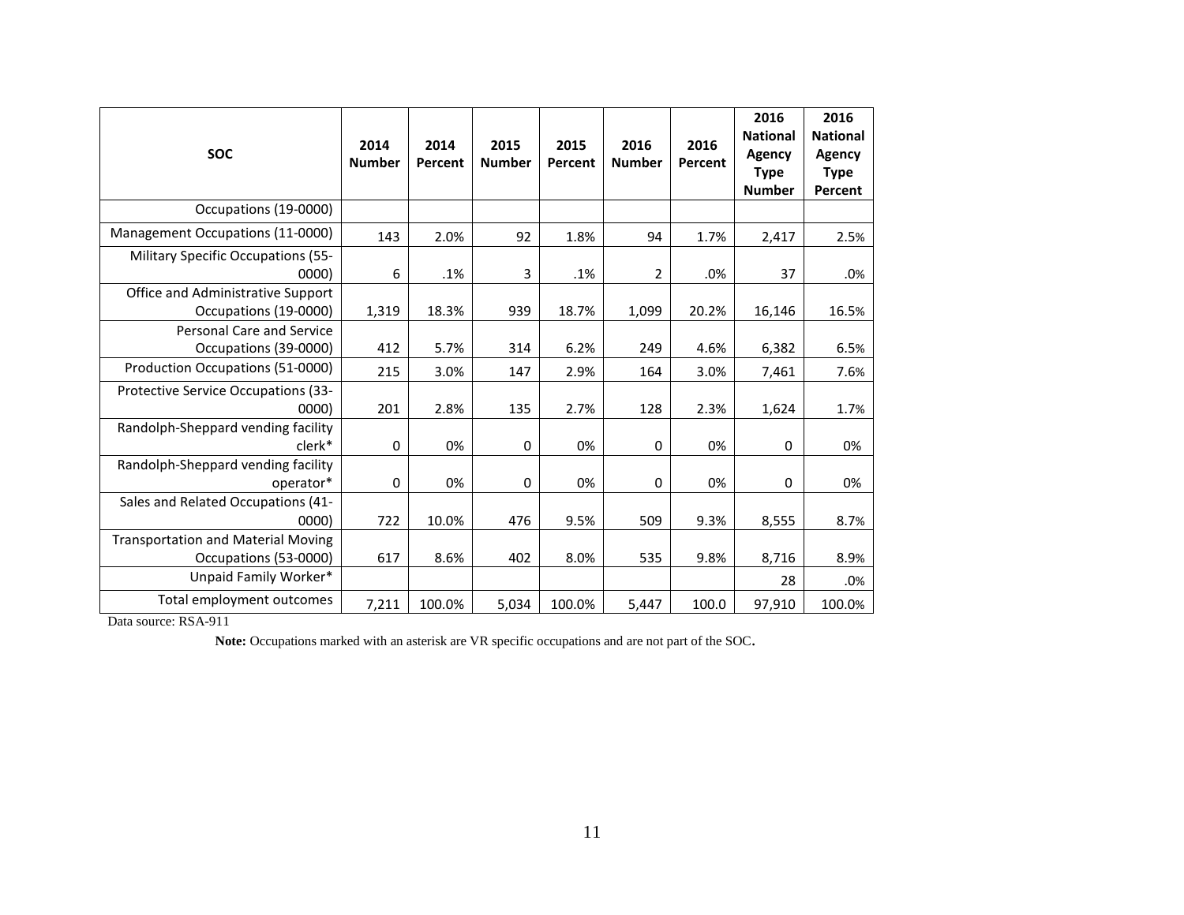| SOC | 2014 Number | 2014 Percent | 2015 Number | 2015 Percent | 2016 Number | 2016 Percent | 2016 National Agency Type Number | 2016 National Agency Type Percent |
|---|---|---|---|---|---|---|---|---|
| Occupations (19-0000) | | | | | | | | |
| Management Occupations (11-0000) | 143 | 2.0% | 92 | 1.8% | 94 | 1.7% | 2,417 | 2.5% |
| Military Specific Occupations (55-0000) | 6 | .1% | 3 | .1% | 2 | .0% | 37 | .0% |
| Office and Administrative Support Occupations (19-0000) | 1,319 | 18.3% | 939 | 18.7% | 1,099 | 20.2% | 16,146 | 16.5% |
| Personal Care and Service Occupations (39-0000) | 412 | 5.7% | 314 | 6.2% | 249 | 4.6% | 6,382 | 6.5% |
| Production Occupations (51-0000) | 215 | 3.0% | 147 | 2.9% | 164 | 3.0% | 7,461 | 7.6% |
| Protective Service Occupations (33-0000) | 201 | 2.8% | 135 | 2.7% | 128 | 2.3% | 1,624 | 1.7% |
| Randolph-Sheppard vending facility clerk* | 0 | 0% | 0 | 0% | 0 | 0% | 0 | 0% |
| Randolph-Sheppard vending facility operator* | 0 | 0% | 0 | 0% | 0 | 0% | 0 | 0% |
| Sales and Related Occupations (41-0000) | 722 | 10.0% | 476 | 9.5% | 509 | 9.3% | 8,555 | 8.7% |
| Transportation and Material Moving Occupations (53-0000) | 617 | 8.6% | 402 | 8.0% | 535 | 9.8% | 8,716 | 8.9% |
| Unpaid Family Worker* | | | | | | | 28 | .0% |
| Total employment outcomes | 7,211 | 100.0% | 5,034 | 100.0% | 5,447 | 100.0 | 97,910 | 100.0% |

Data source: RSA-911

**Note:** Occupations marked with an asterisk are VR specific occupations and are not part of the SOC**.**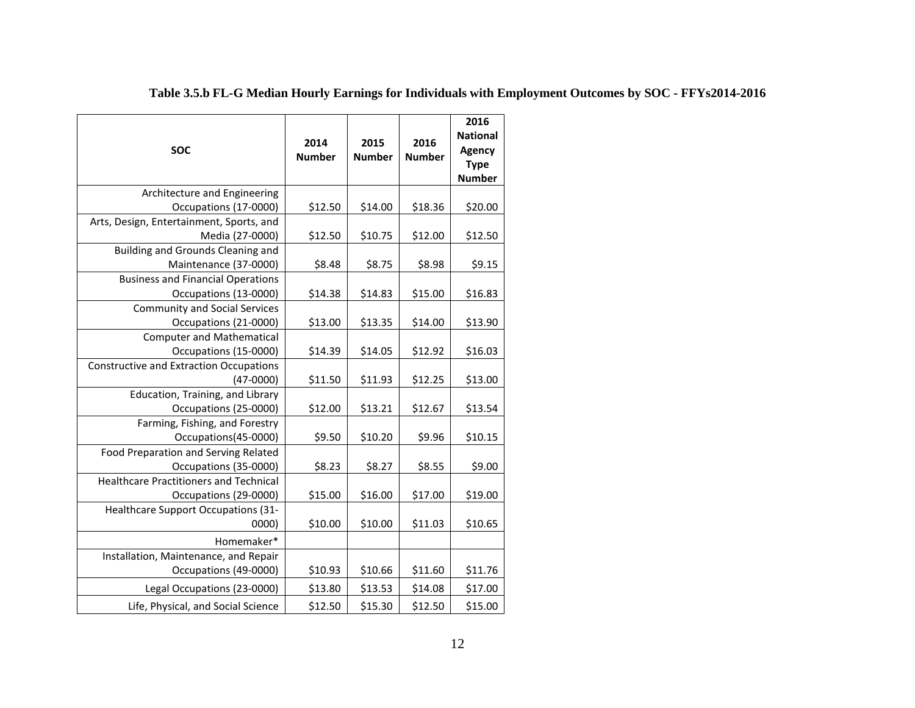**Table 3.5.b FL-G Median Hourly Earnings for Individuals with Employment Outcomes by SOC - FFYs2014-2016**

| SOC | 2014 Number | 2015 Number | 2016 Number | 2016 National Agency Type Number |
|---|---|---|---|---|
| Architecture and Engineering Occupations (17-0000) | $12.50 | $14.00 | $18.36 | $20.00 |
| Arts, Design, Entertainment, Sports, and Media (27-0000) | $12.50 | $10.75 | $12.00 | $12.50 |
| Building and Grounds Cleaning and Maintenance (37-0000) | $8.48 | $8.75 | $8.98 | $9.15 |
| Business and Financial Operations Occupations (13-0000) | $14.38 | $14.83 | $15.00 | $16.83 |
| Community and Social Services Occupations (21-0000) | $13.00 | $13.35 | $14.00 | $13.90 |
| Computer and Mathematical Occupations (15-0000) | $14.39 | $14.05 | $12.92 | $16.03 |
| Constructive and Extraction Occupations (47-0000) | $11.50 | $11.93 | $12.25 | $13.00 |
| Education, Training, and Library Occupations (25-0000) | $12.00 | $13.21 | $12.67 | $13.54 |
| Farming, Fishing, and Forestry Occupations(45-0000) | $9.50 | $10.20 | $9.96 | $10.15 |
| Food Preparation and Serving Related Occupations (35-0000) | $8.23 | $8.27 | $8.55 | $9.00 |
| Healthcare Practitioners and Technical Occupations (29-0000) | $15.00 | $16.00 | $17.00 | $19.00 |
| Healthcare Support Occupations (31-0000) | $10.00 | $10.00 | $11.03 | $10.65 |
| Homemaker* | | | | |
| Installation, Maintenance, and Repair Occupations (49-0000) | $10.93 | $10.66 | $11.60 | $11.76 |
| Legal Occupations (23-0000) | $13.80 | $13.53 | $14.08 | $17.00 |
| Life, Physical, and Social Science | $12.50 | $15.30 | $12.50 | $15.00 |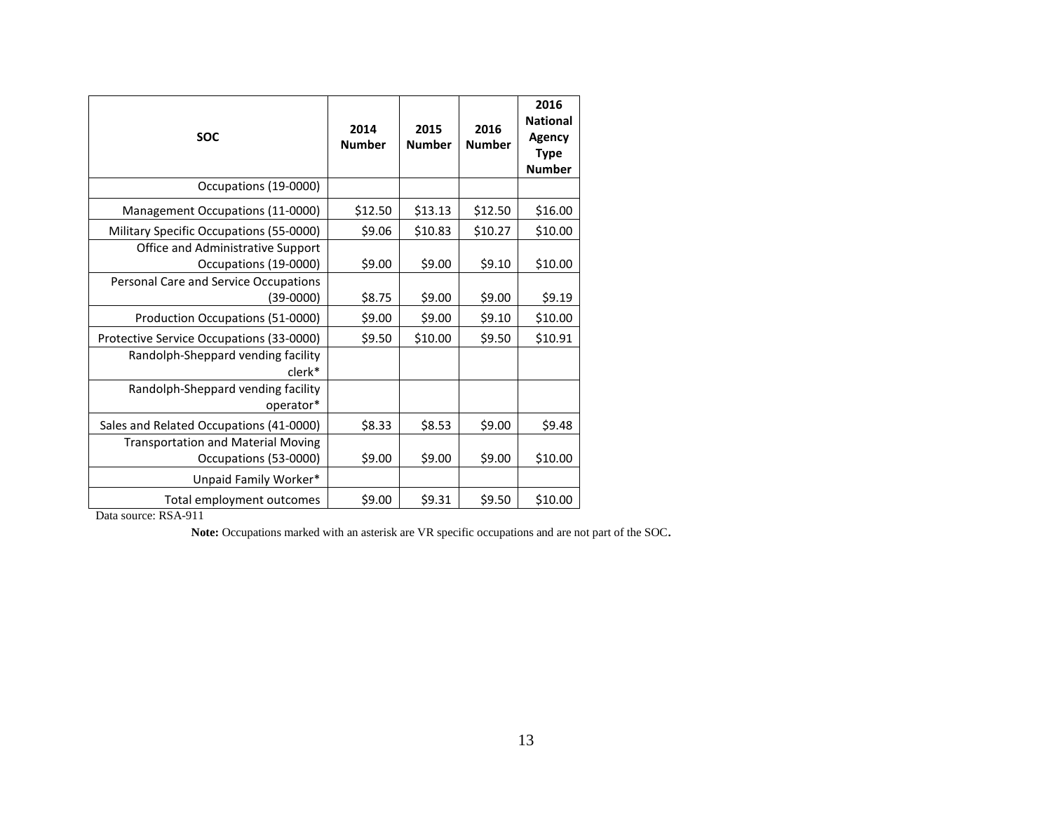| SOC | 2014 Number | 2015 Number | 2016 Number | 2016 National Agency Type Number |
|---|---|---|---|---|
| Occupations (19-0000) | | | | |
| Management Occupations (11-0000) | $12.50 | $13.13 | $12.50 | $16.00 |
| Military Specific Occupations (55-0000) | $9.06 | $10.83 | $10.27 | $10.00 |
| Office and Administrative Support Occupations (19-0000) | $9.00 | $9.00 | $9.10 | $10.00 |
| Personal Care and Service Occupations (39-0000) | $8.75 | $9.00 | $9.00 | $9.19 |
| Production Occupations (51-0000) | $9.00 | $9.00 | $9.10 | $10.00 |
| Protective Service Occupations (33-0000) | $9.50 | $10.00 | $9.50 | $10.91 |
| Randolph-Sheppard vending facility clerk* | | | | |
| Randolph-Sheppard vending facility operator* | | | | |
| Sales and Related Occupations (41-0000) | $8.33 | $8.53 | $9.00 | $9.48 |
| Transportation and Material Moving Occupations (53-0000) | $9.00 | $9.00 | $9.00 | $10.00 |
| Unpaid Family Worker* | | | | |
| Total employment outcomes | $9.00 | $9.31 | $9.50 | $10.00 |

Data source: RSA-911

**Note:** Occupations marked with an asterisk are VR specific occupations and are not part of the SOC.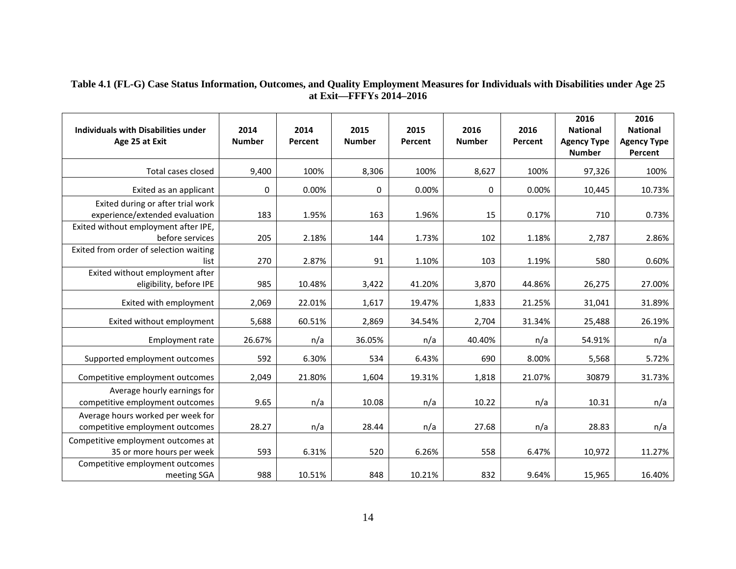**Table 4.1 (FL-G) Case Status Information, Outcomes, and Quality Employment Measures for Individuals with Disabilities under Age 25 at Exit—FFFYs 2014–2016**

| Individuals with Disabilities under Age 25 at Exit | 2014 Number | 2014 Percent | 2015 Number | 2015 Percent | 2016 Number | 2016 Percent | 2016 National Agency Type Number | 2016 National Agency Type Percent |
|---|---|---|---|---|---|---|---|---|
| Total cases closed | 9,400 | 100% | 8,306 | 100% | 8,627 | 100% | 97,326 | 100% |
| Exited as an applicant | 0 | 0.00% | 0 | 0.00% | 0 | 0.00% | 10,445 | 10.73% |
| Exited during or after trial work experience/extended evaluation | 183 | 1.95% | 163 | 1.96% | 15 | 0.17% | 710 | 0.73% |
| Exited without employment after IPE, before services | 205 | 2.18% | 144 | 1.73% | 102 | 1.18% | 2,787 | 2.86% |
| Exited from order of selection waiting list | 270 | 2.87% | 91 | 1.10% | 103 | 1.19% | 580 | 0.60% |
| Exited without employment after eligibility, before IPE | 985 | 10.48% | 3,422 | 41.20% | 3,870 | 44.86% | 26,275 | 27.00% |
| Exited with employment | 2,069 | 22.01% | 1,617 | 19.47% | 1,833 | 21.25% | 31,041 | 31.89% |
| Exited without employment | 5,688 | 60.51% | 2,869 | 34.54% | 2,704 | 31.34% | 25,488 | 26.19% |
| Employment rate | 26.67% | n/a | 36.05% | n/a | 40.40% | n/a | 54.91% | n/a |
| Supported employment outcomes | 592 | 6.30% | 534 | 6.43% | 690 | 8.00% | 5,568 | 5.72% |
| Competitive employment outcomes | 2,049 | 21.80% | 1,604 | 19.31% | 1,818 | 21.07% | 30879 | 31.73% |
| Average hourly earnings for competitive employment outcomes | 9.65 | n/a | 10.08 | n/a | 10.22 | n/a | 10.31 | n/a |
| Average hours worked per week for competitive employment outcomes | 28.27 | n/a | 28.44 | n/a | 27.68 | n/a | 28.83 | n/a |
| Competitive employment outcomes at 35 or more hours per week | 593 | 6.31% | 520 | 6.26% | 558 | 6.47% | 10,972 | 11.27% |
| Competitive employment outcomes meeting SGA | 988 | 10.51% | 848 | 10.21% | 832 | 9.64% | 15,965 | 16.40% |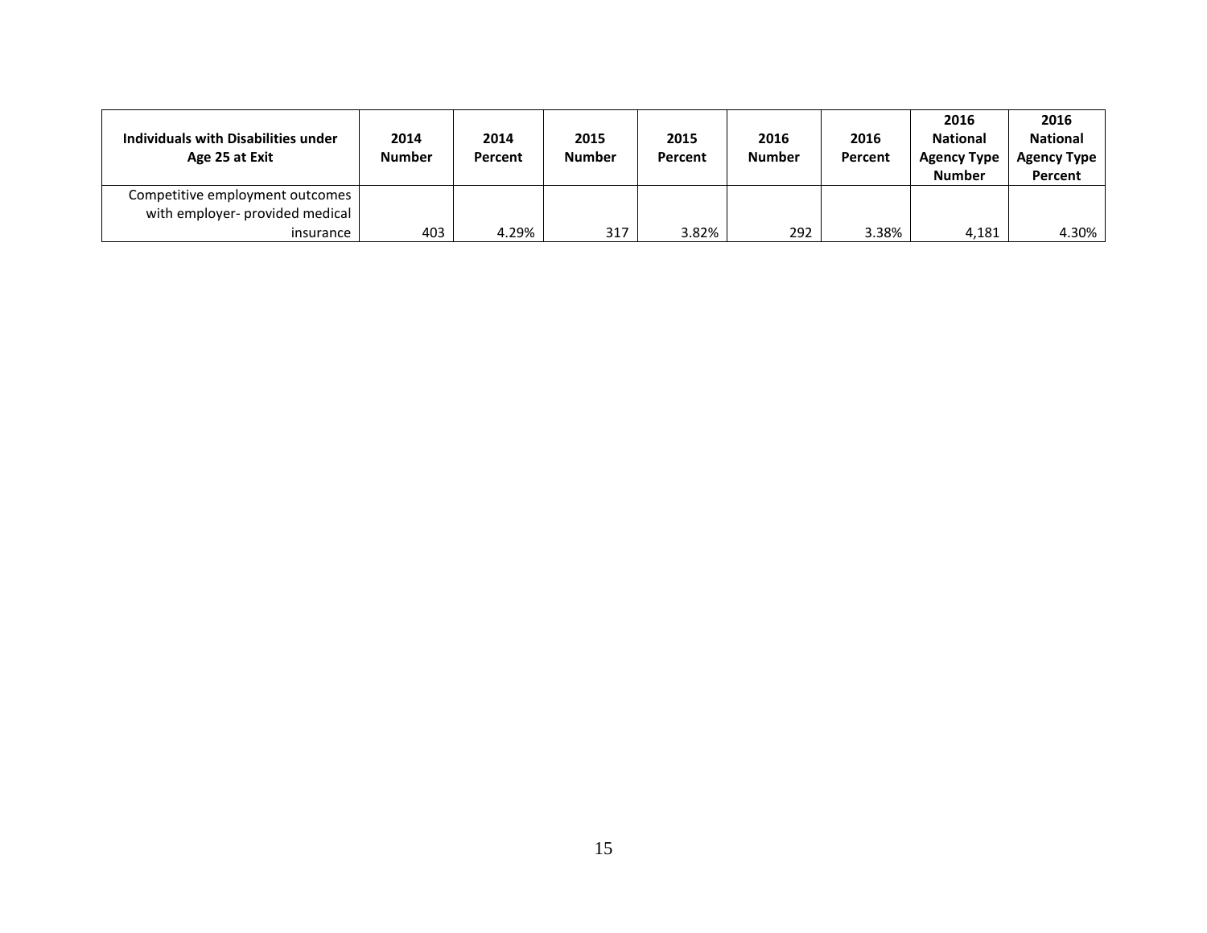| Individuals with Disabilities under Age 25 at Exit | 2014 Number | 2014 Percent | 2015 Number | 2015 Percent | 2016 Number | 2016 Percent | 2016 National Agency Type Number | 2016 National Agency Type Percent |
|---|---|---|---|---|---|---|---|---|
| Competitive employment outcomes with employer- provided medical insurance | 403 | 4.29% | 317 | 3.82% | 292 | 3.38% | 4,181 | 4.30% |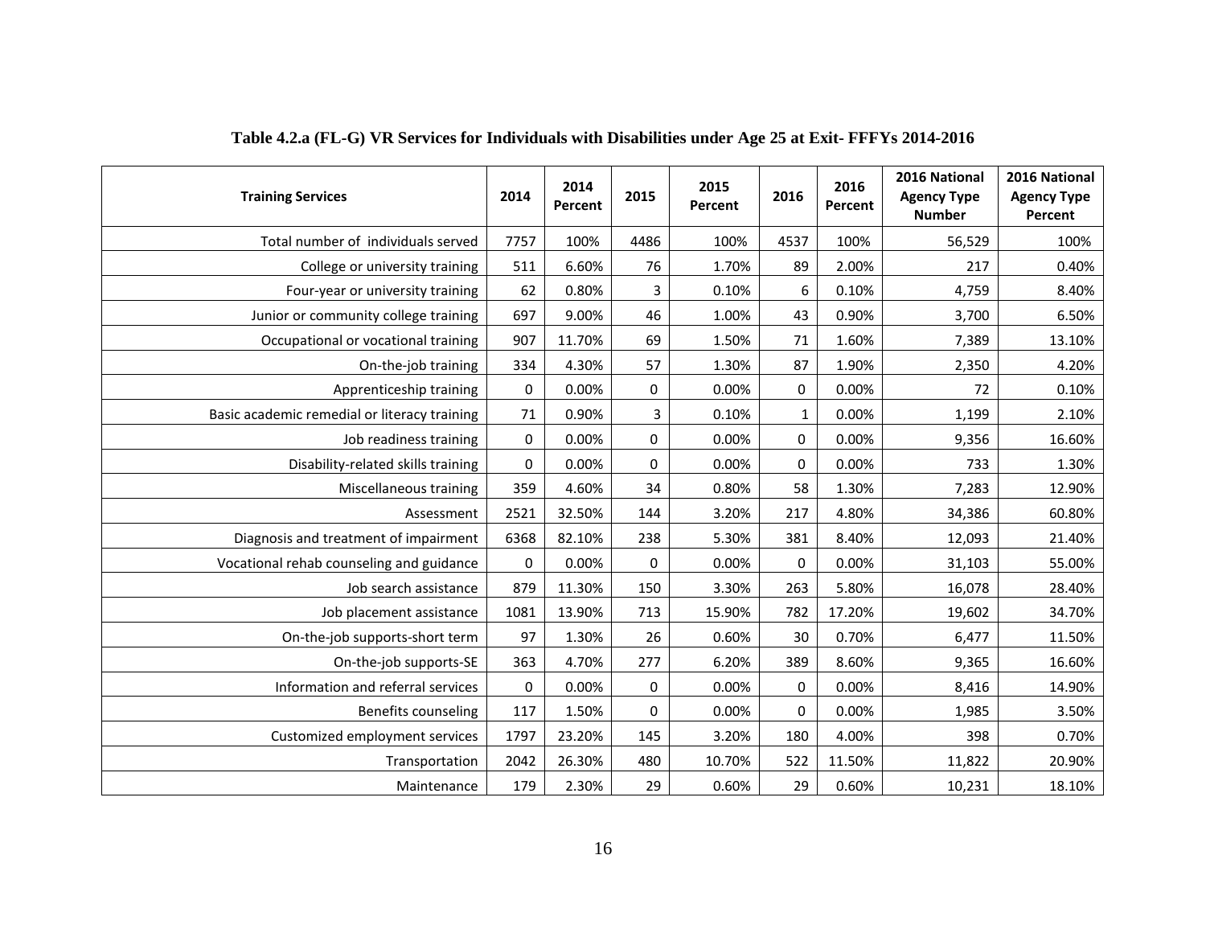**Table 4.2.a (FL-G) VR Services for Individuals with Disabilities under Age 25 at Exit- FFFYs 2014-2016**

| Training Services | 2014 | 2014 Percent | 2015 | 2015 Percent | 2016 | 2016 Percent | 2016 National Agency Type Number | 2016 National Agency Type Percent |
|---|---|---|---|---|---|---|---|---|
| Total number of individuals served | 7757 | 100% | 4486 | 100% | 4537 | 100% | 56,529 | 100% |
| College or university training | 511 | 6.60% | 76 | 1.70% | 89 | 2.00% | 217 | 0.40% |
| Four-year or university training | 62 | 0.80% | 3 | 0.10% | 6 | 0.10% | 4,759 | 8.40% |
| Junior or community college training | 697 | 9.00% | 46 | 1.00% | 43 | 0.90% | 3,700 | 6.50% |
| Occupational or vocational training | 907 | 11.70% | 69 | 1.50% | 71 | 1.60% | 7,389 | 13.10% |
| On-the-job training | 334 | 4.30% | 57 | 1.30% | 87 | 1.90% | 2,350 | 4.20% |
| Apprenticeship training | 0 | 0.00% | 0 | 0.00% | 0 | 0.00% | 72 | 0.10% |
| Basic academic remedial or literacy training | 71 | 0.90% | 3 | 0.10% | 1 | 0.00% | 1,199 | 2.10% |
| Job readiness training | 0 | 0.00% | 0 | 0.00% | 0 | 0.00% | 9,356 | 16.60% |
| Disability-related skills training | 0 | 0.00% | 0 | 0.00% | 0 | 0.00% | 733 | 1.30% |
| Miscellaneous training | 359 | 4.60% | 34 | 0.80% | 58 | 1.30% | 7,283 | 12.90% |
| Assessment | 2521 | 32.50% | 144 | 3.20% | 217 | 4.80% | 34,386 | 60.80% |
| Diagnosis and treatment of impairment | 6368 | 82.10% | 238 | 5.30% | 381 | 8.40% | 12,093 | 21.40% |
| Vocational rehab counseling and guidance | 0 | 0.00% | 0 | 0.00% | 0 | 0.00% | 31,103 | 55.00% |
| Job search assistance | 879 | 11.30% | 150 | 3.30% | 263 | 5.80% | 16,078 | 28.40% |
| Job placement assistance | 1081 | 13.90% | 713 | 15.90% | 782 | 17.20% | 19,602 | 34.70% |
| On-the-job supports-short term | 97 | 1.30% | 26 | 0.60% | 30 | 0.70% | 6,477 | 11.50% |
| On-the-job supports-SE | 363 | 4.70% | 277 | 6.20% | 389 | 8.60% | 9,365 | 16.60% |
| Information and referral services | 0 | 0.00% | 0 | 0.00% | 0 | 0.00% | 8,416 | 14.90% |
| Benefits counseling | 117 | 1.50% | 0 | 0.00% | 0 | 0.00% | 1,985 | 3.50% |
| Customized employment services | 1797 | 23.20% | 145 | 3.20% | 180 | 4.00% | 398 | 0.70% |
| Transportation | 2042 | 26.30% | 480 | 10.70% | 522 | 11.50% | 11,822 | 20.90% |
| Maintenance | 179 | 2.30% | 29 | 0.60% | 29 | 0.60% | 10,231 | 18.10% |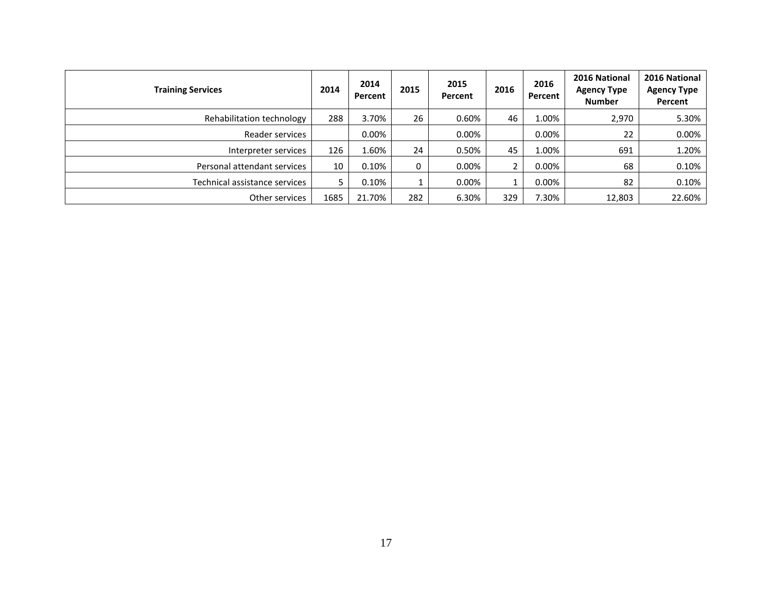| Training Services | 2014 | 2014 Percent | 2015 | 2015 Percent | 2016 | 2016 Percent | 2016 National Agency Type Number | 2016 National Agency Type Percent |
|---|---|---|---|---|---|---|---|---|
| Rehabilitation technology | 288 | 3.70% | 26 | 0.60% | 46 | 1.00% | 2,970 | 5.30% |
| Reader services | | 0.00% | | 0.00% | | 0.00% | 22 | 0.00% |
| Interpreter services | 126 | 1.60% | 24 | 0.50% | 45 | 1.00% | 691 | 1.20% |
| Personal attendant services | 10 | 0.10% | 0 | 0.00% | 2 | 0.00% | 68 | 0.10% |
| Technical assistance services | 5 | 0.10% | 1 | 0.00% | 1 | 0.00% | 82 | 0.10% |
| Other services | 1685 | 21.70% | 282 | 6.30% | 329 | 7.30% | 12,803 | 22.60% |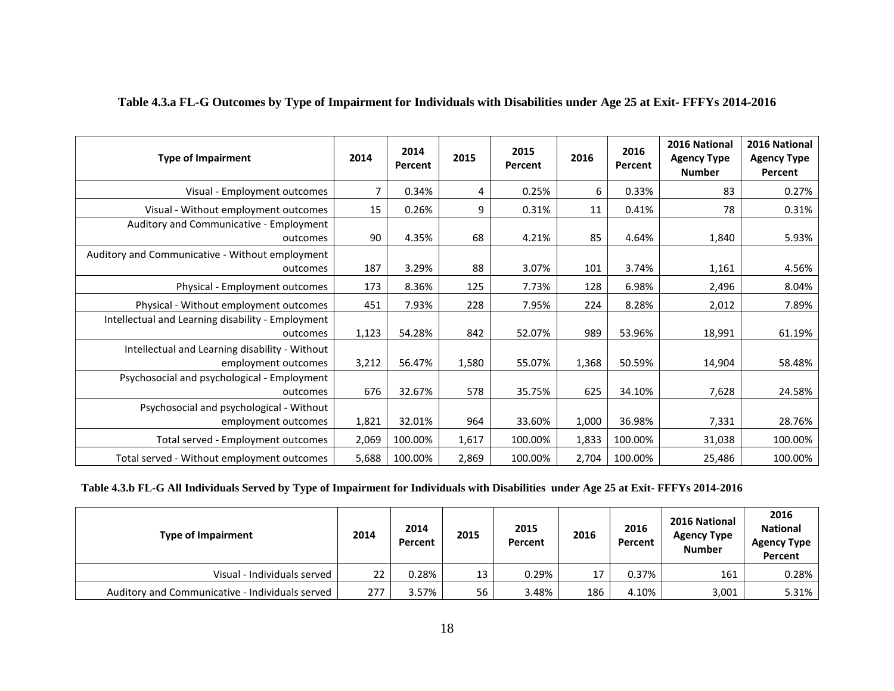**Table 4.3.a FL-G Outcomes by Type of Impairment for Individuals with Disabilities under Age 25 at Exit- FFFYs 2014-2016**

| Type of Impairment | 2014 | 2014 Percent | 2015 | 2015 Percent | 2016 | 2016 Percent | 2016 National Agency Type Number | 2016 National Agency Type Percent |
|---|---|---|---|---|---|---|---|---|
| Visual - Employment outcomes | 7 | 0.34% | 4 | 0.25% | 6 | 0.33% | 83 | 0.27% |
| Visual - Without employment outcomes | 15 | 0.26% | 9 | 0.31% | 11 | 0.41% | 78 | 0.31% |
| Auditory and Communicative - Employment outcomes | 90 | 4.35% | 68 | 4.21% | 85 | 4.64% | 1,840 | 5.93% |
| Auditory and Communicative - Without employment outcomes | 187 | 3.29% | 88 | 3.07% | 101 | 3.74% | 1,161 | 4.56% |
| Physical - Employment outcomes | 173 | 8.36% | 125 | 7.73% | 128 | 6.98% | 2,496 | 8.04% |
| Physical - Without employment outcomes | 451 | 7.93% | 228 | 7.95% | 224 | 8.28% | 2,012 | 7.89% |
| Intellectual and Learning disability - Employment outcomes | 1,123 | 54.28% | 842 | 52.07% | 989 | 53.96% | 18,991 | 61.19% |
| Intellectual and Learning disability - Without employment outcomes | 3,212 | 56.47% | 1,580 | 55.07% | 1,368 | 50.59% | 14,904 | 58.48% |
| Psychosocial and psychological - Employment outcomes | 676 | 32.67% | 578 | 35.75% | 625 | 34.10% | 7,628 | 24.58% |
| Psychosocial and psychological - Without employment outcomes | 1,821 | 32.01% | 964 | 33.60% | 1,000 | 36.98% | 7,331 | 28.76% |
| Total served - Employment outcomes | 2,069 | 100.00% | 1,617 | 100.00% | 1,833 | 100.00% | 31,038 | 100.00% |
| Total served - Without employment outcomes | 5,688 | 100.00% | 2,869 | 100.00% | 2,704 | 100.00% | 25,486 | 100.00% |

**Table 4.3.b FL-G All Individuals Served by Type of Impairment for Individuals with Disabilities under Age 25 at Exit- FFFYs 2014-2016**

| Type of Impairment | 2014 | 2014 Percent | 2015 | 2015 Percent | 2016 | 2016 Percent | 2016 National Agency Type Number | 2016 National Agency Type Percent |
|---|---|---|---|---|---|---|---|---|
| Visual - Individuals served | 22 | 0.28% | 13 | 0.29% | 17 | 0.37% | 161 | 0.28% |
| Auditory and Communicative - Individuals served | 277 | 3.57% | 56 | 3.48% | 186 | 4.10% | 3,001 | 5.31% |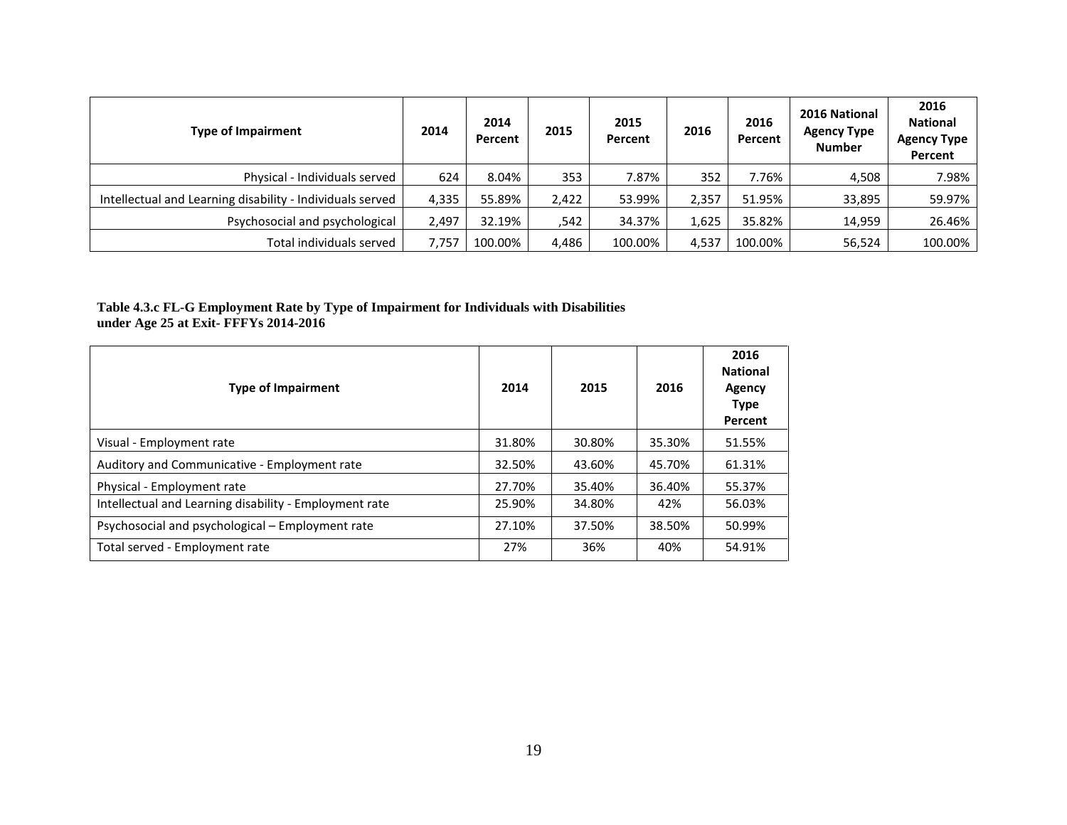| Type of Impairment | 2014 | 2014 Percent | 2015 | 2015 Percent | 2016 | 2016 Percent | 2016 National Agency Type Number | 2016 National Agency Type Percent |
|---|---|---|---|---|---|---|---|---|
| Physical - Individuals served | 624 | 8.04% | 353 | 7.87% | 352 | 7.76% | 4,508 | 7.98% |
| Intellectual and Learning disability - Individuals served | 4,335 | 55.89% | 2,422 | 53.99% | 2,357 | 51.95% | 33,895 | 59.97% |
| Psychosocial and psychological | 2,497 | 32.19% | ,542 | 34.37% | 1,625 | 35.82% | 14,959 | 26.46% |
| Total individuals served | 7,757 | 100.00% | 4,486 | 100.00% | 4,537 | 100.00% | 56,524 | 100.00% |

**Table 4.3.c FL-G Employment Rate by Type of Impairment for Individuals with Disabilities under Age 25 at Exit- FFFYs 2014-2016**

| Type of Impairment | 2014 | 2015 | 2016 | 2016 National Agency Type Percent |
|---|---|---|---|---|
| Visual - Employment rate | 31.80% | 30.80% | 35.30% | 51.55% |
| Auditory and Communicative - Employment rate | 32.50% | 43.60% | 45.70% | 61.31% |
| Physical - Employment rate | 27.70% | 35.40% | 36.40% | 55.37% |
| Intellectual and Learning disability - Employment rate | 25.90% | 34.80% | 42% | 56.03% |
| Psychosocial and psychological – Employment rate | 27.10% | 37.50% | 38.50% | 50.99% |
| Total served - Employment rate | 27% | 36% | 40% | 54.91% |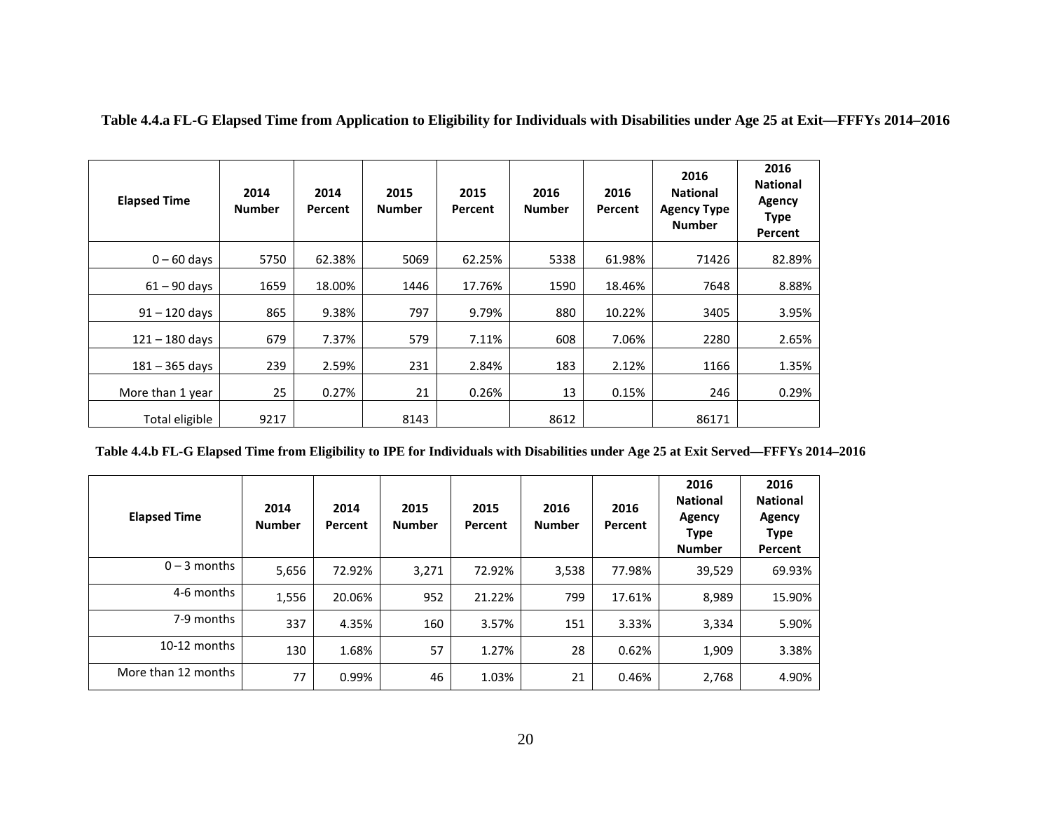**Table 4.4.a FL-G Elapsed Time from Application to Eligibility for Individuals with Disabilities under Age 25 at Exit—FFFYs 2014–2016**

| Elapsed Time | 2014 Number | 2014 Percent | 2015 Number | 2015 Percent | 2016 Number | 2016 Percent | 2016 National Agency Type Number | 2016 National Agency Type Percent |
|---|---|---|---|---|---|---|---|---|
| 0 – 60 days | 5750 | 62.38% | 5069 | 62.25% | 5338 | 61.98% | 71426 | 82.89% |
| 61 – 90 days | 1659 | 18.00% | 1446 | 17.76% | 1590 | 18.46% | 7648 | 8.88% |
| 91 – 120 days | 865 | 9.38% | 797 | 9.79% | 880 | 10.22% | 3405 | 3.95% |
| 121 – 180 days | 679 | 7.37% | 579 | 7.11% | 608 | 7.06% | 2280 | 2.65% |
| 181 – 365 days | 239 | 2.59% | 231 | 2.84% | 183 | 2.12% | 1166 | 1.35% |
| More than 1 year | 25 | 0.27% | 21 | 0.26% | 13 | 0.15% | 246 | 0.29% |
| Total eligible | 9217 | | 8143 | | 8612 | | 86171 | |

**Table 4.4.b FL-G Elapsed Time from Eligibility to IPE for Individuals with Disabilities under Age 25 at Exit Served—FFFYs 2014–2016**

| Elapsed Time | 2014 Number | 2014 Percent | 2015 Number | 2015 Percent | 2016 Number | 2016 Percent | 2016 National Agency Type Number | 2016 National Agency Type Percent |
|---|---|---|---|---|---|---|---|---|
| 0 – 3 months | 5,656 | 72.92% | 3,271 | 72.92% | 3,538 | 77.98% | 39,529 | 69.93% |
| 4-6 months | 1,556 | 20.06% | 952 | 21.22% | 799 | 17.61% | 8,989 | 15.90% |
| 7-9 months | 337 | 4.35% | 160 | 3.57% | 151 | 3.33% | 3,334 | 5.90% |
| 10-12 months | 130 | 1.68% | 57 | 1.27% | 28 | 0.62% | 1,909 | 3.38% |
| More than 12 months | 77 | 0.99% | 46 | 1.03% | 21 | 0.46% | 2,768 | 4.90% |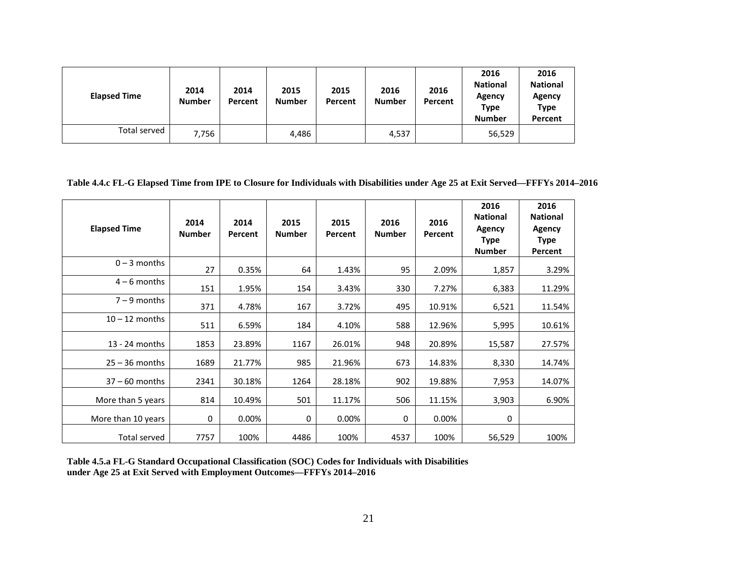| Elapsed Time | 2014 Number | 2014 Percent | 2015 Number | 2015 Percent | 2016 Number | 2016 Percent | 2016 National Agency Type Number | 2016 National Agency Type Percent |
|---|---|---|---|---|---|---|---|---|
| Total served | 7,756 | | 4,486 | | 4,537 | | 56,529 | |

**Table 4.4.c FL-G Elapsed Time from IPE to Closure for Individuals with Disabilities under Age 25 at Exit Served—FFFYs 2014–2016**

| Elapsed Time | 2014 Number | 2014 Percent | 2015 Number | 2015 Percent | 2016 Number | 2016 Percent | 2016 National Agency Type Number | 2016 National Agency Type Percent |
|---|---|---|---|---|---|---|---|---|
| 0 – 3 months | 27 | 0.35% | 64 | 1.43% | 95 | 2.09% | 1,857 | 3.29% |
| 4 – 6 months | 151 | 1.95% | 154 | 3.43% | 330 | 7.27% | 6,383 | 11.29% |
| 7 – 9 months | 371 | 4.78% | 167 | 3.72% | 495 | 10.91% | 6,521 | 11.54% |
| 10 – 12 months | 511 | 6.59% | 184 | 4.10% | 588 | 12.96% | 5,995 | 10.61% |
| 13 - 24 months | 1853 | 23.89% | 1167 | 26.01% | 948 | 20.89% | 15,587 | 27.57% |
| 25 – 36 months | 1689 | 21.77% | 985 | 21.96% | 673 | 14.83% | 8,330 | 14.74% |
| 37 – 60 months | 2341 | 30.18% | 1264 | 28.18% | 902 | 19.88% | 7,953 | 14.07% |
| More than 5 years | 814 | 10.49% | 501 | 11.17% | 506 | 11.15% | 3,903 | 6.90% |
| More than 10 years | 0 | 0.00% | 0 | 0.00% | 0 | 0.00% | 0 | |
| Total served | 7757 | 100% | 4486 | 100% | 4537 | 100% | 56,529 | 100% |

**Table 4.5.a FL-G Standard Occupational Classification (SOC) Codes for Individuals with Disabilities under Age 25 at Exit Served with Employment Outcomes—FFFYs 2014–2016**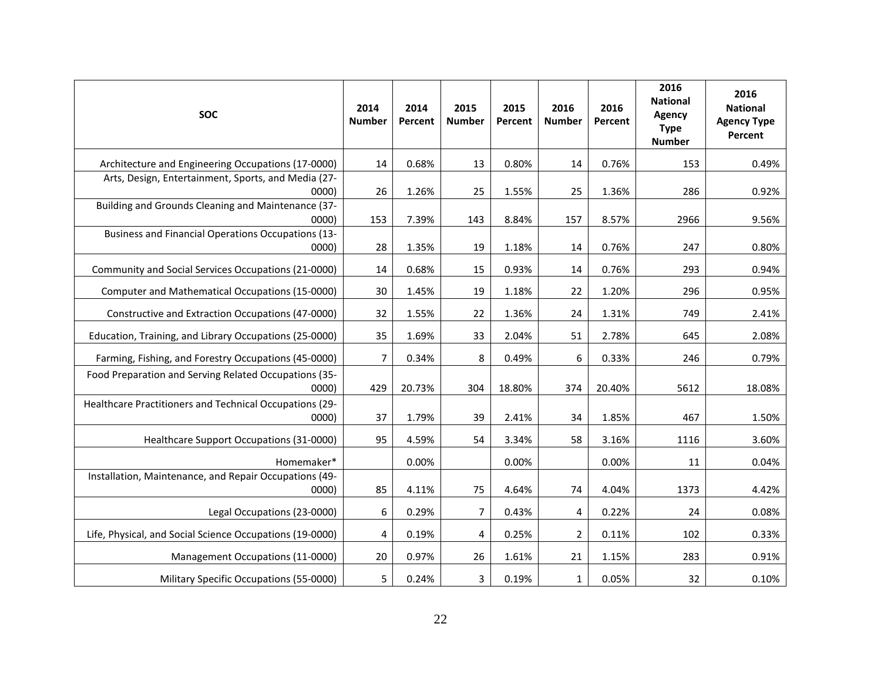| SOC | 2014 Number | 2014 Percent | 2015 Number | 2015 Percent | 2016 Number | 2016 Percent | 2016 National Agency Type Number | 2016 National Agency Type Percent |
|---|---|---|---|---|---|---|---|---|
| Architecture and Engineering Occupations (17-0000) | 14 | 0.68% | 13 | 0.80% | 14 | 0.76% | 153 | 0.49% |
| Arts, Design, Entertainment, Sports, and Media (27-0000) | 26 | 1.26% | 25 | 1.55% | 25 | 1.36% | 286 | 0.92% |
| Building and Grounds Cleaning and Maintenance (37-0000) | 153 | 7.39% | 143 | 8.84% | 157 | 8.57% | 2966 | 9.56% |
| Business and Financial Operations Occupations (13-0000) | 28 | 1.35% | 19 | 1.18% | 14 | 0.76% | 247 | 0.80% |
| Community and Social Services Occupations (21-0000) | 14 | 0.68% | 15 | 0.93% | 14 | 0.76% | 293 | 0.94% |
| Computer and Mathematical Occupations (15-0000) | 30 | 1.45% | 19 | 1.18% | 22 | 1.20% | 296 | 0.95% |
| Constructive and Extraction Occupations (47-0000) | 32 | 1.55% | 22 | 1.36% | 24 | 1.31% | 749 | 2.41% |
| Education, Training, and Library Occupations (25-0000) | 35 | 1.69% | 33 | 2.04% | 51 | 2.78% | 645 | 2.08% |
| Farming, Fishing, and Forestry Occupations (45-0000) | 7 | 0.34% | 8 | 0.49% | 6 | 0.33% | 246 | 0.79% |
| Food Preparation and Serving Related Occupations (35-0000) | 429 | 20.73% | 304 | 18.80% | 374 | 20.40% | 5612 | 18.08% |
| Healthcare Practitioners and Technical Occupations (29-0000) | 37 | 1.79% | 39 | 2.41% | 34 | 1.85% | 467 | 1.50% |
| Healthcare Support Occupations (31-0000) | 95 | 4.59% | 54 | 3.34% | 58 | 3.16% | 1116 | 3.60% |
| Homemaker* | | 0.00% | | 0.00% | | 0.00% | 11 | 0.04% |
| Installation, Maintenance, and Repair Occupations (49-0000) | 85 | 4.11% | 75 | 4.64% | 74 | 4.04% | 1373 | 4.42% |
| Legal Occupations (23-0000) | 6 | 0.29% | 7 | 0.43% | 4 | 0.22% | 24 | 0.08% |
| Life, Physical, and Social Science Occupations (19-0000) | 4 | 0.19% | 4 | 0.25% | 2 | 0.11% | 102 | 0.33% |
| Management Occupations (11-0000) | 20 | 0.97% | 26 | 1.61% | 21 | 1.15% | 283 | 0.91% |
| Military Specific Occupations (55-0000) | 5 | 0.24% | 3 | 0.19% | 1 | 0.05% | 32 | 0.10% |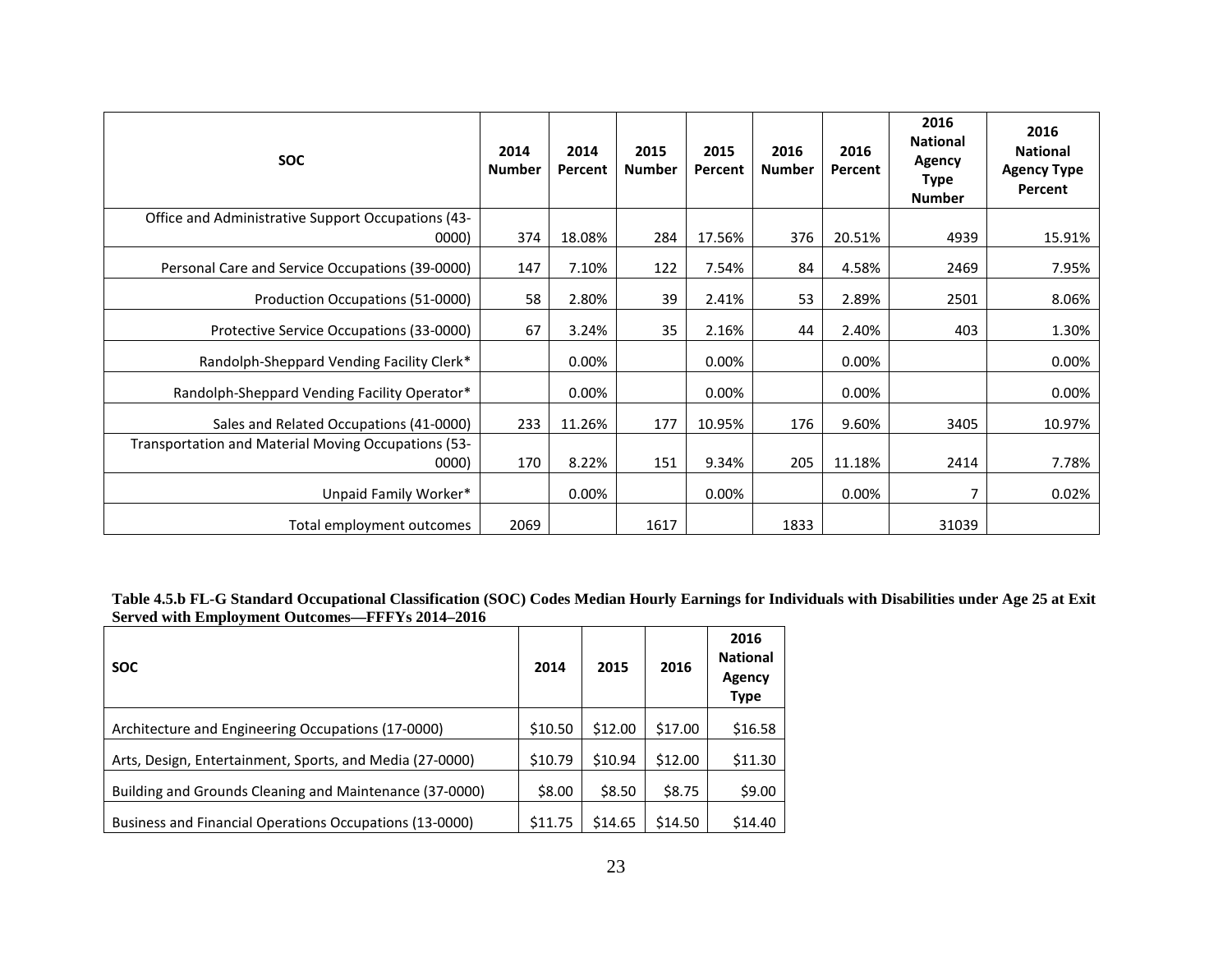| SOC | 2014 Number | 2014 Percent | 2015 Number | 2015 Percent | 2016 Number | 2016 Percent | 2016 National Agency Type Number | 2016 National Agency Type Percent |
|---|---|---|---|---|---|---|---|---|
| Office and Administrative Support Occupations (43-0000) | 374 | 18.08% | 284 | 17.56% | 376 | 20.51% | 4939 | 15.91% |
| Personal Care and Service Occupations (39-0000) | 147 | 7.10% | 122 | 7.54% | 84 | 4.58% | 2469 | 7.95% |
| Production Occupations (51-0000) | 58 | 2.80% | 39 | 2.41% | 53 | 2.89% | 2501 | 8.06% |
| Protective Service Occupations (33-0000) | 67 | 3.24% | 35 | 2.16% | 44 | 2.40% | 403 | 1.30% |
| Randolph-Sheppard Vending Facility Clerk* | | 0.00% | | 0.00% | | 0.00% | | 0.00% |
| Randolph-Sheppard Vending Facility Operator* | | 0.00% | | 0.00% | | 0.00% | | 0.00% |
| Sales and Related Occupations (41-0000) | 233 | 11.26% | 177 | 10.95% | 176 | 9.60% | 3405 | 10.97% |
| Transportation and Material Moving Occupations (53-0000) | 170 | 8.22% | 151 | 9.34% | 205 | 11.18% | 2414 | 7.78% |
| Unpaid Family Worker* | | 0.00% | | 0.00% | | 0.00% | 7 | 0.02% |
| Total employment outcomes | 2069 | | 1617 | | 1833 | | 31039 | |

**Table 4.5.b FL-G Standard Occupational Classification (SOC) Codes Median Hourly Earnings for Individuals with Disabilities under Age 25 at Exit Served with Employment Outcomes—FFFYs 2014–2016**

| SOC | 2014 | 2015 | 2016 | 2016 National Agency Type |
|---|---|---|---|---|
| Architecture and Engineering Occupations (17-0000) | $10.50 | $12.00 | $17.00 | $16.58 |
| Arts, Design, Entertainment, Sports, and Media (27-0000) | $10.79 | $10.94 | $12.00 | $11.30 |
| Building and Grounds Cleaning and Maintenance (37-0000) | $8.00 | $8.50 | $8.75 | $9.00 |
| Business and Financial Operations Occupations (13-0000) | $11.75 | $14.65 | $14.50 | $14.40 |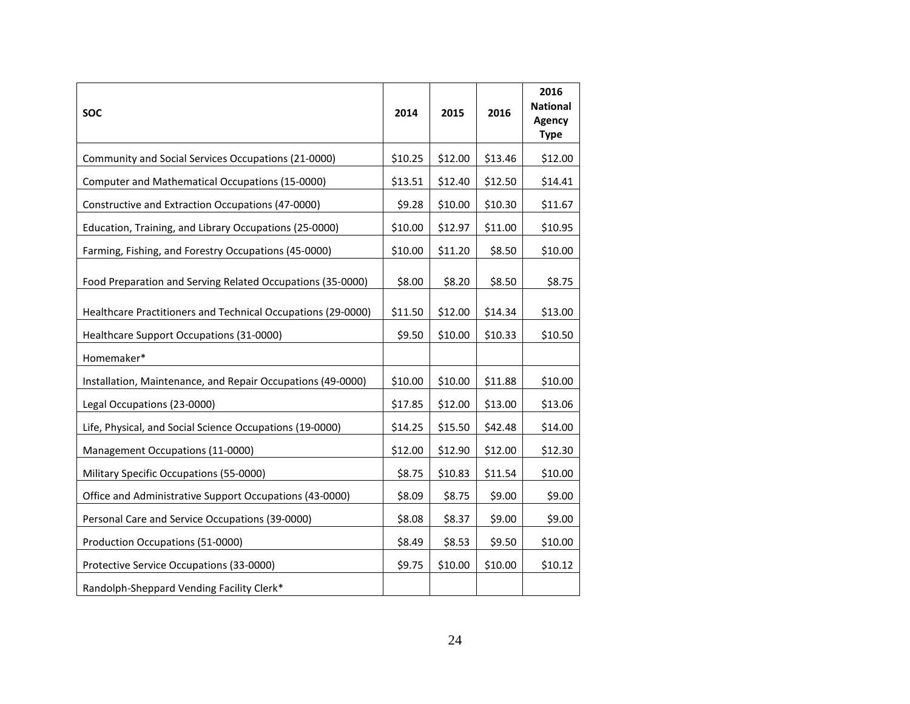| SOC | 2014 | 2015 | 2016 | 2016 National Agency Type |
|---|---|---|---|---|
| Community and Social Services Occupations (21-0000) | $10.25 | $12.00 | $13.46 | $12.00 |
| Computer and Mathematical Occupations (15-0000) | $13.51 | $12.40 | $12.50 | $14.41 |
| Constructive and Extraction Occupations (47-0000) | $9.28 | $10.00 | $10.30 | $11.67 |
| Education, Training, and Library Occupations (25-0000) | $10.00 | $12.97 | $11.00 | $10.95 |
| Farming, Fishing, and Forestry Occupations (45-0000) | $10.00 | $11.20 | $8.50 | $10.00 |
| Food Preparation and Serving Related Occupations (35-0000) | $8.00 | $8.20 | $8.50 | $8.75 |
| Healthcare Practitioners and Technical Occupations (29-0000) | $11.50 | $12.00 | $14.34 | $13.00 |
| Healthcare Support Occupations (31-0000) | $9.50 | $10.00 | $10.33 | $10.50 |
| Homemaker* | | | | |
| Installation, Maintenance, and Repair Occupations (49-0000) | $10.00 | $10.00 | $11.88 | $10.00 |
| Legal Occupations (23-0000) | $17.85 | $12.00 | $13.00 | $13.06 |
| Life, Physical, and Social Science Occupations (19-0000) | $14.25 | $15.50 | $42.48 | $14.00 |
| Management Occupations (11-0000) | $12.00 | $12.90 | $12.00 | $12.30 |
| Military Specific Occupations (55-0000) | $8.75 | $10.83 | $11.54 | $10.00 |
| Office and Administrative Support Occupations (43-0000) | $8.09 | $8.75 | $9.00 | $9.00 |
| Personal Care and Service Occupations (39-0000) | $8.08 | $8.37 | $9.00 | $9.00 |
| Production Occupations (51-0000) | $8.49 | $8.53 | $9.50 | $10.00 |
| Protective Service Occupations (33-0000) | $9.75 | $10.00 | $10.00 | $10.12 |
| Randolph-Sheppard Vending Facility Clerk* | | | | |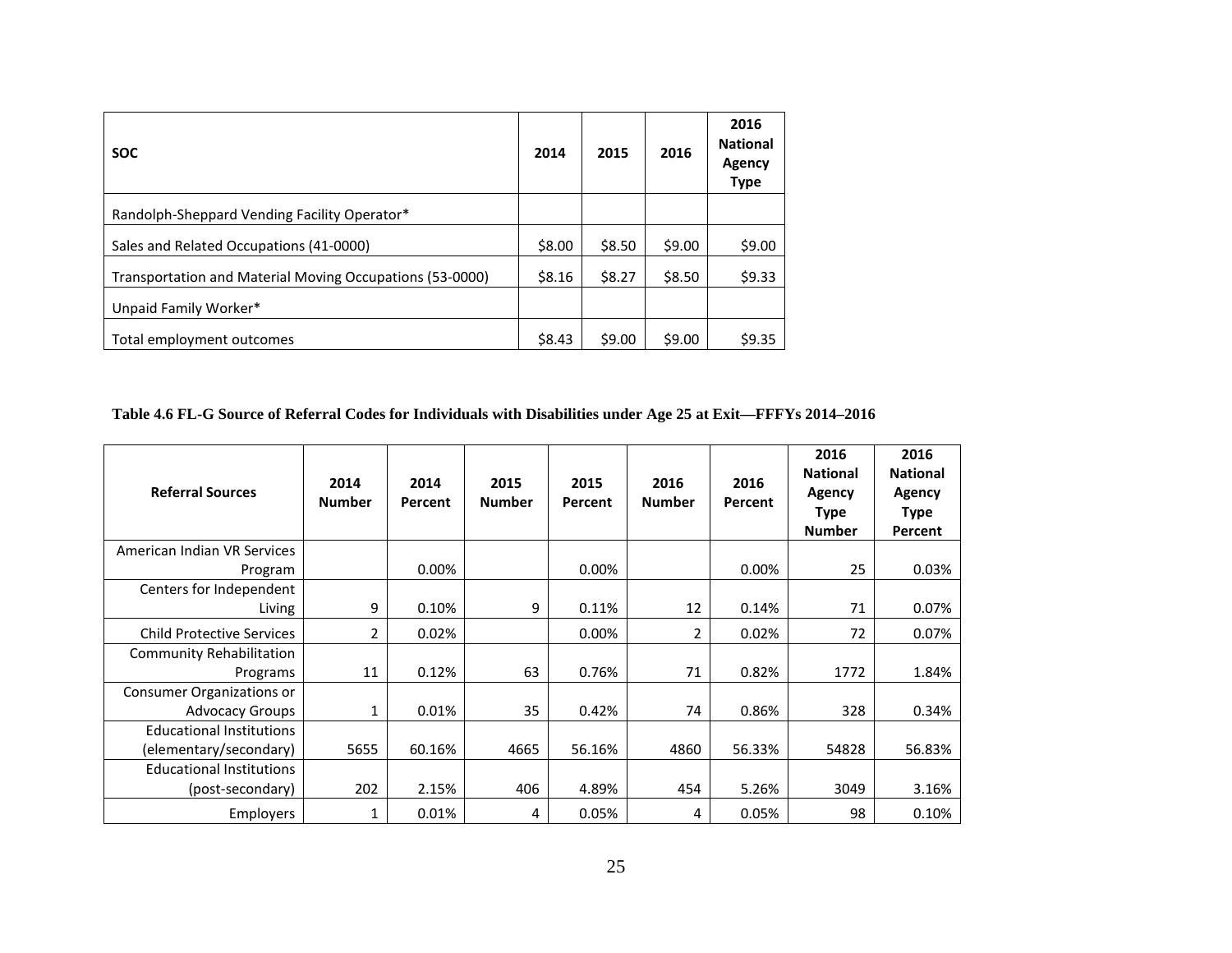| SOC | 2014 | 2015 | 2016 | 2016 National Agency Type |
|---|---|---|---|---|
| Randolph-Sheppard Vending Facility Operator* | | | | |
| Sales and Related Occupations (41-0000) | $8.00 | $8.50 | $9.00 | $9.00 |
| Transportation and Material Moving Occupations (53-0000) | $8.16 | $8.27 | $8.50 | $9.33 |
| Unpaid Family Worker* | | | | |
| Total employment outcomes | $8.43 | $9.00 | $9.00 | $9.35 |

**Table 4.6 FL-G Source of Referral Codes for Individuals with Disabilities under Age 25 at Exit—FFFYs 2014–2016**

| Referral Sources | 2014 Number | 2014 Percent | 2015 Number | 2015 Percent | 2016 Number | 2016 Percent | 2016 National Agency Type Number | 2016 National Agency Type Percent |
|---|---|---|---|---|---|---|---|---|
| American Indian VR Services Program | | 0.00% | | 0.00% | | 0.00% | 25 | 0.03% |
| Centers for Independent Living | 9 | 0.10% | 9 | 0.11% | 12 | 0.14% | 71 | 0.07% |
| Child Protective Services | 2 | 0.02% | | 0.00% | 2 | 0.02% | 72 | 0.07% |
| Community Rehabilitation Programs | 11 | 0.12% | 63 | 0.76% | 71 | 0.82% | 1772 | 1.84% |
| Consumer Organizations or Advocacy Groups | 1 | 0.01% | 35 | 0.42% | 74 | 0.86% | 328 | 0.34% |
| Educational Institutions (elementary/secondary) | 5655 | 60.16% | 4665 | 56.16% | 4860 | 56.33% | 54828 | 56.83% |
| Educational Institutions (post-secondary) | 202 | 2.15% | 406 | 4.89% | 454 | 5.26% | 3049 | 3.16% |
| Employers | 1 | 0.01% | 4 | 0.05% | 4 | 0.05% | 98 | 0.10% |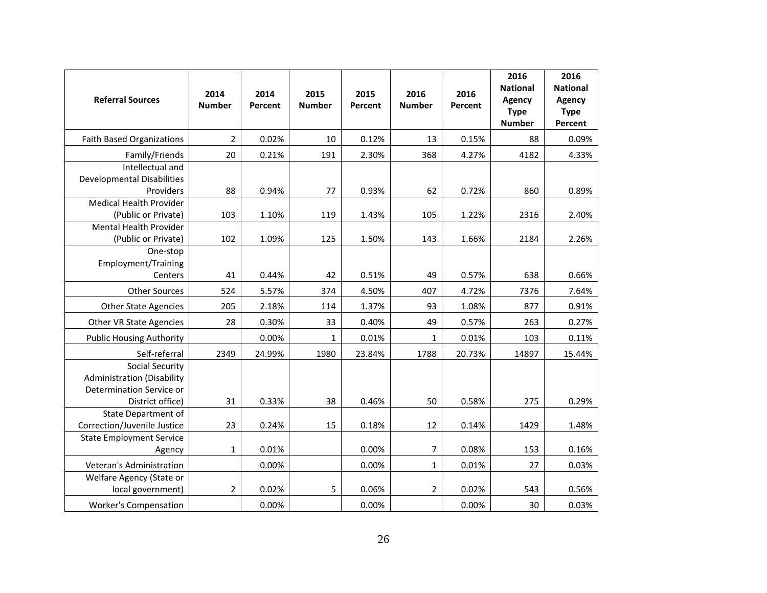| Referral Sources | 2014 Number | 2014 Percent | 2015 Number | 2015 Percent | 2016 Number | 2016 Percent | 2016 National Agency Type Number | 2016 National Agency Type Percent |
|---|---|---|---|---|---|---|---|---|
| Faith Based Organizations | 2 | 0.02% | 10 | 0.12% | 13 | 0.15% | 88 | 0.09% |
| Family/Friends | 20 | 0.21% | 191 | 2.30% | 368 | 4.27% | 4182 | 4.33% |
| Intellectual and Developmental Disabilities Providers | 88 | 0.94% | 77 | 0.93% | 62 | 0.72% | 860 | 0.89% |
| Medical Health Provider (Public or Private) | 103 | 1.10% | 119 | 1.43% | 105 | 1.22% | 2316 | 2.40% |
| Mental Health Provider (Public or Private) | 102 | 1.09% | 125 | 1.50% | 143 | 1.66% | 2184 | 2.26% |
| One-stop Employment/Training Centers | 41 | 0.44% | 42 | 0.51% | 49 | 0.57% | 638 | 0.66% |
| Other Sources | 524 | 5.57% | 374 | 4.50% | 407 | 4.72% | 7376 | 7.64% |
| Other State Agencies | 205 | 2.18% | 114 | 1.37% | 93 | 1.08% | 877 | 0.91% |
| Other VR State Agencies | 28 | 0.30% | 33 | 0.40% | 49 | 0.57% | 263 | 0.27% |
| Public Housing Authority | | 0.00% | 1 | 0.01% | 1 | 0.01% | 103 | 0.11% |
| Self-referral | 2349 | 24.99% | 1980 | 23.84% | 1788 | 20.73% | 14897 | 15.44% |
| Social Security Administration (Disability Determination Service or District office) | 31 | 0.33% | 38 | 0.46% | 50 | 0.58% | 275 | 0.29% |
| State Department of Correction/Juvenile Justice | 23 | 0.24% | 15 | 0.18% | 12 | 0.14% | 1429 | 1.48% |
| State Employment Service Agency | 1 | 0.01% | | 0.00% | 7 | 0.08% | 153 | 0.16% |
| Veteran's Administration | | 0.00% | | 0.00% | 1 | 0.01% | 27 | 0.03% |
| Welfare Agency (State or local government) | 2 | 0.02% | 5 | 0.06% | 2 | 0.02% | 543 | 0.56% |
| Worker's Compensation | | 0.00% | | 0.00% | | 0.00% | 30 | 0.03% |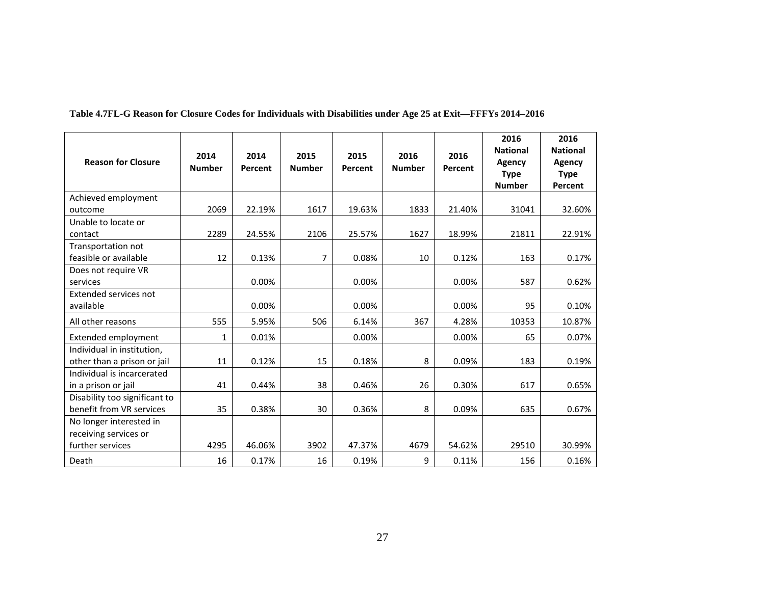**Table 4.7FL-G Reason for Closure Codes for Individuals with Disabilities under Age 25 at Exit—FFFYs 2014–2016**

| Reason for Closure | 2014 Number | 2014 Percent | 2015 Number | 2015 Percent | 2016 Number | 2016 Percent | 2016 National Agency Type Number | 2016 National Agency Type Percent |
|---|---|---|---|---|---|---|---|---|
| Achieved employment outcome | 2069 | 22.19% | 1617 | 19.63% | 1833 | 21.40% | 31041 | 32.60% |
| Unable to locate or contact | 2289 | 24.55% | 2106 | 25.57% | 1627 | 18.99% | 21811 | 22.91% |
| Transportation not feasible or available | 12 | 0.13% | 7 | 0.08% | 10 | 0.12% | 163 | 0.17% |
| Does not require VR services | | 0.00% | | 0.00% | | 0.00% | 587 | 0.62% |
| Extended services not available | | 0.00% | | 0.00% | | 0.00% | 95 | 0.10% |
| All other reasons | 555 | 5.95% | 506 | 6.14% | 367 | 4.28% | 10353 | 10.87% |
| Extended employment | 1 | 0.01% | | 0.00% | | 0.00% | 65 | 0.07% |
| Individual in institution, other than a prison or jail | 11 | 0.12% | 15 | 0.18% | 8 | 0.09% | 183 | 0.19% |
| Individual is incarcerated in a prison or jail | 41 | 0.44% | 38 | 0.46% | 26 | 0.30% | 617 | 0.65% |
| Disability too significant to benefit from VR services | 35 | 0.38% | 30 | 0.36% | 8 | 0.09% | 635 | 0.67% |
| No longer interested in receiving services or further services | 4295 | 46.06% | 3902 | 47.37% | 4679 | 54.62% | 29510 | 30.99% |
| Death | 16 | 0.17% | 16 | 0.19% | 9 | 0.11% | 156 | 0.16% |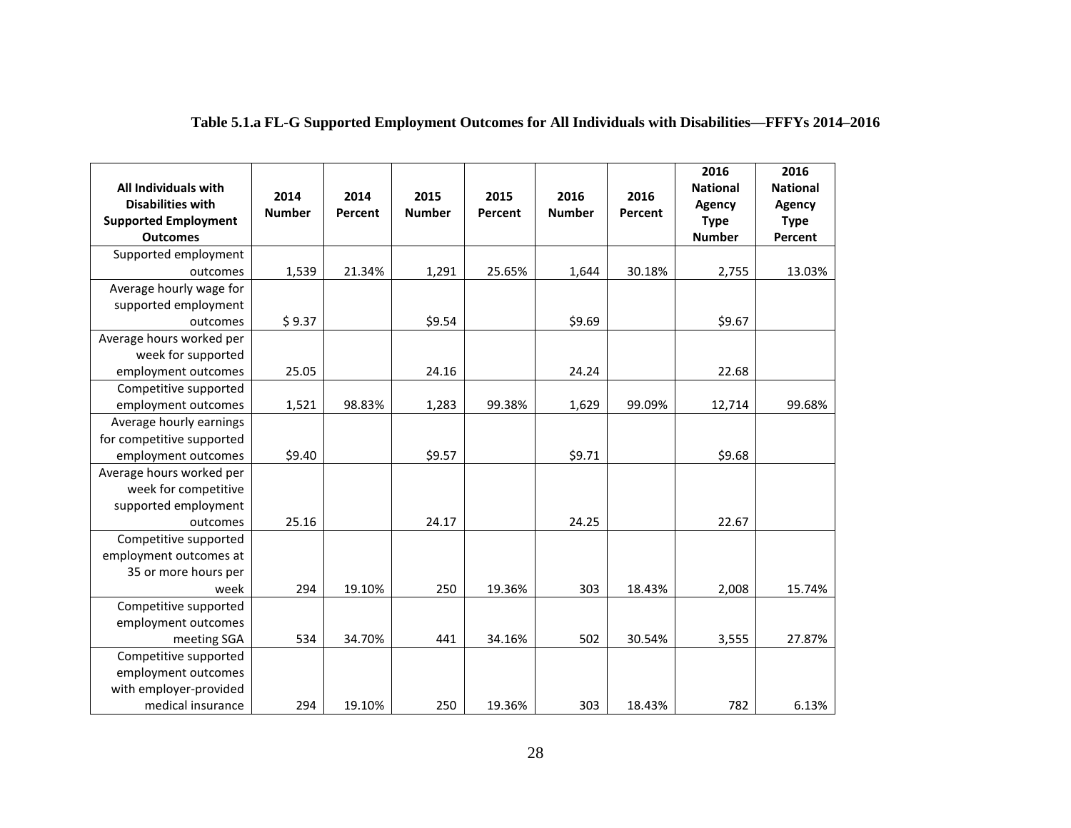**Table 5.1.a FL-G Supported Employment Outcomes for All Individuals with Disabilities—FFFYs 2014–2016**

| All Individuals with Disabilities with Supported Employment Outcomes | 2014 Number | 2014 Percent | 2015 Number | 2015 Percent | 2016 Number | 2016 Percent | 2016 National Agency Type Number | 2016 National Agency Type Percent |
|---|---|---|---|---|---|---|---|---|
| Supported employment outcomes | 1,539 | 21.34% | 1,291 | 25.65% | 1,644 | 30.18% | 2,755 | 13.03% |
| Average hourly wage for supported employment outcomes | $ 9.37 | | $9.54 | | $9.69 | | $9.67 | |
| Average hours worked per week for supported employment outcomes | 25.05 | | 24.16 | | 24.24 | | 22.68 | |
| Competitive supported employment outcomes | 1,521 | 98.83% | 1,283 | 99.38% | 1,629 | 99.09% | 12,714 | 99.68% |
| Average hourly earnings for competitive supported employment outcomes | $9.40 | | $9.57 | | $9.71 | | $9.68 | |
| Average hours worked per week for competitive supported employment outcomes | 25.16 | | 24.17 | | 24.25 | | 22.67 | |
| Competitive supported employment outcomes at 35 or more hours per week | 294 | 19.10% | 250 | 19.36% | 303 | 18.43% | 2,008 | 15.74% |
| Competitive supported employment outcomes meeting SGA | 534 | 34.70% | 441 | 34.16% | 502 | 30.54% | 3,555 | 27.87% |
| Competitive supported employment outcomes with employer-provided medical insurance | 294 | 19.10% | 250 | 19.36% | 303 | 18.43% | 782 | 6.13% |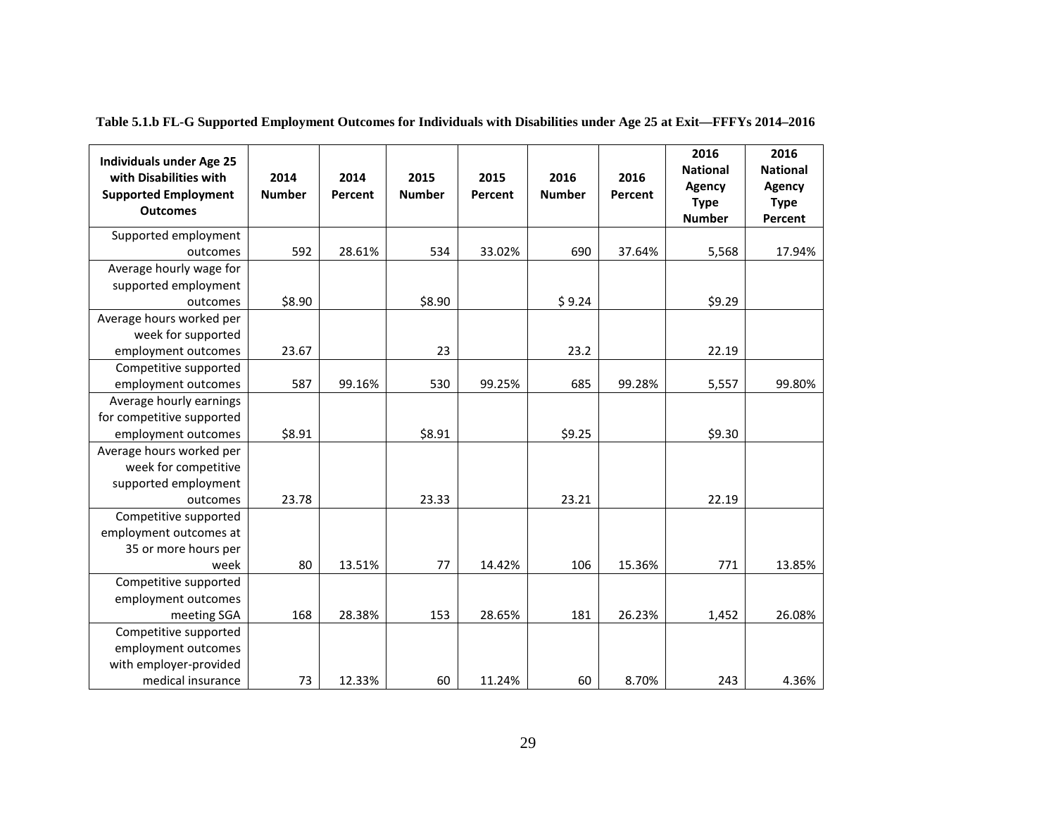**Table 5.1.b FL-G Supported Employment Outcomes for Individuals with Disabilities under Age 25 at Exit—FFFYs 2014–2016**

| Individuals under Age 25 with Disabilities with Supported Employment Outcomes | 2014 Number | 2014 Percent | 2015 Number | 2015 Percent | 2016 Number | 2016 Percent | 2016 National Agency Type Number | 2016 National Agency Type Percent |
|---|---|---|---|---|---|---|---|---|
| Supported employment outcomes | 592 | 28.61% | 534 | 33.02% | 690 | 37.64% | 5,568 | 17.94% |
| Average hourly wage for supported employment outcomes | $8.90 | | $8.90 | | $ 9.24 | | $9.29 | |
| Average hours worked per week for supported employment outcomes | 23.67 | | 23 | | 23.2 | | 22.19 | |
| Competitive supported employment outcomes | 587 | 99.16% | 530 | 99.25% | 685 | 99.28% | 5,557 | 99.80% |
| Average hourly earnings for competitive supported employment outcomes | $8.91 | | $8.91 | | $9.25 | | $9.30 | |
| Average hours worked per week for competitive supported employment outcomes | 23.78 | | 23.33 | | 23.21 | | 22.19 | |
| Competitive supported employment outcomes at 35 or more hours per week | 80 | 13.51% | 77 | 14.42% | 106 | 15.36% | 771 | 13.85% |
| Competitive supported employment outcomes meeting SGA | 168 | 28.38% | 153 | 28.65% | 181 | 26.23% | 1,452 | 26.08% |
| Competitive supported employment outcomes with employer-provided medical insurance | 73 | 12.33% | 60 | 11.24% | 60 | 8.70% | 243 | 4.36% |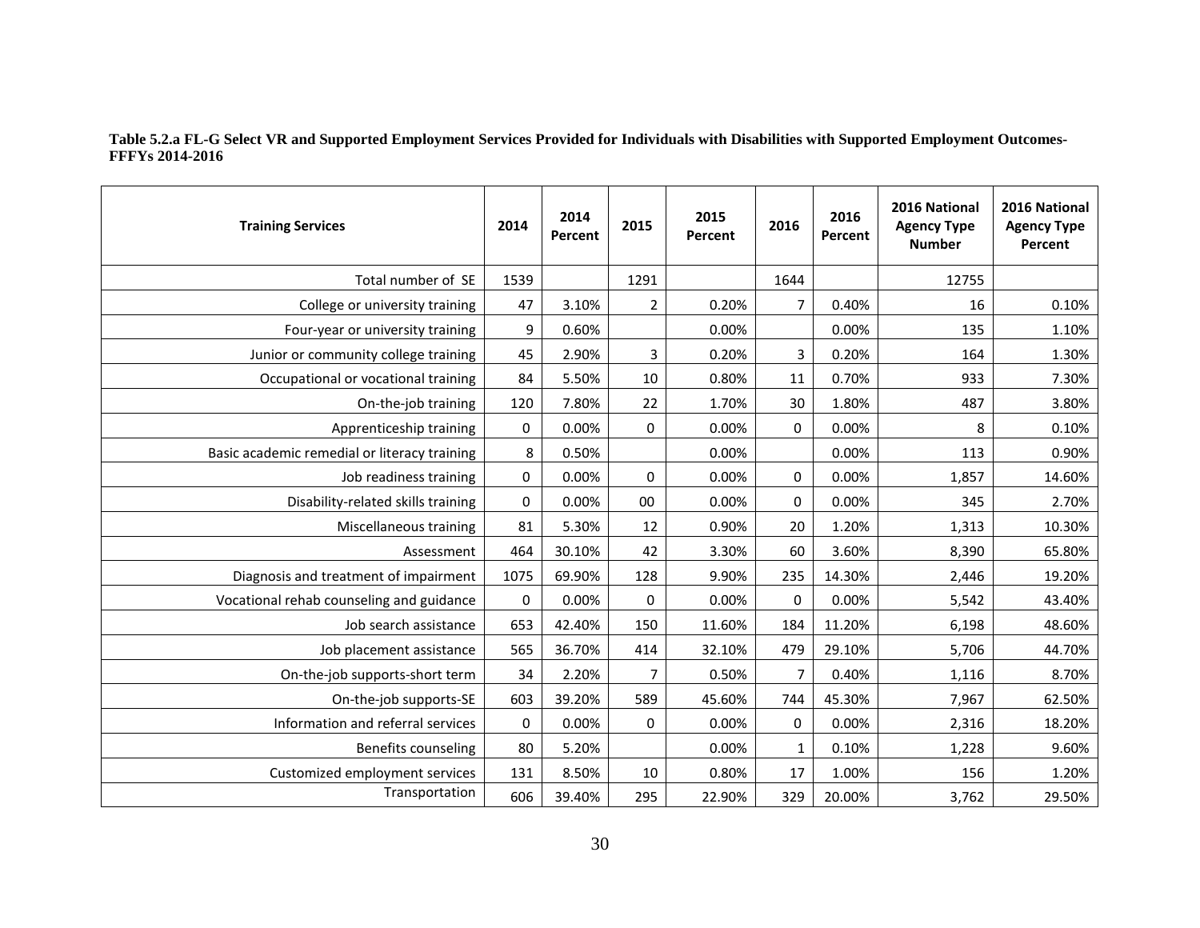**Table 5.2.a FL-G Select VR and Supported Employment Services Provided for Individuals with Disabilities with Supported Employment Outcomes-FFFYs 2014-2016**

| Training Services | 2014 | 2014 Percent | 2015 | 2015 Percent | 2016 | 2016 Percent | 2016 National Agency Type Number | 2016 National Agency Type Percent |
|---|---|---|---|---|---|---|---|---|
| Total number of SE | 1539 | | 1291 | | 1644 | | 12755 | |
| College or university training | 47 | 3.10% | 2 | 0.20% | 7 | 0.40% | 16 | 0.10% |
| Four-year or university training | 9 | 0.60% | | 0.00% | | 0.00% | 135 | 1.10% |
| Junior or community college training | 45 | 2.90% | 3 | 0.20% | 3 | 0.20% | 164 | 1.30% |
| Occupational or vocational training | 84 | 5.50% | 10 | 0.80% | 11 | 0.70% | 933 | 7.30% |
| On-the-job training | 120 | 7.80% | 22 | 1.70% | 30 | 1.80% | 487 | 3.80% |
| Apprenticeship training | 0 | 0.00% | 0 | 0.00% | 0 | 0.00% | 8 | 0.10% |
| Basic academic remedial or literacy training | 8 | 0.50% | | 0.00% | | 0.00% | 113 | 0.90% |
| Job readiness training | 0 | 0.00% | 0 | 0.00% | 0 | 0.00% | 1,857 | 14.60% |
| Disability-related skills training | 0 | 0.00% | 00 | 0.00% | 0 | 0.00% | 345 | 2.70% |
| Miscellaneous training | 81 | 5.30% | 12 | 0.90% | 20 | 1.20% | 1,313 | 10.30% |
| Assessment | 464 | 30.10% | 42 | 3.30% | 60 | 3.60% | 8,390 | 65.80% |
| Diagnosis and treatment of impairment | 1075 | 69.90% | 128 | 9.90% | 235 | 14.30% | 2,446 | 19.20% |
| Vocational rehab counseling and guidance | 0 | 0.00% | 0 | 0.00% | 0 | 0.00% | 5,542 | 43.40% |
| Job search assistance | 653 | 42.40% | 150 | 11.60% | 184 | 11.20% | 6,198 | 48.60% |
| Job placement assistance | 565 | 36.70% | 414 | 32.10% | 479 | 29.10% | 5,706 | 44.70% |
| On-the-job supports-short term | 34 | 2.20% | 7 | 0.50% | 7 | 0.40% | 1,116 | 8.70% |
| On-the-job supports-SE | 603 | 39.20% | 589 | 45.60% | 744 | 45.30% | 7,967 | 62.50% |
| Information and referral services | 0 | 0.00% | 0 | 0.00% | 0 | 0.00% | 2,316 | 18.20% |
| Benefits counseling | 80 | 5.20% | | 0.00% | 1 | 0.10% | 1,228 | 9.60% |
| Customized employment services | 131 | 8.50% | 10 | 0.80% | 17 | 1.00% | 156 | 1.20% |
| Transportation | 606 | 39.40% | 295 | 22.90% | 329 | 20.00% | 3,762 | 29.50% |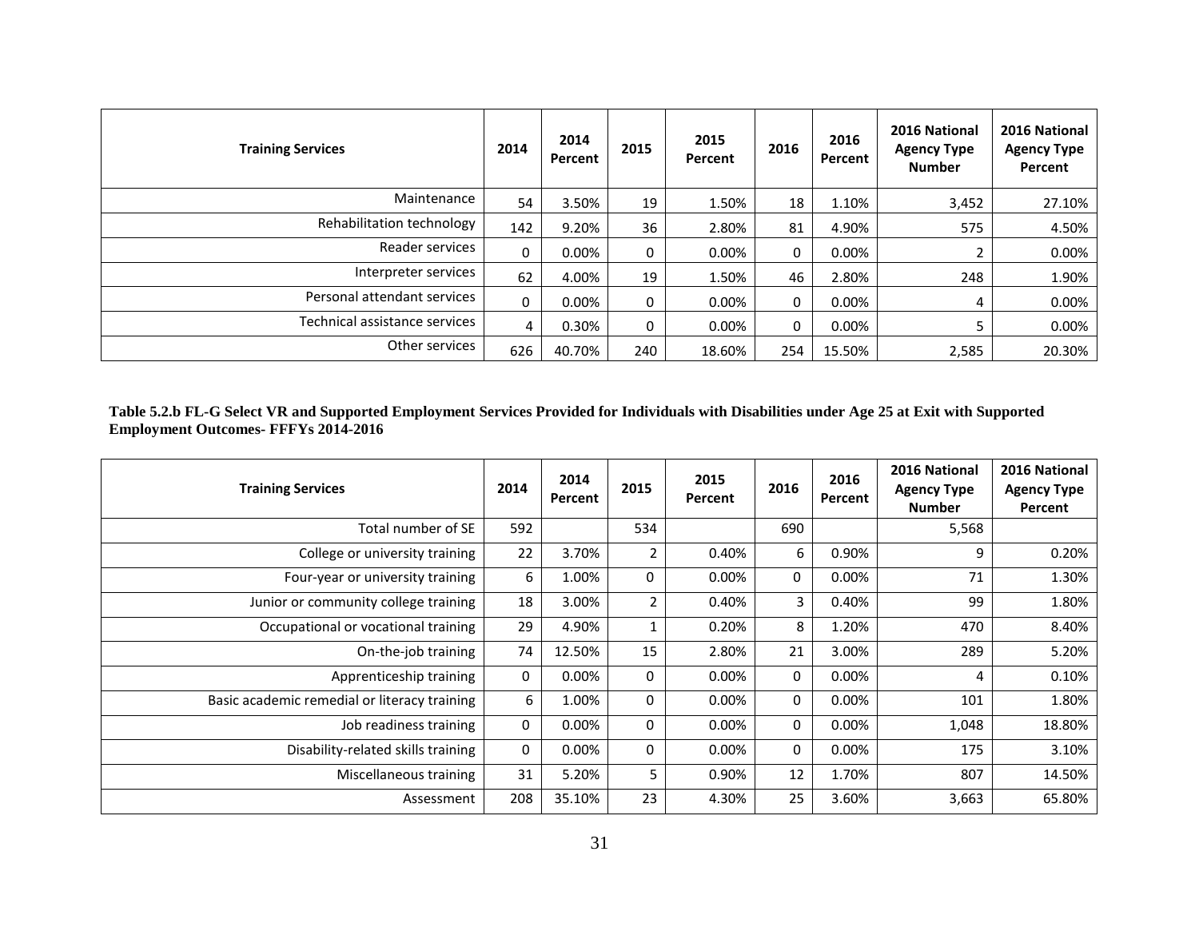| Training Services | 2014 | 2014 Percent | 2015 | 2015 Percent | 2016 | 2016 Percent | 2016 National Agency Type Number | 2016 National Agency Type Percent |
|---|---|---|---|---|---|---|---|---|
| Maintenance | 54 | 3.50% | 19 | 1.50% | 18 | 1.10% | 3,452 | 27.10% |
| Rehabilitation technology | 142 | 9.20% | 36 | 2.80% | 81 | 4.90% | 575 | 4.50% |
| Reader services | 0 | 0.00% | 0 | 0.00% | 0 | 0.00% | 2 | 0.00% |
| Interpreter services | 62 | 4.00% | 19 | 1.50% | 46 | 2.80% | 248 | 1.90% |
| Personal attendant services | 0 | 0.00% | 0 | 0.00% | 0 | 0.00% | 4 | 0.00% |
| Technical assistance services | 4 | 0.30% | 0 | 0.00% | 0 | 0.00% | 5 | 0.00% |
| Other services | 626 | 40.70% | 240 | 18.60% | 254 | 15.50% | 2,585 | 20.30% |

**Table 5.2.b FL-G Select VR and Supported Employment Services Provided for Individuals with Disabilities under Age 25 at Exit with Supported Employment Outcomes- FFFYs 2014-2016**

| Training Services | 2014 | 2014 Percent | 2015 | 2015 Percent | 2016 | 2016 Percent | 2016 National Agency Type Number | 2016 National Agency Type Percent |
|---|---|---|---|---|---|---|---|---|
| Total number of SE | 592 | | 534 | | 690 | | 5,568 | |
| College or university training | 22 | 3.70% | 2 | 0.40% | 6 | 0.90% | 9 | 0.20% |
| Four-year or university training | 6 | 1.00% | 0 | 0.00% | 0 | 0.00% | 71 | 1.30% |
| Junior or community college training | 18 | 3.00% | 2 | 0.40% | 3 | 0.40% | 99 | 1.80% |
| Occupational or vocational training | 29 | 4.90% | 1 | 0.20% | 8 | 1.20% | 470 | 8.40% |
| On-the-job training | 74 | 12.50% | 15 | 2.80% | 21 | 3.00% | 289 | 5.20% |
| Apprenticeship training | 0 | 0.00% | 0 | 0.00% | 0 | 0.00% | 4 | 0.10% |
| Basic academic remedial or literacy training | 6 | 1.00% | 0 | 0.00% | 0 | 0.00% | 101 | 1.80% |
| Job readiness training | 0 | 0.00% | 0 | 0.00% | 0 | 0.00% | 1,048 | 18.80% |
| Disability-related skills training | 0 | 0.00% | 0 | 0.00% | 0 | 0.00% | 175 | 3.10% |
| Miscellaneous training | 31 | 5.20% | 5 | 0.90% | 12 | 1.70% | 807 | 14.50% |
| Assessment | 208 | 35.10% | 23 | 4.30% | 25 | 3.60% | 3,663 | 65.80% |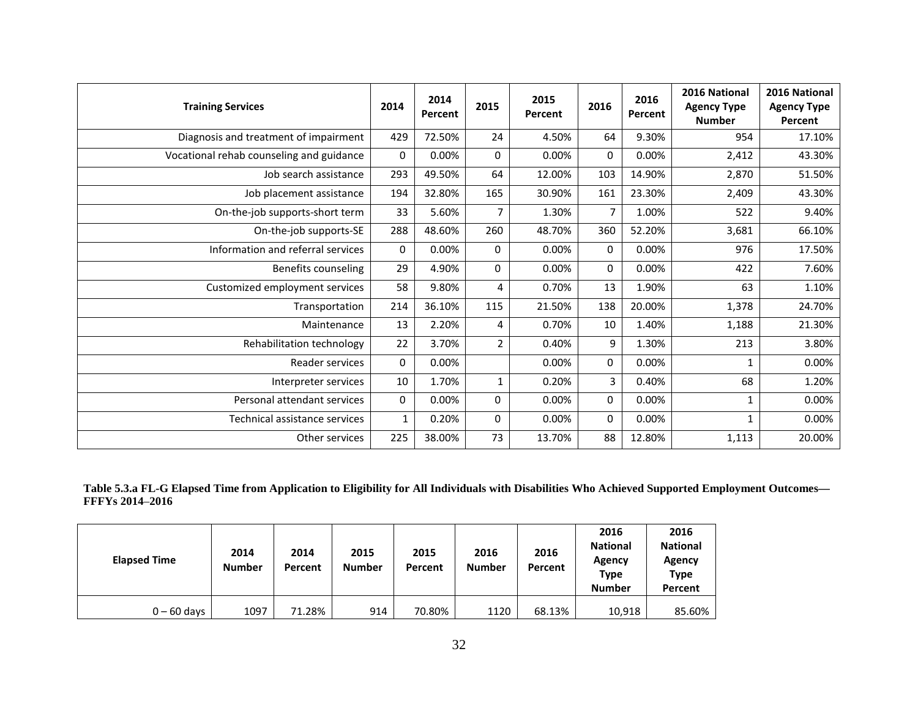| Training Services | 2014 | 2014 Percent | 2015 | 2015 Percent | 2016 | 2016 Percent | 2016 National Agency Type Number | 2016 National Agency Type Percent |
|---|---|---|---|---|---|---|---|---|
| Diagnosis and treatment of impairment | 429 | 72.50% | 24 | 4.50% | 64 | 9.30% | 954 | 17.10% |
| Vocational rehab counseling and guidance | 0 | 0.00% | 0 | 0.00% | 0 | 0.00% | 2,412 | 43.30% |
| Job search assistance | 293 | 49.50% | 64 | 12.00% | 103 | 14.90% | 2,870 | 51.50% |
| Job placement assistance | 194 | 32.80% | 165 | 30.90% | 161 | 23.30% | 2,409 | 43.30% |
| On-the-job supports-short term | 33 | 5.60% | 7 | 1.30% | 7 | 1.00% | 522 | 9.40% |
| On-the-job supports-SE | 288 | 48.60% | 260 | 48.70% | 360 | 52.20% | 3,681 | 66.10% |
| Information and referral services | 0 | 0.00% | 0 | 0.00% | 0 | 0.00% | 976 | 17.50% |
| Benefits counseling | 29 | 4.90% | 0 | 0.00% | 0 | 0.00% | 422 | 7.60% |
| Customized employment services | 58 | 9.80% | 4 | 0.70% | 13 | 1.90% | 63 | 1.10% |
| Transportation | 214 | 36.10% | 115 | 21.50% | 138 | 20.00% | 1,378 | 24.70% |
| Maintenance | 13 | 2.20% | 4 | 0.70% | 10 | 1.40% | 1,188 | 21.30% |
| Rehabilitation technology | 22 | 3.70% | 2 | 0.40% | 9 | 1.30% | 213 | 3.80% |
| Reader services | 0 | 0.00% | | 0.00% | 0 | 0.00% | 1 | 0.00% |
| Interpreter services | 10 | 1.70% | 1 | 0.20% | 3 | 0.40% | 68 | 1.20% |
| Personal attendant services | 0 | 0.00% | 0 | 0.00% | 0 | 0.00% | 1 | 0.00% |
| Technical assistance services | 1 | 0.20% | 0 | 0.00% | 0 | 0.00% | 1 | 0.00% |
| Other services | 225 | 38.00% | 73 | 13.70% | 88 | 12.80% | 1,113 | 20.00% |

**Table 5.3.a FL-G Elapsed Time from Application to Eligibility for All Individuals with Disabilities Who Achieved Supported Employment Outcomes—FFFYs 2014–2016**

| Elapsed Time | 2014 Number | 2014 Percent | 2015 Number | 2015 Percent | 2016 Number | 2016 Percent | 2016 National Agency Type Number | 2016 National Agency Type Percent |
|---|---|---|---|---|---|---|---|---|
| 0 – 60 days | 1097 | 71.28% | 914 | 70.80% | 1120 | 68.13% | 10,918 | 85.60% |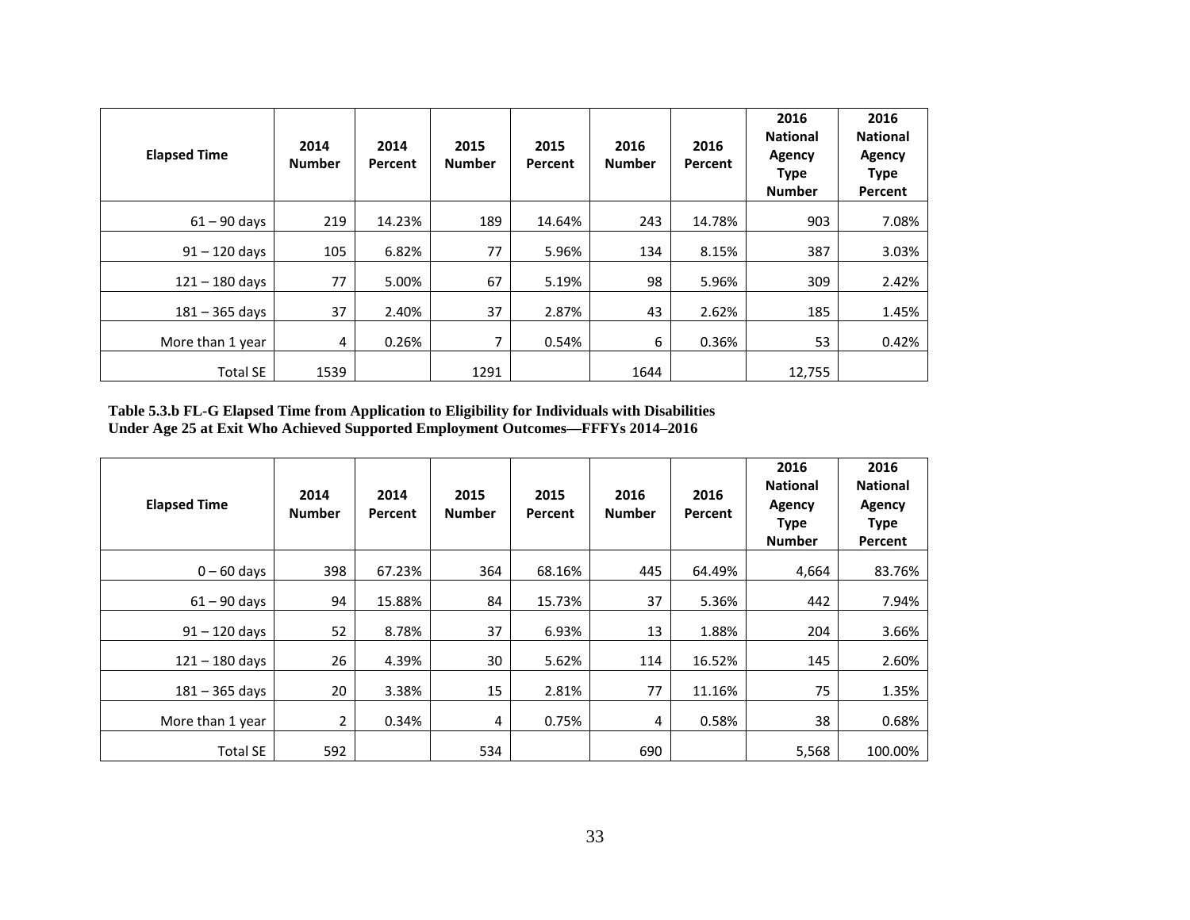| Elapsed Time | 2014 Number | 2014 Percent | 2015 Number | 2015 Percent | 2016 Number | 2016 Percent | 2016 National Agency Type Number | 2016 National Agency Type Percent |
|---|---|---|---|---|---|---|---|---|
| 61 – 90 days | 219 | 14.23% | 189 | 14.64% | 243 | 14.78% | 903 | 7.08% |
| 91 – 120 days | 105 | 6.82% | 77 | 5.96% | 134 | 8.15% | 387 | 3.03% |
| 121 – 180 days | 77 | 5.00% | 67 | 5.19% | 98 | 5.96% | 309 | 2.42% |
| 181 – 365 days | 37 | 2.40% | 37 | 2.87% | 43 | 2.62% | 185 | 1.45% |
| More than 1 year | 4 | 0.26% | 7 | 0.54% | 6 | 0.36% | 53 | 0.42% |
| Total SE | 1539 | | 1291 | | 1644 | | 12,755 | |

**Table 5.3.b FL-G Elapsed Time from Application to Eligibility for Individuals with Disabilities Under Age 25 at Exit Who Achieved Supported Employment Outcomes—FFFYs 2014–2016**

| Elapsed Time | 2014 Number | 2014 Percent | 2015 Number | 2015 Percent | 2016 Number | 2016 Percent | 2016 National Agency Type Number | 2016 National Agency Type Percent |
|---|---|---|---|---|---|---|---|---|
| 0 – 60 days | 398 | 67.23% | 364 | 68.16% | 445 | 64.49% | 4,664 | 83.76% |
| 61 – 90 days | 94 | 15.88% | 84 | 15.73% | 37 | 5.36% | 442 | 7.94% |
| 91 – 120 days | 52 | 8.78% | 37 | 6.93% | 13 | 1.88% | 204 | 3.66% |
| 121 – 180 days | 26 | 4.39% | 30 | 5.62% | 114 | 16.52% | 145 | 2.60% |
| 181 – 365 days | 20 | 3.38% | 15 | 2.81% | 77 | 11.16% | 75 | 1.35% |
| More than 1 year | 2 | 0.34% | 4 | 0.75% | 4 | 0.58% | 38 | 0.68% |
| Total SE | 592 | | 534 | | 690 | | 5,568 | 100.00% |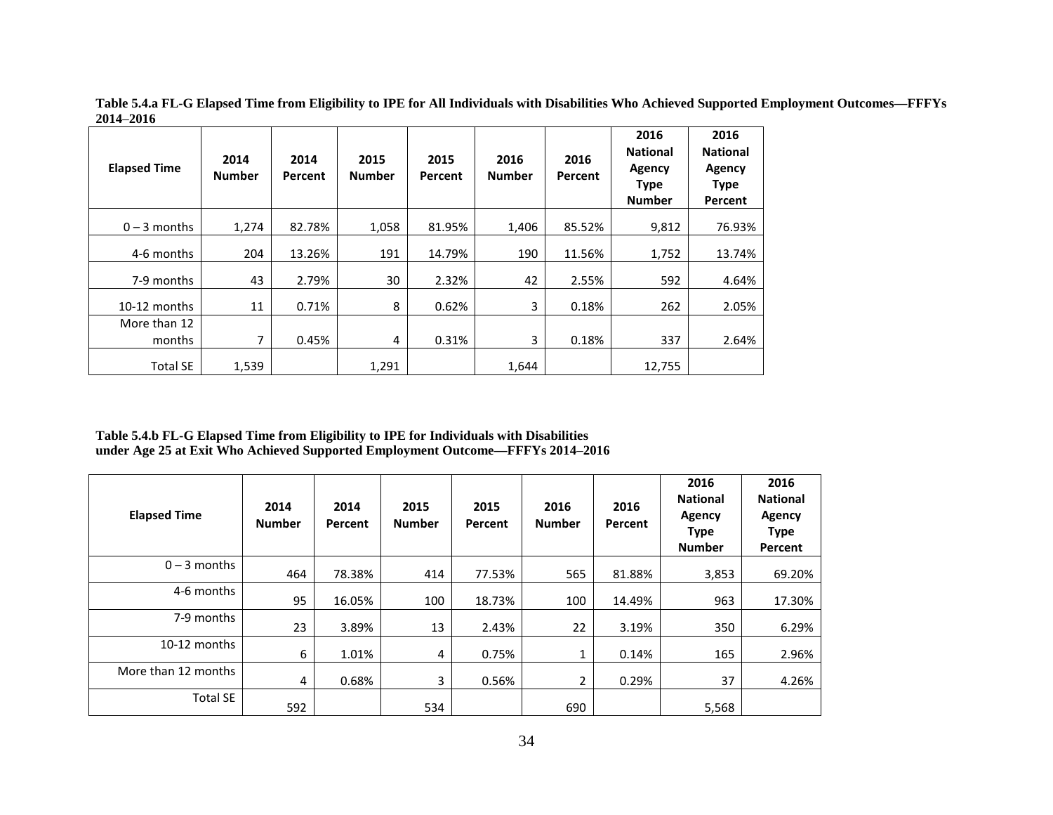**Table 5.4.a FL-G Elapsed Time from Eligibility to IPE for All Individuals with Disabilities Who Achieved Supported Employment Outcomes—FFFYs 2014–2016**

| Elapsed Time | 2014 Number | 2014 Percent | 2015 Number | 2015 Percent | 2016 Number | 2016 Percent | 2016 National Agency Type Number | 2016 National Agency Type Percent |
|---|---|---|---|---|---|---|---|---|
| 0 – 3 months | 1,274 | 82.78% | 1,058 | 81.95% | 1,406 | 85.52% | 9,812 | 76.93% |
| 4-6 months | 204 | 13.26% | 191 | 14.79% | 190 | 11.56% | 1,752 | 13.74% |
| 7-9 months | 43 | 2.79% | 30 | 2.32% | 42 | 2.55% | 592 | 4.64% |
| 10-12 months | 11 | 0.71% | 8 | 0.62% | 3 | 0.18% | 262 | 2.05% |
| More than 12 months | 7 | 0.45% | 4 | 0.31% | 3 | 0.18% | 337 | 2.64% |
| Total SE | 1,539 | | 1,291 | | 1,644 | | 12,755 | |

**Table 5.4.b FL-G Elapsed Time from Eligibility to IPE for Individuals with Disabilities under Age 25 at Exit Who Achieved Supported Employment Outcome—FFFYs 2014–2016**

| Elapsed Time | 2014 Number | 2014 Percent | 2015 Number | 2015 Percent | 2016 Number | 2016 Percent | 2016 National Agency Type Number | 2016 National Agency Type Percent |
|---|---|---|---|---|---|---|---|---|
| 0 – 3 months | 464 | 78.38% | 414 | 77.53% | 565 | 81.88% | 3,853 | 69.20% |
| 4-6 months | 95 | 16.05% | 100 | 18.73% | 100 | 14.49% | 963 | 17.30% |
| 7-9 months | 23 | 3.89% | 13 | 2.43% | 22 | 3.19% | 350 | 6.29% |
| 10-12 months | 6 | 1.01% | 4 | 0.75% | 1 | 0.14% | 165 | 2.96% |
| More than 12 months | 4 | 0.68% | 3 | 0.56% | 2 | 0.29% | 37 | 4.26% |
| Total SE | 592 | | 534 | | 690 | | 5,568 | |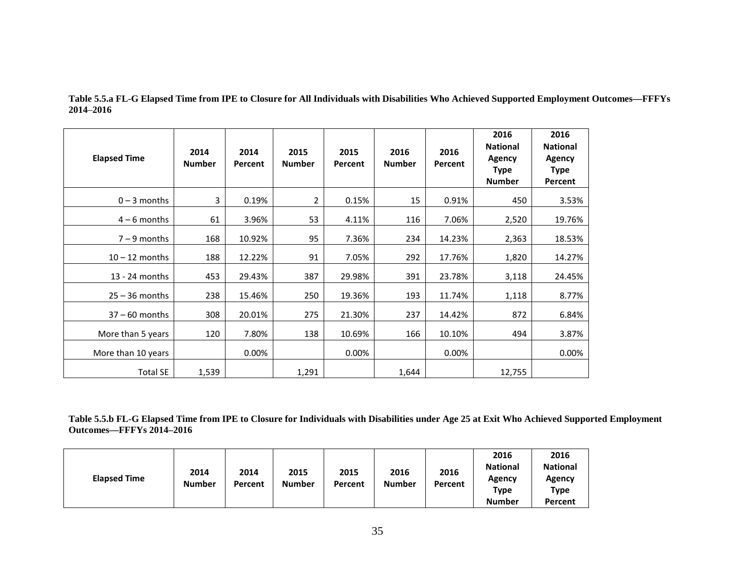**Table 5.5.a FL-G Elapsed Time from IPE to Closure for All Individuals with Disabilities Who Achieved Supported Employment Outcomes—FFFYs 2014–2016**

| Elapsed Time | 2014 Number | 2014 Percent | 2015 Number | 2015 Percent | 2016 Number | 2016 Percent | 2016 National Agency Type Number | 2016 National Agency Type Percent |
|---|---|---|---|---|---|---|---|---|
| 0 – 3 months | 3 | 0.19% | 2 | 0.15% | 15 | 0.91% | 450 | 3.53% |
| 4 – 6 months | 61 | 3.96% | 53 | 4.11% | 116 | 7.06% | 2,520 | 19.76% |
| 7 – 9 months | 168 | 10.92% | 95 | 7.36% | 234 | 14.23% | 2,363 | 18.53% |
| 10 – 12 months | 188 | 12.22% | 91 | 7.05% | 292 | 17.76% | 1,820 | 14.27% |
| 13 - 24 months | 453 | 29.43% | 387 | 29.98% | 391 | 23.78% | 3,118 | 24.45% |
| 25 – 36 months | 238 | 15.46% | 250 | 19.36% | 193 | 11.74% | 1,118 | 8.77% |
| 37 – 60 months | 308 | 20.01% | 275 | 21.30% | 237 | 14.42% | 872 | 6.84% |
| More than 5 years | 120 | 7.80% | 138 | 10.69% | 166 | 10.10% | 494 | 3.87% |
| More than 10 years | | 0.00% | | 0.00% | | 0.00% | | 0.00% |
| Total SE | 1,539 | | 1,291 | | 1,644 | | 12,755 | |

**Table 5.5.b FL-G Elapsed Time from IPE to Closure for Individuals with Disabilities under Age 25 at Exit Who Achieved Supported Employment Outcomes—FFFYs 2014–2016**

| Elapsed Time | 2014 Number | 2014 Percent | 2015 Number | 2015 Percent | 2016 Number | 2016 Percent | 2016 National Agency Type Number | 2016 National Agency Type Percent |
|---|---|---|---|---|---|---|---|---|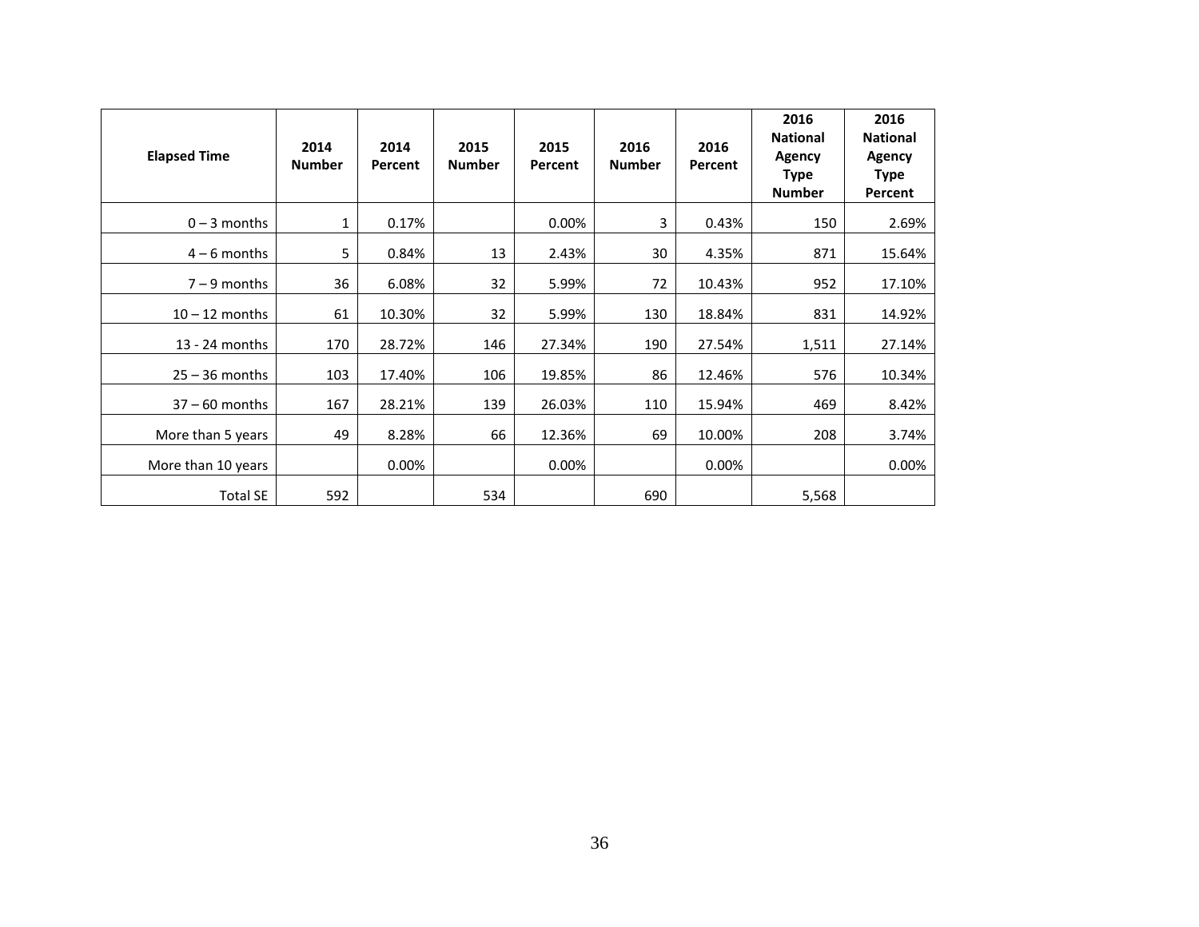| Elapsed Time | 2014 Number | 2014 Percent | 2015 Number | 2015 Percent | 2016 Number | 2016 Percent | 2016 National Agency Type Number | 2016 National Agency Type Percent |
|---|---|---|---|---|---|---|---|---|
| 0 – 3 months | 1 | 0.17% | | 0.00% | 3 | 0.43% | 150 | 2.69% |
| 4 – 6 months | 5 | 0.84% | 13 | 2.43% | 30 | 4.35% | 871 | 15.64% |
| 7 – 9 months | 36 | 6.08% | 32 | 5.99% | 72 | 10.43% | 952 | 17.10% |
| 10 – 12 months | 61 | 10.30% | 32 | 5.99% | 130 | 18.84% | 831 | 14.92% |
| 13 - 24 months | 170 | 28.72% | 146 | 27.34% | 190 | 27.54% | 1,511 | 27.14% |
| 25 – 36 months | 103 | 17.40% | 106 | 19.85% | 86 | 12.46% | 576 | 10.34% |
| 37 – 60 months | 167 | 28.21% | 139 | 26.03% | 110 | 15.94% | 469 | 8.42% |
| More than 5 years | 49 | 8.28% | 66 | 12.36% | 69 | 10.00% | 208 | 3.74% |
| More than 10 years | | 0.00% | | 0.00% | | 0.00% | | 0.00% |
| Total SE | 592 | | 534 | | 690 | | 5,568 | |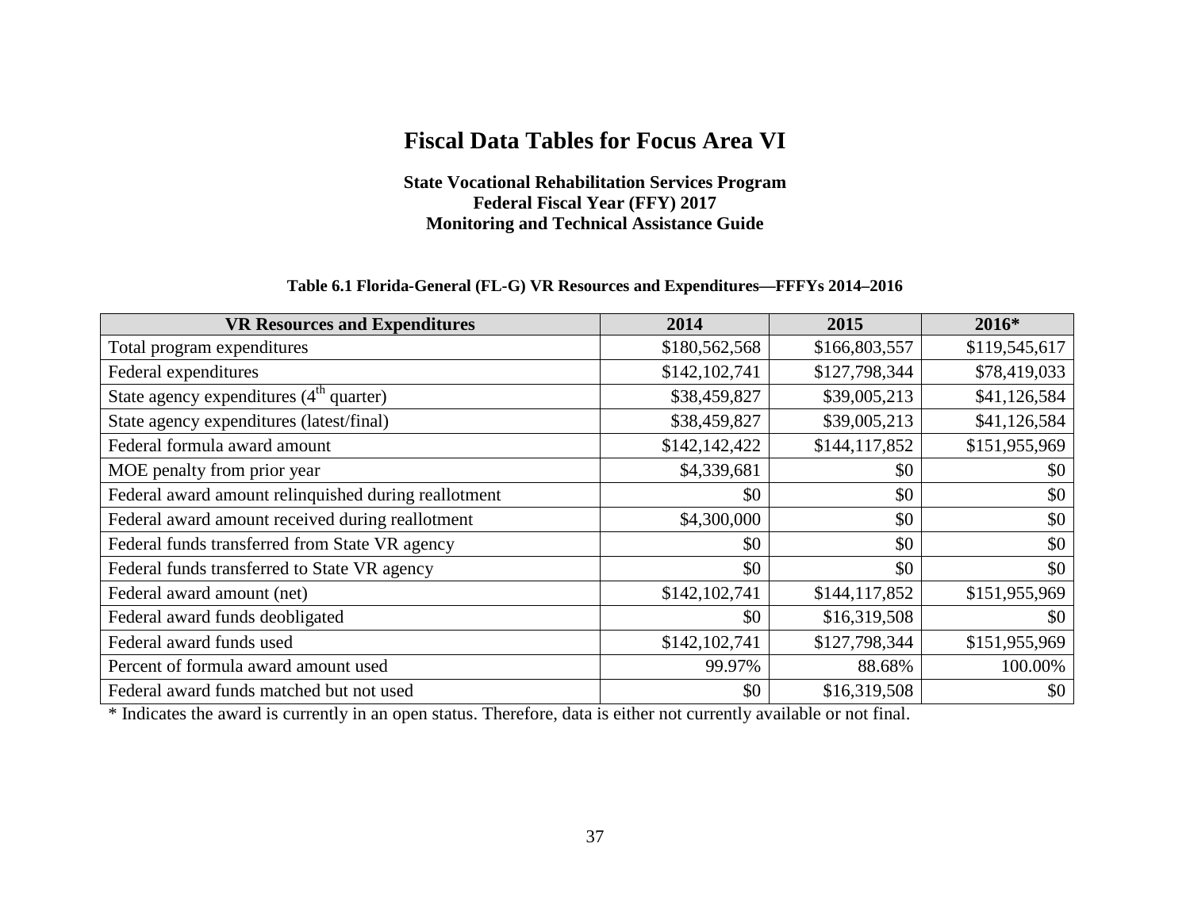# Fiscal Data Tables for Focus Area VI

**State Vocational Rehabilitation Services Program**
**Federal Fiscal Year (FFY) 2017**
**Monitoring and Technical Assistance Guide**

**Table 6.1 Florida-General (FL-G) VR Resources and Expenditures—FFFYs 2014–2016**

| VR Resources and Expenditures | 2014 | 2015 | 2016* |
|---|---|---|---|
| Total program expenditures | $180,562,568 | $166,803,557 | $119,545,617 |
| Federal expenditures | $142,102,741 | $127,798,344 | $78,419,033 |
| State agency expenditures (4th quarter) | $38,459,827 | $39,005,213 | $41,126,584 |
| State agency expenditures (latest/final) | $38,459,827 | $39,005,213 | $41,126,584 |
| Federal formula award amount | $142,142,422 | $144,117,852 | $151,955,969 |
| MOE penalty from prior year | $4,339,681 | $0 | $0 |
| Federal award amount relinquished during reallotment | $0 | $0 | $0 |
| Federal award amount received during reallotment | $4,300,000 | $0 | $0 |
| Federal funds transferred from State VR agency | $0 | $0 | $0 |
| Federal funds transferred to State VR agency | $0 | $0 | $0 |
| Federal award amount (net) | $142,102,741 | $144,117,852 | $151,955,969 |
| Federal award funds deobligated | $0 | $16,319,508 | $0 |
| Federal award funds used | $142,102,741 | $127,798,344 | $151,955,969 |
| Percent of formula award amount used | 99.97% | 88.68% | 100.00% |
| Federal award funds matched but not used | $0 | $16,319,508 | $0 |

* Indicates the award is currently in an open status. Therefore, data is either not currently available or not final.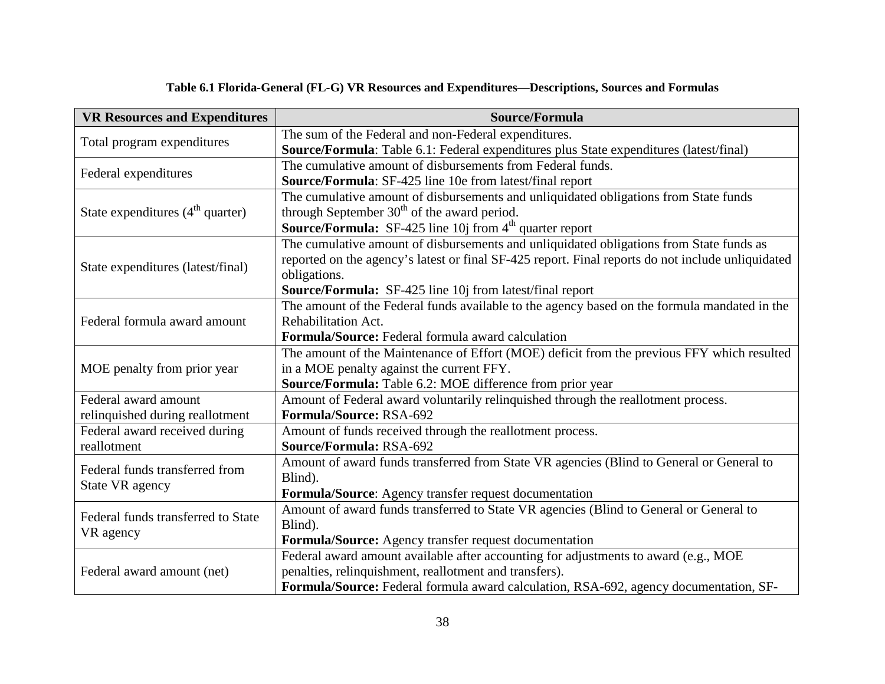**Table 6.1 Florida-General (FL-G) VR Resources and Expenditures—Descriptions, Sources and Formulas**

| VR Resources and Expenditures | Source/Formula |
|---|---|
| Total program expenditures | The sum of the Federal and non-Federal expenditures.<br>**Source/Formula**: Table 6.1: Federal expenditures plus State expenditures (latest/final) |
| Federal expenditures | The cumulative amount of disbursements from Federal funds.<br>**Source/Formula**: SF-425 line 10e from latest/final report |
| State expenditures (4th quarter) | The cumulative amount of disbursements and unliquidated obligations from State funds through September 30th of the award period.<br>**Source/Formula:** SF-425 line 10j from 4th quarter report |
| State expenditures (latest/final) | The cumulative amount of disbursements and unliquidated obligations from State funds as reported on the agency's latest or final SF-425 report. Final reports do not include unliquidated obligations.<br>**Source/Formula:** SF-425 line 10j from latest/final report |
| Federal formula award amount | The amount of the Federal funds available to the agency based on the formula mandated in the Rehabilitation Act.<br>**Formula/Source:** Federal formula award calculation |
| MOE penalty from prior year | The amount of the Maintenance of Effort (MOE) deficit from the previous FFY which resulted in a MOE penalty against the current FFY.<br>**Source/Formula:** Table 6.2: MOE difference from prior year |
| Federal award amount relinquished during reallotment | Amount of Federal award voluntarily relinquished through the reallotment process.<br>**Formula/Source:** RSA-692 |
| Federal award received during reallotment | Amount of funds received through the reallotment process.<br>**Source/Formula:** RSA-692 |
| Federal funds transferred from State VR agency | Amount of award funds transferred from State VR agencies (Blind to General or General to Blind).<br>**Formula/Source**: Agency transfer request documentation |
| Federal funds transferred to State VR agency | Amount of award funds transferred to State VR agencies (Blind to General or General to Blind).<br>**Formula/Source:** Agency transfer request documentation |
| Federal award amount (net) | Federal award amount available after accounting for adjustments to award (e.g., MOE penalties, relinquishment, reallotment and transfers).<br>**Formula/Source:** Federal formula award calculation, RSA-692, agency documentation, SF- |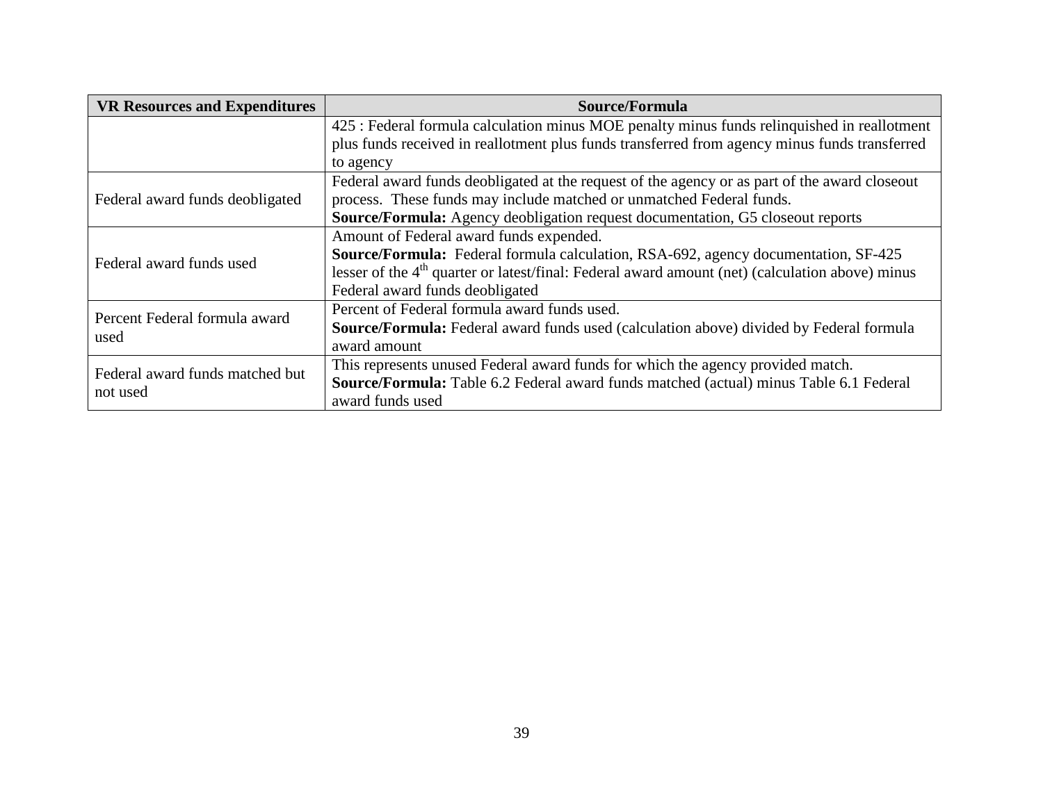| VR Resources and Expenditures | Source/Formula |
|---|---|
| | 425 : Federal formula calculation minus MOE penalty minus funds relinquished in reallotment plus funds received in reallotment plus funds transferred from agency minus funds transferred to agency |
| Federal award funds deobligated | Federal award funds deobligated at the request of the agency or as part of the award closeout process. These funds may include matched or unmatched Federal funds. **Source/Formula:** Agency deobligation request documentation, G5 closeout reports |
| Federal award funds used | Amount of Federal award funds expended. **Source/Formula:** Federal formula calculation, RSA-692, agency documentation, SF-425 lesser of the 4th quarter or latest/final: Federal award amount (net) (calculation above) minus Federal award funds deobligated |
| Percent Federal formula award used | Percent of Federal formula award funds used. **Source/Formula:** Federal award funds used (calculation above) divided by Federal formula award amount |
| Federal award funds matched but not used | This represents unused Federal award funds for which the agency provided match. **Source/Formula:** Table 6.2 Federal award funds matched (actual) minus Table 6.1 Federal award funds used |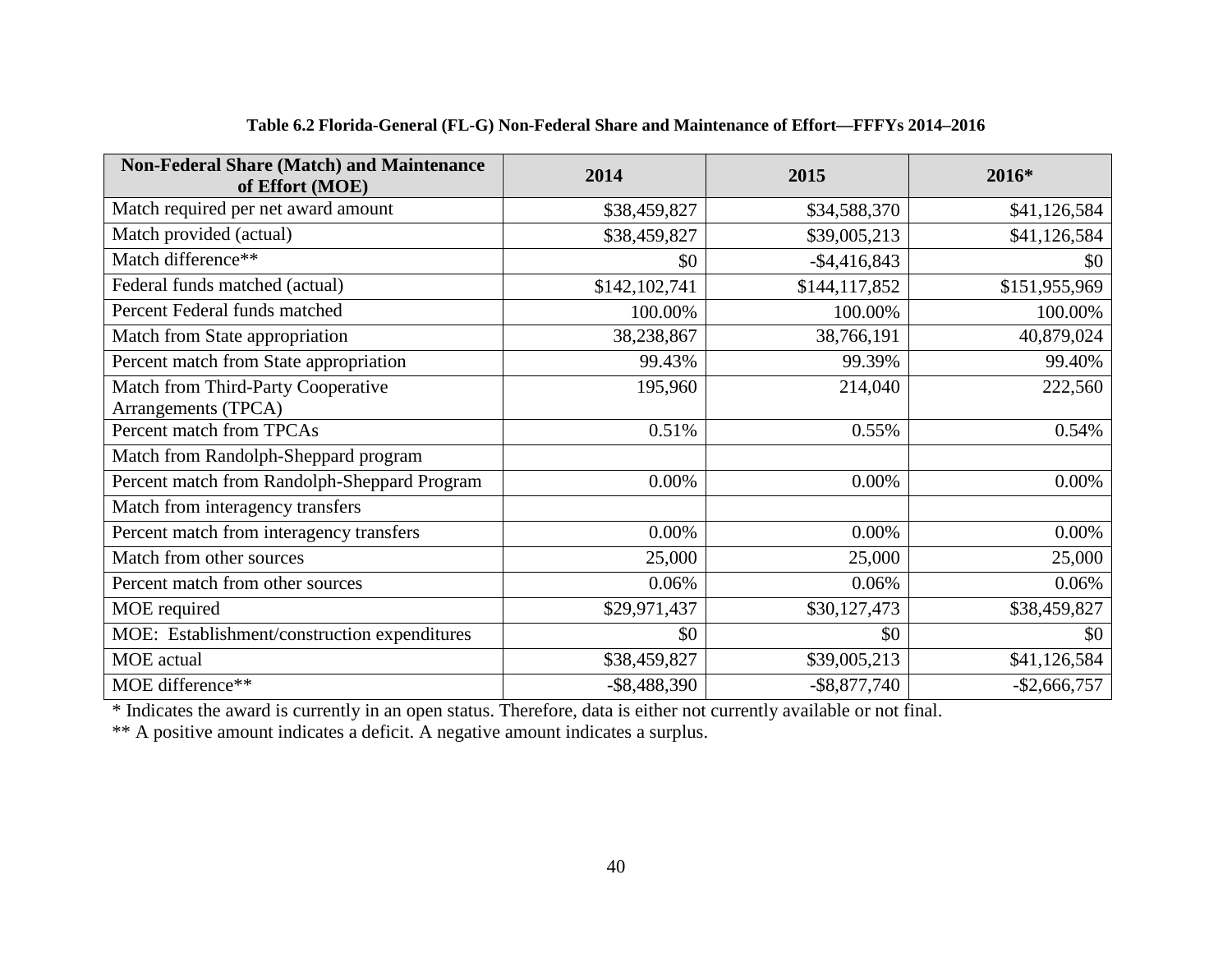**Table 6.2 Florida-General (FL-G) Non-Federal Share and Maintenance of Effort—FFFYs 2014–2016**

| Non-Federal Share (Match) and Maintenance of Effort (MOE) | 2014 | 2015 | 2016* |
|---|---|---|---|
| Match required per net award amount | $38,459,827 | $34,588,370 | $41,126,584 |
| Match provided (actual) | $38,459,827 | $39,005,213 | $41,126,584 |
| Match difference** | $0 | -$4,416,843 | $0 |
| Federal funds matched (actual) | $142,102,741 | $144,117,852 | $151,955,969 |
| Percent Federal funds matched | 100.00% | 100.00% | 100.00% |
| Match from State appropriation | 38,238,867 | 38,766,191 | 40,879,024 |
| Percent match from State appropriation | 99.43% | 99.39% | 99.40% |
| Match from Third-Party Cooperative Arrangements (TPCA) | 195,960 | 214,040 | 222,560 |
| Percent match from TPCAs | 0.51% | 0.55% | 0.54% |
| Match from Randolph-Sheppard program | | | |
| Percent match from Randolph-Sheppard Program | 0.00% | 0.00% | 0.00% |
| Match from interagency transfers | | | |
| Percent match from interagency transfers | 0.00% | 0.00% | 0.00% |
| Match from other sources | 25,000 | 25,000 | 25,000 |
| Percent match from other sources | 0.06% | 0.06% | 0.06% |
| MOE required | $29,971,437 | $30,127,473 | $38,459,827 |
| MOE: Establishment/construction expenditures | $0 | $0 | $0 |
| MOE actual | $38,459,827 | $39,005,213 | $41,126,584 |
| MOE difference** | -$8,488,390 | -$8,877,740 | -$2,666,757 |

\* Indicates the award is currently in an open status. Therefore, data is either not currently available or not final.

\** A positive amount indicates a deficit. A negative amount indicates a surplus.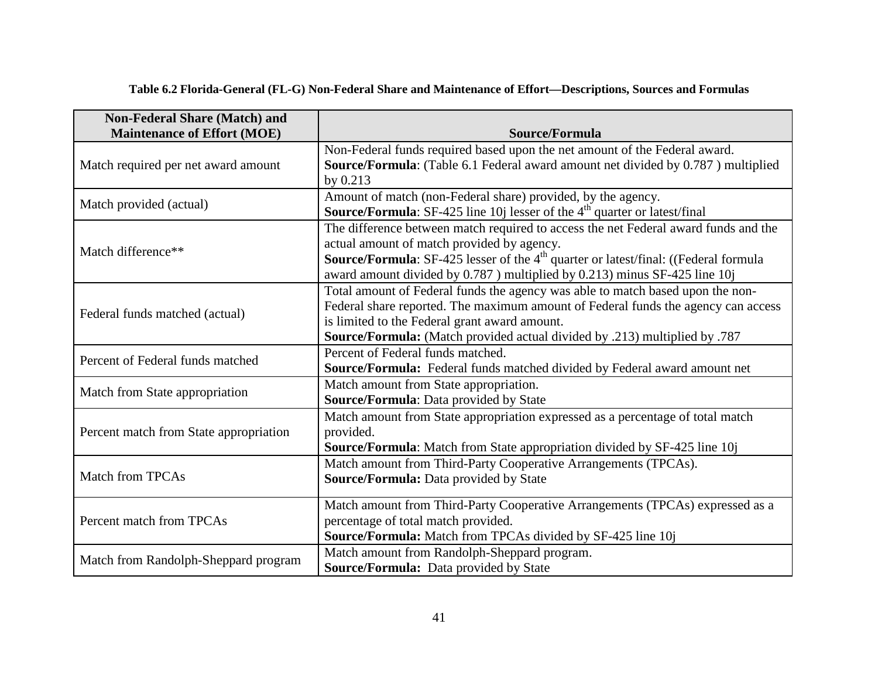**Table 6.2 Florida-General (FL-G) Non-Federal Share and Maintenance of Effort—Descriptions, Sources and Formulas**

| Non-Federal Share (Match) and Maintenance of Effort (MOE) | Source/Formula |
|---|---|
| Match required per net award amount | Non-Federal funds required based upon the net amount of the Federal award. **Source/Formula**: (Table 6.1 Federal award amount net divided by 0.787 ) multiplied by 0.213 |
| Match provided (actual) | Amount of match (non-Federal share) provided, by the agency. **Source/Formula**: SF-425 line 10j lesser of the 4th quarter or latest/final |
| Match difference** | The difference between match required to access the net Federal award funds and the actual amount of match provided by agency. **Source/Formula**: SF-425 lesser of the 4th quarter or latest/final: ((Federal formula award amount divided by 0.787 ) multiplied by 0.213) minus SF-425 line 10j |
| Federal funds matched (actual) | Total amount of Federal funds the agency was able to match based upon the non-Federal share reported. The maximum amount of Federal funds the agency can access is limited to the Federal grant award amount. **Source/Formula:** (Match provided actual divided by .213) multiplied by .787 |
| Percent of Federal funds matched | Percent of Federal funds matched. **Source/Formula:** Federal funds matched divided by Federal award amount net |
| Match from State appropriation | Match amount from State appropriation. **Source/Formula**: Data provided by State |
| Percent match from State appropriation | Match amount from State appropriation expressed as a percentage of total match provided. **Source/Formula**: Match from State appropriation divided by SF-425 line 10j |
| Match from TPCAs | Match amount from Third-Party Cooperative Arrangements (TPCAs). **Source/Formula:** Data provided by State |
| Percent match from TPCAs | Match amount from Third-Party Cooperative Arrangements (TPCAs) expressed as a percentage of total match provided. **Source/Formula:** Match from TPCAs divided by SF-425 line 10j |
| Match from Randolph-Sheppard program | Match amount from Randolph-Sheppard program. **Source/Formula:** Data provided by State |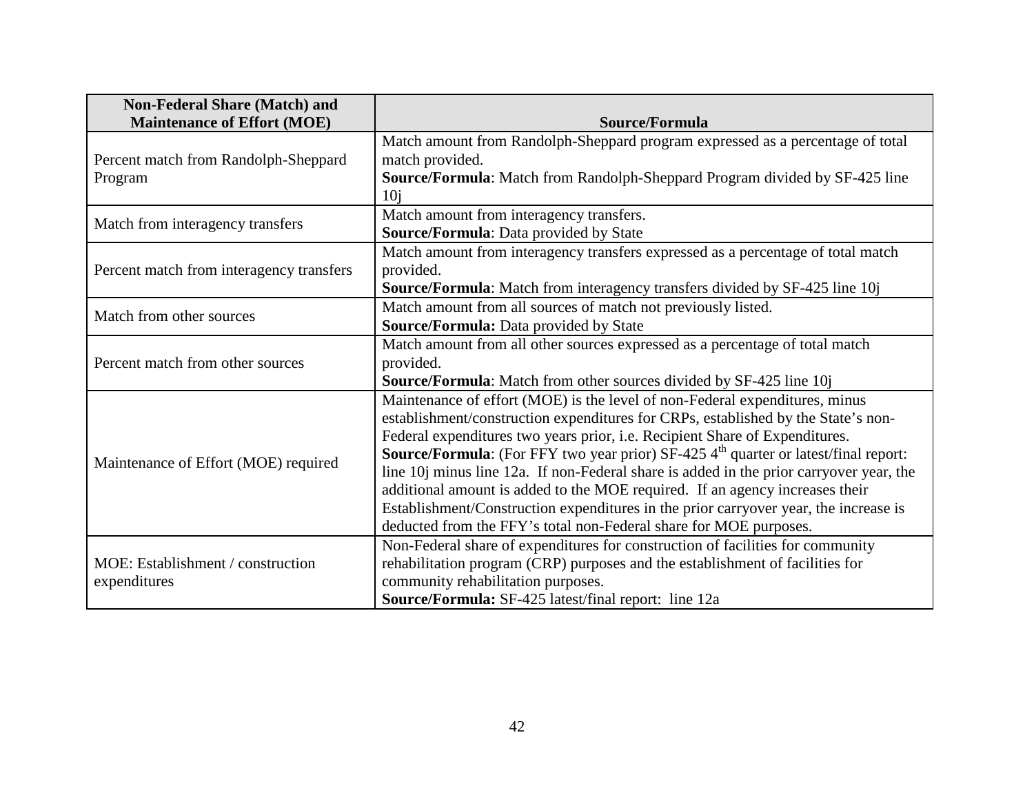| Non-Federal Share (Match) and Maintenance of Effort (MOE) | Source/Formula |
|---|---|
| Percent match from Randolph-Sheppard Program | Match amount from Randolph-Sheppard program expressed as a percentage of total match provided.<br>**Source/Formula**: Match from Randolph-Sheppard Program divided by SF-425 line 10j |
| Match from interagency transfers | Match amount from interagency transfers.<br>**Source/Formula**: Data provided by State |
| Percent match from interagency transfers | Match amount from interagency transfers expressed as a percentage of total match provided.<br>**Source/Formula**: Match from interagency transfers divided by SF-425 line 10j |
| Match from other sources | Match amount from all sources of match not previously listed.<br>**Source/Formula:** Data provided by State |
| Percent match from other sources | Match amount from all other sources expressed as a percentage of total match provided.<br>**Source/Formula**: Match from other sources divided by SF-425 line 10j |
| Maintenance of Effort (MOE) required | Maintenance of effort (MOE) is the level of non-Federal expenditures, minus establishment/construction expenditures for CRPs, established by the State's non-Federal expenditures two years prior, i.e. Recipient Share of Expenditures.<br>**Source/Formula**: (For FFY two year prior) SF-425 4th quarter or latest/final report: line 10j minus line 12a. If non-Federal share is added in the prior carryover year, the additional amount is added to the MOE required. If an agency increases their Establishment/Construction expenditures in the prior carryover year, the increase is deducted from the FFY's total non-Federal share for MOE purposes. |
| MOE: Establishment / construction expenditures | Non-Federal share of expenditures for construction of facilities for community rehabilitation program (CRP) purposes and the establishment of facilities for community rehabilitation purposes.<br>**Source/Formula:** SF-425 latest/final report: line 12a |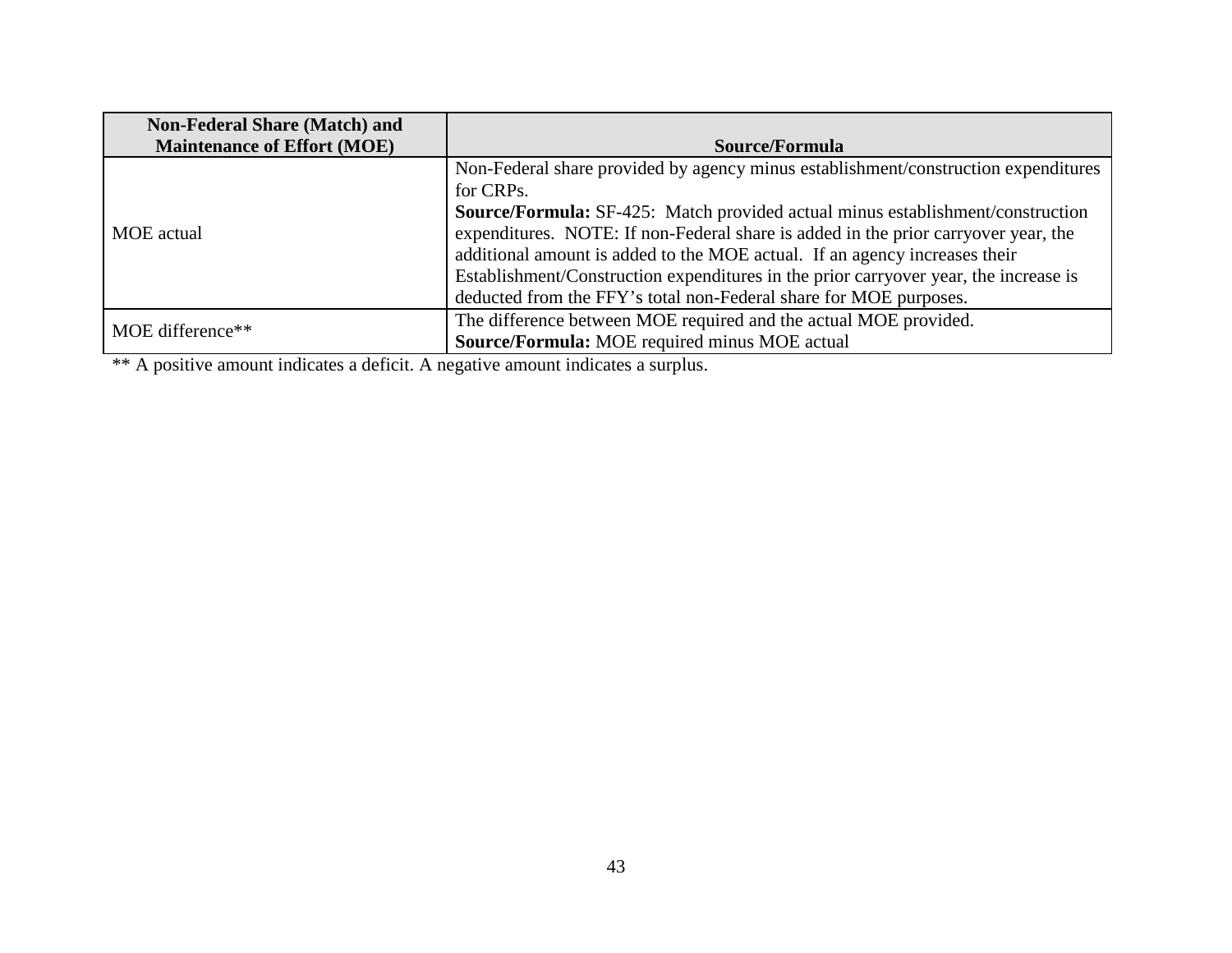| Non-Federal Share (Match) and Maintenance of Effort (MOE) | Source/Formula |
|---|---|
| MOE actual | Non-Federal share provided by agency minus establishment/construction expenditures for CRPs.<br>**Source/Formula:** SF-425: Match provided actual minus establishment/construction expenditures. NOTE: If non-Federal share is added in the prior carryover year, the additional amount is added to the MOE actual. If an agency increases their Establishment/Construction expenditures in the prior carryover year, the increase is deducted from the FFY's total non-Federal share for MOE purposes. |
| MOE difference** | The difference between MOE required and the actual MOE provided.<br>**Source/Formula:** MOE required minus MOE actual |

** A positive amount indicates a deficit. A negative amount indicates a surplus.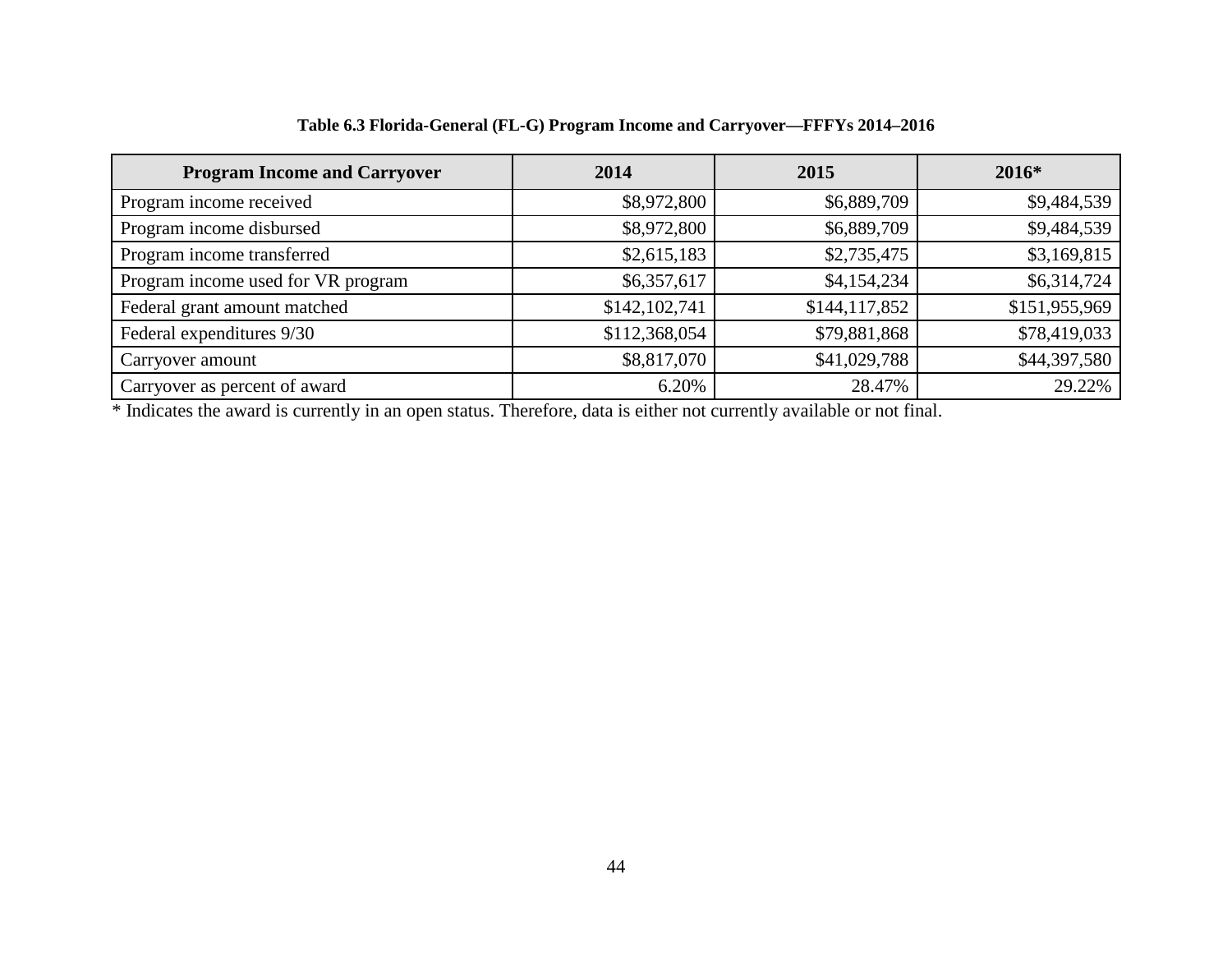**Table 6.3 Florida-General (FL-G) Program Income and Carryover—FFFYs 2014–2016**

| Program Income and Carryover | 2014 | 2015 | 2016* |
|---|---|---|---|
| Program income received | $8,972,800 | $6,889,709 | $9,484,539 |
| Program income disbursed | $8,972,800 | $6,889,709 | $9,484,539 |
| Program income transferred | $2,615,183 | $2,735,475 | $3,169,815 |
| Program income used for VR program | $6,357,617 | $4,154,234 | $6,314,724 |
| Federal grant amount matched | $142,102,741 | $144,117,852 | $151,955,969 |
| Federal expenditures 9/30 | $112,368,054 | $79,881,868 | $78,419,033 |
| Carryover amount | $8,817,070 | $41,029,788 | $44,397,580 |
| Carryover as percent of award | 6.20% | 28.47% | 29.22% |

* Indicates the award is currently in an open status. Therefore, data is either not currently available or not final.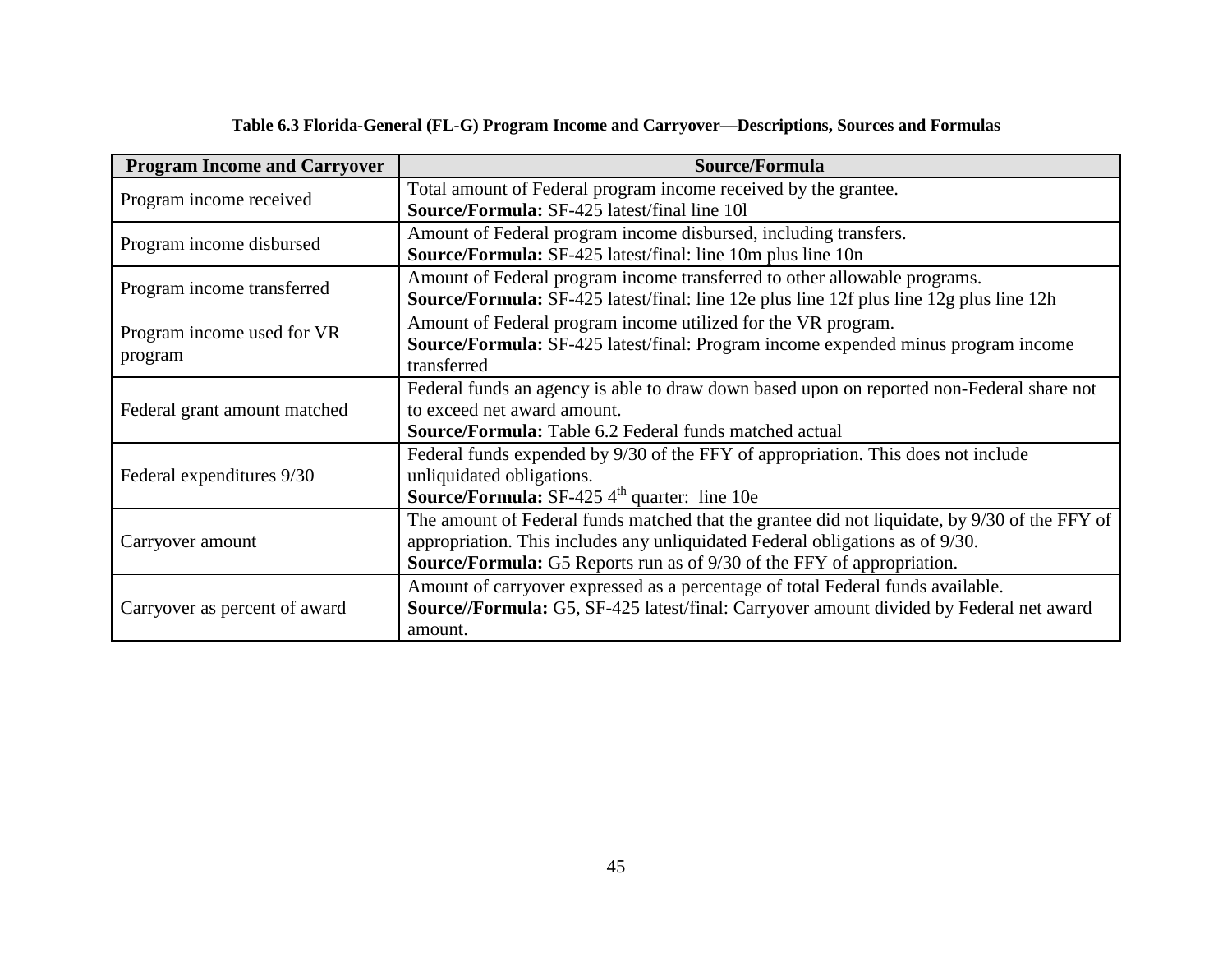**Table 6.3 Florida-General (FL-G) Program Income and Carryover—Descriptions, Sources and Formulas**

| Program Income and Carryover | Source/Formula |
|---|---|
| Program income received | Total amount of Federal program income received by the grantee. **Source/Formula:** SF-425 latest/final line 10l |
| Program income disbursed | Amount of Federal program income disbursed, including transfers. **Source/Formula:** SF-425 latest/final: line 10m plus line 10n |
| Program income transferred | Amount of Federal program income transferred to other allowable programs. **Source/Formula:** SF-425 latest/final: line 12e plus line 12f plus line 12g plus line 12h |
| Program income used for VR program | Amount of Federal program income utilized for the VR program. **Source/Formula:** SF-425 latest/final: Program income expended minus program income transferred |
| Federal grant amount matched | Federal funds an agency is able to draw down based upon on reported non-Federal share not to exceed net award amount. **Source/Formula:** Table 6.2 Federal funds matched actual |
| Federal expenditures 9/30 | Federal funds expended by 9/30 of the FFY of appropriation. This does not include unliquidated obligations. **Source/Formula:** SF-425 4th quarter: line 10e |
| Carryover amount | The amount of Federal funds matched that the grantee did not liquidate, by 9/30 of the FFY of appropriation. This includes any unliquidated Federal obligations as of 9/30. **Source/Formula:** G5 Reports run as of 9/30 of the FFY of appropriation. |
| Carryover as percent of award | Amount of carryover expressed as a percentage of total Federal funds available. **Source//Formula:** G5, SF-425 latest/final: Carryover amount divided by Federal net award amount. |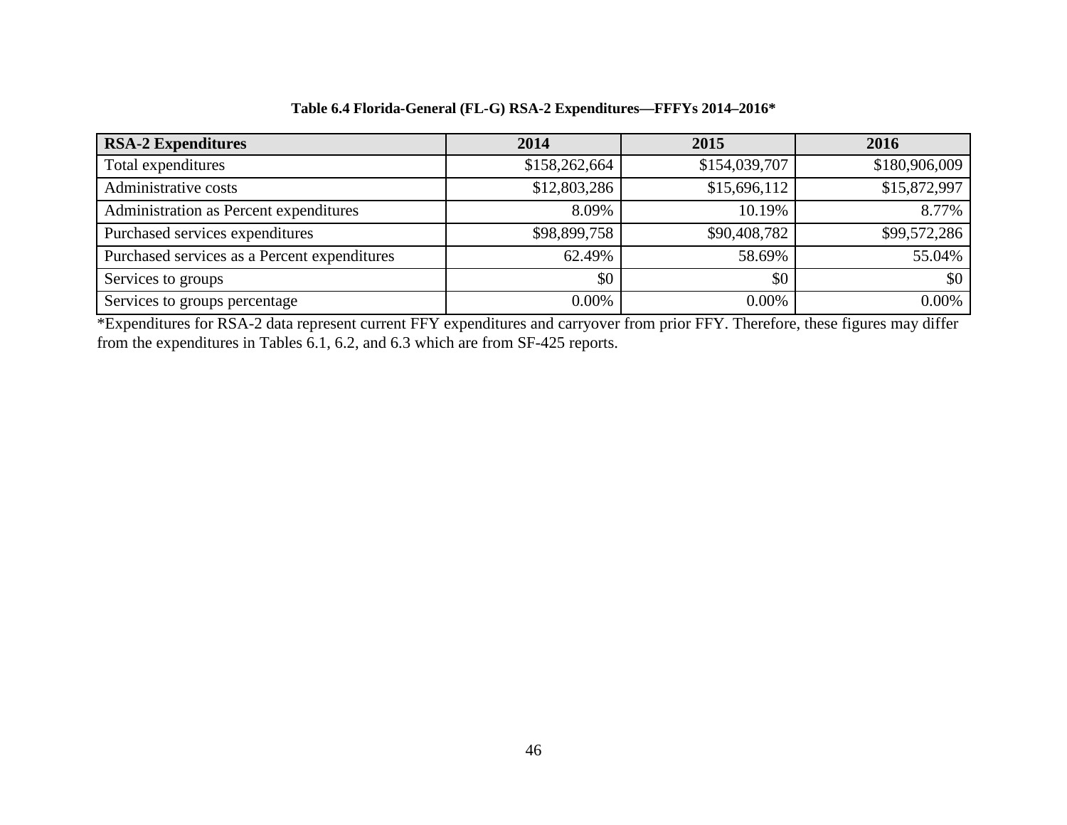**Table 6.4 Florida-General (FL-G) RSA-2 Expenditures—FFFYs 2014–2016***

| RSA-2 Expenditures | 2014 | 2015 | 2016 |
|---|---|---|---|
| Total expenditures | $158,262,664 | $154,039,707 | $180,906,009 |
| Administrative costs | $12,803,286 | $15,696,112 | $15,872,997 |
| Administration as Percent expenditures | 8.09% | 10.19% | 8.77% |
| Purchased services expenditures | $98,899,758 | $90,408,782 | $99,572,286 |
| Purchased services as a Percent expenditures | 62.49% | 58.69% | 55.04% |
| Services to groups | $0 | $0 | $0 |
| Services to groups percentage | 0.00% | 0.00% | 0.00% |

*Expenditures for RSA-2 data represent current FFY expenditures and carryover from prior FFY. Therefore, these figures may differ from the expenditures in Tables 6.1, 6.2, and 6.3 which are from SF-425 reports.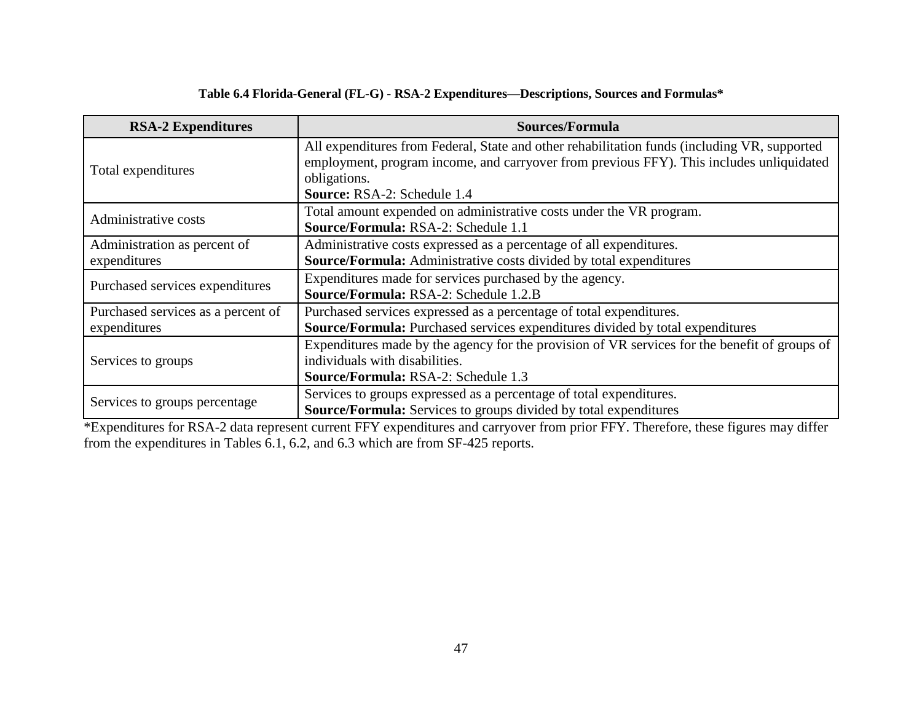**Table 6.4 Florida-General (FL-G) - RSA-2 Expenditures—Descriptions, Sources and Formulas***

| RSA-2 Expenditures | Sources/Formula |
|---|---|
| Total expenditures | All expenditures from Federal, State and other rehabilitation funds (including VR, supported employment, program income, and carryover from previous FFY). This includes unliquidated obligations. **Source:** RSA-2: Schedule 1.4 |
| Administrative costs | Total amount expended on administrative costs under the VR program. **Source/Formula:** RSA-2: Schedule 1.1 |
| Administration as percent of expenditures | Administrative costs expressed as a percentage of all expenditures. **Source/Formula:** Administrative costs divided by total expenditures |
| Purchased services expenditures | Expenditures made for services purchased by the agency. **Source/Formula:** RSA-2: Schedule 1.2.B |
| Purchased services as a percent of expenditures | Purchased services expressed as a percentage of total expenditures. **Source/Formula:** Purchased services expenditures divided by total expenditures |
| Services to groups | Expenditures made by the agency for the provision of VR services for the benefit of groups of individuals with disabilities. **Source/Formula:** RSA-2: Schedule 1.3 |
| Services to groups percentage | Services to groups expressed as a percentage of total expenditures. **Source/Formula:** Services to groups divided by total expenditures |

*Expenditures for RSA-2 data represent current FFY expenditures and carryover from prior FFY. Therefore, these figures may differ from the expenditures in Tables 6.1, 6.2, and 6.3 which are from SF-425 reports.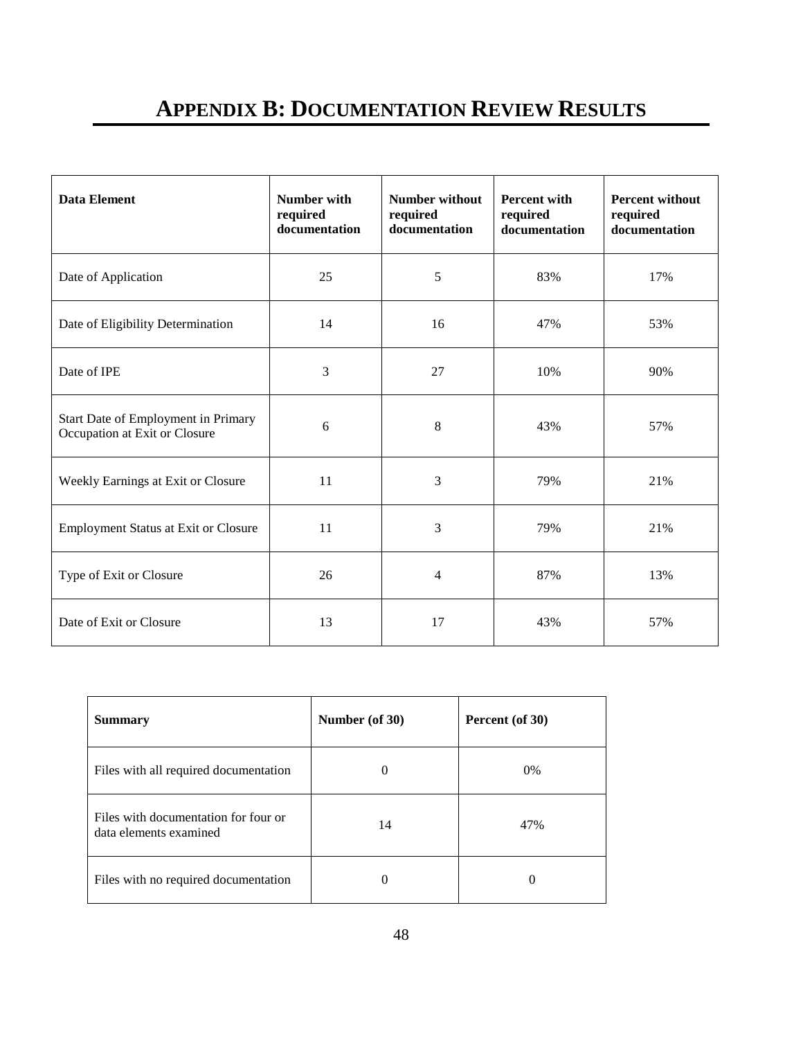# APPENDIX B: DOCUMENTATION REVIEW RESULTS

| Data Element | Number with required documentation | Number without required documentation | Percent with required documentation | Percent without required documentation |
|---|---|---|---|---|
| Date of Application | 25 | 5 | 83% | 17% |
| Date of Eligibility Determination | 14 | 16 | 47% | 53% |
| Date of IPE | 3 | 27 | 10% | 90% |
| Start Date of Employment in Primary Occupation at Exit or Closure | 6 | 8 | 43% | 57% |
| Weekly Earnings at Exit or Closure | 11 | 3 | 79% | 21% |
| Employment Status at Exit or Closure | 11 | 3 | 79% | 21% |
| Type of Exit or Closure | 26 | 4 | 87% | 13% |
| Date of Exit or Closure | 13 | 17 | 43% | 57% |

| Summary | Number (of 30) | Percent (of 30) |
|---|---|---|
| Files with all required documentation | 0 | 0% |
| Files with documentation for four or data elements examined | 14 | 47% |
| Files with no required documentation | 0 | 0 |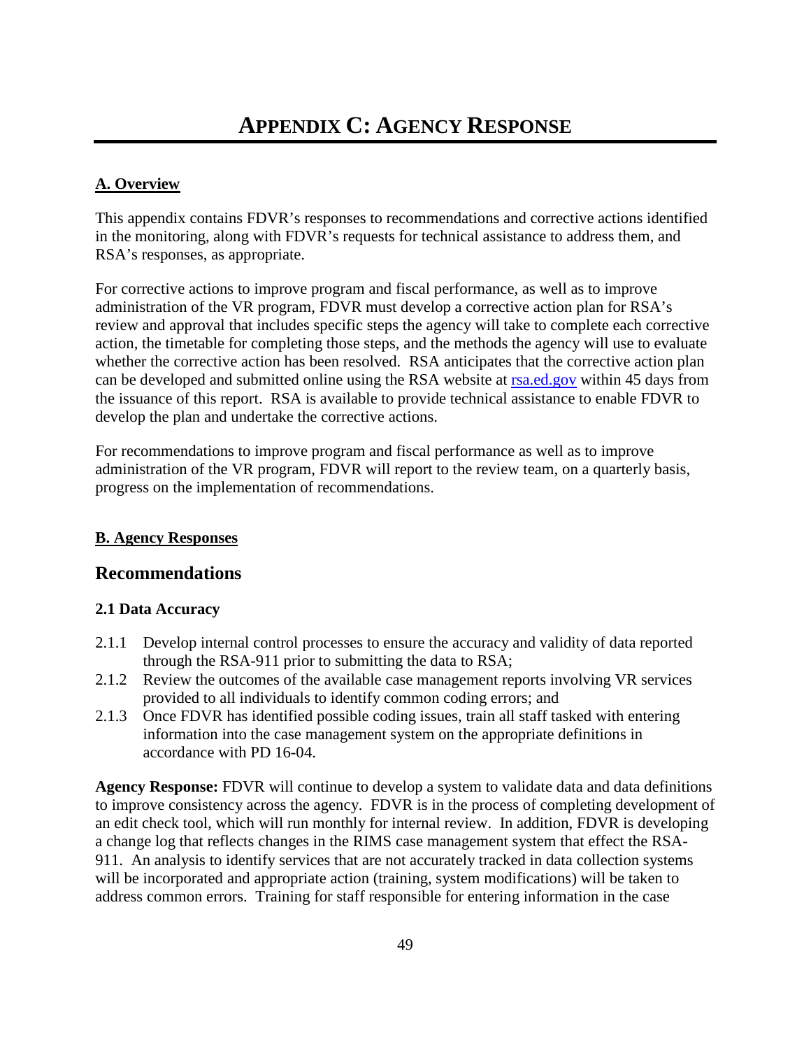# APPENDIX C: AGENCY RESPONSE

**A. Overview**

This appendix contains FDVR's responses to recommendations and corrective actions identified in the monitoring, along with FDVR's requests for technical assistance to address them, and RSA's responses, as appropriate.

For corrective actions to improve program and fiscal performance, as well as to improve administration of the VR program, FDVR must develop a corrective action plan for RSA's review and approval that includes specific steps the agency will take to complete each corrective action, the timetable for completing those steps, and the methods the agency will use to evaluate whether the corrective action has been resolved. RSA anticipates that the corrective action plan can be developed and submitted online using the RSA website at [rsa.ed.gov](rsa.ed.gov) within 45 days from the issuance of this report. RSA is available to provide technical assistance to enable FDVR to develop the plan and undertake the corrective actions.

For recommendations to improve program and fiscal performance as well as to improve administration of the VR program, FDVR will report to the review team, on a quarterly basis, progress on the implementation of recommendations.

**B. Agency Responses**

## Recommendations

### 2.1 Data Accuracy

2.1.1 Develop internal control processes to ensure the accuracy and validity of data reported through the RSA-911 prior to submitting the data to RSA;

2.1.2 Review the outcomes of the available case management reports involving VR services provided to all individuals to identify common coding errors; and

2.1.3 Once FDVR has identified possible coding issues, train all staff tasked with entering information into the case management system on the appropriate definitions in accordance with PD 16-04.

**Agency Response:** FDVR will continue to develop a system to validate data and data definitions to improve consistency across the agency. FDVR is in the process of completing development of an edit check tool, which will run monthly for internal review. In addition, FDVR is developing a change log that reflects changes in the RIMS case management system that effect the RSA-911. An analysis to identify services that are not accurately tracked in data collection systems will be incorporated and appropriate action (training, system modifications) will be taken to address common errors. Training for staff responsible for entering information in the case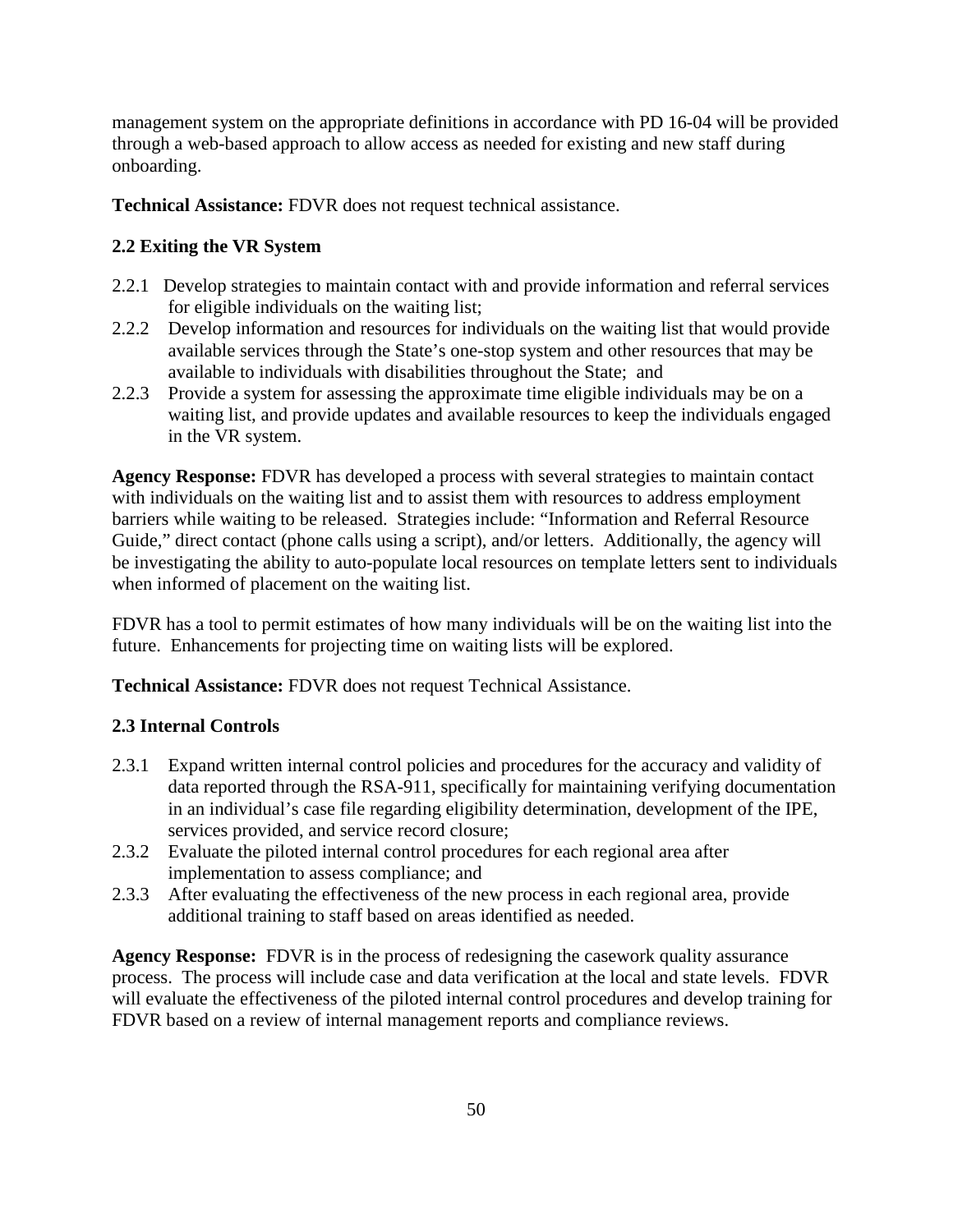management system on the appropriate definitions in accordance with PD 16-04 will be provided through a web-based approach to allow access as needed for existing and new staff during onboarding.

**Technical Assistance:** FDVR does not request technical assistance.

### 2.2 Exiting the VR System

- 2.2.1 Develop strategies to maintain contact with and provide information and referral services for eligible individuals on the waiting list;
- 2.2.2 Develop information and resources for individuals on the waiting list that would provide available services through the State's one-stop system and other resources that may be available to individuals with disabilities throughout the State; and
- 2.2.3 Provide a system for assessing the approximate time eligible individuals may be on a waiting list, and provide updates and available resources to keep the individuals engaged in the VR system.

**Agency Response:** FDVR has developed a process with several strategies to maintain contact with individuals on the waiting list and to assist them with resources to address employment barriers while waiting to be released. Strategies include: "Information and Referral Resource Guide," direct contact (phone calls using a script), and/or letters. Additionally, the agency will be investigating the ability to auto-populate local resources on template letters sent to individuals when informed of placement on the waiting list.

FDVR has a tool to permit estimates of how many individuals will be on the waiting list into the future. Enhancements for projecting time on waiting lists will be explored.

**Technical Assistance:** FDVR does not request Technical Assistance.

### 2.3 Internal Controls

- 2.3.1 Expand written internal control policies and procedures for the accuracy and validity of data reported through the RSA-911, specifically for maintaining verifying documentation in an individual's case file regarding eligibility determination, development of the IPE, services provided, and service record closure;
- 2.3.2 Evaluate the piloted internal control procedures for each regional area after implementation to assess compliance; and
- 2.3.3 After evaluating the effectiveness of the new process in each regional area, provide additional training to staff based on areas identified as needed.

**Agency Response:** FDVR is in the process of redesigning the casework quality assurance process. The process will include case and data verification at the local and state levels. FDVR will evaluate the effectiveness of the piloted internal control procedures and develop training for FDVR based on a review of internal management reports and compliance reviews.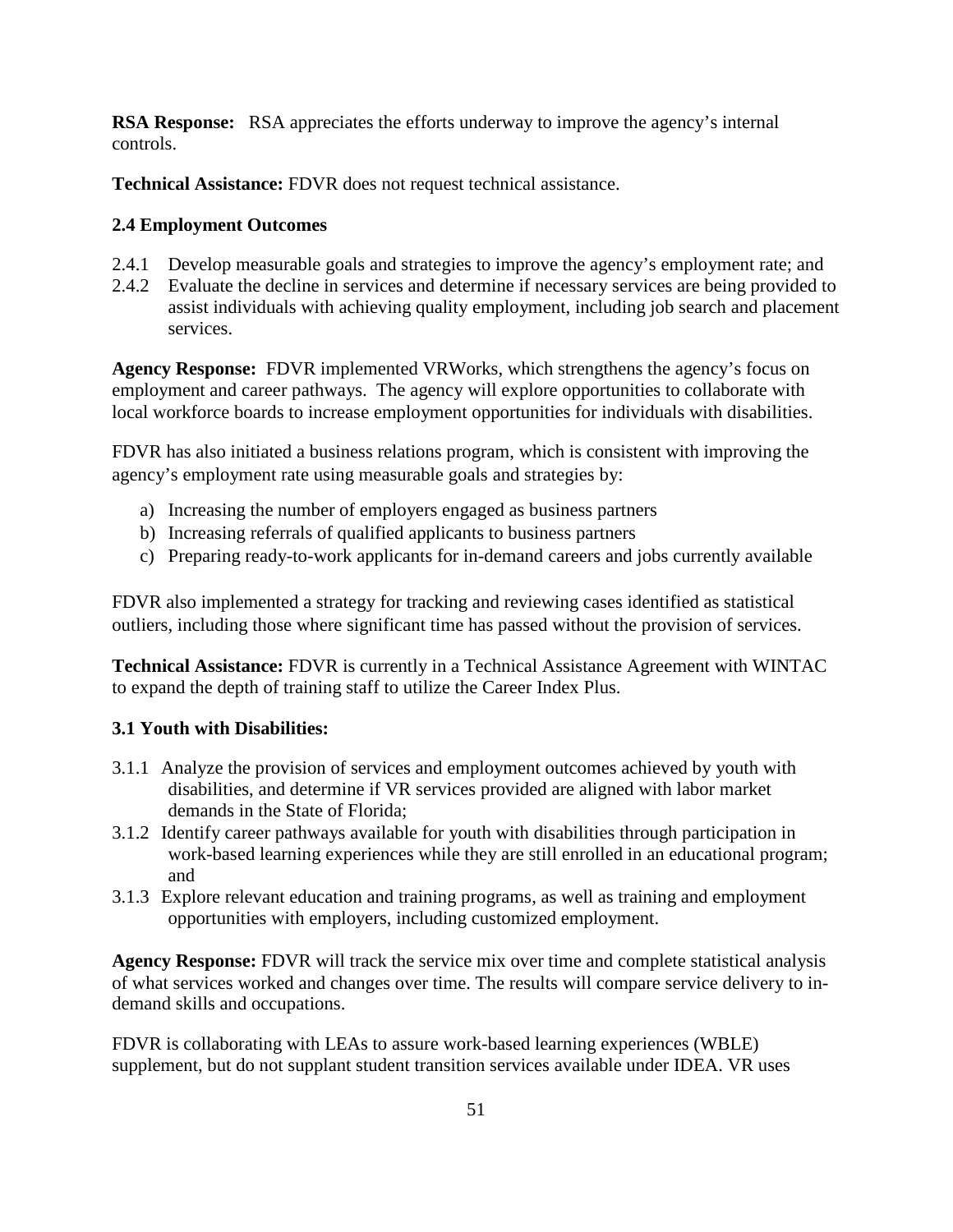**RSA Response:** RSA appreciates the efforts underway to improve the agency's internal controls.

**Technical Assistance:** FDVR does not request technical assistance.

**2.4 Employment Outcomes**

2.4.1 Develop measurable goals and strategies to improve the agency's employment rate; and

2.4.2 Evaluate the decline in services and determine if necessary services are being provided to assist individuals with achieving quality employment, including job search and placement services.

**Agency Response:** FDVR implemented VRWorks, which strengthens the agency's focus on employment and career pathways. The agency will explore opportunities to collaborate with local workforce boards to increase employment opportunities for individuals with disabilities.

FDVR has also initiated a business relations program, which is consistent with improving the agency's employment rate using measurable goals and strategies by:

a) Increasing the number of employers engaged as business partners
b) Increasing referrals of qualified applicants to business partners
c) Preparing ready-to-work applicants for in-demand careers and jobs currently available

FDVR also implemented a strategy for tracking and reviewing cases identified as statistical outliers, including those where significant time has passed without the provision of services.

**Technical Assistance:** FDVR is currently in a Technical Assistance Agreement with WINTAC to expand the depth of training staff to utilize the Career Index Plus.

**3.1 Youth with Disabilities:**

3.1.1 Analyze the provision of services and employment outcomes achieved by youth with disabilities, and determine if VR services provided are aligned with labor market demands in the State of Florida;

3.1.2 Identify career pathways available for youth with disabilities through participation in work-based learning experiences while they are still enrolled in an educational program; and

3.1.3 Explore relevant education and training programs, as well as training and employment opportunities with employers, including customized employment.

**Agency Response:** FDVR will track the service mix over time and complete statistical analysis of what services worked and changes over time. The results will compare service delivery to in-demand skills and occupations.

FDVR is collaborating with LEAs to assure work-based learning experiences (WBLE) supplement, but do not supplant student transition services available under IDEA. VR uses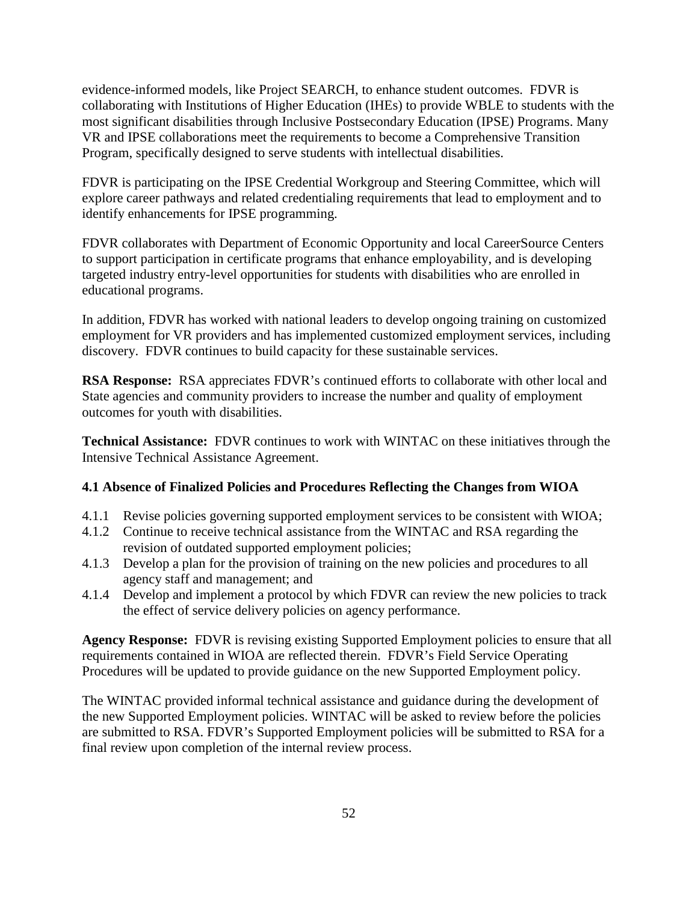evidence-informed models, like Project SEARCH, to enhance student outcomes. FDVR is collaborating with Institutions of Higher Education (IHEs) to provide WBLE to students with the most significant disabilities through Inclusive Postsecondary Education (IPSE) Programs. Many VR and IPSE collaborations meet the requirements to become a Comprehensive Transition Program, specifically designed to serve students with intellectual disabilities.

FDVR is participating on the IPSE Credential Workgroup and Steering Committee, which will explore career pathways and related credentialing requirements that lead to employment and to identify enhancements for IPSE programming.

FDVR collaborates with Department of Economic Opportunity and local CareerSource Centers to support participation in certificate programs that enhance employability, and is developing targeted industry entry-level opportunities for students with disabilities who are enrolled in educational programs.

In addition, FDVR has worked with national leaders to develop ongoing training on customized employment for VR providers and has implemented customized employment services, including discovery. FDVR continues to build capacity for these sustainable services.

**RSA Response:** RSA appreciates FDVR's continued efforts to collaborate with other local and State agencies and community providers to increase the number and quality of employment outcomes for youth with disabilities.

**Technical Assistance:** FDVR continues to work with WINTAC on these initiatives through the Intensive Technical Assistance Agreement.

### 4.1 Absence of Finalized Policies and Procedures Reflecting the Changes from WIOA

- 4.1.1 Revise policies governing supported employment services to be consistent with WIOA;
- 4.1.2 Continue to receive technical assistance from the WINTAC and RSA regarding the revision of outdated supported employment policies;
- 4.1.3 Develop a plan for the provision of training on the new policies and procedures to all agency staff and management; and
- 4.1.4 Develop and implement a protocol by which FDVR can review the new policies to track the effect of service delivery policies on agency performance.

**Agency Response:** FDVR is revising existing Supported Employment policies to ensure that all requirements contained in WIOA are reflected therein. FDVR's Field Service Operating Procedures will be updated to provide guidance on the new Supported Employment policy.

The WINTAC provided informal technical assistance and guidance during the development of the new Supported Employment policies. WINTAC will be asked to review before the policies are submitted to RSA. FDVR's Supported Employment policies will be submitted to RSA for a final review upon completion of the internal review process.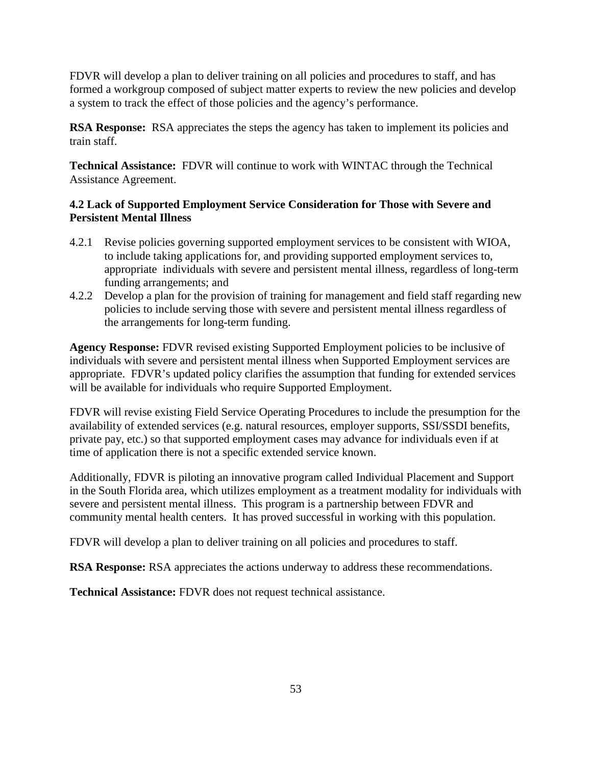FDVR will develop a plan to deliver training on all policies and procedures to staff, and has formed a workgroup composed of subject matter experts to review the new policies and develop a system to track the effect of those policies and the agency's performance.

**RSA Response:** RSA appreciates the steps the agency has taken to implement its policies and train staff.

**Technical Assistance:** FDVR will continue to work with WINTAC through the Technical Assistance Agreement.

### 4.2 Lack of Supported Employment Service Consideration for Those with Severe and Persistent Mental Illness

- 4.2.1 Revise policies governing supported employment services to be consistent with WIOA, to include taking applications for, and providing supported employment services to, appropriate individuals with severe and persistent mental illness, regardless of long-term funding arrangements; and
- 4.2.2 Develop a plan for the provision of training for management and field staff regarding new policies to include serving those with severe and persistent mental illness regardless of the arrangements for long-term funding.

**Agency Response:** FDVR revised existing Supported Employment policies to be inclusive of individuals with severe and persistent mental illness when Supported Employment services are appropriate. FDVR's updated policy clarifies the assumption that funding for extended services will be available for individuals who require Supported Employment.

FDVR will revise existing Field Service Operating Procedures to include the presumption for the availability of extended services (e.g. natural resources, employer supports, SSI/SSDI benefits, private pay, etc.) so that supported employment cases may advance for individuals even if at time of application there is not a specific extended service known.

Additionally, FDVR is piloting an innovative program called Individual Placement and Support in the South Florida area, which utilizes employment as a treatment modality for individuals with severe and persistent mental illness. This program is a partnership between FDVR and community mental health centers. It has proved successful in working with this population.

FDVR will develop a plan to deliver training on all policies and procedures to staff.

**RSA Response:** RSA appreciates the actions underway to address these recommendations.

**Technical Assistance:** FDVR does not request technical assistance.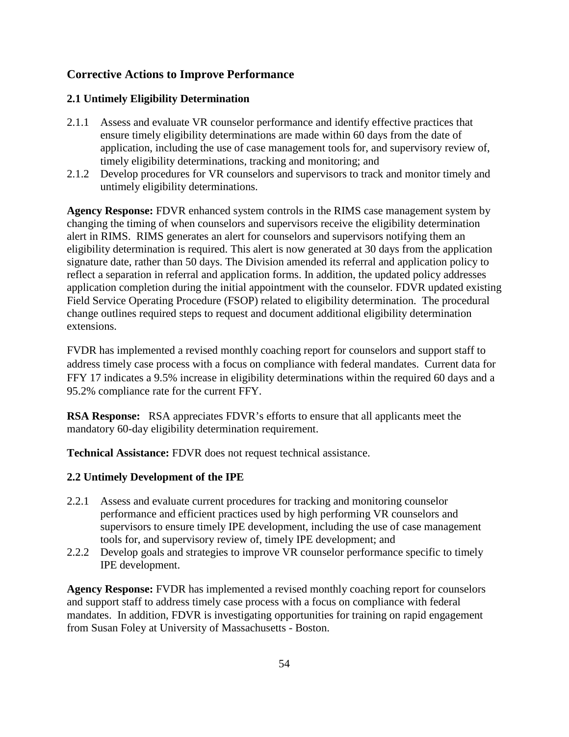## Corrective Actions to Improve Performance

### 2.1 Untimely Eligibility Determination

2.1.1 Assess and evaluate VR counselor performance and identify effective practices that ensure timely eligibility determinations are made within 60 days from the date of application, including the use of case management tools for, and supervisory review of, timely eligibility determinations, tracking and monitoring; and

2.1.2 Develop procedures for VR counselors and supervisors to track and monitor timely and untimely eligibility determinations.

**Agency Response:** FDVR enhanced system controls in the RIMS case management system by changing the timing of when counselors and supervisors receive the eligibility determination alert in RIMS. RIMS generates an alert for counselors and supervisors notifying them an eligibility determination is required. This alert is now generated at 30 days from the application signature date, rather than 50 days. The Division amended its referral and application policy to reflect a separation in referral and application forms. In addition, the updated policy addresses application completion during the initial appointment with the counselor. FDVR updated existing Field Service Operating Procedure (FSOP) related to eligibility determination. The procedural change outlines required steps to request and document additional eligibility determination extensions.

FVDR has implemented a revised monthly coaching report for counselors and support staff to address timely case process with a focus on compliance with federal mandates. Current data for FFY 17 indicates a 9.5% increase in eligibility determinations within the required 60 days and a 95.2% compliance rate for the current FFY.

**RSA Response:** RSA appreciates FDVR's efforts to ensure that all applicants meet the mandatory 60-day eligibility determination requirement.

**Technical Assistance:** FDVR does not request technical assistance.

### 2.2 Untimely Development of the IPE

2.2.1 Assess and evaluate current procedures for tracking and monitoring counselor performance and efficient practices used by high performing VR counselors and supervisors to ensure timely IPE development, including the use of case management tools for, and supervisory review of, timely IPE development; and

2.2.2 Develop goals and strategies to improve VR counselor performance specific to timely IPE development.

**Agency Response:** FVDR has implemented a revised monthly coaching report for counselors and support staff to address timely case process with a focus on compliance with federal mandates. In addition, FDVR is investigating opportunities for training on rapid engagement from Susan Foley at University of Massachusetts - Boston.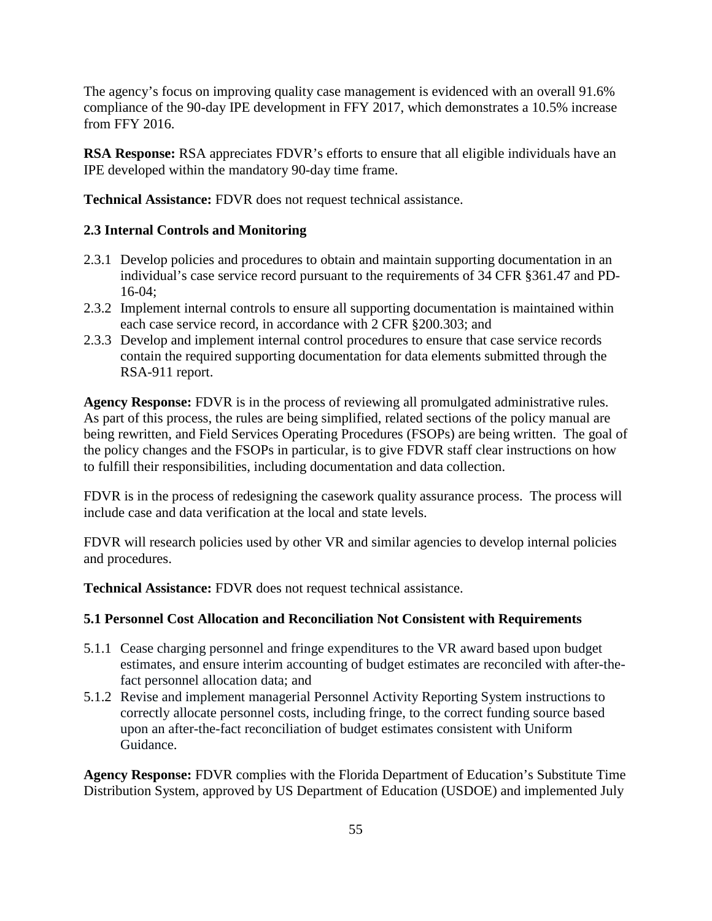The agency's focus on improving quality case management is evidenced with an overall 91.6% compliance of the 90-day IPE development in FFY 2017, which demonstrates a 10.5% increase from FFY 2016.

**RSA Response:** RSA appreciates FDVR's efforts to ensure that all eligible individuals have an IPE developed within the mandatory 90-day time frame.

**Technical Assistance:** FDVR does not request technical assistance.

### 2.3 Internal Controls and Monitoring

- 2.3.1 Develop policies and procedures to obtain and maintain supporting documentation in an individual's case service record pursuant to the requirements of 34 CFR §361.47 and PD-16-04;
- 2.3.2 Implement internal controls to ensure all supporting documentation is maintained within each case service record, in accordance with 2 CFR §200.303; and
- 2.3.3 Develop and implement internal control procedures to ensure that case service records contain the required supporting documentation for data elements submitted through the RSA-911 report.

**Agency Response:** FDVR is in the process of reviewing all promulgated administrative rules. As part of this process, the rules are being simplified, related sections of the policy manual are being rewritten, and Field Services Operating Procedures (FSOPs) are being written. The goal of the policy changes and the FSOPs in particular, is to give FDVR staff clear instructions on how to fulfill their responsibilities, including documentation and data collection.

FDVR is in the process of redesigning the casework quality assurance process. The process will include case and data verification at the local and state levels.

FDVR will research policies used by other VR and similar agencies to develop internal policies and procedures.

**Technical Assistance:** FDVR does not request technical assistance.

### 5.1 Personnel Cost Allocation and Reconciliation Not Consistent with Requirements

- 5.1.1 Cease charging personnel and fringe expenditures to the VR award based upon budget estimates, and ensure interim accounting of budget estimates are reconciled with after-the-fact personnel allocation data; and
- 5.1.2 Revise and implement managerial Personnel Activity Reporting System instructions to correctly allocate personnel costs, including fringe, to the correct funding source based upon an after-the-fact reconciliation of budget estimates consistent with Uniform Guidance.

**Agency Response:** FDVR complies with the Florida Department of Education's Substitute Time Distribution System, approved by US Department of Education (USDOE) and implemented July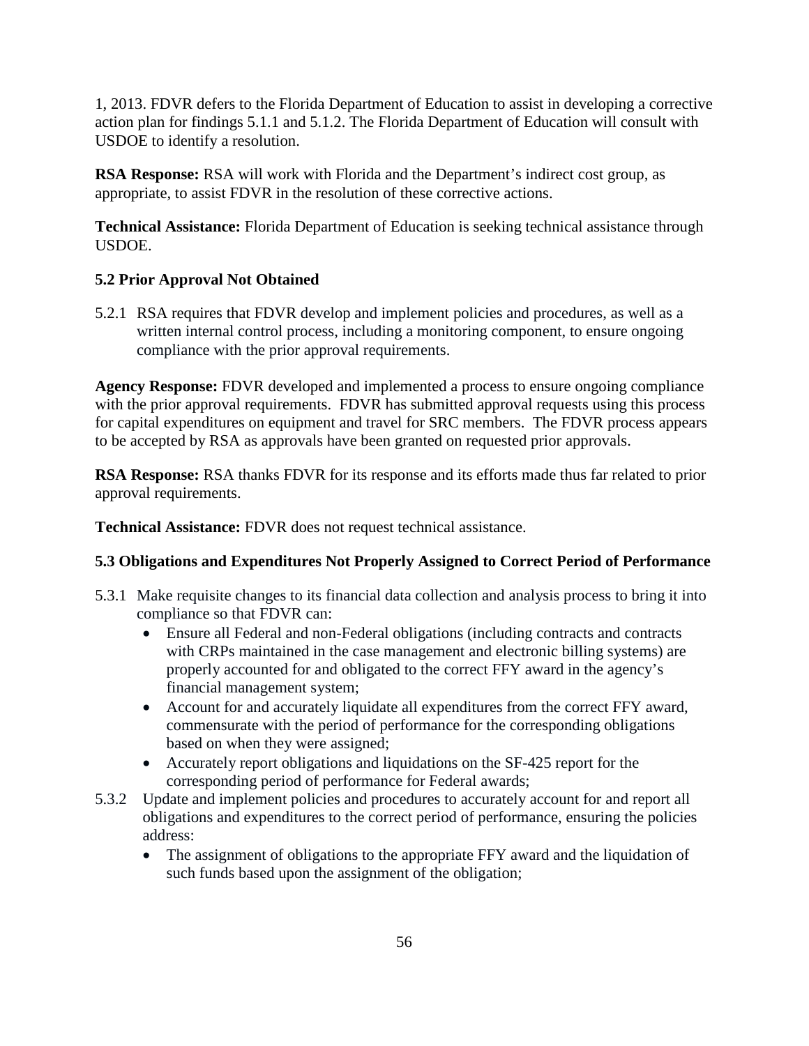1, 2013. FDVR defers to the Florida Department of Education to assist in developing a corrective action plan for findings 5.1.1 and 5.1.2. The Florida Department of Education will consult with USDOE to identify a resolution.

**RSA Response:** RSA will work with Florida and the Department's indirect cost group, as appropriate, to assist FDVR in the resolution of these corrective actions.

**Technical Assistance:** Florida Department of Education is seeking technical assistance through USDOE.

### 5.2 Prior Approval Not Obtained

5.2.1 RSA requires that FDVR develop and implement policies and procedures, as well as a written internal control process, including a monitoring component, to ensure ongoing compliance with the prior approval requirements.

**Agency Response:** FDVR developed and implemented a process to ensure ongoing compliance with the prior approval requirements. FDVR has submitted approval requests using this process for capital expenditures on equipment and travel for SRC members. The FDVR process appears to be accepted by RSA as approvals have been granted on requested prior approvals.

**RSA Response:** RSA thanks FDVR for its response and its efforts made thus far related to prior approval requirements.

**Technical Assistance:** FDVR does not request technical assistance.

### 5.3 Obligations and Expenditures Not Properly Assigned to Correct Period of Performance

5.3.1 Make requisite changes to its financial data collection and analysis process to bring it into compliance so that FDVR can:
- Ensure all Federal and non-Federal obligations (including contracts and contracts with CRPs maintained in the case management and electronic billing systems) are properly accounted for and obligated to the correct FFY award in the agency's financial management system;
- Account for and accurately liquidate all expenditures from the correct FFY award, commensurate with the period of performance for the corresponding obligations based on when they were assigned;
- Accurately report obligations and liquidations on the SF-425 report for the corresponding period of performance for Federal awards;

5.3.2 Update and implement policies and procedures to accurately account for and report all obligations and expenditures to the correct period of performance, ensuring the policies address:
- The assignment of obligations to the appropriate FFY award and the liquidation of such funds based upon the assignment of the obligation;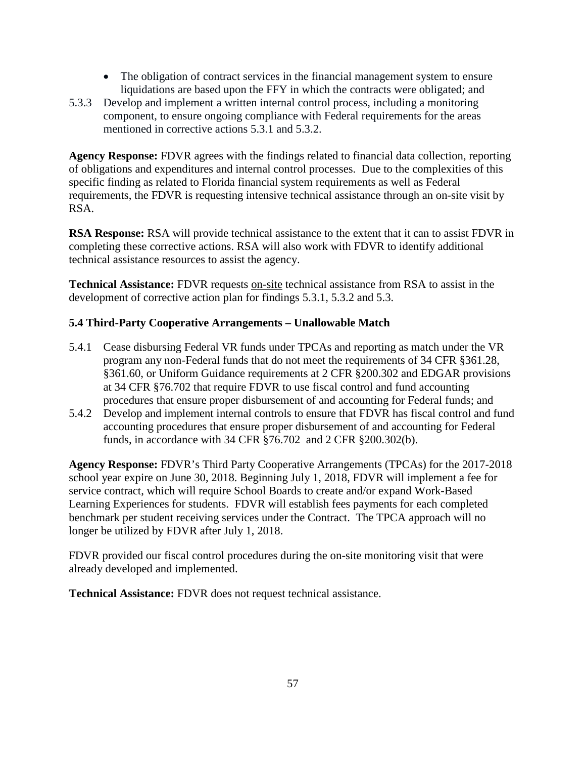- The obligation of contract services in the financial management system to ensure liquidations are based upon the FFY in which the contracts were obligated; and

5.3.3 Develop and implement a written internal control process, including a monitoring component, to ensure ongoing compliance with Federal requirements for the areas mentioned in corrective actions 5.3.1 and 5.3.2.

**Agency Response:** FDVR agrees with the findings related to financial data collection, reporting of obligations and expenditures and internal control processes. Due to the complexities of this specific finding as related to Florida financial system requirements as well as Federal requirements, the FDVR is requesting intensive technical assistance through an on-site visit by RSA.

**RSA Response:** RSA will provide technical assistance to the extent that it can to assist FDVR in completing these corrective actions. RSA will also work with FDVR to identify additional technical assistance resources to assist the agency.

**Technical Assistance:** FDVR requests <u>on-site</u> technical assistance from RSA to assist in the development of corrective action plan for findings 5.3.1, 5.3.2 and 5.3.

**5.4 Third-Party Cooperative Arrangements – Unallowable Match**

5.4.1 Cease disbursing Federal VR funds under TPCAs and reporting as match under the VR program any non-Federal funds that do not meet the requirements of 34 CFR §361.28, §361.60, or Uniform Guidance requirements at 2 CFR §200.302 and EDGAR provisions at 34 CFR §76.702 that require FDVR to use fiscal control and fund accounting procedures that ensure proper disbursement of and accounting for Federal funds; and

5.4.2 Develop and implement internal controls to ensure that FDVR has fiscal control and fund accounting procedures that ensure proper disbursement of and accounting for Federal funds, in accordance with 34 CFR §76.702 and 2 CFR §200.302(b).

**Agency Response:** FDVR's Third Party Cooperative Arrangements (TPCAs) for the 2017-2018 school year expire on June 30, 2018. Beginning July 1, 2018, FDVR will implement a fee for service contract, which will require School Boards to create and/or expand Work-Based Learning Experiences for students. FDVR will establish fees payments for each completed benchmark per student receiving services under the Contract. The TPCA approach will no longer be utilized by FDVR after July 1, 2018.

FDVR provided our fiscal control procedures during the on-site monitoring visit that were already developed and implemented.

**Technical Assistance:** FDVR does not request technical assistance.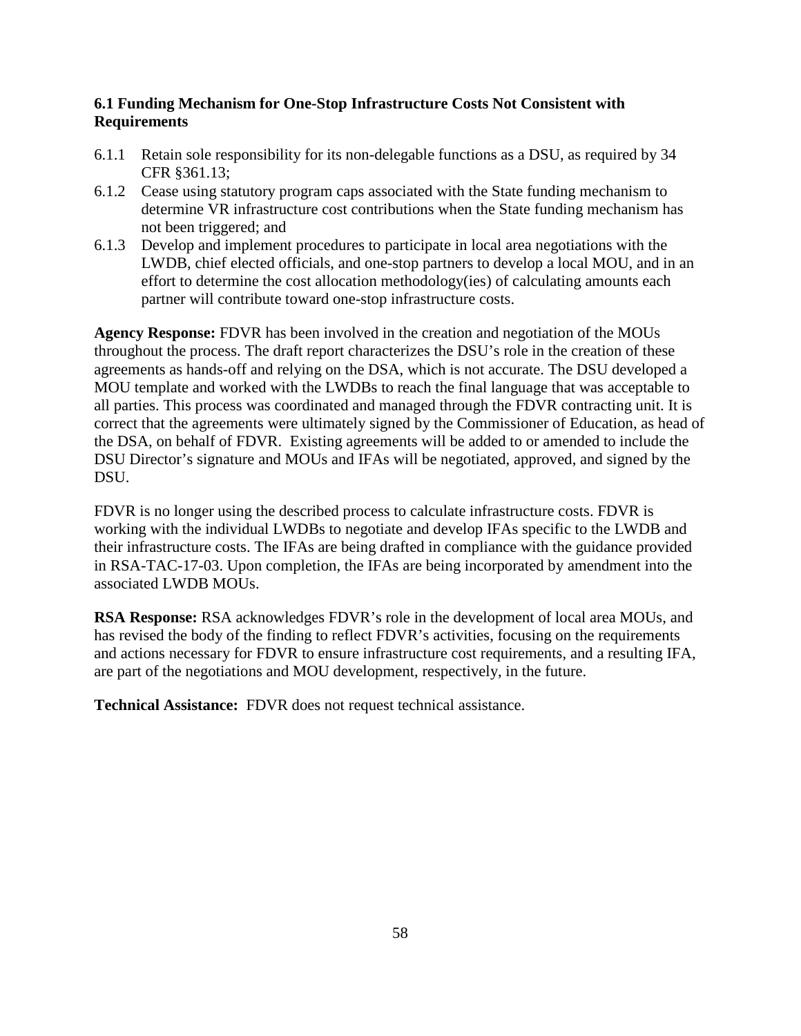### 6.1 Funding Mechanism for One-Stop Infrastructure Costs Not Consistent with Requirements

6.1.1 Retain sole responsibility for its non-delegable functions as a DSU, as required by 34 CFR §361.13;

6.1.2 Cease using statutory program caps associated with the State funding mechanism to determine VR infrastructure cost contributions when the State funding mechanism has not been triggered; and

6.1.3 Develop and implement procedures to participate in local area negotiations with the LWDB, chief elected officials, and one-stop partners to develop a local MOU, and in an effort to determine the cost allocation methodology(ies) of calculating amounts each partner will contribute toward one-stop infrastructure costs.

**Agency Response:** FDVR has been involved in the creation and negotiation of the MOUs throughout the process. The draft report characterizes the DSU's role in the creation of these agreements as hands-off and relying on the DSA, which is not accurate. The DSU developed a MOU template and worked with the LWDBs to reach the final language that was acceptable to all parties. This process was coordinated and managed through the FDVR contracting unit. It is correct that the agreements were ultimately signed by the Commissioner of Education, as head of the DSA, on behalf of FDVR. Existing agreements will be added to or amended to include the DSU Director's signature and MOUs and IFAs will be negotiated, approved, and signed by the DSU.

FDVR is no longer using the described process to calculate infrastructure costs. FDVR is working with the individual LWDBs to negotiate and develop IFAs specific to the LWDB and their infrastructure costs. The IFAs are being drafted in compliance with the guidance provided in RSA-TAC-17-03. Upon completion, the IFAs are being incorporated by amendment into the associated LWDB MOUs.

**RSA Response:** RSA acknowledges FDVR's role in the development of local area MOUs, and has revised the body of the finding to reflect FDVR's activities, focusing on the requirements and actions necessary for FDVR to ensure infrastructure cost requirements, and a resulting IFA, are part of the negotiations and MOU development, respectively, in the future.

**Technical Assistance:** FDVR does not request technical assistance.